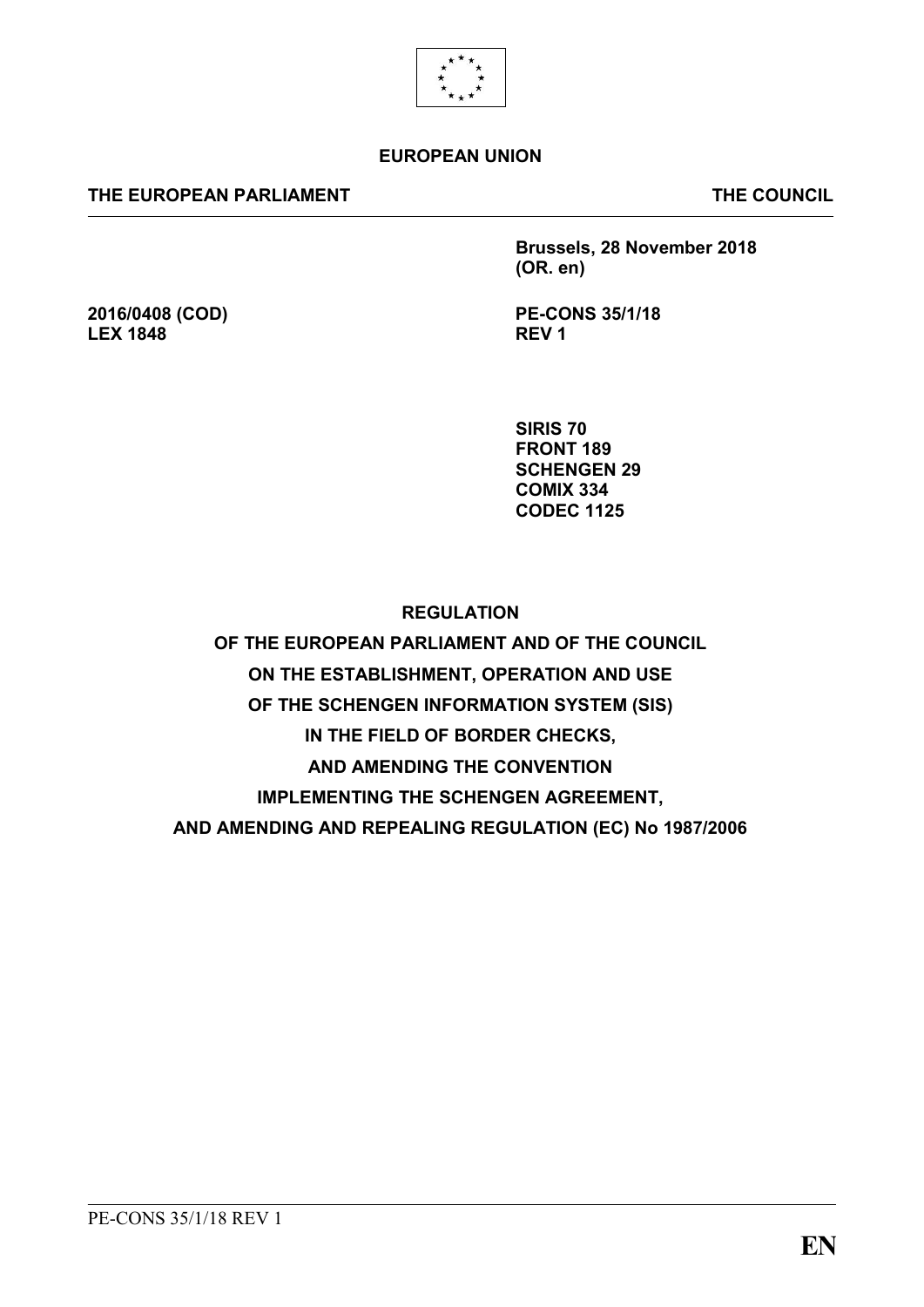**EUROPEAN UNION**

**THE EUROPEAN PARLIAMENT** **THE COUNCIL**

**Brussels, 28 November 2018**
**(OR. en)**

**2016/0408 (COD)**
**LEX 1848**

**PE-CONS 35/1/18**
**REV 1**

**SIRIS 70**
**FRONT 189**
**SCHENGEN 29**
**COMIX 334**
**CODEC 1125**

# REGULATION
# OF THE EUROPEAN PARLIAMENT AND OF THE COUNCIL
# ON THE ESTABLISHMENT, OPERATION AND USE
# OF THE SCHENGEN INFORMATION SYSTEM (SIS)
# IN THE FIELD OF BORDER CHECKS,
# AND AMENDING THE CONVENTION
# IMPLEMENTING THE SCHENGEN AGREEMENT,
# AND AMENDING AND REPEALING REGULATION (EC) No 1987/2006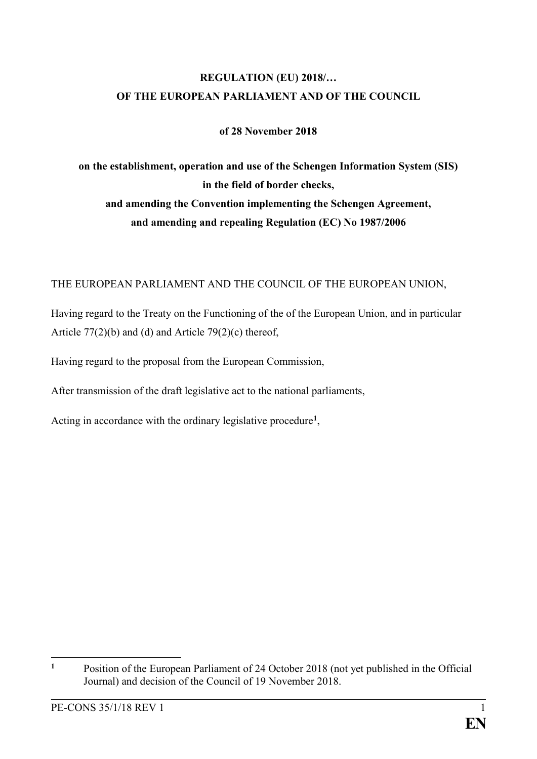**REGULATION (EU) 2018/…**
**OF THE EUROPEAN PARLIAMENT AND OF THE COUNCIL**

**of 28 November 2018**

**on the establishment, operation and use of the Schengen Information System (SIS) in the field of border checks, and amending the Convention implementing the Schengen Agreement, and amending and repealing Regulation (EC) No 1987/2006**

THE EUROPEAN PARLIAMENT AND THE COUNCIL OF THE EUROPEAN UNION,

Having regard to the Treaty on the Functioning of the of the European Union, and in particular Article 77(2)(b) and (d) and Article 79(2)(c) thereof,

Having regard to the proposal from the European Commission,

After transmission of the draft legislative act to the national parliaments,

Acting in accordance with the ordinary legislative procedure[1],

[1] Position of the European Parliament of 24 October 2018 (not yet published in the Official Journal) and decision of the Council of 19 November 2018.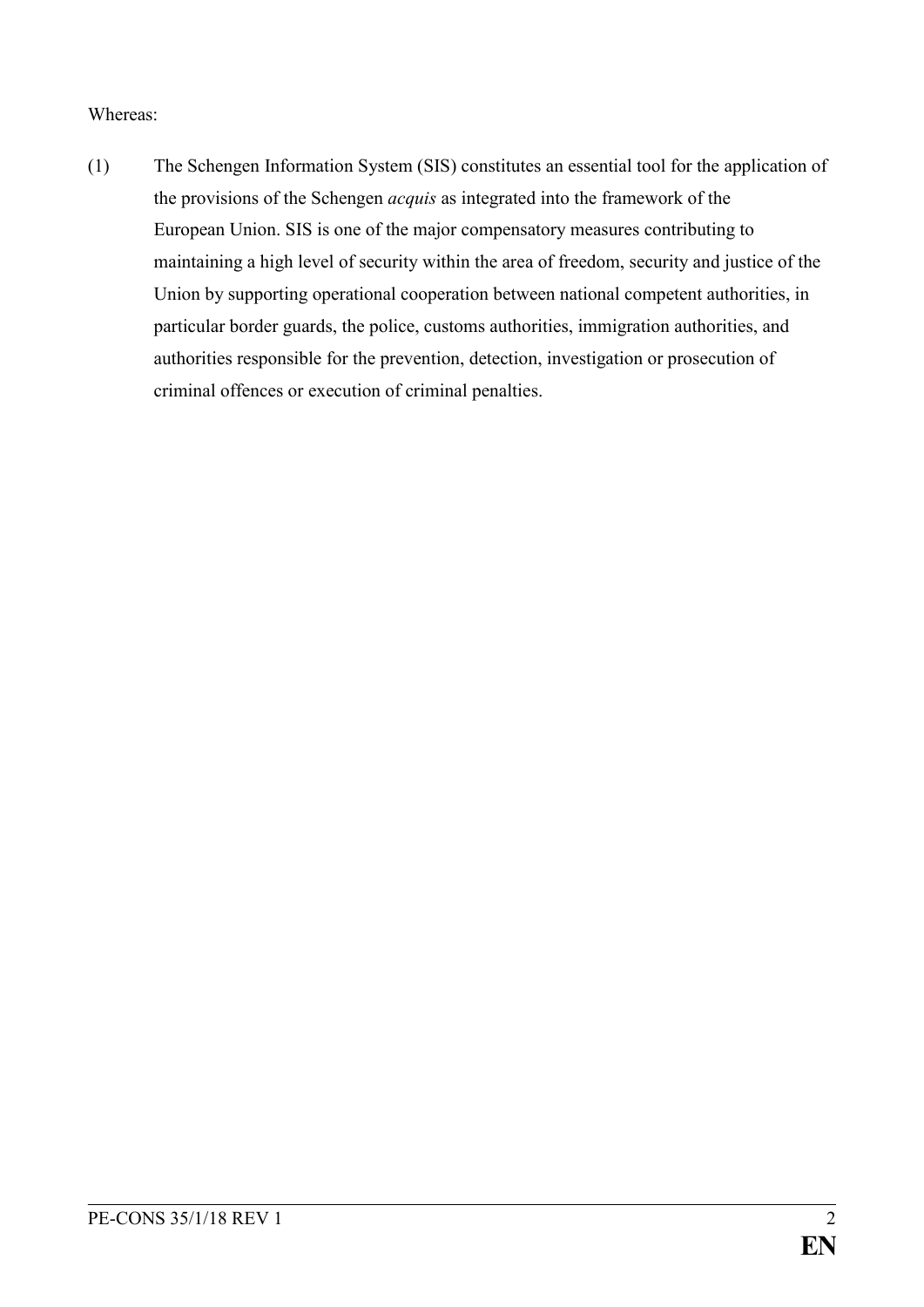Whereas:

(1) The Schengen Information System (SIS) constitutes an essential tool for the application of the provisions of the Schengen *acquis* as integrated into the framework of the European Union. SIS is one of the major compensatory measures contributing to maintaining a high level of security within the area of freedom, security and justice of the Union by supporting operational cooperation between national competent authorities, in particular border guards, the police, customs authorities, immigration authorities, and authorities responsible for the prevention, detection, investigation or prosecution of criminal offences or execution of criminal penalties.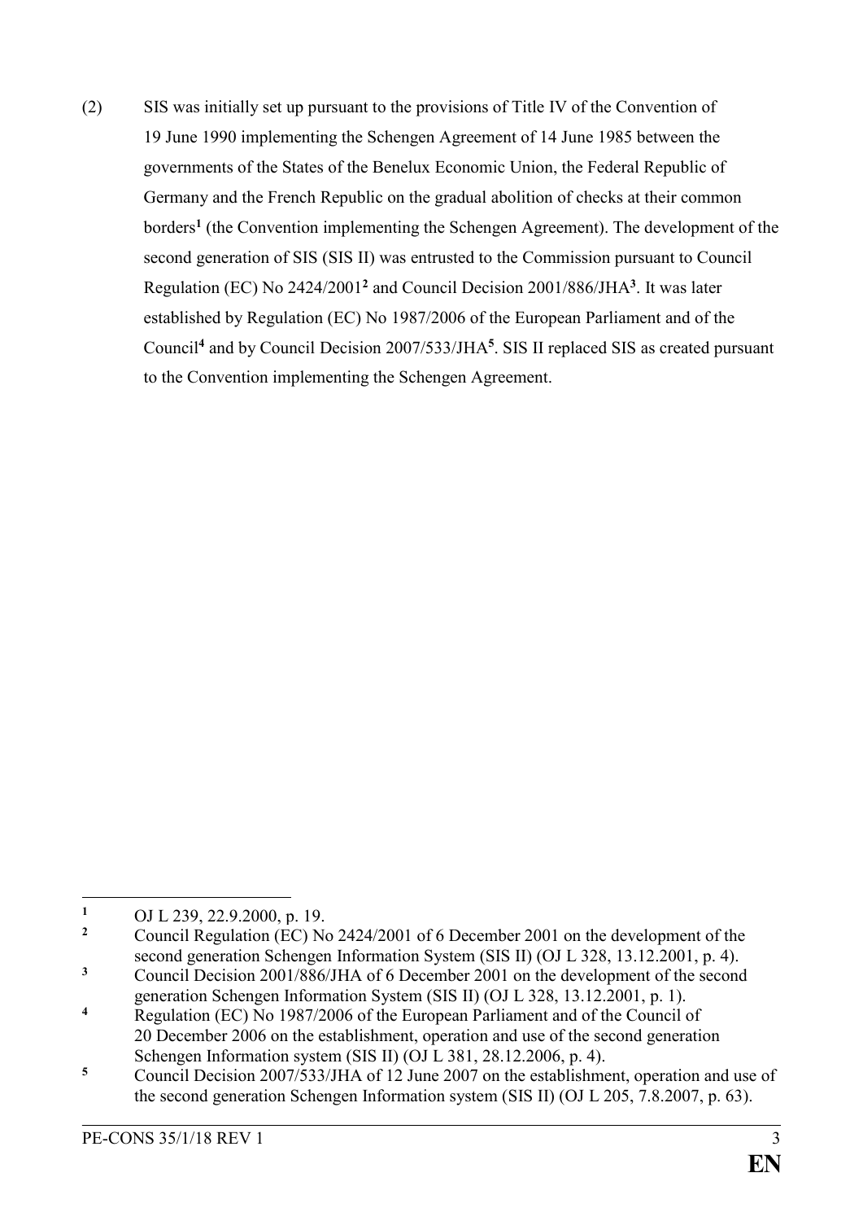(2) SIS was initially set up pursuant to the provisions of Title IV of the Convention of 19 June 1990 implementing the Schengen Agreement of 14 June 1985 between the governments of the States of the Benelux Economic Union, the Federal Republic of Germany and the French Republic on the gradual abolition of checks at their common borders[1] (the Convention implementing the Schengen Agreement). The development of the second generation of SIS (SIS II) was entrusted to the Commission pursuant to Council Regulation (EC) No 2424/2001[2] and Council Decision 2001/886/JHA[3]. It was later established by Regulation (EC) No 1987/2006 of the European Parliament and of the Council[4] and by Council Decision 2007/533/JHA[5]. SIS II replaced SIS as created pursuant to the Convention implementing the Schengen Agreement.

---

[1] OJ L 239, 22.9.2000, p. 19.

[2] Council Regulation (EC) No 2424/2001 of 6 December 2001 on the development of the second generation Schengen Information System (SIS II) (OJ L 328, 13.12.2001, p. 4).

[3] Council Decision 2001/886/JHA of 6 December 2001 on the development of the second generation Schengen Information System (SIS II) (OJ L 328, 13.12.2001, p. 1).

[4] Regulation (EC) No 1987/2006 of the European Parliament and of the Council of 20 December 2006 on the establishment, operation and use of the second generation Schengen Information system (SIS II) (OJ L 381, 28.12.2006, p. 4).

[5] Council Decision 2007/533/JHA of 12 June 2007 on the establishment, operation and use of the second generation Schengen Information system (SIS II) (OJ L 205, 7.8.2007, p. 63).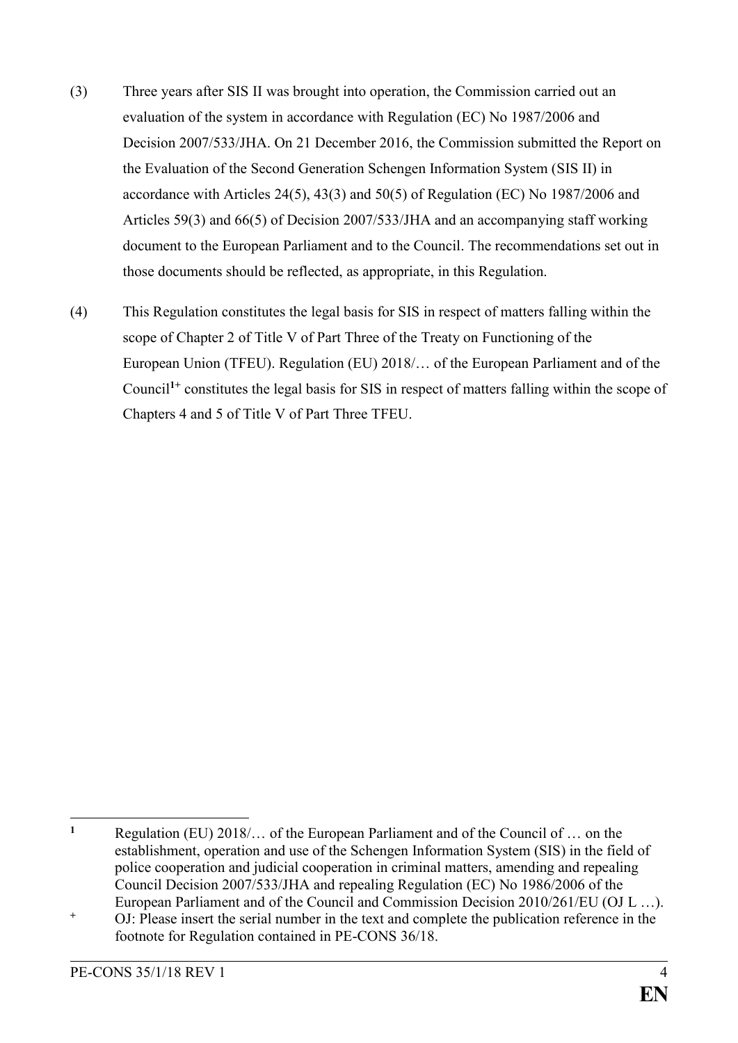(3) Three years after SIS II was brought into operation, the Commission carried out an evaluation of the system in accordance with Regulation (EC) No 1987/2006 and Decision 2007/533/JHA. On 21 December 2016, the Commission submitted the Report on the Evaluation of the Second Generation Schengen Information System (SIS II) in accordance with Articles 24(5), 43(3) and 50(5) of Regulation (EC) No 1987/2006 and Articles 59(3) and 66(5) of Decision 2007/533/JHA and an accompanying staff working document to the European Parliament and to the Council. The recommendations set out in those documents should be reflected, as appropriate, in this Regulation.

(4) This Regulation constitutes the legal basis for SIS in respect of matters falling within the scope of Chapter 2 of Title V of Part Three of the Treaty on Functioning of the European Union (TFEU). Regulation (EU) 2018/… of the European Parliament and of the Council[1+] constitutes the legal basis for SIS in respect of matters falling within the scope of Chapters 4 and 5 of Title V of Part Three TFEU.

---

[1] Regulation (EU) 2018/… of the European Parliament and of the Council of … on the establishment, operation and use of the Schengen Information System (SIS) in the field of police cooperation and judicial cooperation in criminal matters, amending and repealing Council Decision 2007/533/JHA and repealing Regulation (EC) No 1986/2006 of the European Parliament and of the Council and Commission Decision 2010/261/EU (OJ L …).

[+] OJ: Please insert the serial number in the text and complete the publication reference in the footnote for Regulation contained in PE-CONS 36/18.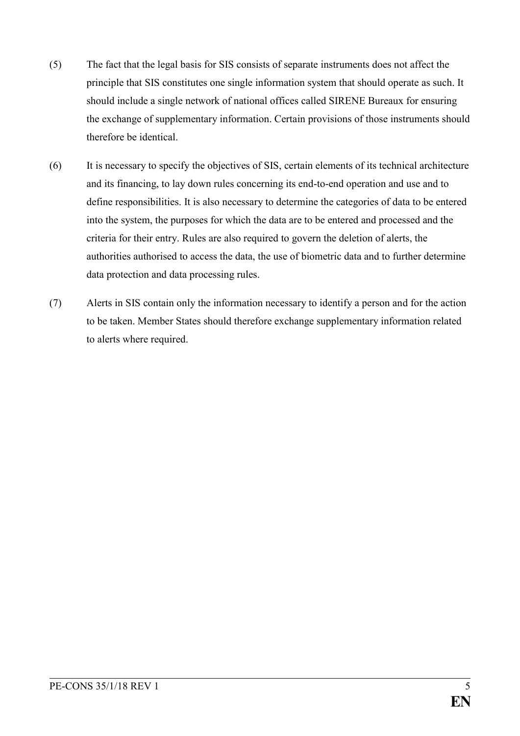(5) The fact that the legal basis for SIS consists of separate instruments does not affect the principle that SIS constitutes one single information system that should operate as such. It should include a single network of national offices called SIRENE Bureaux for ensuring the exchange of supplementary information. Certain provisions of those instruments should therefore be identical.

(6) It is necessary to specify the objectives of SIS, certain elements of its technical architecture and its financing, to lay down rules concerning its end-to-end operation and use and to define responsibilities. It is also necessary to determine the categories of data to be entered into the system, the purposes for which the data are to be entered and processed and the criteria for their entry. Rules are also required to govern the deletion of alerts, the authorities authorised to access the data, the use of biometric data and to further determine data protection and data processing rules.

(7) Alerts in SIS contain only the information necessary to identify a person and for the action to be taken. Member States should therefore exchange supplementary information related to alerts where required.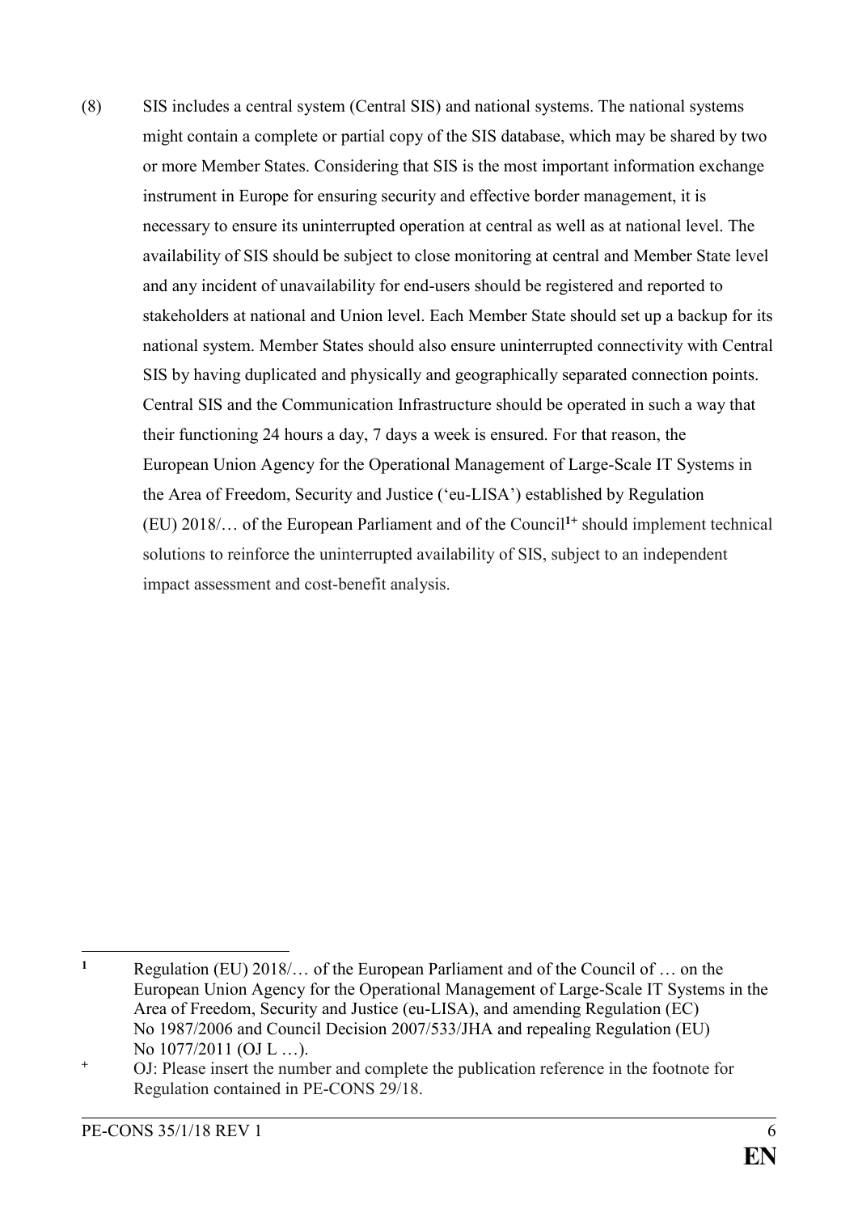(8) SIS includes a central system (Central SIS) and national systems. The national systems might contain a complete or partial copy of the SIS database, which may be shared by two or more Member States. Considering that SIS is the most important information exchange instrument in Europe for ensuring security and effective border management, it is necessary to ensure its uninterrupted operation at central as well as at national level. The availability of SIS should be subject to close monitoring at central and Member State level and any incident of unavailability for end-users should be registered and reported to stakeholders at national and Union level. Each Member State should set up a backup for its national system. Member States should also ensure uninterrupted connectivity with Central SIS by having duplicated and physically and geographically separated connection points. Central SIS and the Communication Infrastructure should be operated in such a way that their functioning 24 hours a day, 7 days a week is ensured. For that reason, the European Union Agency for the Operational Management of Large-Scale IT Systems in the Area of Freedom, Security and Justice ('eu-LISA') established by Regulation (EU) 2018/… of the European Parliament and of the Council[1+] should implement technical solutions to reinforce the uninterrupted availability of SIS, subject to an independent impact assessment and cost-benefit analysis.

---

[1] Regulation (EU) 2018/… of the European Parliament and of the Council of … on the European Union Agency for the Operational Management of Large-Scale IT Systems in the Area of Freedom, Security and Justice (eu-LISA), and amending Regulation (EC) No 1987/2006 and Council Decision 2007/533/JHA and repealing Regulation (EU) No 1077/2011 (OJ L …).

[+] OJ: Please insert the number and complete the publication reference in the footnote for Regulation contained in PE-CONS 29/18.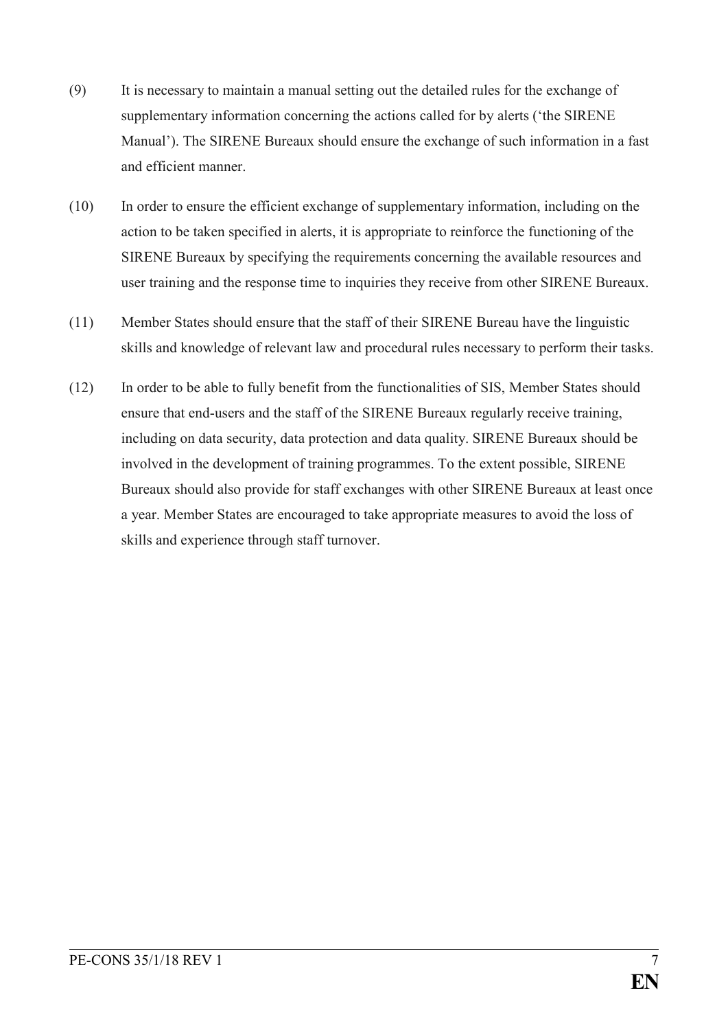(9) It is necessary to maintain a manual setting out the detailed rules for the exchange of supplementary information concerning the actions called for by alerts ('the SIRENE Manual'). The SIRENE Bureaux should ensure the exchange of such information in a fast and efficient manner.

(10) In order to ensure the efficient exchange of supplementary information, including on the action to be taken specified in alerts, it is appropriate to reinforce the functioning of the SIRENE Bureaux by specifying the requirements concerning the available resources and user training and the response time to inquiries they receive from other SIRENE Bureaux.

(11) Member States should ensure that the staff of their SIRENE Bureau have the linguistic skills and knowledge of relevant law and procedural rules necessary to perform their tasks.

(12) In order to be able to fully benefit from the functionalities of SIS, Member States should ensure that end-users and the staff of the SIRENE Bureaux regularly receive training, including on data security, data protection and data quality. SIRENE Bureaux should be involved in the development of training programmes. To the extent possible, SIRENE Bureaux should also provide for staff exchanges with other SIRENE Bureaux at least once a year. Member States are encouraged to take appropriate measures to avoid the loss of skills and experience through staff turnover.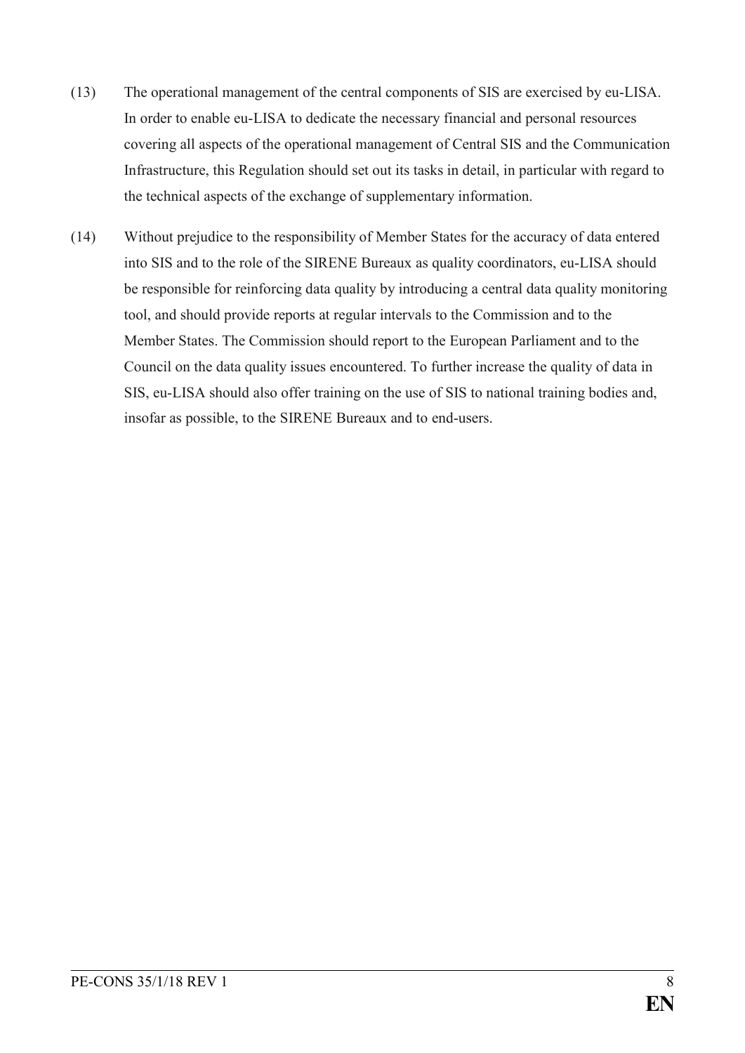(13) The operational management of the central components of SIS are exercised by eu-LISA. In order to enable eu-LISA to dedicate the necessary financial and personal resources covering all aspects of the operational management of Central SIS and the Communication Infrastructure, this Regulation should set out its tasks in detail, in particular with regard to the technical aspects of the exchange of supplementary information.

(14) Without prejudice to the responsibility of Member States for the accuracy of data entered into SIS and to the role of the SIRENE Bureaux as quality coordinators, eu-LISA should be responsible for reinforcing data quality by introducing a central data quality monitoring tool, and should provide reports at regular intervals to the Commission and to the Member States. The Commission should report to the European Parliament and to the Council on the data quality issues encountered. To further increase the quality of data in SIS, eu-LISA should also offer training on the use of SIS to national training bodies and, insofar as possible, to the SIRENE Bureaux and to end-users.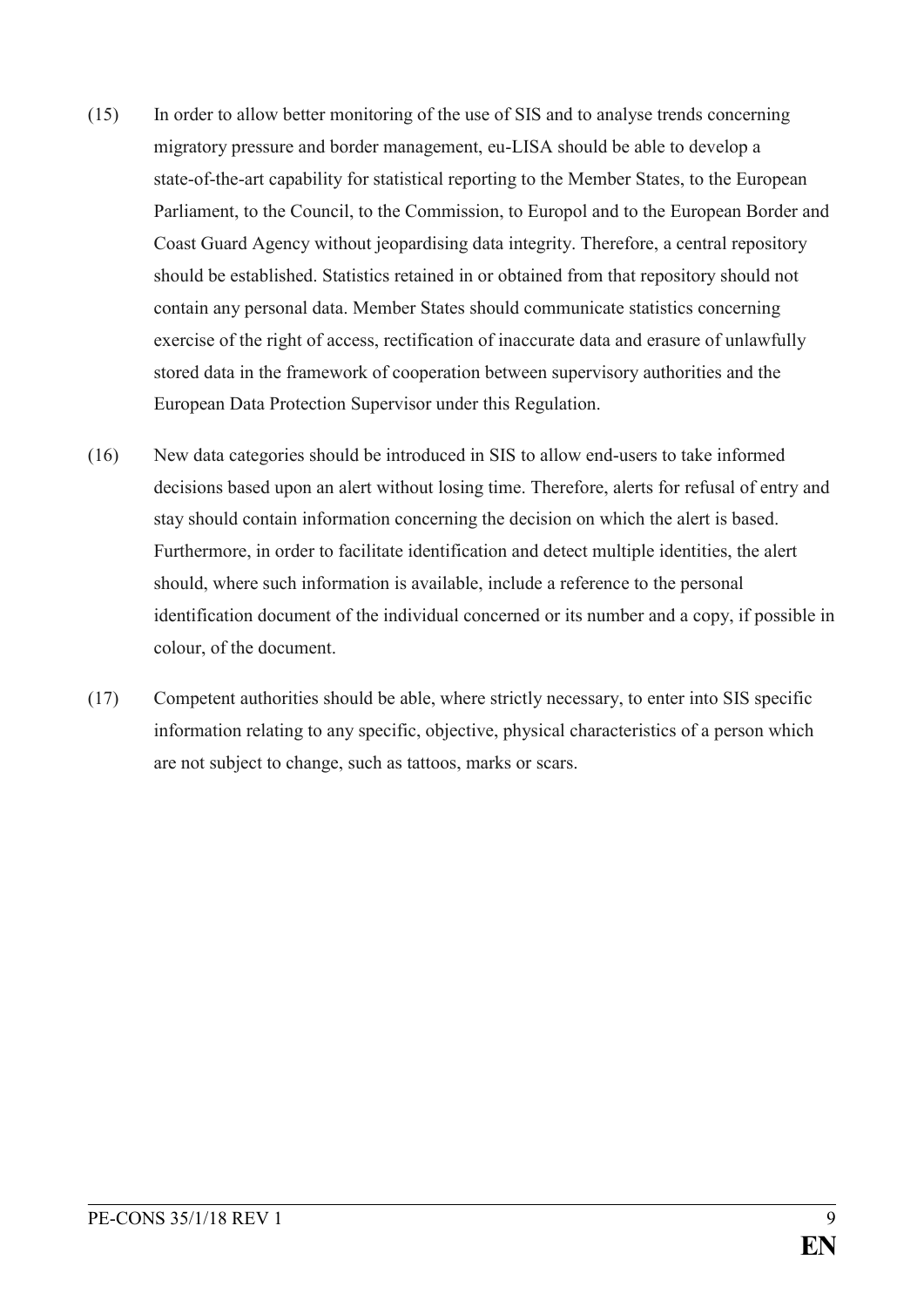(15) In order to allow better monitoring of the use of SIS and to analyse trends concerning migratory pressure and border management, eu-LISA should be able to develop a state-of-the-art capability for statistical reporting to the Member States, to the European Parliament, to the Council, to the Commission, to Europol and to the European Border and Coast Guard Agency without jeopardising data integrity. Therefore, a central repository should be established. Statistics retained in or obtained from that repository should not contain any personal data. Member States should communicate statistics concerning exercise of the right of access, rectification of inaccurate data and erasure of unlawfully stored data in the framework of cooperation between supervisory authorities and the European Data Protection Supervisor under this Regulation.

(16) New data categories should be introduced in SIS to allow end-users to take informed decisions based upon an alert without losing time. Therefore, alerts for refusal of entry and stay should contain information concerning the decision on which the alert is based. Furthermore, in order to facilitate identification and detect multiple identities, the alert should, where such information is available, include a reference to the personal identification document of the individual concerned or its number and a copy, if possible in colour, of the document.

(17) Competent authorities should be able, where strictly necessary, to enter into SIS specific information relating to any specific, objective, physical characteristics of a person which are not subject to change, such as tattoos, marks or scars.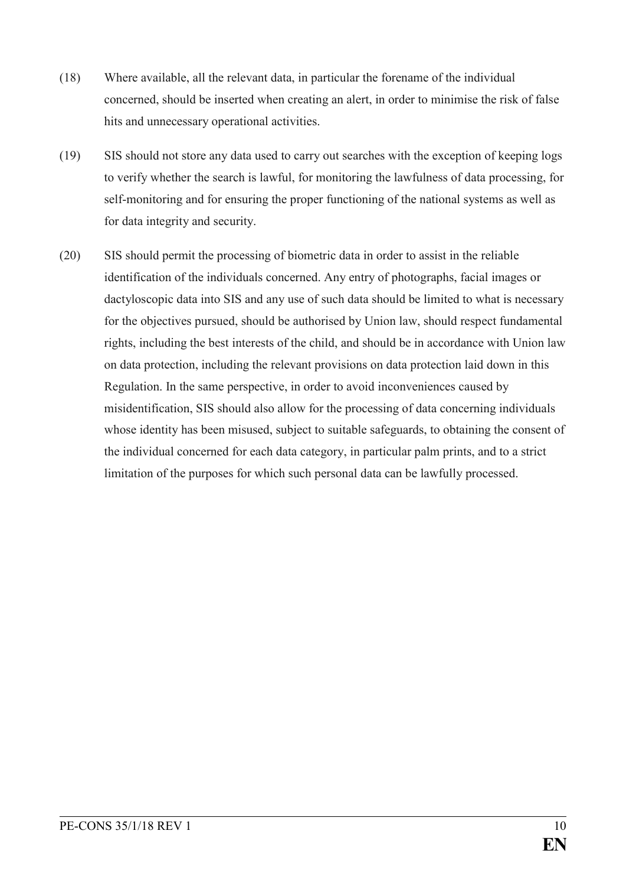(18) Where available, all the relevant data, in particular the forename of the individual concerned, should be inserted when creating an alert, in order to minimise the risk of false hits and unnecessary operational activities.

(19) SIS should not store any data used to carry out searches with the exception of keeping logs to verify whether the search is lawful, for monitoring the lawfulness of data processing, for self-monitoring and for ensuring the proper functioning of the national systems as well as for data integrity and security.

(20) SIS should permit the processing of biometric data in order to assist in the reliable identification of the individuals concerned. Any entry of photographs, facial images or dactyloscopic data into SIS and any use of such data should be limited to what is necessary for the objectives pursued, should be authorised by Union law, should respect fundamental rights, including the best interests of the child, and should be in accordance with Union law on data protection, including the relevant provisions on data protection laid down in this Regulation. In the same perspective, in order to avoid inconveniences caused by misidentification, SIS should also allow for the processing of data concerning individuals whose identity has been misused, subject to suitable safeguards, to obtaining the consent of the individual concerned for each data category, in particular palm prints, and to a strict limitation of the purposes for which such personal data can be lawfully processed.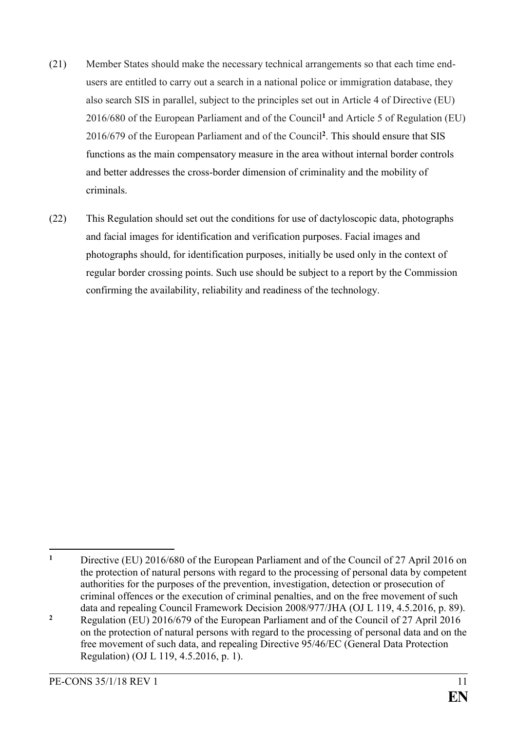(21) Member States should make the necessary technical arrangements so that each time end-users are entitled to carry out a search in a national police or immigration database, they also search SIS in parallel, subject to the principles set out in Article 4 of Directive (EU) 2016/680 of the European Parliament and of the Council[1] and Article 5 of Regulation (EU) 2016/679 of the European Parliament and of the Council[2]. This should ensure that SIS functions as the main compensatory measure in the area without internal border controls and better addresses the cross-border dimension of criminality and the mobility of criminals.

(22) This Regulation should set out the conditions for use of dactyloscopic data, photographs and facial images for identification and verification purposes. Facial images and photographs should, for identification purposes, initially be used only in the context of regular border crossing points. Such use should be subject to a report by the Commission confirming the availability, reliability and readiness of the technology.

---

[1] Directive (EU) 2016/680 of the European Parliament and of the Council of 27 April 2016 on the protection of natural persons with regard to the processing of personal data by competent authorities for the purposes of the prevention, investigation, detection or prosecution of criminal offences or the execution of criminal penalties, and on the free movement of such data and repealing Council Framework Decision 2008/977/JHA (OJ L 119, 4.5.2016, p. 89).

[2] Regulation (EU) 2016/679 of the European Parliament and of the Council of 27 April 2016 on the protection of natural persons with regard to the processing of personal data and on the free movement of such data, and repealing Directive 95/46/EC (General Data Protection Regulation) (OJ L 119, 4.5.2016, p. 1).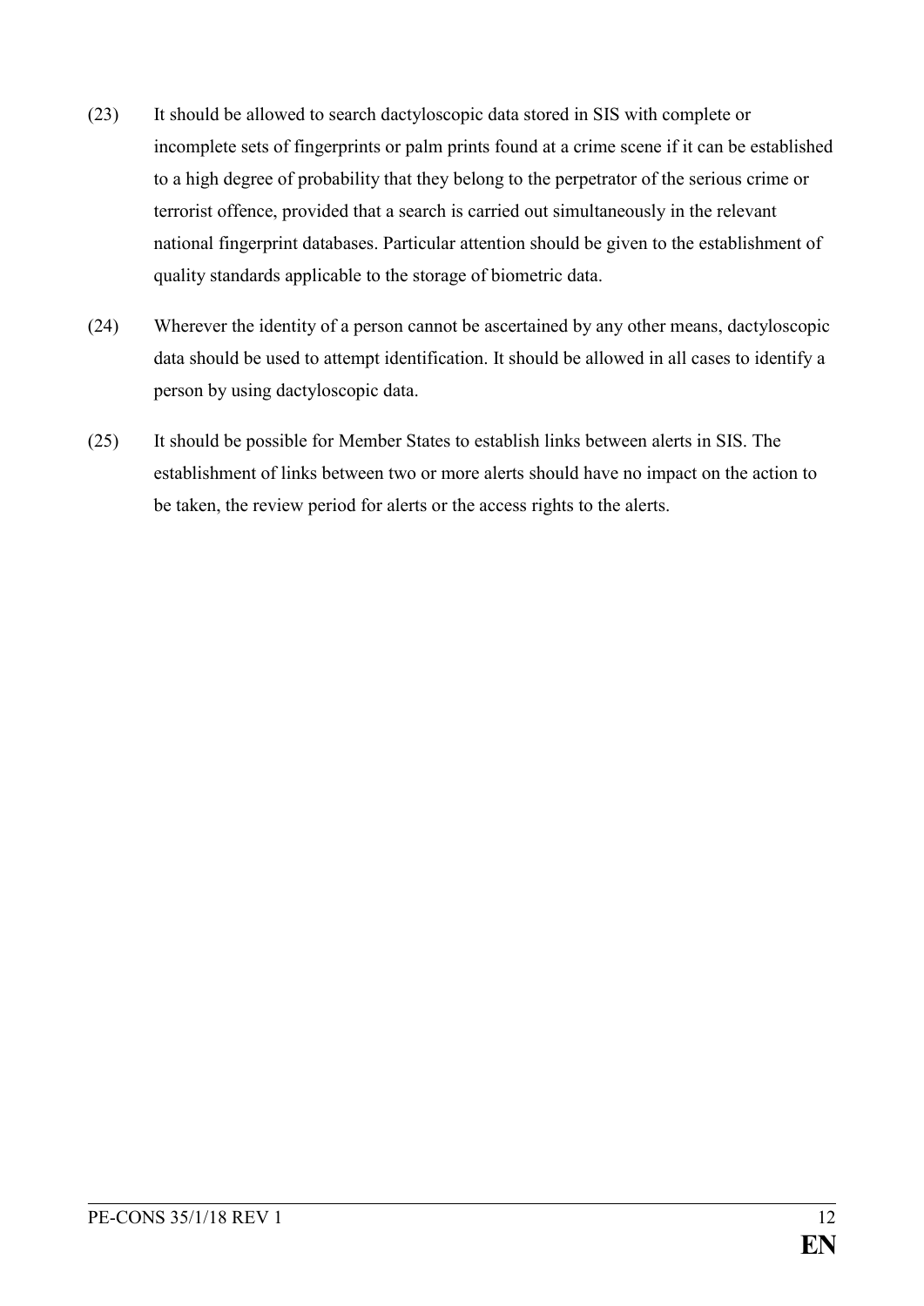(23) It should be allowed to search dactyloscopic data stored in SIS with complete or incomplete sets of fingerprints or palm prints found at a crime scene if it can be established to a high degree of probability that they belong to the perpetrator of the serious crime or terrorist offence, provided that a search is carried out simultaneously in the relevant national fingerprint databases. Particular attention should be given to the establishment of quality standards applicable to the storage of biometric data.

(24) Wherever the identity of a person cannot be ascertained by any other means, dactyloscopic data should be used to attempt identification. It should be allowed in all cases to identify a person by using dactyloscopic data.

(25) It should be possible for Member States to establish links between alerts in SIS. The establishment of links between two or more alerts should have no impact on the action to be taken, the review period for alerts or the access rights to the alerts.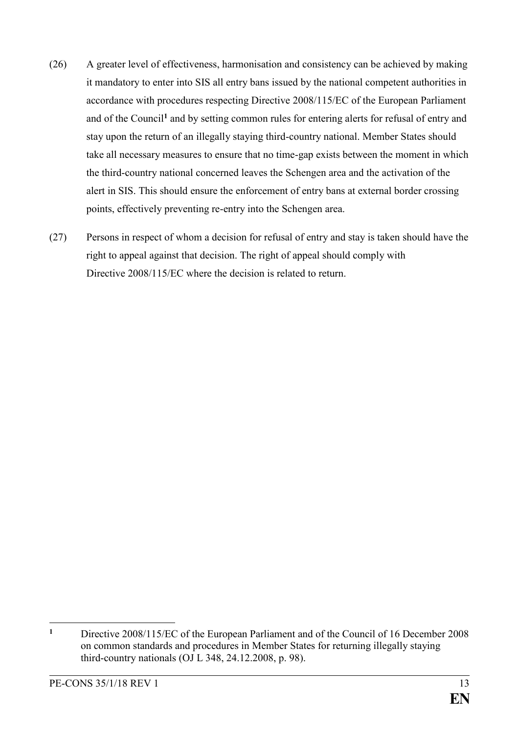(26) A greater level of effectiveness, harmonisation and consistency can be achieved by making it mandatory to enter into SIS all entry bans issued by the national competent authorities in accordance with procedures respecting Directive 2008/115/EC of the European Parliament and of the Council[1] and by setting common rules for entering alerts for refusal of entry and stay upon the return of an illegally staying third-country national. Member States should take all necessary measures to ensure that no time-gap exists between the moment in which the third-country national concerned leaves the Schengen area and the activation of the alert in SIS. This should ensure the enforcement of entry bans at external border crossing points, effectively preventing re-entry into the Schengen area.

(27) Persons in respect of whom a decision for refusal of entry and stay is taken should have the right to appeal against that decision. The right of appeal should comply with Directive 2008/115/EC where the decision is related to return.

---

[1] Directive 2008/115/EC of the European Parliament and of the Council of 16 December 2008 on common standards and procedures in Member States for returning illegally staying third-country nationals (OJ L 348, 24.12.2008, p. 98).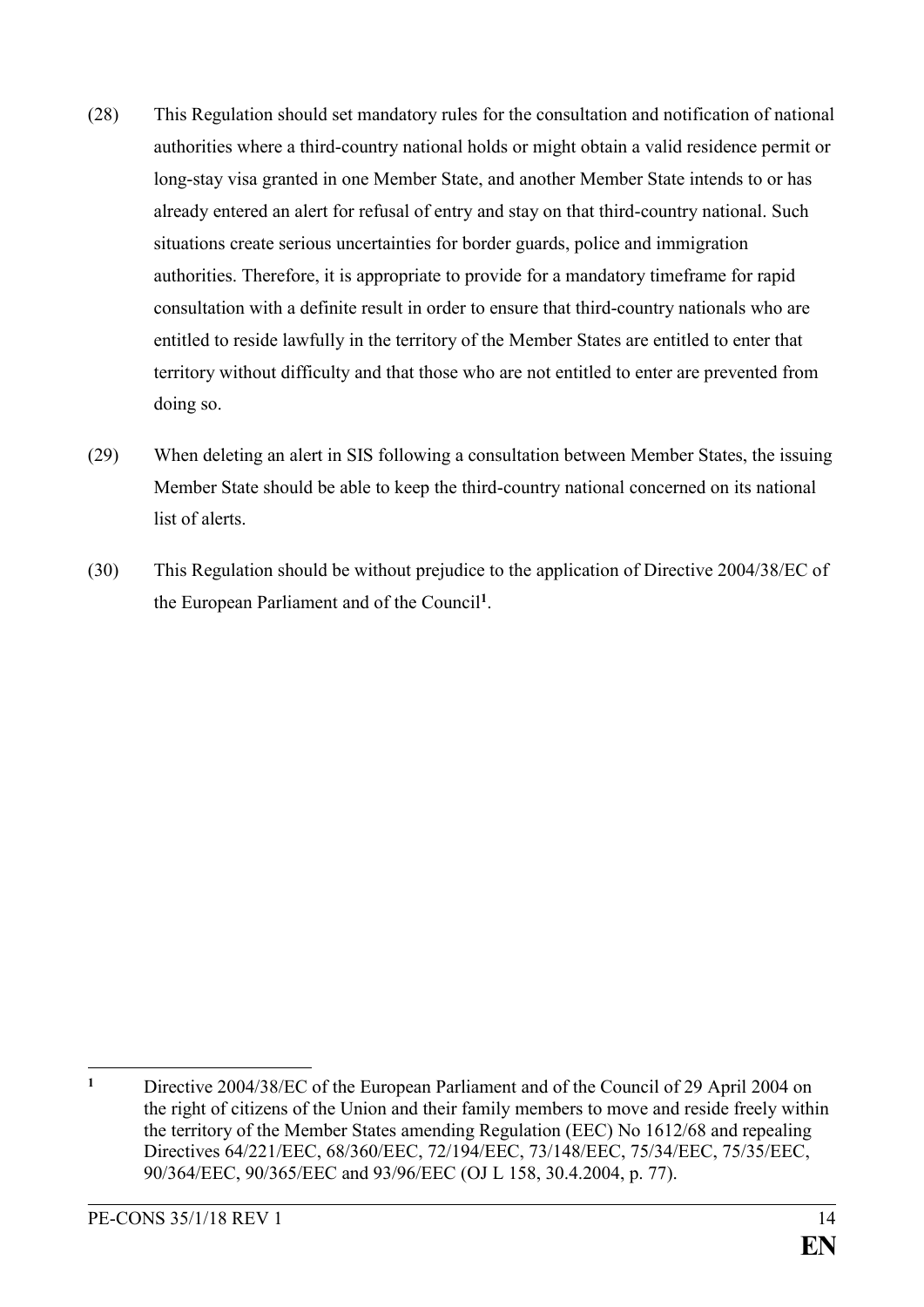(28) This Regulation should set mandatory rules for the consultation and notification of national authorities where a third-country national holds or might obtain a valid residence permit or long-stay visa granted in one Member State, and another Member State intends to or has already entered an alert for refusal of entry and stay on that third-country national. Such situations create serious uncertainties for border guards, police and immigration authorities. Therefore, it is appropriate to provide for a mandatory timeframe for rapid consultation with a definite result in order to ensure that third-country nationals who are entitled to reside lawfully in the territory of the Member States are entitled to enter that territory without difficulty and that those who are not entitled to enter are prevented from doing so.

(29) When deleting an alert in SIS following a consultation between Member States, the issuing Member State should be able to keep the third-country national concerned on its national list of alerts.

(30) This Regulation should be without prejudice to the application of Directive 2004/38/EC of the European Parliament and of the Council[1].

---

[1] Directive 2004/38/EC of the European Parliament and of the Council of 29 April 2004 on the right of citizens of the Union and their family members to move and reside freely within the territory of the Member States amending Regulation (EEC) No 1612/68 and repealing Directives 64/221/EEC, 68/360/EEC, 72/194/EEC, 73/148/EEC, 75/34/EEC, 75/35/EEC, 90/364/EEC, 90/365/EEC and 93/96/EEC (OJ L 158, 30.4.2004, p. 77).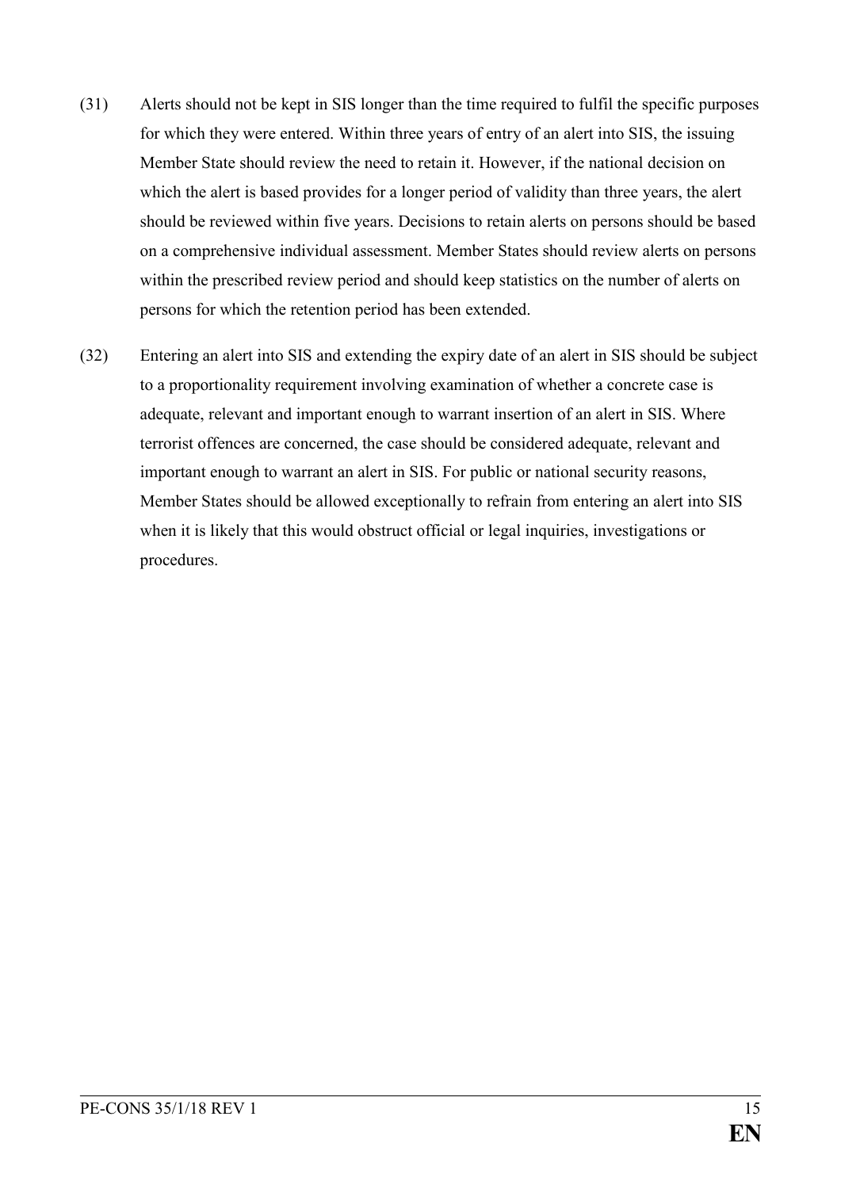(31) Alerts should not be kept in SIS longer than the time required to fulfil the specific purposes for which they were entered. Within three years of entry of an alert into SIS, the issuing Member State should review the need to retain it. However, if the national decision on which the alert is based provides for a longer period of validity than three years, the alert should be reviewed within five years. Decisions to retain alerts on persons should be based on a comprehensive individual assessment. Member States should review alerts on persons within the prescribed review period and should keep statistics on the number of alerts on persons for which the retention period has been extended.

(32) Entering an alert into SIS and extending the expiry date of an alert in SIS should be subject to a proportionality requirement involving examination of whether a concrete case is adequate, relevant and important enough to warrant insertion of an alert in SIS. Where terrorist offences are concerned, the case should be considered adequate, relevant and important enough to warrant an alert in SIS. For public or national security reasons, Member States should be allowed exceptionally to refrain from entering an alert into SIS when it is likely that this would obstruct official or legal inquiries, investigations or procedures.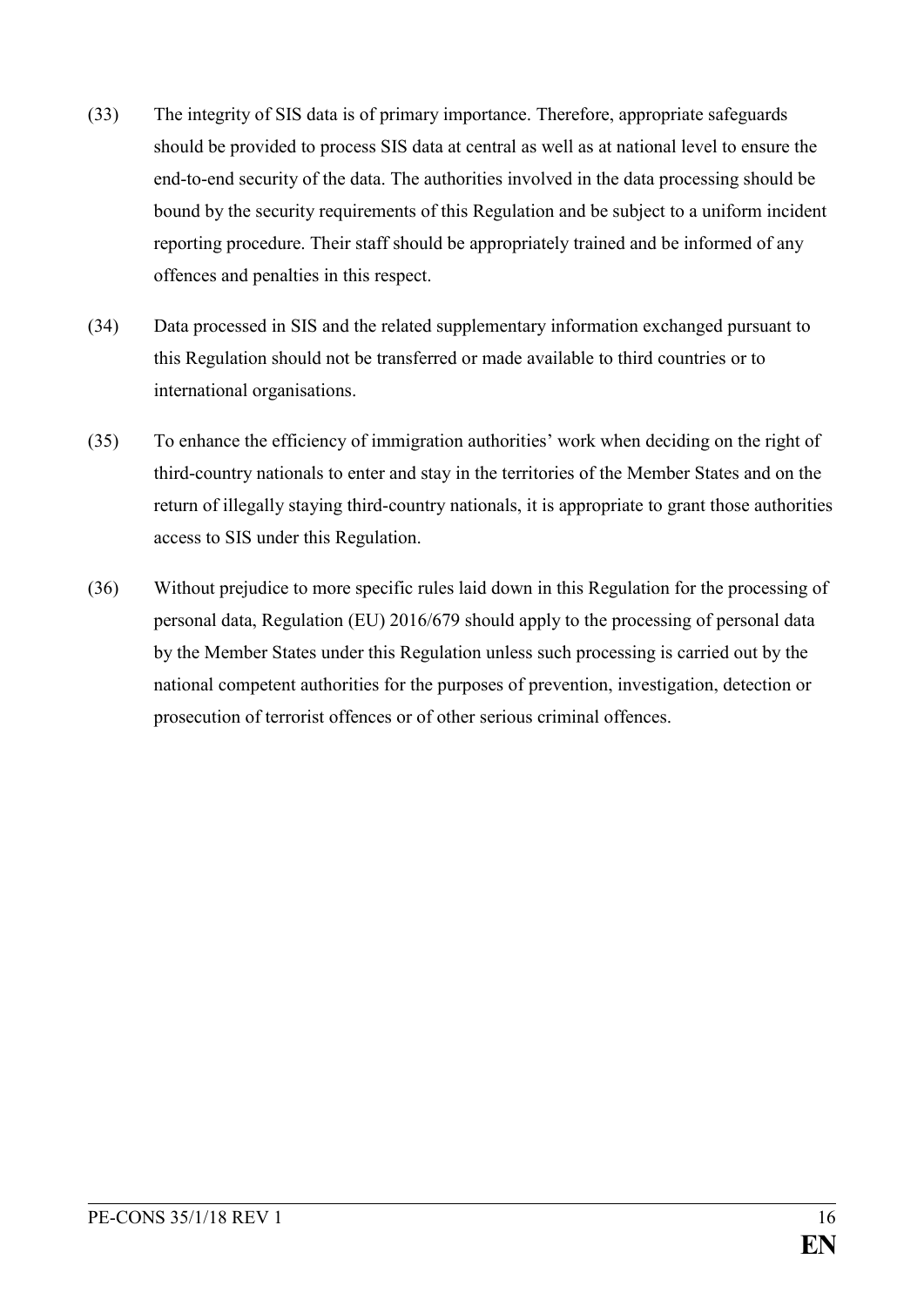(33) The integrity of SIS data is of primary importance. Therefore, appropriate safeguards should be provided to process SIS data at central as well as at national level to ensure the end-to-end security of the data. The authorities involved in the data processing should be bound by the security requirements of this Regulation and be subject to a uniform incident reporting procedure. Their staff should be appropriately trained and be informed of any offences and penalties in this respect.

(34) Data processed in SIS and the related supplementary information exchanged pursuant to this Regulation should not be transferred or made available to third countries or to international organisations.

(35) To enhance the efficiency of immigration authorities' work when deciding on the right of third-country nationals to enter and stay in the territories of the Member States and on the return of illegally staying third-country nationals, it is appropriate to grant those authorities access to SIS under this Regulation.

(36) Without prejudice to more specific rules laid down in this Regulation for the processing of personal data, Regulation (EU) 2016/679 should apply to the processing of personal data by the Member States under this Regulation unless such processing is carried out by the national competent authorities for the purposes of prevention, investigation, detection or prosecution of terrorist offences or of other serious criminal offences.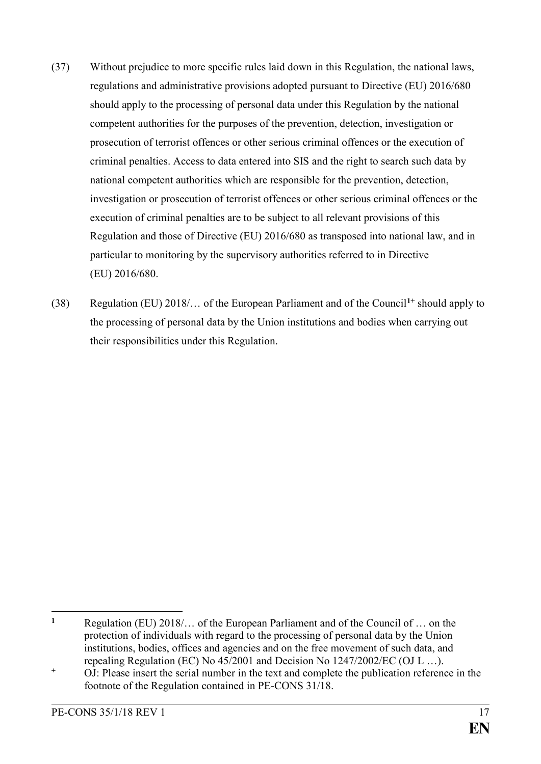(37) Without prejudice to more specific rules laid down in this Regulation, the national laws, regulations and administrative provisions adopted pursuant to Directive (EU) 2016/680 should apply to the processing of personal data under this Regulation by the national competent authorities for the purposes of the prevention, detection, investigation or prosecution of terrorist offences or other serious criminal offences or the execution of criminal penalties. Access to data entered into SIS and the right to search such data by national competent authorities which are responsible for the prevention, detection, investigation or prosecution of terrorist offences or other serious criminal offences or the execution of criminal penalties are to be subject to all relevant provisions of this Regulation and those of Directive (EU) 2016/680 as transposed into national law, and in particular to monitoring by the supervisory authorities referred to in Directive (EU) 2016/680.

(38) Regulation (EU) 2018/… of the European Parliament and of the Council[1+] should apply to the processing of personal data by the Union institutions and bodies when carrying out their responsibilities under this Regulation.

---

[1] Regulation (EU) 2018/… of the European Parliament and of the Council of … on the protection of individuals with regard to the processing of personal data by the Union institutions, bodies, offices and agencies and on the free movement of such data, and repealing Regulation (EC) No 45/2001 and Decision No 1247/2002/EC (OJ L …).

[+] OJ: Please insert the serial number in the text and complete the publication reference in the footnote of the Regulation contained in PE-CONS 31/18.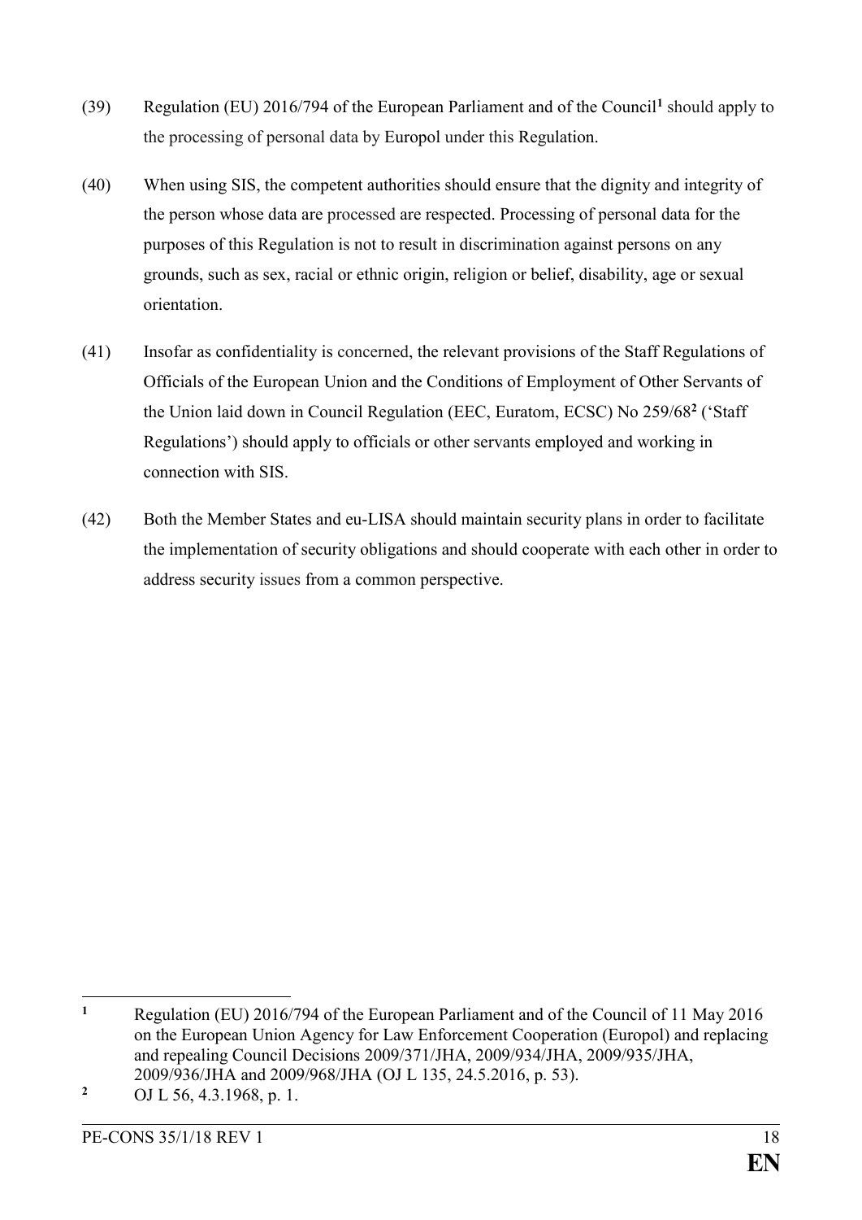(39) Regulation (EU) 2016/794 of the European Parliament and of the Council[1] should apply to the processing of personal data by Europol under this Regulation.

(40) When using SIS, the competent authorities should ensure that the dignity and integrity of the person whose data are processed are respected. Processing of personal data for the purposes of this Regulation is not to result in discrimination against persons on any grounds, such as sex, racial or ethnic origin, religion or belief, disability, age or sexual orientation.

(41) Insofar as confidentiality is concerned, the relevant provisions of the Staff Regulations of Officials of the European Union and the Conditions of Employment of Other Servants of the Union laid down in Council Regulation (EEC, Euratom, ECSC) No 259/68[2] ('Staff Regulations') should apply to officials or other servants employed and working in connection with SIS.

(42) Both the Member States and eu-LISA should maintain security plans in order to facilitate the implementation of security obligations and should cooperate with each other in order to address security issues from a common perspective.

---

[1] Regulation (EU) 2016/794 of the European Parliament and of the Council of 11 May 2016 on the European Union Agency for Law Enforcement Cooperation (Europol) and replacing and repealing Council Decisions 2009/371/JHA, 2009/934/JHA, 2009/935/JHA, 2009/936/JHA and 2009/968/JHA (OJ L 135, 24.5.2016, p. 53).

[2] OJ L 56, 4.3.1968, p. 1.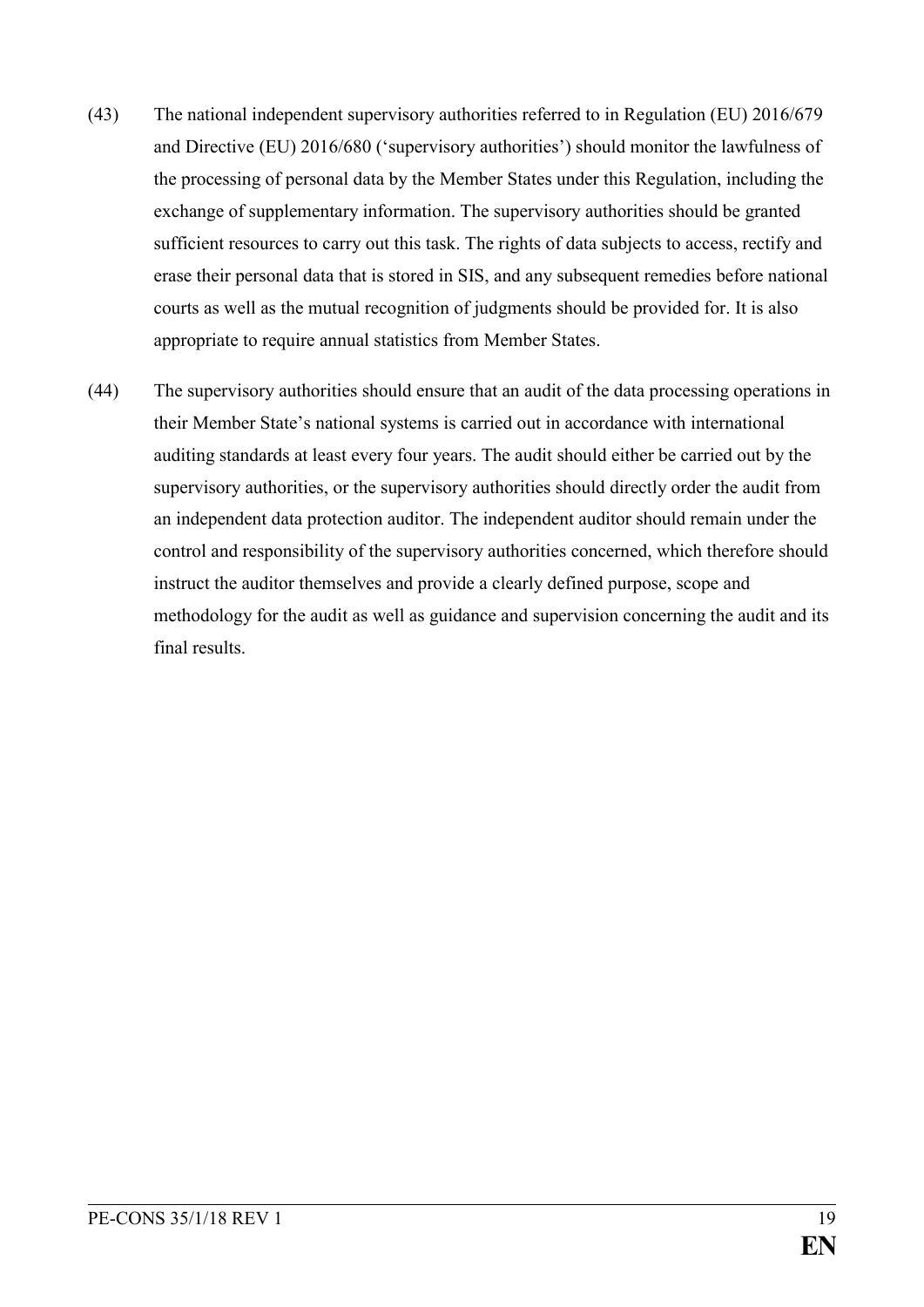(43) The national independent supervisory authorities referred to in Regulation (EU) 2016/679 and Directive (EU) 2016/680 ('supervisory authorities') should monitor the lawfulness of the processing of personal data by the Member States under this Regulation, including the exchange of supplementary information. The supervisory authorities should be granted sufficient resources to carry out this task. The rights of data subjects to access, rectify and erase their personal data that is stored in SIS, and any subsequent remedies before national courts as well as the mutual recognition of judgments should be provided for. It is also appropriate to require annual statistics from Member States.

(44) The supervisory authorities should ensure that an audit of the data processing operations in their Member State's national systems is carried out in accordance with international auditing standards at least every four years. The audit should either be carried out by the supervisory authorities, or the supervisory authorities should directly order the audit from an independent data protection auditor. The independent auditor should remain under the control and responsibility of the supervisory authorities concerned, which therefore should instruct the auditor themselves and provide a clearly defined purpose, scope and methodology for the audit as well as guidance and supervision concerning the audit and its final results.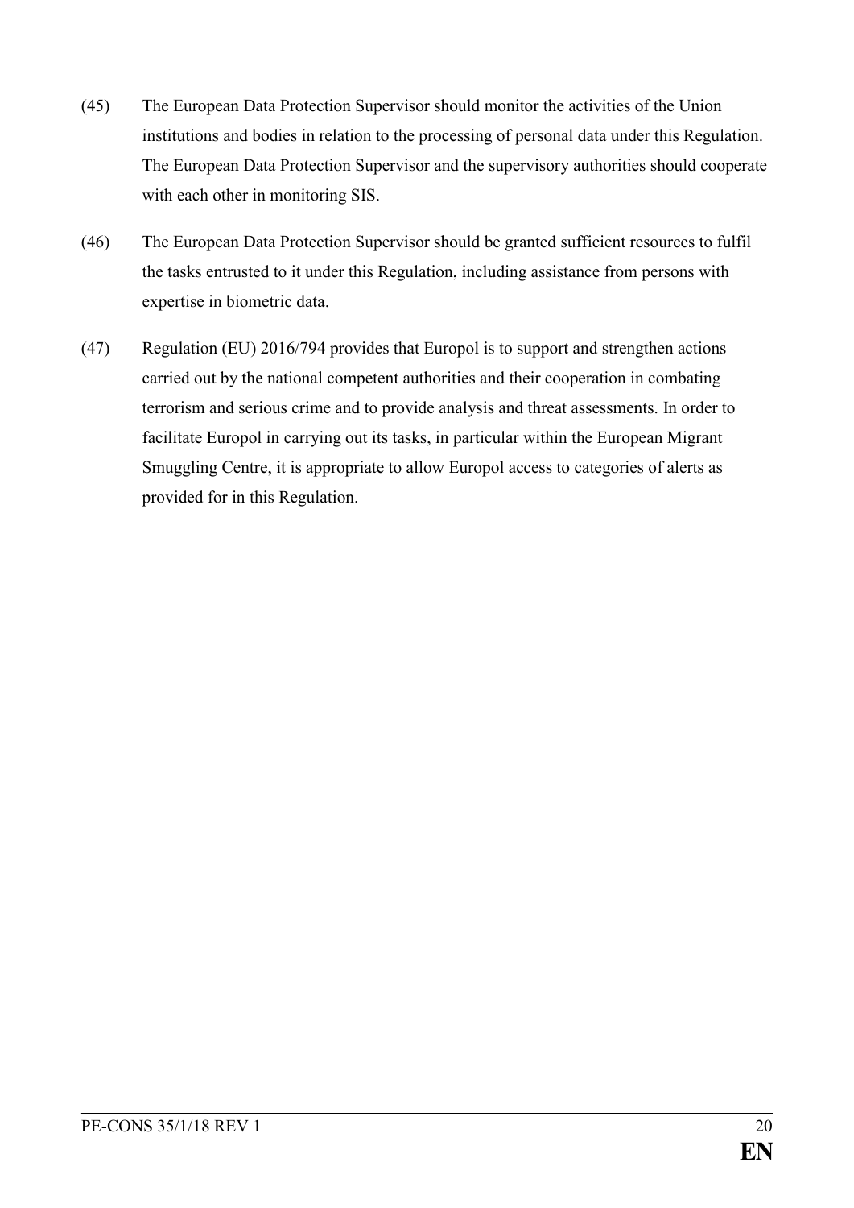(45) The European Data Protection Supervisor should monitor the activities of the Union institutions and bodies in relation to the processing of personal data under this Regulation. The European Data Protection Supervisor and the supervisory authorities should cooperate with each other in monitoring SIS.

(46) The European Data Protection Supervisor should be granted sufficient resources to fulfil the tasks entrusted to it under this Regulation, including assistance from persons with expertise in biometric data.

(47) Regulation (EU) 2016/794 provides that Europol is to support and strengthen actions carried out by the national competent authorities and their cooperation in combating terrorism and serious crime and to provide analysis and threat assessments. In order to facilitate Europol in carrying out its tasks, in particular within the European Migrant Smuggling Centre, it is appropriate to allow Europol access to categories of alerts as provided for in this Regulation.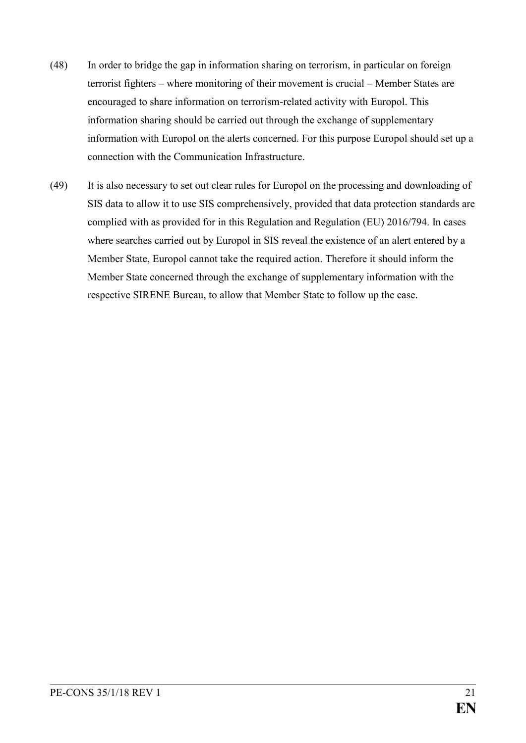(48) In order to bridge the gap in information sharing on terrorism, in particular on foreign terrorist fighters – where monitoring of their movement is crucial – Member States are encouraged to share information on terrorism-related activity with Europol. This information sharing should be carried out through the exchange of supplementary information with Europol on the alerts concerned. For this purpose Europol should set up a connection with the Communication Infrastructure.

(49) It is also necessary to set out clear rules for Europol on the processing and downloading of SIS data to allow it to use SIS comprehensively, provided that data protection standards are complied with as provided for in this Regulation and Regulation (EU) 2016/794. In cases where searches carried out by Europol in SIS reveal the existence of an alert entered by a Member State, Europol cannot take the required action. Therefore it should inform the Member State concerned through the exchange of supplementary information with the respective SIRENE Bureau, to allow that Member State to follow up the case.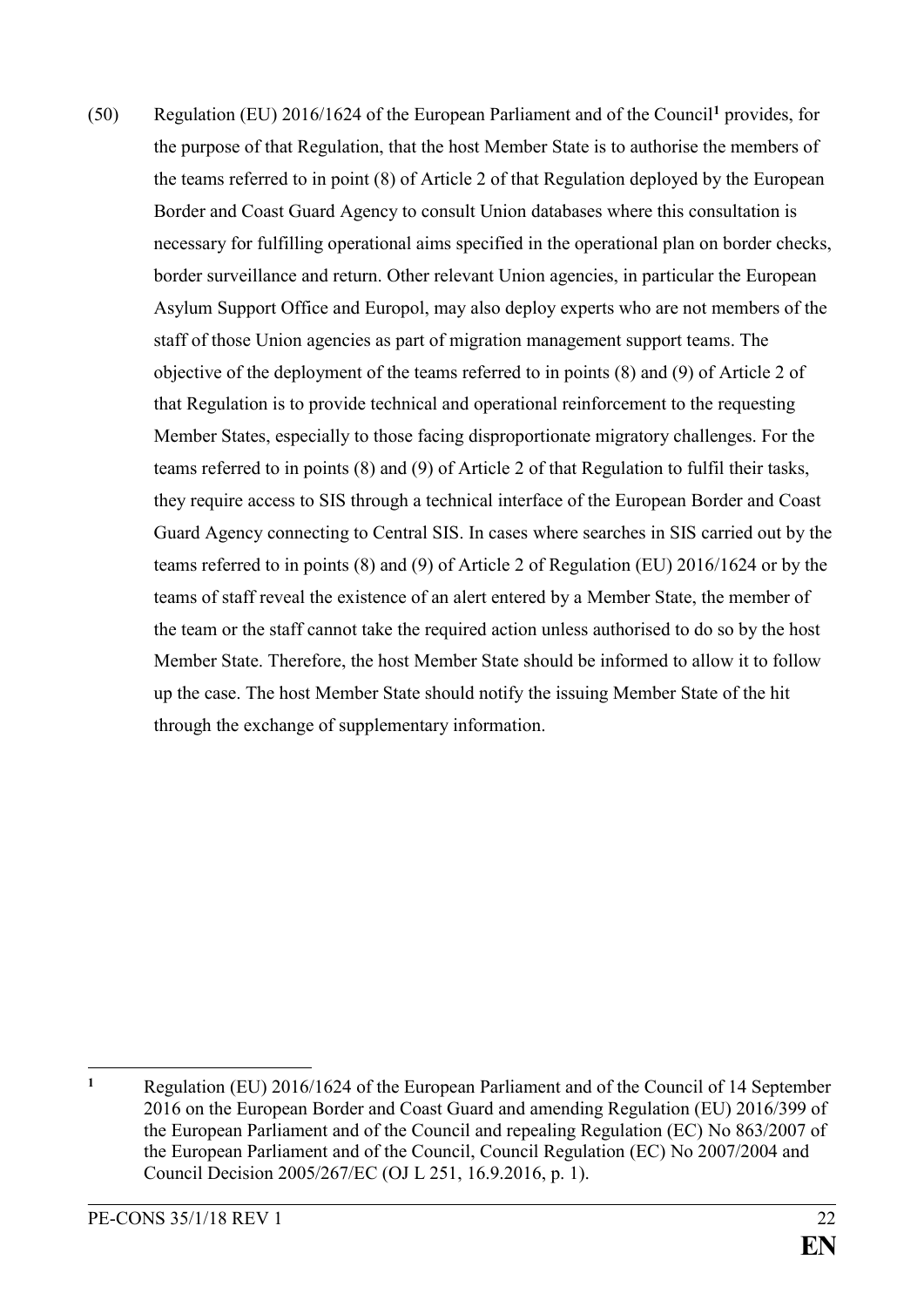(50) Regulation (EU) 2016/1624 of the European Parliament and of the Council[1] provides, for the purpose of that Regulation, that the host Member State is to authorise the members of the teams referred to in point (8) of Article 2 of that Regulation deployed by the European Border and Coast Guard Agency to consult Union databases where this consultation is necessary for fulfilling operational aims specified in the operational plan on border checks, border surveillance and return. Other relevant Union agencies, in particular the European Asylum Support Office and Europol, may also deploy experts who are not members of the staff of those Union agencies as part of migration management support teams. The objective of the deployment of the teams referred to in points (8) and (9) of Article 2 of that Regulation is to provide technical and operational reinforcement to the requesting Member States, especially to those facing disproportionate migratory challenges. For the teams referred to in points (8) and (9) of Article 2 of that Regulation to fulfil their tasks, they require access to SIS through a technical interface of the European Border and Coast Guard Agency connecting to Central SIS. In cases where searches in SIS carried out by the teams referred to in points (8) and (9) of Article 2 of Regulation (EU) 2016/1624 or by the teams of staff reveal the existence of an alert entered by a Member State, the member of the team or the staff cannot take the required action unless authorised to do so by the host Member State. Therefore, the host Member State should be informed to allow it to follow up the case. The host Member State should notify the issuing Member State of the hit through the exchange of supplementary information.

---

[1] Regulation (EU) 2016/1624 of the European Parliament and of the Council of 14 September 2016 on the European Border and Coast Guard and amending Regulation (EU) 2016/399 of the European Parliament and of the Council and repealing Regulation (EC) No 863/2007 of the European Parliament and of the Council, Council Regulation (EC) No 2007/2004 and Council Decision 2005/267/EC (OJ L 251, 16.9.2016, p. 1).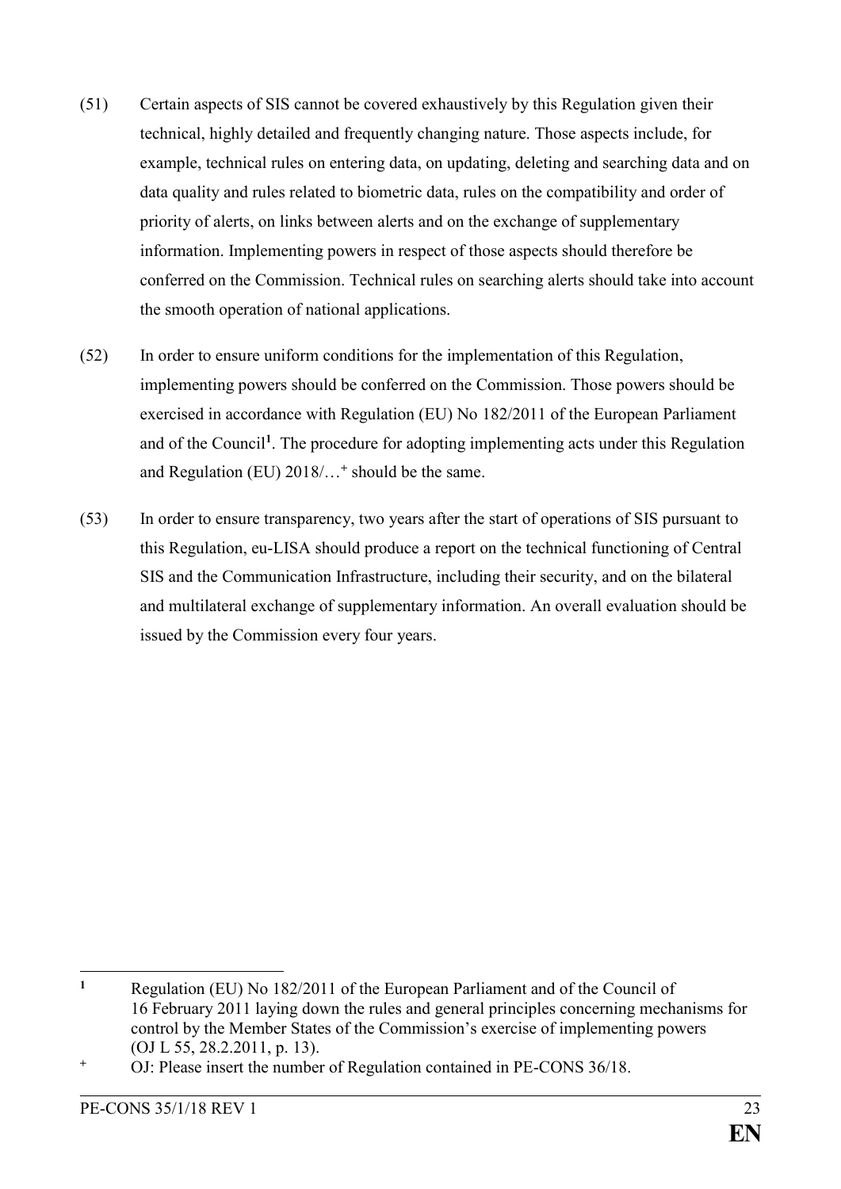(51) Certain aspects of SIS cannot be covered exhaustively by this Regulation given their technical, highly detailed and frequently changing nature. Those aspects include, for example, technical rules on entering data, on updating, deleting and searching data and on data quality and rules related to biometric data, rules on the compatibility and order of priority of alerts, on links between alerts and on the exchange of supplementary information. Implementing powers in respect of those aspects should therefore be conferred on the Commission. Technical rules on searching alerts should take into account the smooth operation of national applications.

(52) In order to ensure uniform conditions for the implementation of this Regulation, implementing powers should be conferred on the Commission. Those powers should be exercised in accordance with Regulation (EU) No 182/2011 of the European Parliament and of the Council[1]. The procedure for adopting implementing acts under this Regulation and Regulation (EU) 2018/…[+] should be the same.

(53) In order to ensure transparency, two years after the start of operations of SIS pursuant to this Regulation, eu-LISA should produce a report on the technical functioning of Central SIS and the Communication Infrastructure, including their security, and on the bilateral and multilateral exchange of supplementary information. An overall evaluation should be issued by the Commission every four years.

---

[1] Regulation (EU) No 182/2011 of the European Parliament and of the Council of 16 February 2011 laying down the rules and general principles concerning mechanisms for control by the Member States of the Commission's exercise of implementing powers (OJ L 55, 28.2.2011, p. 13).

[+] OJ: Please insert the number of Regulation contained in PE-CONS 36/18.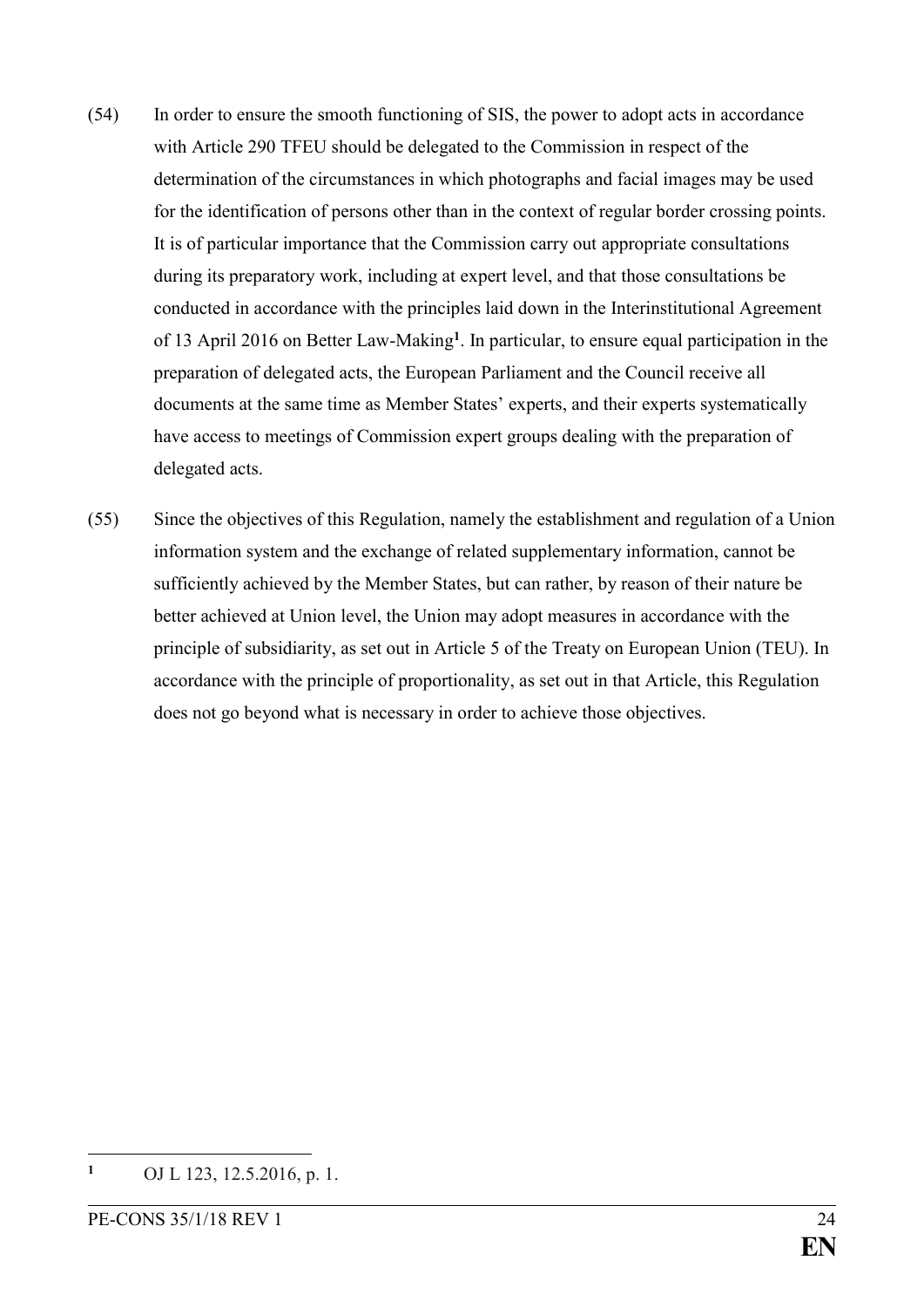(54) In order to ensure the smooth functioning of SIS, the power to adopt acts in accordance with Article 290 TFEU should be delegated to the Commission in respect of the determination of the circumstances in which photographs and facial images may be used for the identification of persons other than in the context of regular border crossing points. It is of particular importance that the Commission carry out appropriate consultations during its preparatory work, including at expert level, and that those consultations be conducted in accordance with the principles laid down in the Interinstitutional Agreement of 13 April 2016 on Better Law-Making[1]. In particular, to ensure equal participation in the preparation of delegated acts, the European Parliament and the Council receive all documents at the same time as Member States' experts, and their experts systematically have access to meetings of Commission expert groups dealing with the preparation of delegated acts.

(55) Since the objectives of this Regulation, namely the establishment and regulation of a Union information system and the exchange of related supplementary information, cannot be sufficiently achieved by the Member States, but can rather, by reason of their nature be better achieved at Union level, the Union may adopt measures in accordance with the principle of subsidiarity, as set out in Article 5 of the Treaty on European Union (TEU). In accordance with the principle of proportionality, as set out in that Article, this Regulation does not go beyond what is necessary in order to achieve those objectives.

---

[1] OJ L 123, 12.5.2016, p. 1.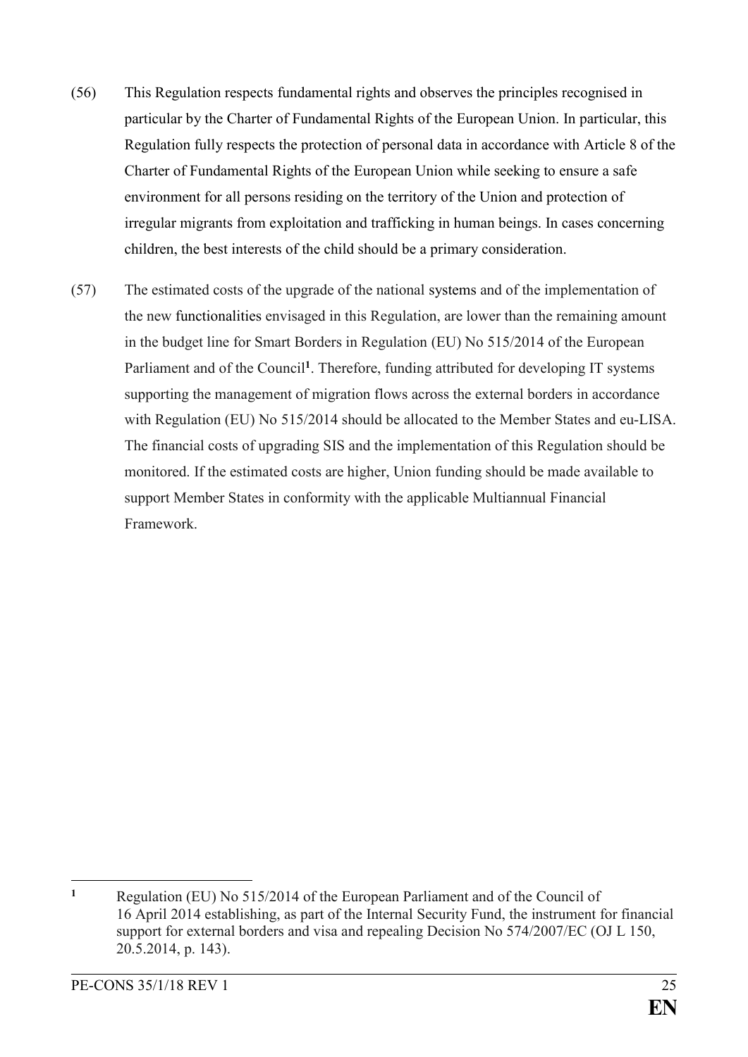(56) This Regulation respects fundamental rights and observes the principles recognised in particular by the Charter of Fundamental Rights of the European Union. In particular, this Regulation fully respects the protection of personal data in accordance with Article 8 of the Charter of Fundamental Rights of the European Union while seeking to ensure a safe environment for all persons residing on the territory of the Union and protection of irregular migrants from exploitation and trafficking in human beings. In cases concerning children, the best interests of the child should be a primary consideration.

(57) The estimated costs of the upgrade of the national systems and of the implementation of the new functionalities envisaged in this Regulation, are lower than the remaining amount in the budget line for Smart Borders in Regulation (EU) No 515/2014 of the European Parliament and of the Council[1]. Therefore, funding attributed for developing IT systems supporting the management of migration flows across the external borders in accordance with Regulation (EU) No 515/2014 should be allocated to the Member States and eu-LISA. The financial costs of upgrading SIS and the implementation of this Regulation should be monitored. If the estimated costs are higher, Union funding should be made available to support Member States in conformity with the applicable Multiannual Financial Framework.

---

[1] Regulation (EU) No 515/2014 of the European Parliament and of the Council of 16 April 2014 establishing, as part of the Internal Security Fund, the instrument for financial support for external borders and visa and repealing Decision No 574/2007/EC (OJ L 150, 20.5.2014, p. 143).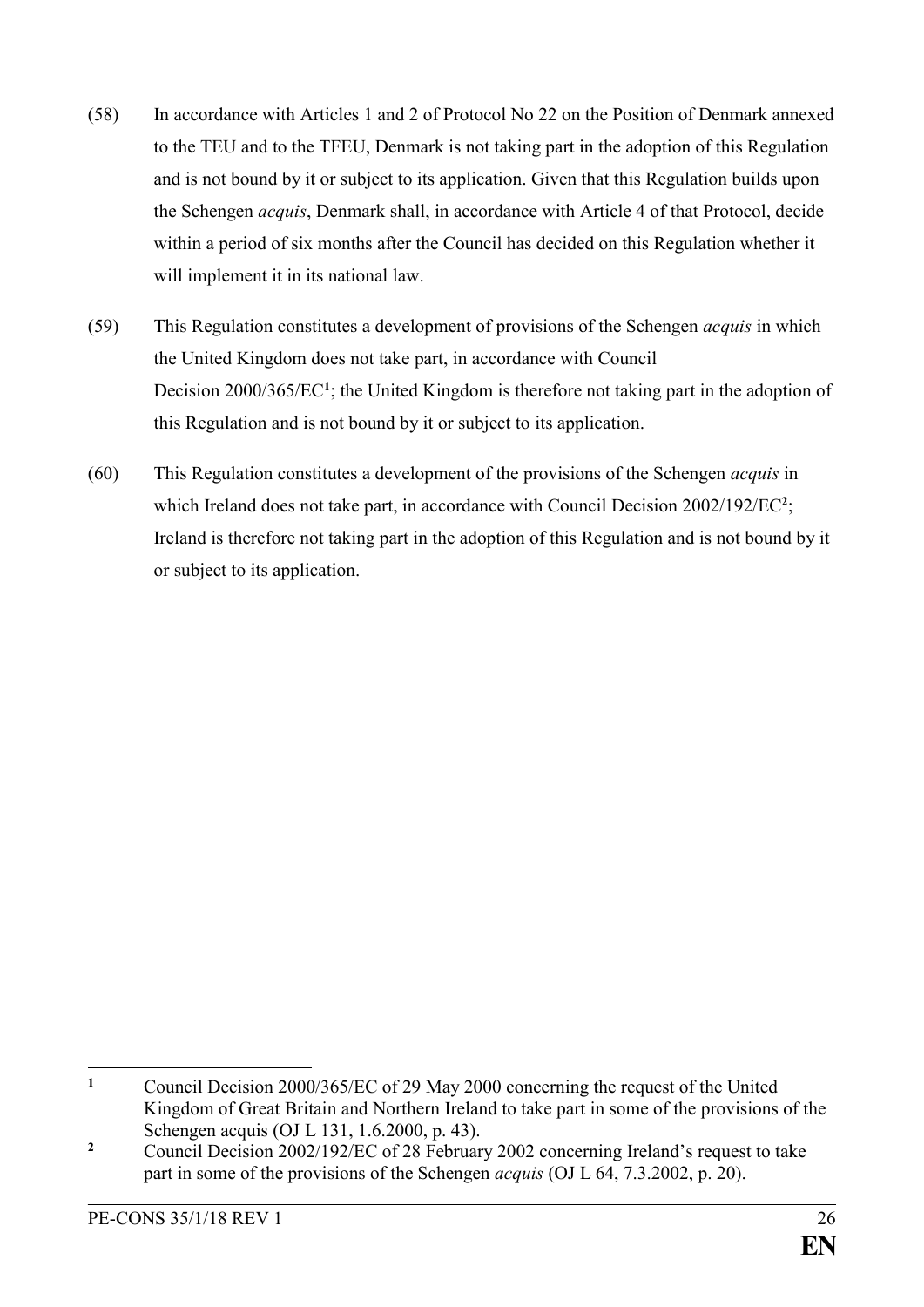(58) In accordance with Articles 1 and 2 of Protocol No 22 on the Position of Denmark annexed to the TEU and to the TFEU, Denmark is not taking part in the adoption of this Regulation and is not bound by it or subject to its application. Given that this Regulation builds upon the Schengen *acquis*, Denmark shall, in accordance with Article 4 of that Protocol, decide within a period of six months after the Council has decided on this Regulation whether it will implement it in its national law.

(59) This Regulation constitutes a development of provisions of the Schengen *acquis* in which the United Kingdom does not take part, in accordance with Council Decision 2000/365/EC[1]; the United Kingdom is therefore not taking part in the adoption of this Regulation and is not bound by it or subject to its application.

(60) This Regulation constitutes a development of the provisions of the Schengen *acquis* in which Ireland does not take part, in accordance with Council Decision 2002/192/EC[2]; Ireland is therefore not taking part in the adoption of this Regulation and is not bound by it or subject to its application.

---

[1] Council Decision 2000/365/EC of 29 May 2000 concerning the request of the United Kingdom of Great Britain and Northern Ireland to take part in some of the provisions of the Schengen acquis (OJ L 131, 1.6.2000, p. 43).

[2] Council Decision 2002/192/EC of 28 February 2002 concerning Ireland's request to take part in some of the provisions of the Schengen *acquis* (OJ L 64, 7.3.2002, p. 20).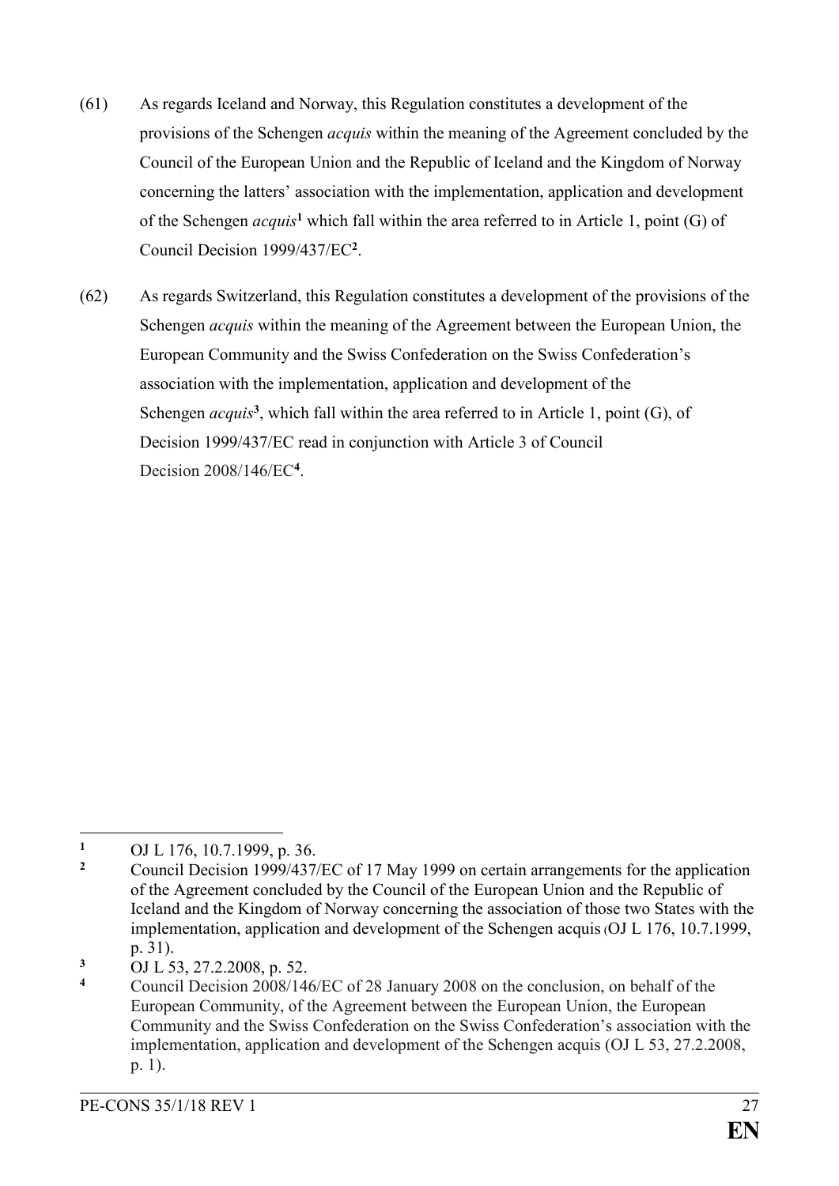(61) As regards Iceland and Norway, this Regulation constitutes a development of the provisions of the Schengen *acquis* within the meaning of the Agreement concluded by the Council of the European Union and the Republic of Iceland and the Kingdom of Norway concerning the latters' association with the implementation, application and development of the Schengen *acquis*[1] which fall within the area referred to in Article 1, point (G) of Council Decision 1999/437/EC[2].

(62) As regards Switzerland, this Regulation constitutes a development of the provisions of the Schengen *acquis* within the meaning of the Agreement between the European Union, the European Community and the Swiss Confederation on the Swiss Confederation's association with the implementation, application and development of the Schengen *acquis*[3], which fall within the area referred to in Article 1, point (G), of Decision 1999/437/EC read in conjunction with Article 3 of Council Decision 2008/146/EC[4].

---

[1] OJ L 176, 10.7.1999, p. 36.

[2] Council Decision 1999/437/EC of 17 May 1999 on certain arrangements for the application of the Agreement concluded by the Council of the European Union and the Republic of Iceland and the Kingdom of Norway concerning the association of those two States with the implementation, application and development of the Schengen acquis (OJ L 176, 10.7.1999, p. 31).

[3] OJ L 53, 27.2.2008, p. 52.

[4] Council Decision 2008/146/EC of 28 January 2008 on the conclusion, on behalf of the European Community, of the Agreement between the European Union, the European Community and the Swiss Confederation on the Swiss Confederation's association with the implementation, application and development of the Schengen acquis (OJ L 53, 27.2.2008, p. 1).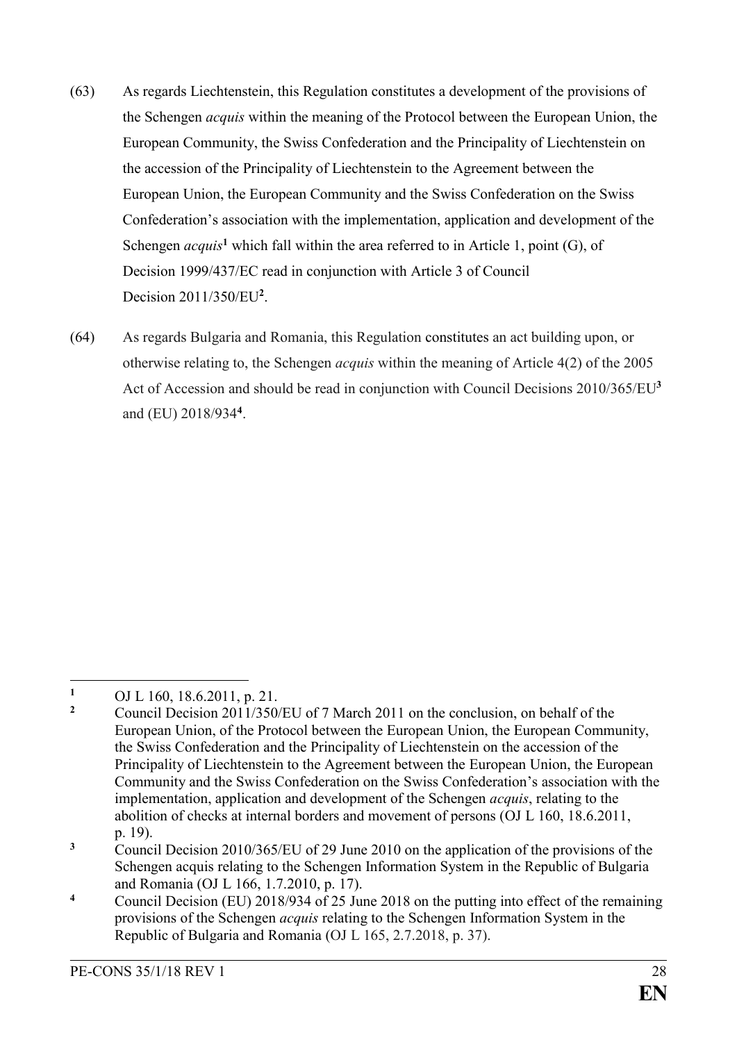(63) As regards Liechtenstein, this Regulation constitutes a development of the provisions of the Schengen *acquis* within the meaning of the Protocol between the European Union, the European Community, the Swiss Confederation and the Principality of Liechtenstein on the accession of the Principality of Liechtenstein to the Agreement between the European Union, the European Community and the Swiss Confederation on the Swiss Confederation's association with the implementation, application and development of the Schengen *acquis*[1] which fall within the area referred to in Article 1, point (G), of Decision 1999/437/EC read in conjunction with Article 3 of Council Decision 2011/350/EU[2].

(64) As regards Bulgaria and Romania, this Regulation constitutes an act building upon, or otherwise relating to, the Schengen *acquis* within the meaning of Article 4(2) of the 2005 Act of Accession and should be read in conjunction with Council Decisions 2010/365/EU[3] and (EU) 2018/934[4].

---

[1] OJ L 160, 18.6.2011, p. 21.

[2] Council Decision 2011/350/EU of 7 March 2011 on the conclusion, on behalf of the European Union, of the Protocol between the European Union, the European Community, the Swiss Confederation and the Principality of Liechtenstein on the accession of the Principality of Liechtenstein to the Agreement between the European Union, the European Community and the Swiss Confederation on the Swiss Confederation's association with the implementation, application and development of the Schengen *acquis*, relating to the abolition of checks at internal borders and movement of persons (OJ L 160, 18.6.2011, p. 19).

[3] Council Decision 2010/365/EU of 29 June 2010 on the application of the provisions of the Schengen acquis relating to the Schengen Information System in the Republic of Bulgaria and Romania (OJ L 166, 1.7.2010, p. 17).

[4] Council Decision (EU) 2018/934 of 25 June 2018 on the putting into effect of the remaining provisions of the Schengen *acquis* relating to the Schengen Information System in the Republic of Bulgaria and Romania (OJ L 165, 2.7.2018, p. 37).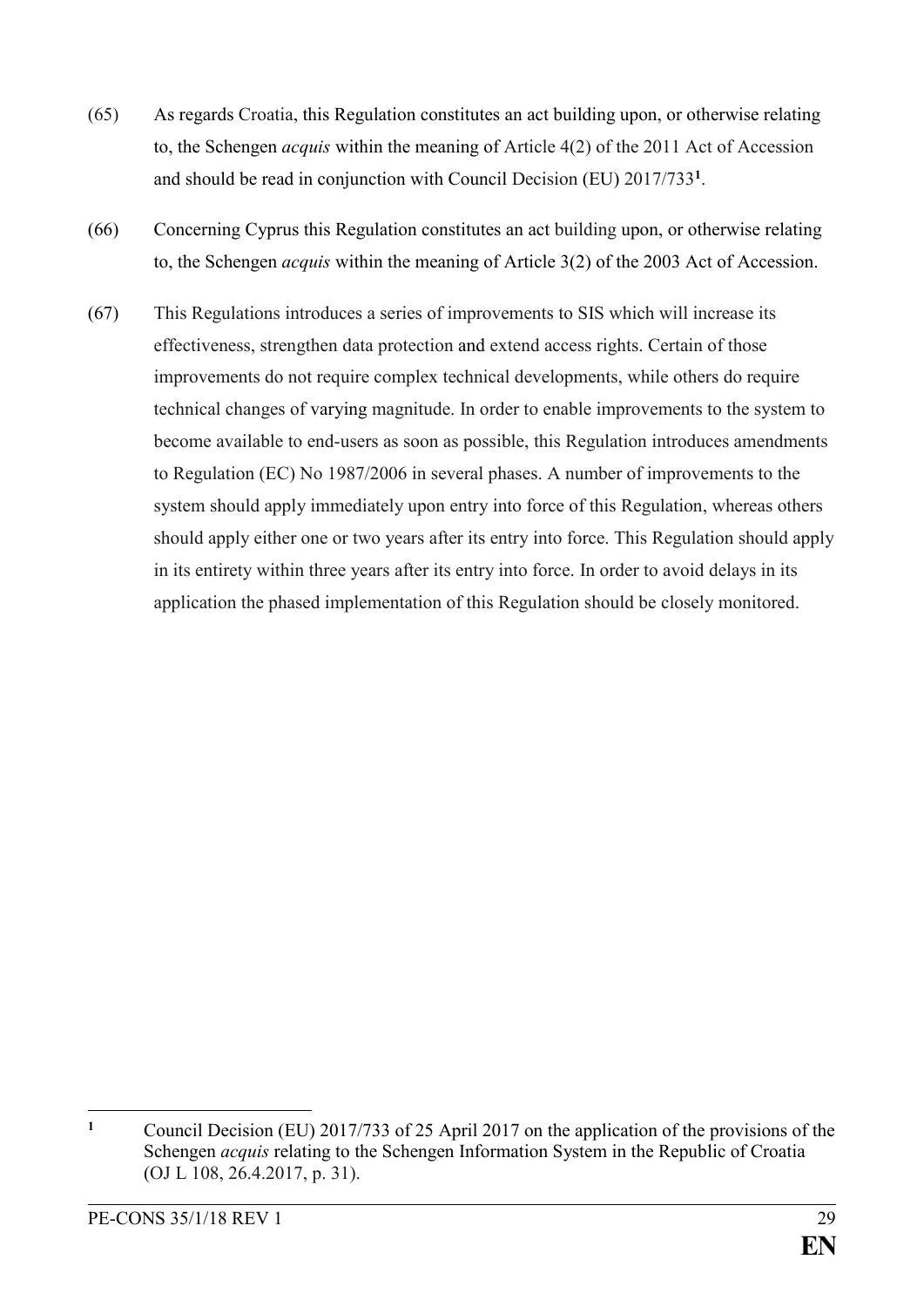(65) As regards Croatia, this Regulation constitutes an act building upon, or otherwise relating to, the Schengen *acquis* within the meaning of Article 4(2) of the 2011 Act of Accession and should be read in conjunction with Council Decision (EU) 2017/733[1].

(66) Concerning Cyprus this Regulation constitutes an act building upon, or otherwise relating to, the Schengen *acquis* within the meaning of Article 3(2) of the 2003 Act of Accession.

(67) This Regulations introduces a series of improvements to SIS which will increase its effectiveness, strengthen data protection and extend access rights. Certain of those improvements do not require complex technical developments, while others do require technical changes of varying magnitude. In order to enable improvements to the system to become available to end-users as soon as possible, this Regulation introduces amendments to Regulation (EC) No 1987/2006 in several phases. A number of improvements to the system should apply immediately upon entry into force of this Regulation, whereas others should apply either one or two years after its entry into force. This Regulation should apply in its entirety within three years after its entry into force. In order to avoid delays in its application the phased implementation of this Regulation should be closely monitored.

[1] Council Decision (EU) 2017/733 of 25 April 2017 on the application of the provisions of the Schengen *acquis* relating to the Schengen Information System in the Republic of Croatia (OJ L 108, 26.4.2017, p. 31).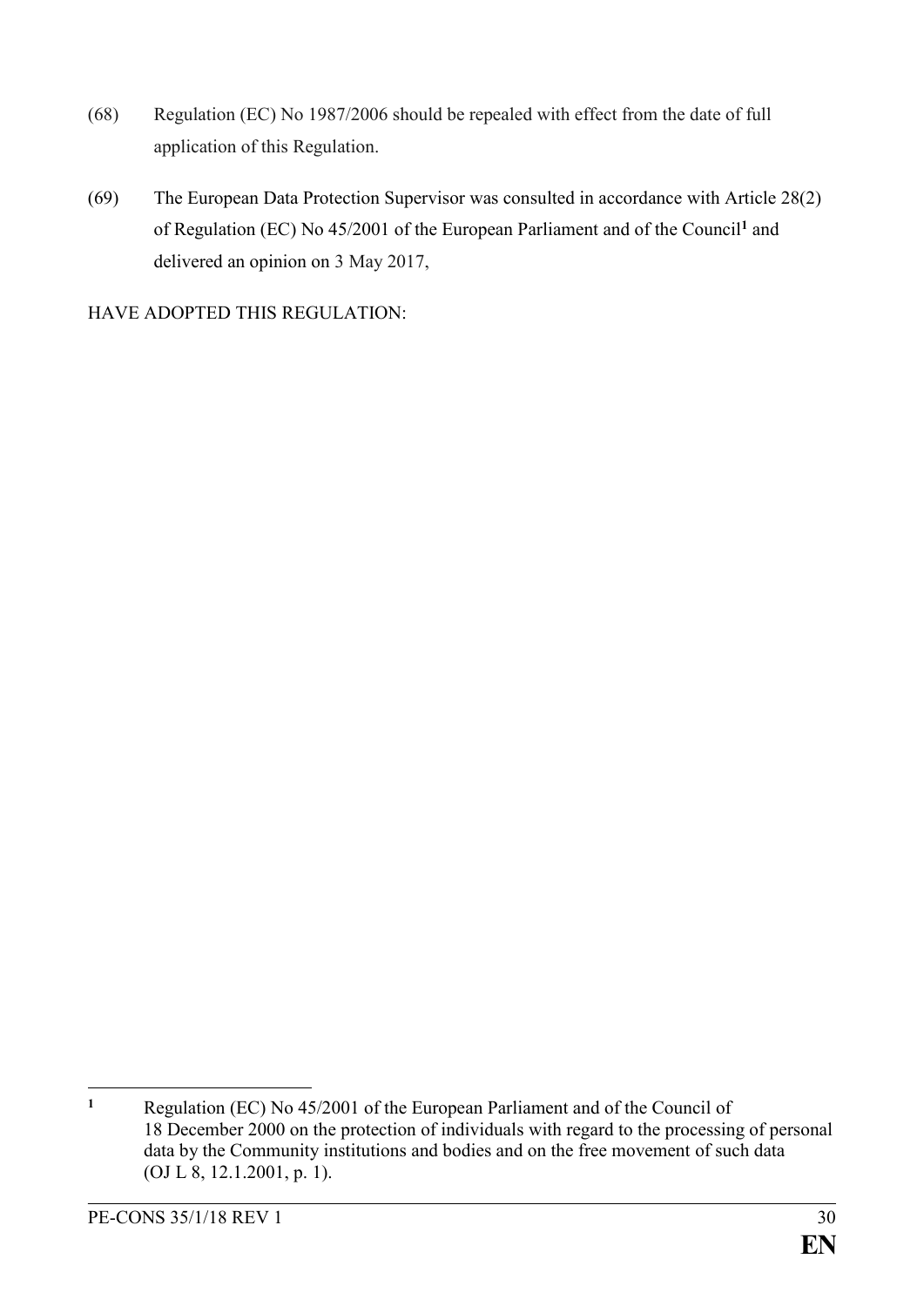(68) Regulation (EC) No 1987/2006 should be repealed with effect from the date of full application of this Regulation.

(69) The European Data Protection Supervisor was consulted in accordance with Article 28(2) of Regulation (EC) No 45/2001 of the European Parliament and of the Council[1] and delivered an opinion on 3 May 2017,

HAVE ADOPTED THIS REGULATION:

---

[1] Regulation (EC) No 45/2001 of the European Parliament and of the Council of 18 December 2000 on the protection of individuals with regard to the processing of personal data by the Community institutions and bodies and on the free movement of such data (OJ L 8, 12.1.2001, p. 1).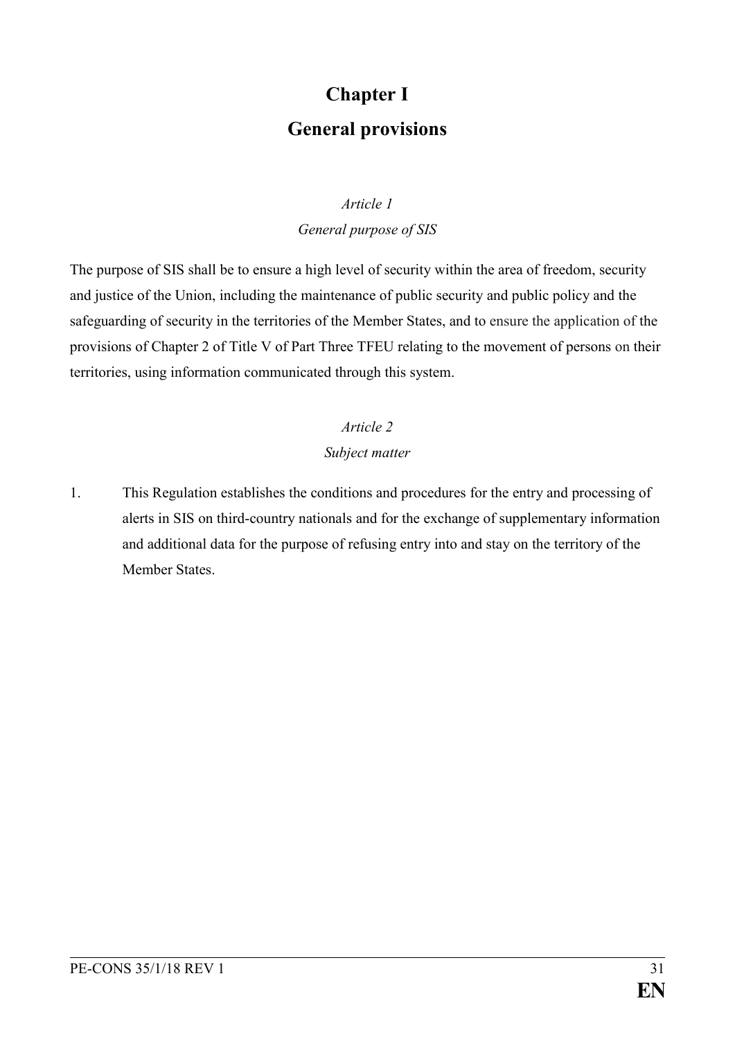# Chapter I

# General provisions

*Article 1*

*General purpose of SIS*

The purpose of SIS shall be to ensure a high level of security within the area of freedom, security and justice of the Union, including the maintenance of public security and public policy and the safeguarding of security in the territories of the Member States, and to ensure the application of the provisions of Chapter 2 of Title V of Part Three TFEU relating to the movement of persons on their territories, using information communicated through this system.

*Article 2*

*Subject matter*

1. This Regulation establishes the conditions and procedures for the entry and processing of alerts in SIS on third-country nationals and for the exchange of supplementary information and additional data for the purpose of refusing entry into and stay on the territory of the Member States.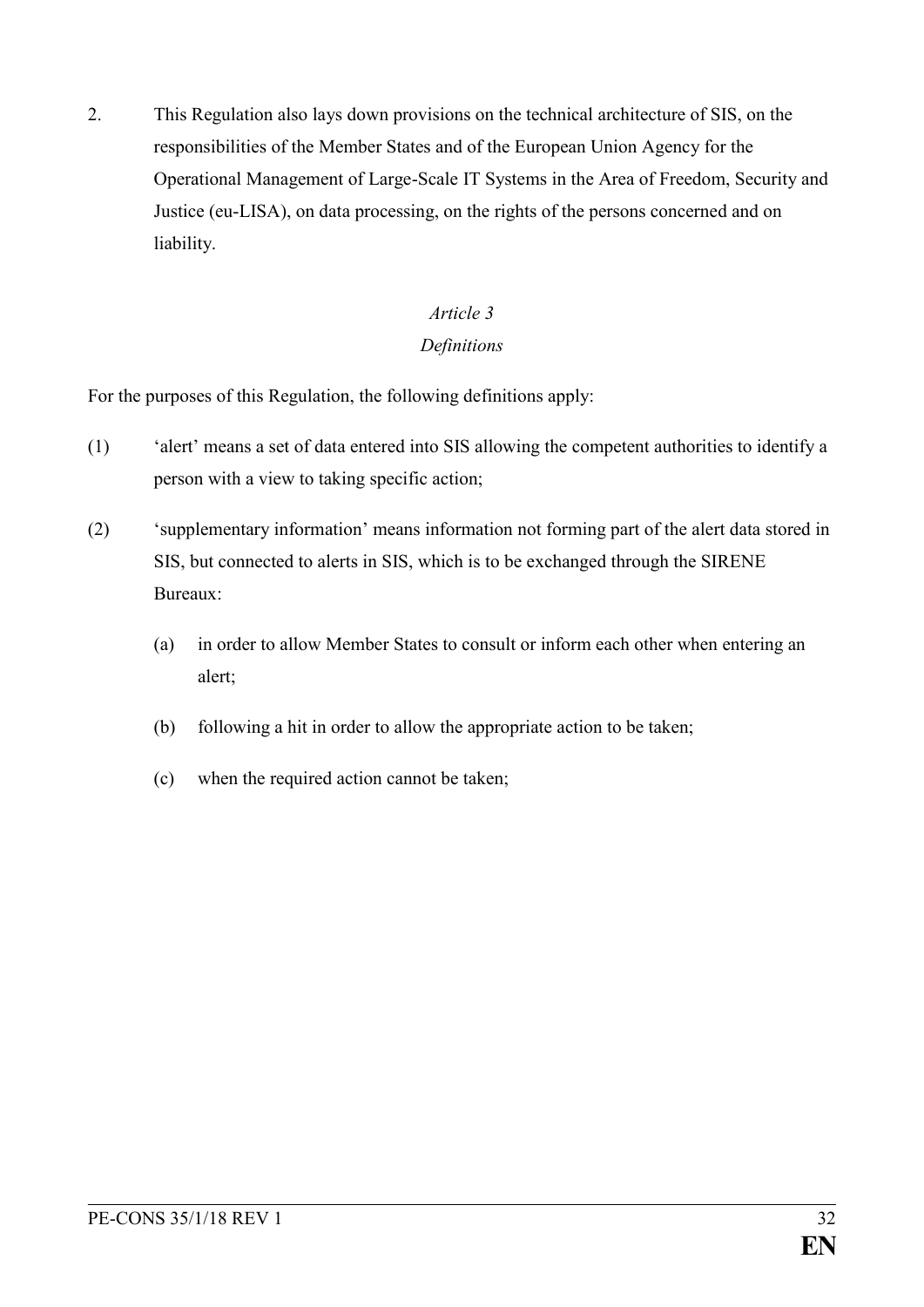2. This Regulation also lays down provisions on the technical architecture of SIS, on the responsibilities of the Member States and of the European Union Agency for the Operational Management of Large-Scale IT Systems in the Area of Freedom, Security and Justice (eu-LISA), on data processing, on the rights of the persons concerned and on liability.

*Article 3*

*Definitions*

For the purposes of this Regulation, the following definitions apply:

(1) 'alert' means a set of data entered into SIS allowing the competent authorities to identify a person with a view to taking specific action;

(2) 'supplementary information' means information not forming part of the alert data stored in SIS, but connected to alerts in SIS, which is to be exchanged through the SIRENE Bureaux:

 (a) in order to allow Member States to consult or inform each other when entering an alert;

 (b) following a hit in order to allow the appropriate action to be taken;

 (c) when the required action cannot be taken;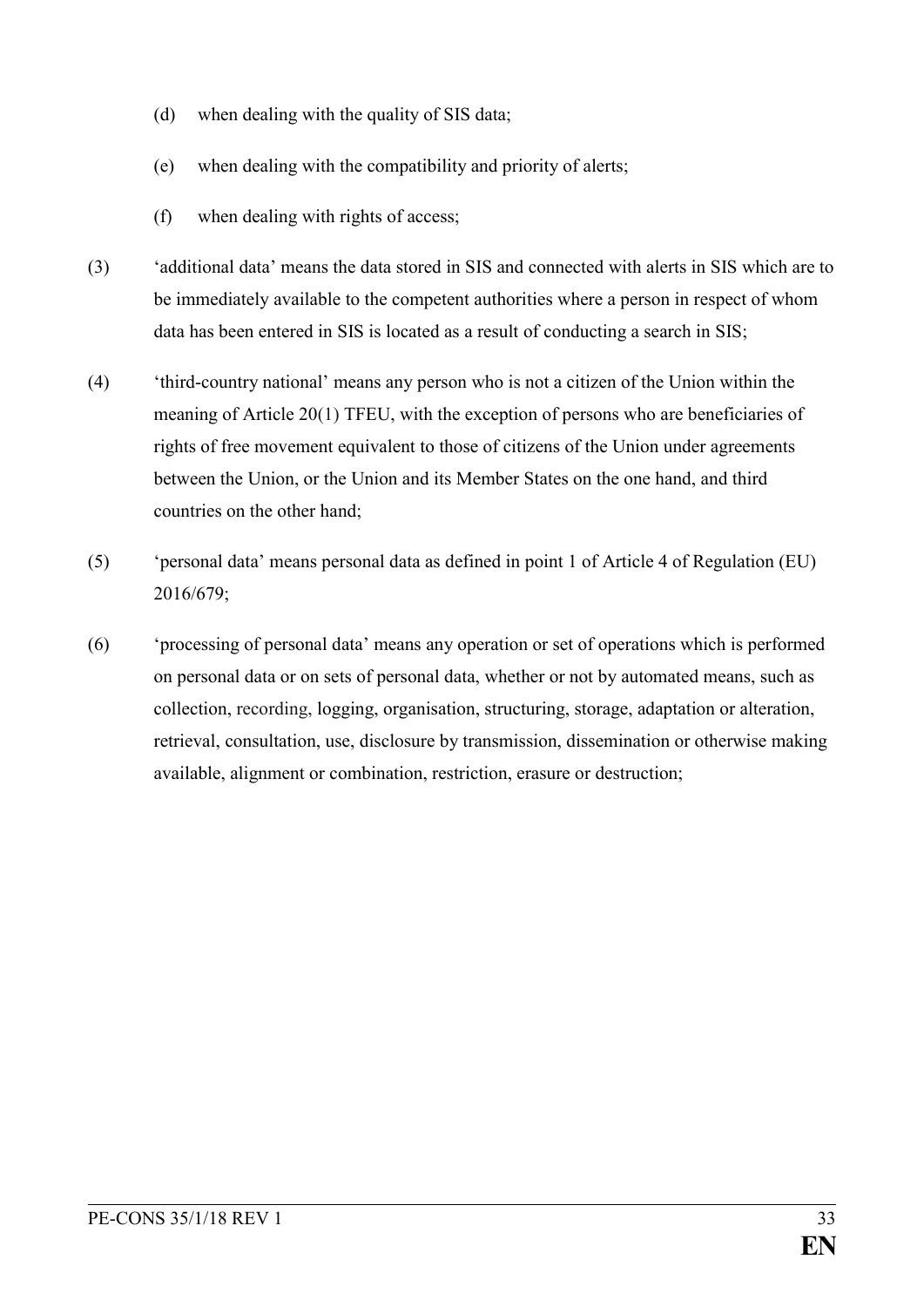(d) when dealing with the quality of SIS data;

(e) when dealing with the compatibility and priority of alerts;

(f) when dealing with rights of access;

(3) 'additional data' means the data stored in SIS and connected with alerts in SIS which are to be immediately available to the competent authorities where a person in respect of whom data has been entered in SIS is located as a result of conducting a search in SIS;

(4) 'third-country national' means any person who is not a citizen of the Union within the meaning of Article 20(1) TFEU, with the exception of persons who are beneficiaries of rights of free movement equivalent to those of citizens of the Union under agreements between the Union, or the Union and its Member States on the one hand, and third countries on the other hand;

(5) 'personal data' means personal data as defined in point 1 of Article 4 of Regulation (EU) 2016/679;

(6) 'processing of personal data' means any operation or set of operations which is performed on personal data or on sets of personal data, whether or not by automated means, such as collection, recording, logging, organisation, structuring, storage, adaptation or alteration, retrieval, consultation, use, disclosure by transmission, dissemination or otherwise making available, alignment or combination, restriction, erasure or destruction;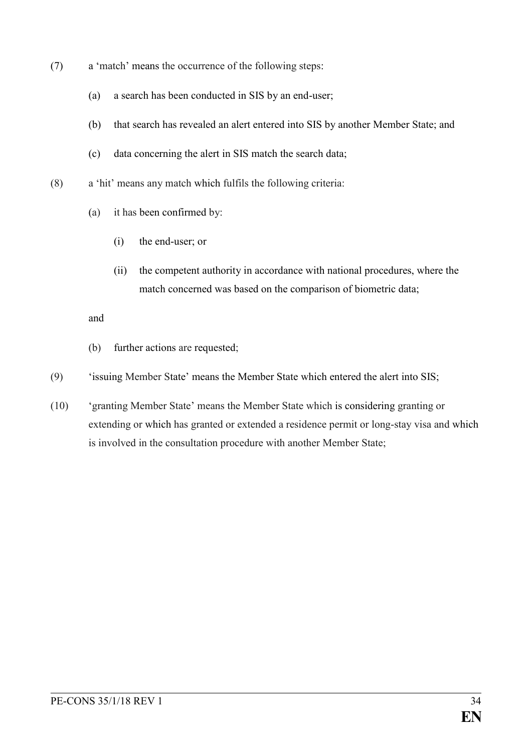(7) a 'match' means the occurrence of the following steps:

(a) a search has been conducted in SIS by an end-user;

(b) that search has revealed an alert entered into SIS by another Member State; and

(c) data concerning the alert in SIS match the search data;

(8) a 'hit' means any match which fulfils the following criteria:

(a) it has been confirmed by:

(i) the end-user; or

(ii) the competent authority in accordance with national procedures, where the match concerned was based on the comparison of biometric data;

and

(b) further actions are requested;

(9) 'issuing Member State' means the Member State which entered the alert into SIS;

(10) 'granting Member State' means the Member State which is considering granting or extending or which has granted or extended a residence permit or long-stay visa and which is involved in the consultation procedure with another Member State;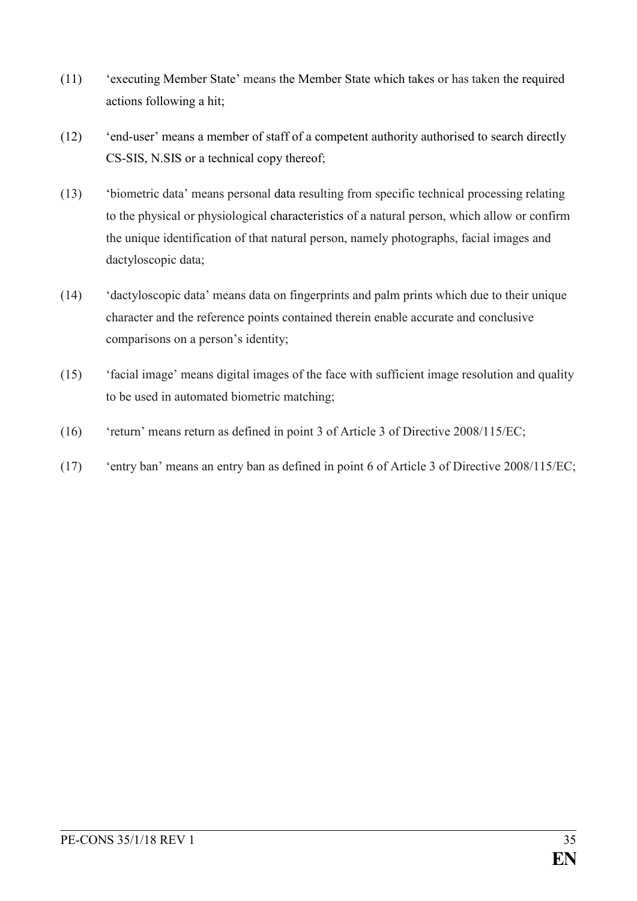(11) 'executing Member State' means the Member State which takes or has taken the required actions following a hit;

(12) 'end-user' means a member of staff of a competent authority authorised to search directly CS-SIS, N.SIS or a technical copy thereof;

(13) 'biometric data' means personal data resulting from specific technical processing relating to the physical or physiological characteristics of a natural person, which allow or confirm the unique identification of that natural person, namely photographs, facial images and dactyloscopic data;

(14) 'dactyloscopic data' means data on fingerprints and palm prints which due to their unique character and the reference points contained therein enable accurate and conclusive comparisons on a person's identity;

(15) 'facial image' means digital images of the face with sufficient image resolution and quality to be used in automated biometric matching;

(16) 'return' means return as defined in point 3 of Article 3 of Directive 2008/115/EC;

(17) 'entry ban' means an entry ban as defined in point 6 of Article 3 of Directive 2008/115/EC;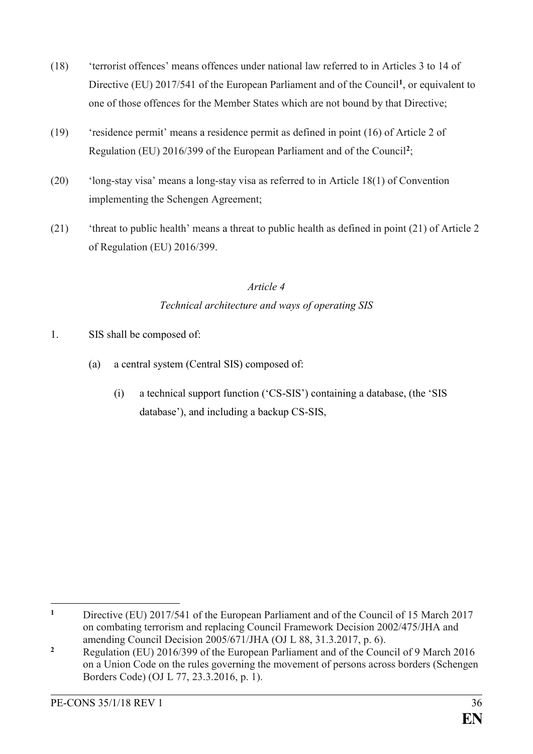(18) 'terrorist offences' means offences under national law referred to in Articles 3 to 14 of Directive (EU) 2017/541 of the European Parliament and of the Council[1], or equivalent to one of those offences for the Member States which are not bound by that Directive;

(19) 'residence permit' means a residence permit as defined in point (16) of Article 2 of Regulation (EU) 2016/399 of the European Parliament and of the Council[2];

(20) 'long-stay visa' means a long-stay visa as referred to in Article 18(1) of Convention implementing the Schengen Agreement;

(21) 'threat to public health' means a threat to public health as defined in point (21) of Article 2 of Regulation (EU) 2016/399.

*Article 4*

*Technical architecture and ways of operating SIS*

1. SIS shall be composed of:

   (a) a central system (Central SIS) composed of:

      (i) a technical support function ('CS-SIS') containing a database, (the 'SIS database'), and including a backup CS-SIS,

---

[1] Directive (EU) 2017/541 of the European Parliament and of the Council of 15 March 2017 on combating terrorism and replacing Council Framework Decision 2002/475/JHA and amending Council Decision 2005/671/JHA (OJ L 88, 31.3.2017, p. 6).

[2] Regulation (EU) 2016/399 of the European Parliament and of the Council of 9 March 2016 on a Union Code on the rules governing the movement of persons across borders (Schengen Borders Code) (OJ L 77, 23.3.2016, p. 1).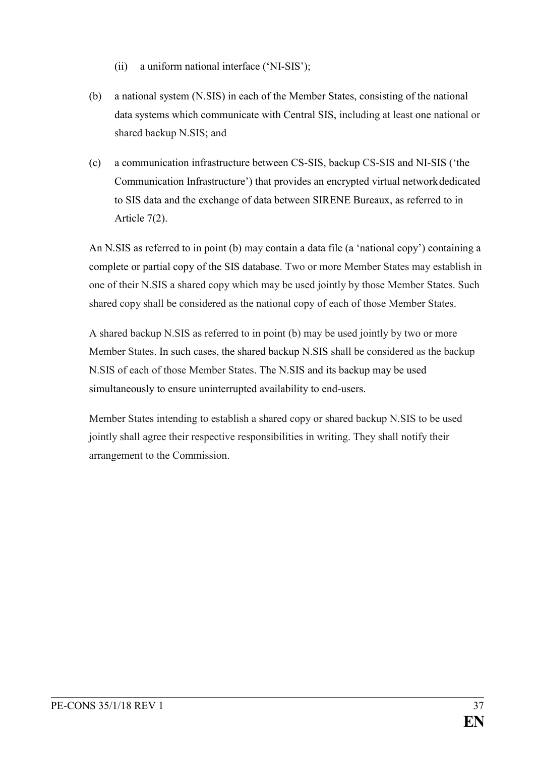(ii) a uniform national interface ('NI-SIS');

(b) a national system (N.SIS) in each of the Member States, consisting of the national data systems which communicate with Central SIS, including at least one national or shared backup N.SIS; and

(c) a communication infrastructure between CS-SIS, backup CS-SIS and NI-SIS ('the Communication Infrastructure') that provides an encrypted virtual network dedicated to SIS data and the exchange of data between SIRENE Bureaux, as referred to in Article 7(2).

An N.SIS as referred to in point (b) may contain a data file (a 'national copy') containing a complete or partial copy of the SIS database. Two or more Member States may establish in one of their N.SIS a shared copy which may be used jointly by those Member States. Such shared copy shall be considered as the national copy of each of those Member States.

A shared backup N.SIS as referred to in point (b) may be used jointly by two or more Member States. In such cases, the shared backup N.SIS shall be considered as the backup N.SIS of each of those Member States. The N.SIS and its backup may be used simultaneously to ensure uninterrupted availability to end-users.

Member States intending to establish a shared copy or shared backup N.SIS to be used jointly shall agree their respective responsibilities in writing. They shall notify their arrangement to the Commission.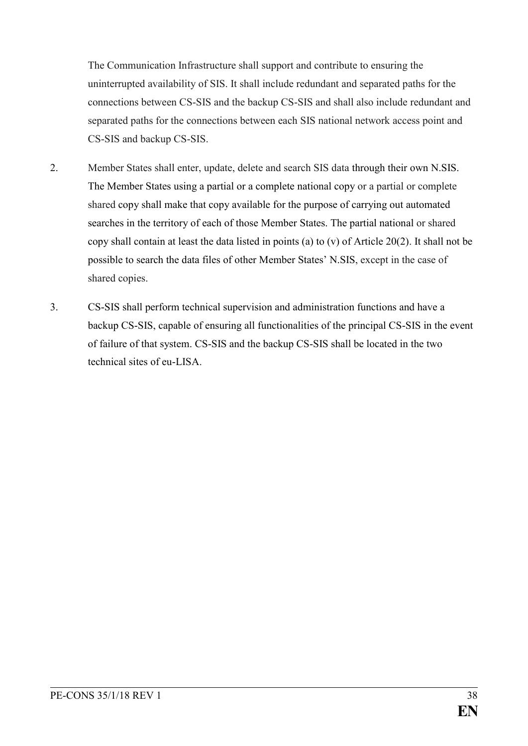The Communication Infrastructure shall support and contribute to ensuring the uninterrupted availability of SIS. It shall include redundant and separated paths for the connections between CS-SIS and the backup CS-SIS and shall also include redundant and separated paths for the connections between each SIS national network access point and CS-SIS and backup CS-SIS.

2. Member States shall enter, update, delete and search SIS data through their own N.SIS. The Member States using a partial or a complete national copy or a partial or complete shared copy shall make that copy available for the purpose of carrying out automated searches in the territory of each of those Member States. The partial national or shared copy shall contain at least the data listed in points (a) to (v) of Article 20(2). It shall not be possible to search the data files of other Member States' N.SIS, except in the case of shared copies.

3. CS-SIS shall perform technical supervision and administration functions and have a backup CS-SIS, capable of ensuring all functionalities of the principal CS-SIS in the event of failure of that system. CS-SIS and the backup CS-SIS shall be located in the two technical sites of eu-LISA.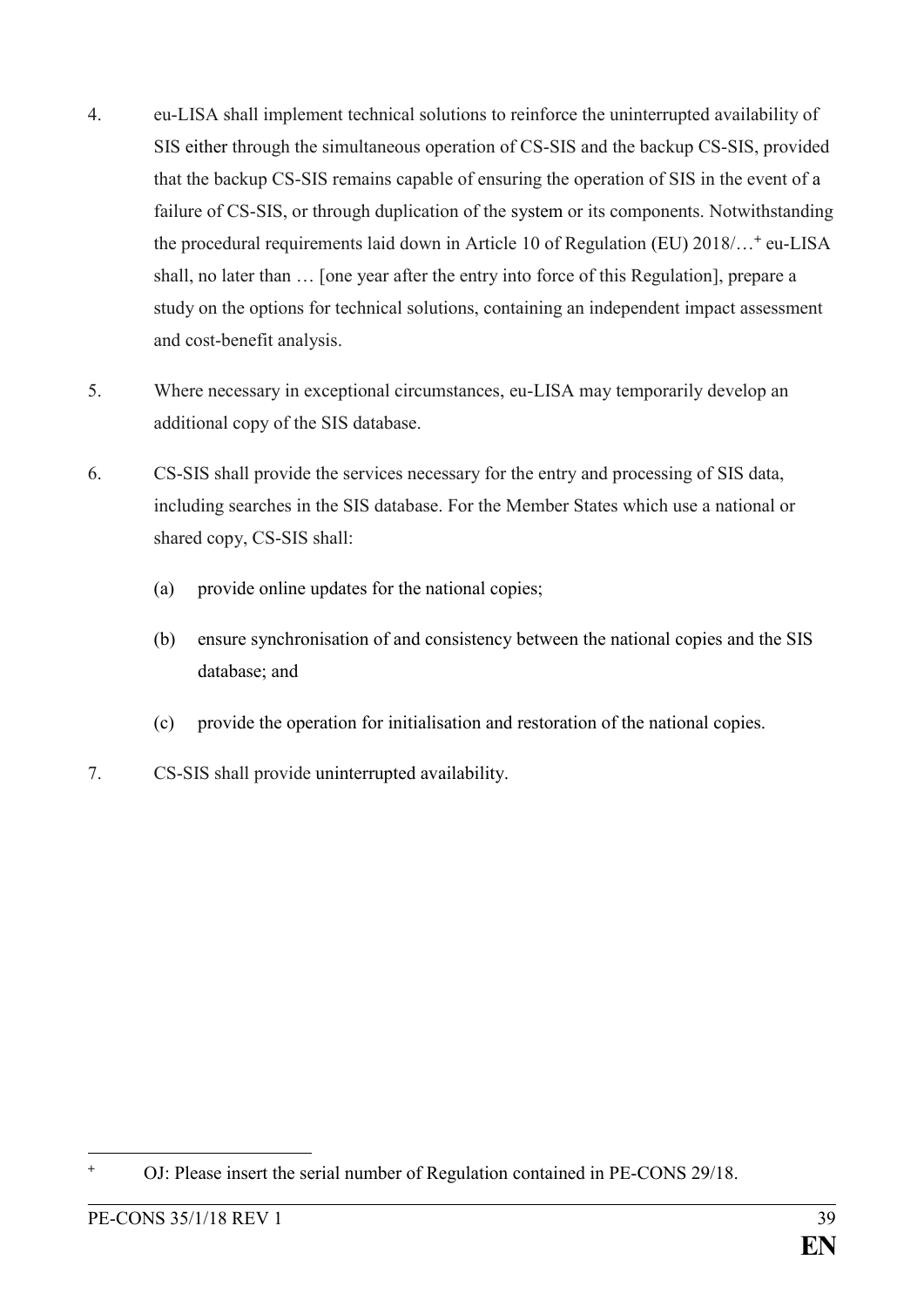4. eu-LISA shall implement technical solutions to reinforce the uninterrupted availability of SIS either through the simultaneous operation of CS-SIS and the backup CS-SIS, provided that the backup CS-SIS remains capable of ensuring the operation of SIS in the event of a failure of CS-SIS, or through duplication of the system or its components. Notwithstanding the procedural requirements laid down in Article 10 of Regulation (EU) 2018/…[+] eu-LISA shall, no later than … [one year after the entry into force of this Regulation], prepare a study on the options for technical solutions, containing an independent impact assessment and cost-benefit analysis.

5. Where necessary in exceptional circumstances, eu-LISA may temporarily develop an additional copy of the SIS database.

6. CS-SIS shall provide the services necessary for the entry and processing of SIS data, including searches in the SIS database. For the Member States which use a national or shared copy, CS-SIS shall:

   (a) provide online updates for the national copies;

   (b) ensure synchronisation of and consistency between the national copies and the SIS database; and

   (c) provide the operation for initialisation and restoration of the national copies.

7. CS-SIS shall provide uninterrupted availability.

---

[+] OJ: Please insert the serial number of Regulation contained in PE-CONS 29/18.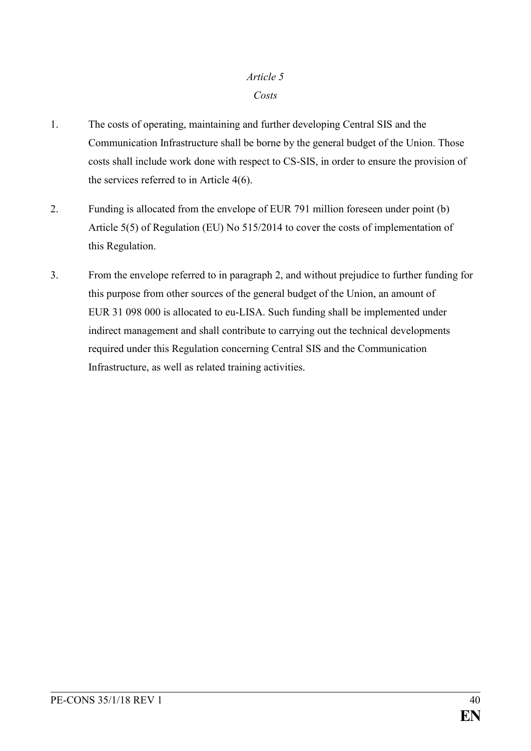*Article 5*

*Costs*

1. The costs of operating, maintaining and further developing Central SIS and the Communication Infrastructure shall be borne by the general budget of the Union. Those costs shall include work done with respect to CS-SIS, in order to ensure the provision of the services referred to in Article 4(6).

2. Funding is allocated from the envelope of EUR 791 million foreseen under point (b) Article 5(5) of Regulation (EU) No 515/2014 to cover the costs of implementation of this Regulation.

3. From the envelope referred to in paragraph 2, and without prejudice to further funding for this purpose from other sources of the general budget of the Union, an amount of EUR 31 098 000 is allocated to eu-LISA. Such funding shall be implemented under indirect management and shall contribute to carrying out the technical developments required under this Regulation concerning Central SIS and the Communication Infrastructure, as well as related training activities.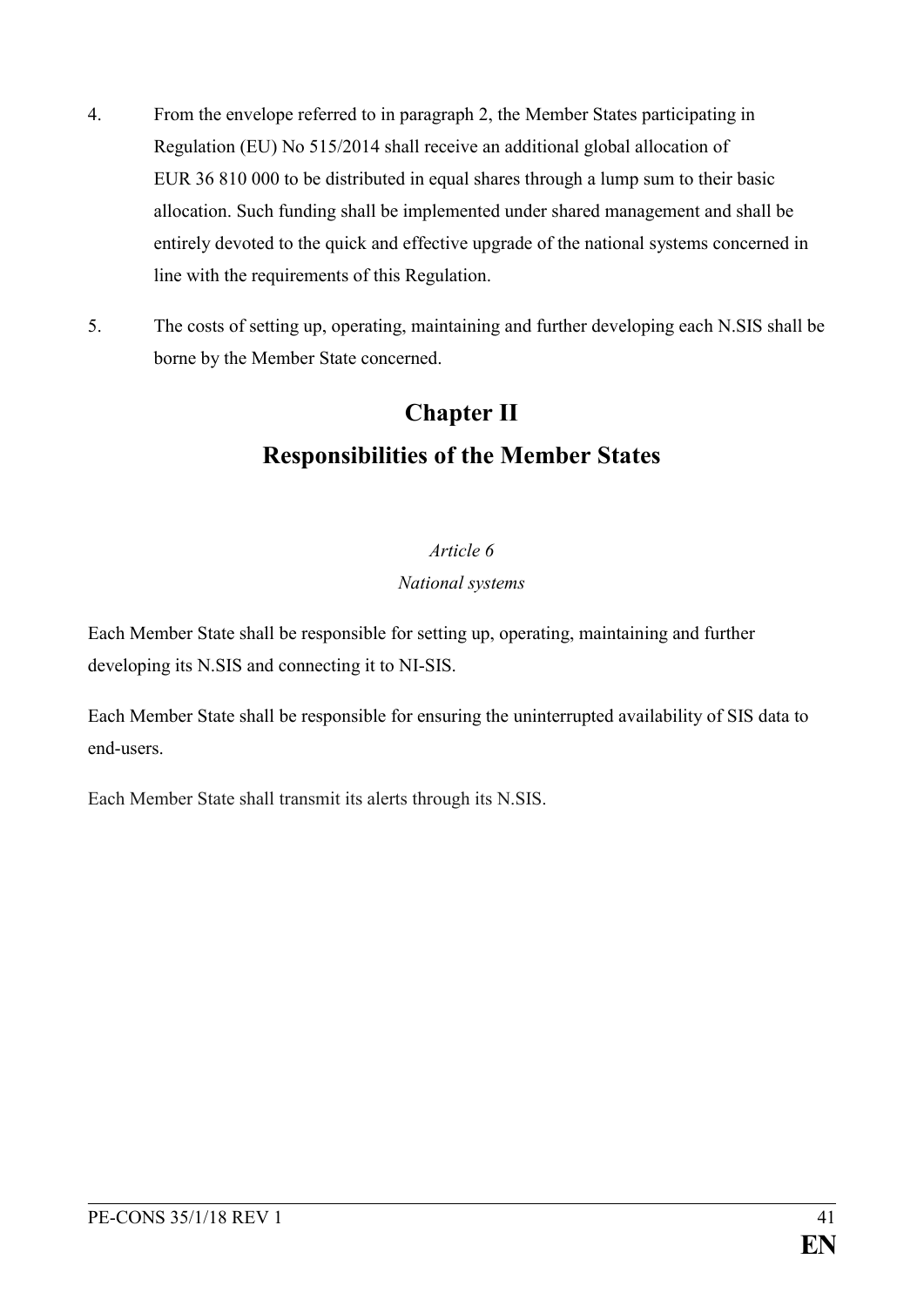4. From the envelope referred to in paragraph 2, the Member States participating in Regulation (EU) No 515/2014 shall receive an additional global allocation of EUR 36 810 000 to be distributed in equal shares through a lump sum to their basic allocation. Such funding shall be implemented under shared management and shall be entirely devoted to the quick and effective upgrade of the national systems concerned in line with the requirements of this Regulation.

5. The costs of setting up, operating, maintaining and further developing each N.SIS shall be borne by the Member State concerned.

## Chapter II

## Responsibilities of the Member States

*Article 6*

*National systems*

Each Member State shall be responsible for setting up, operating, maintaining and further developing its N.SIS and connecting it to NI-SIS.

Each Member State shall be responsible for ensuring the uninterrupted availability of SIS data to end-users.

Each Member State shall transmit its alerts through its N.SIS.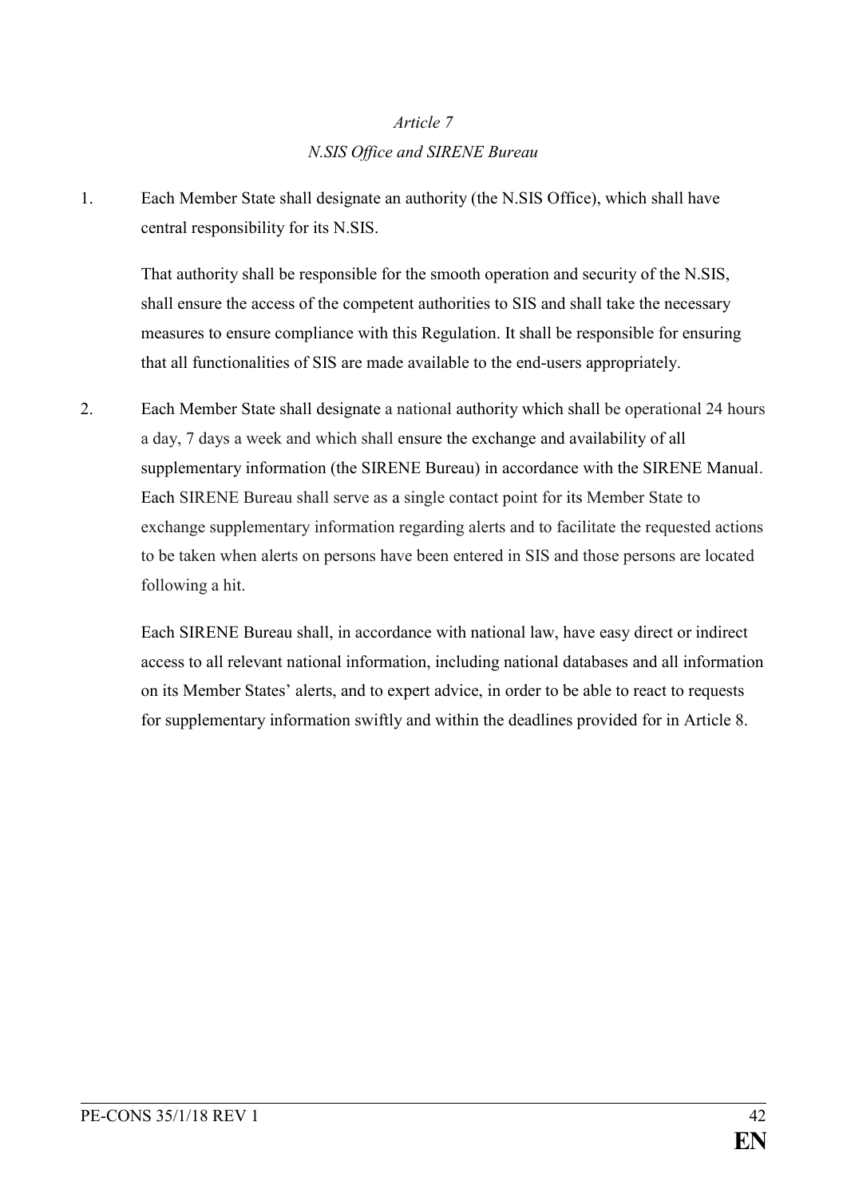*Article 7*

*N.SIS Office and SIRENE Bureau*

1. Each Member State shall designate an authority (the N.SIS Office), which shall have central responsibility for its N.SIS.

   That authority shall be responsible for the smooth operation and security of the N.SIS, shall ensure the access of the competent authorities to SIS and shall take the necessary measures to ensure compliance with this Regulation. It shall be responsible for ensuring that all functionalities of SIS are made available to the end-users appropriately.

2. Each Member State shall designate a national authority which shall be operational 24 hours a day, 7 days a week and which shall ensure the exchange and availability of all supplementary information (the SIRENE Bureau) in accordance with the SIRENE Manual. Each SIRENE Bureau shall serve as a single contact point for its Member State to exchange supplementary information regarding alerts and to facilitate the requested actions to be taken when alerts on persons have been entered in SIS and those persons are located following a hit.

   Each SIRENE Bureau shall, in accordance with national law, have easy direct or indirect access to all relevant national information, including national databases and all information on its Member States' alerts, and to expert advice, in order to be able to react to requests for supplementary information swiftly and within the deadlines provided for in Article 8.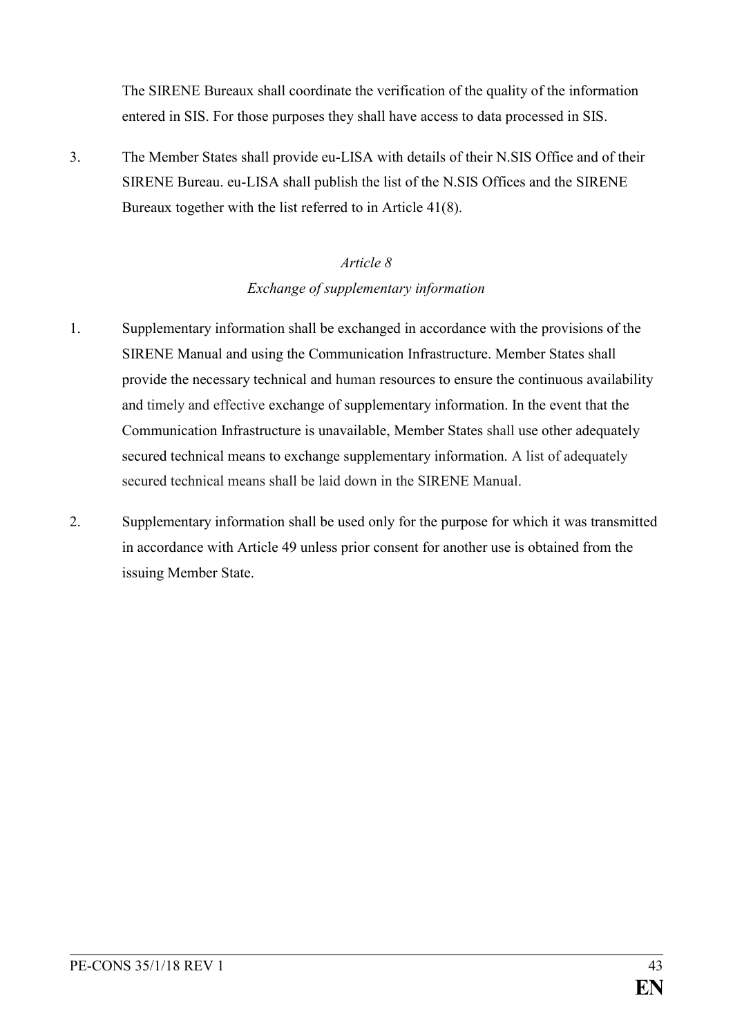The SIRENE Bureaux shall coordinate the verification of the quality of the information entered in SIS. For those purposes they shall have access to data processed in SIS.

3. The Member States shall provide eu-LISA with details of their N.SIS Office and of their SIRENE Bureau. eu-LISA shall publish the list of the N.SIS Offices and the SIRENE Bureaux together with the list referred to in Article 41(8).

*Article 8*

*Exchange of supplementary information*

1. Supplementary information shall be exchanged in accordance with the provisions of the SIRENE Manual and using the Communication Infrastructure. Member States shall provide the necessary technical and human resources to ensure the continuous availability and timely and effective exchange of supplementary information. In the event that the Communication Infrastructure is unavailable, Member States shall use other adequately secured technical means to exchange supplementary information. A list of adequately secured technical means shall be laid down in the SIRENE Manual.

2. Supplementary information shall be used only for the purpose for which it was transmitted in accordance with Article 49 unless prior consent for another use is obtained from the issuing Member State.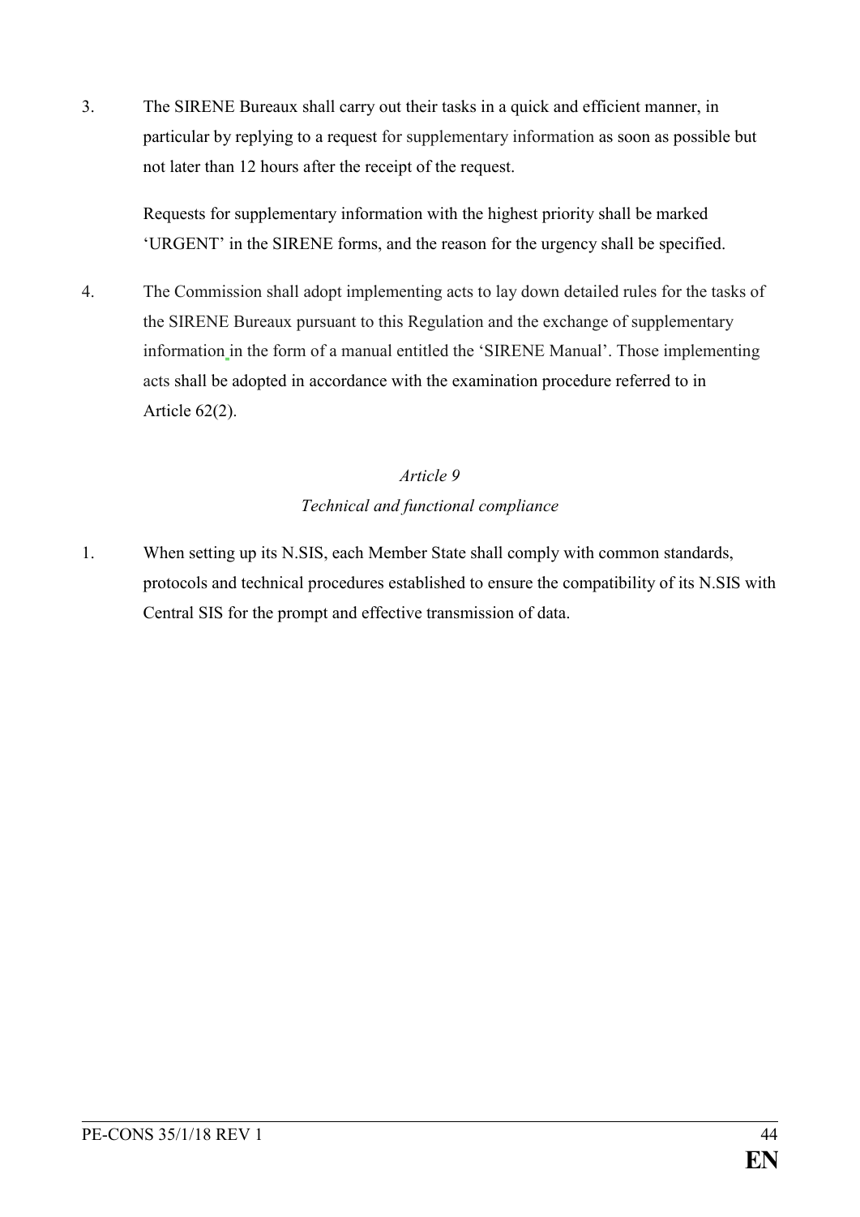3. The SIRENE Bureaux shall carry out their tasks in a quick and efficient manner, in particular by replying to a request for supplementary information as soon as possible but not later than 12 hours after the receipt of the request.

   Requests for supplementary information with the highest priority shall be marked 'URGENT' in the SIRENE forms, and the reason for the urgency shall be specified.

4. The Commission shall adopt implementing acts to lay down detailed rules for the tasks of the SIRENE Bureaux pursuant to this Regulation and the exchange of supplementary information in the form of a manual entitled the 'SIRENE Manual'. Those implementing acts shall be adopted in accordance with the examination procedure referred to in Article 62(2).

*Article 9*

*Technical and functional compliance*

1. When setting up its N.SIS, each Member State shall comply with common standards, protocols and technical procedures established to ensure the compatibility of its N.SIS with Central SIS for the prompt and effective transmission of data.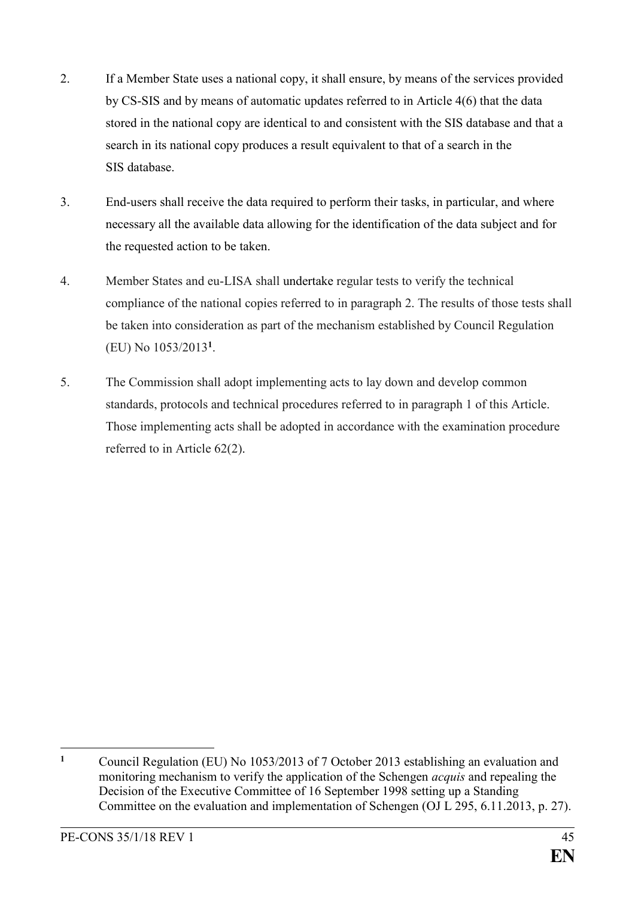2. If a Member State uses a national copy, it shall ensure, by means of the services provided by CS-SIS and by means of automatic updates referred to in Article 4(6) that the data stored in the national copy are identical to and consistent with the SIS database and that a search in its national copy produces a result equivalent to that of a search in the SIS database.

3. End-users shall receive the data required to perform their tasks, in particular, and where necessary all the available data allowing for the identification of the data subject and for the requested action to be taken.

4. Member States and eu-LISA shall undertake regular tests to verify the technical compliance of the national copies referred to in paragraph 2. The results of those tests shall be taken into consideration as part of the mechanism established by Council Regulation (EU) No 1053/2013[1].

5. The Commission shall adopt implementing acts to lay down and develop common standards, protocols and technical procedures referred to in paragraph 1 of this Article. Those implementing acts shall be adopted in accordance with the examination procedure referred to in Article 62(2).

---

[1] Council Regulation (EU) No 1053/2013 of 7 October 2013 establishing an evaluation and monitoring mechanism to verify the application of the Schengen *acquis* and repealing the Decision of the Executive Committee of 16 September 1998 setting up a Standing Committee on the evaluation and implementation of Schengen (OJ L 295, 6.11.2013, p. 27).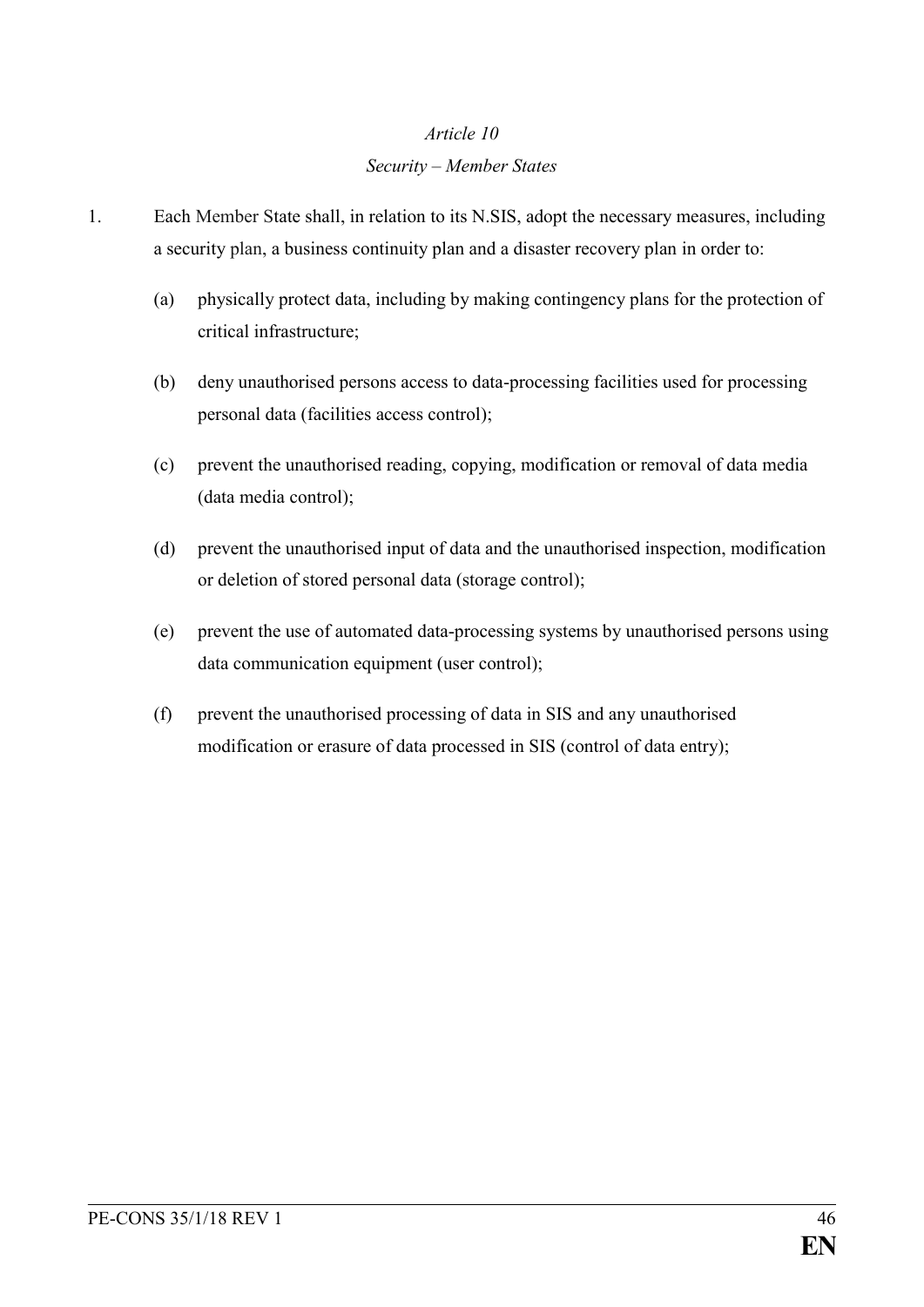*Article 10*

*Security – Member States*

1. Each Member State shall, in relation to its N.SIS, adopt the necessary measures, including a security plan, a business continuity plan and a disaster recovery plan in order to:

   (a) physically protect data, including by making contingency plans for the protection of critical infrastructure;

   (b) deny unauthorised persons access to data-processing facilities used for processing personal data (facilities access control);

   (c) prevent the unauthorised reading, copying, modification or removal of data media (data media control);

   (d) prevent the unauthorised input of data and the unauthorised inspection, modification or deletion of stored personal data (storage control);

   (e) prevent the use of automated data-processing systems by unauthorised persons using data communication equipment (user control);

   (f) prevent the unauthorised processing of data in SIS and any unauthorised modification or erasure of data processed in SIS (control of data entry);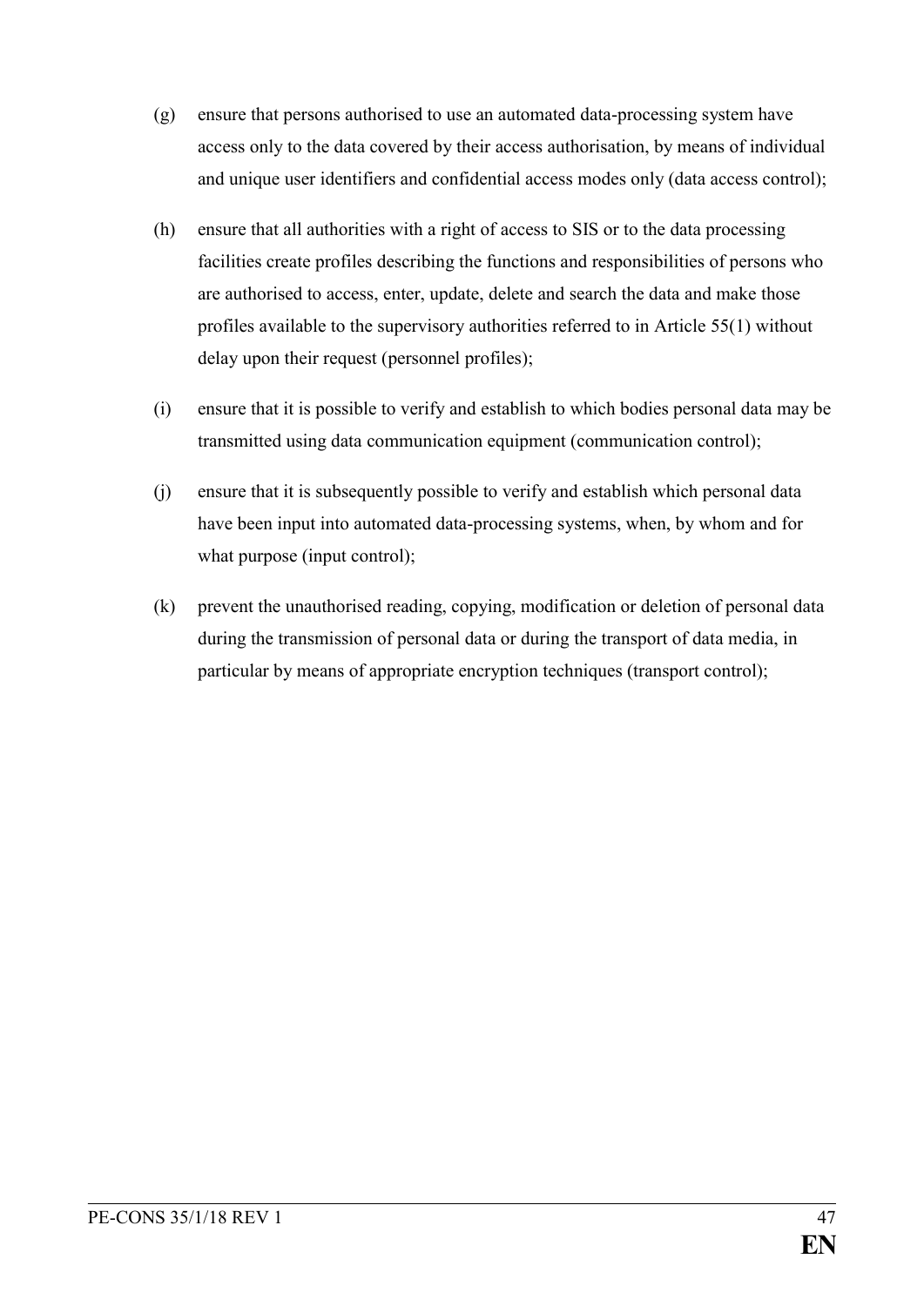(g) ensure that persons authorised to use an automated data-processing system have access only to the data covered by their access authorisation, by means of individual and unique user identifiers and confidential access modes only (data access control);

(h) ensure that all authorities with a right of access to SIS or to the data processing facilities create profiles describing the functions and responsibilities of persons who are authorised to access, enter, update, delete and search the data and make those profiles available to the supervisory authorities referred to in Article 55(1) without delay upon their request (personnel profiles);

(i) ensure that it is possible to verify and establish to which bodies personal data may be transmitted using data communication equipment (communication control);

(j) ensure that it is subsequently possible to verify and establish which personal data have been input into automated data-processing systems, when, by whom and for what purpose (input control);

(k) prevent the unauthorised reading, copying, modification or deletion of personal data during the transmission of personal data or during the transport of data media, in particular by means of appropriate encryption techniques (transport control);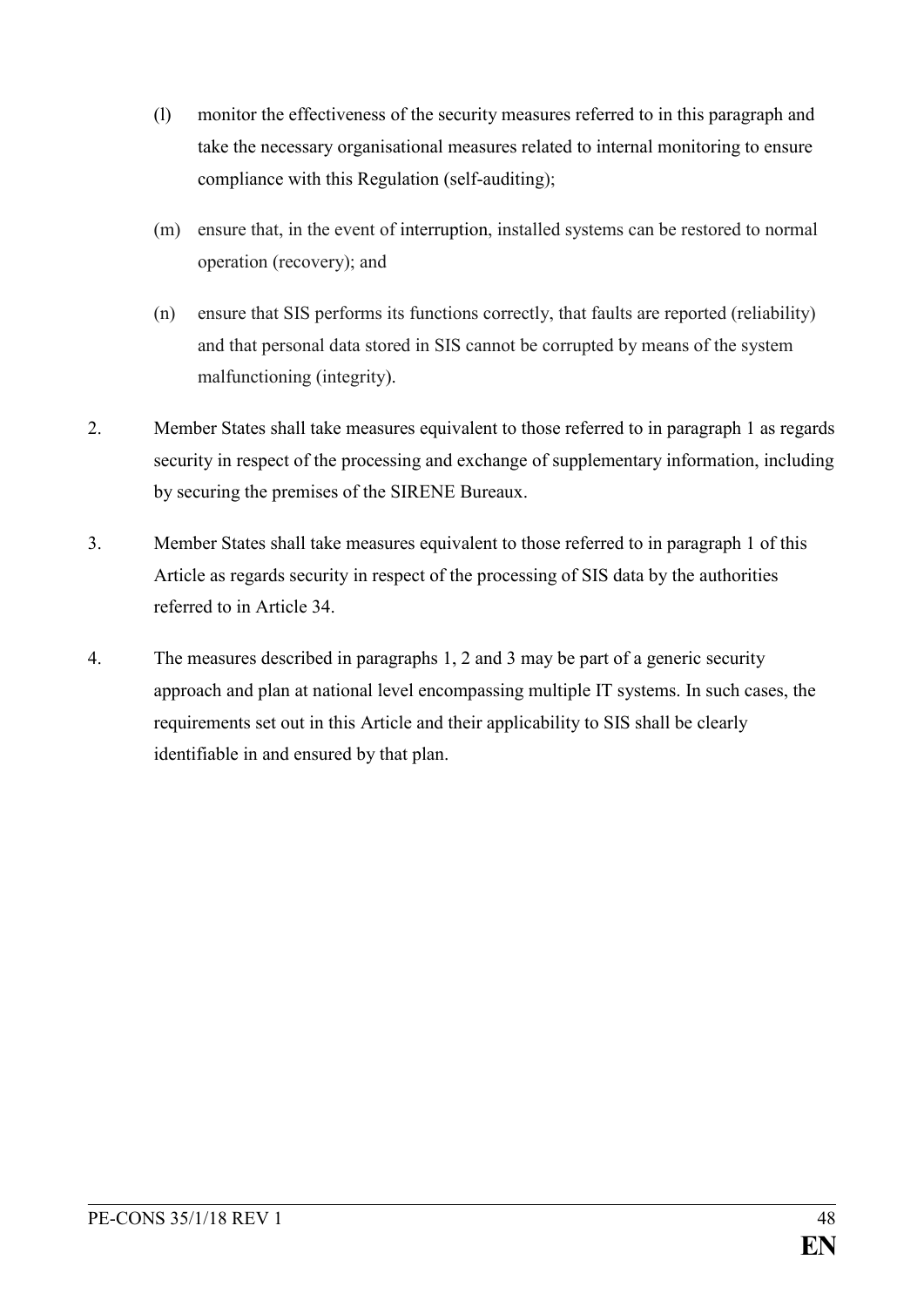(l) monitor the effectiveness of the security measures referred to in this paragraph and take the necessary organisational measures related to internal monitoring to ensure compliance with this Regulation (self-auditing);

(m) ensure that, in the event of interruption, installed systems can be restored to normal operation (recovery); and

(n) ensure that SIS performs its functions correctly, that faults are reported (reliability) and that personal data stored in SIS cannot be corrupted by means of the system malfunctioning (integrity).

2. Member States shall take measures equivalent to those referred to in paragraph 1 as regards security in respect of the processing and exchange of supplementary information, including by securing the premises of the SIRENE Bureaux.

3. Member States shall take measures equivalent to those referred to in paragraph 1 of this Article as regards security in respect of the processing of SIS data by the authorities referred to in Article 34.

4. The measures described in paragraphs 1, 2 and 3 may be part of a generic security approach and plan at national level encompassing multiple IT systems. In such cases, the requirements set out in this Article and their applicability to SIS shall be clearly identifiable in and ensured by that plan.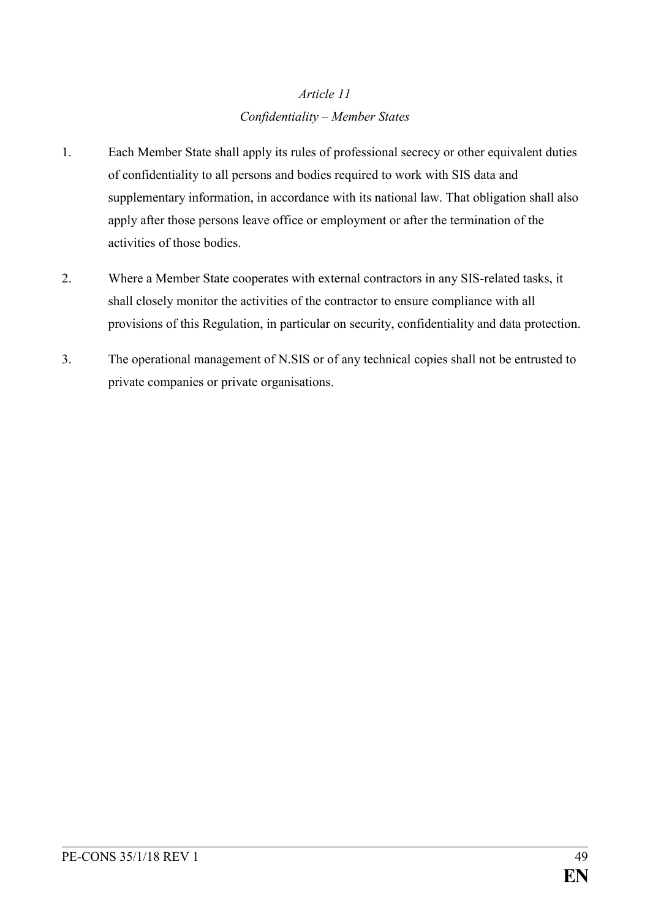*Article 11*

*Confidentiality – Member States*

1. Each Member State shall apply its rules of professional secrecy or other equivalent duties of confidentiality to all persons and bodies required to work with SIS data and supplementary information, in accordance with its national law. That obligation shall also apply after those persons leave office or employment or after the termination of the activities of those bodies.

2. Where a Member State cooperates with external contractors in any SIS-related tasks, it shall closely monitor the activities of the contractor to ensure compliance with all provisions of this Regulation, in particular on security, confidentiality and data protection.

3. The operational management of N.SIS or of any technical copies shall not be entrusted to private companies or private organisations.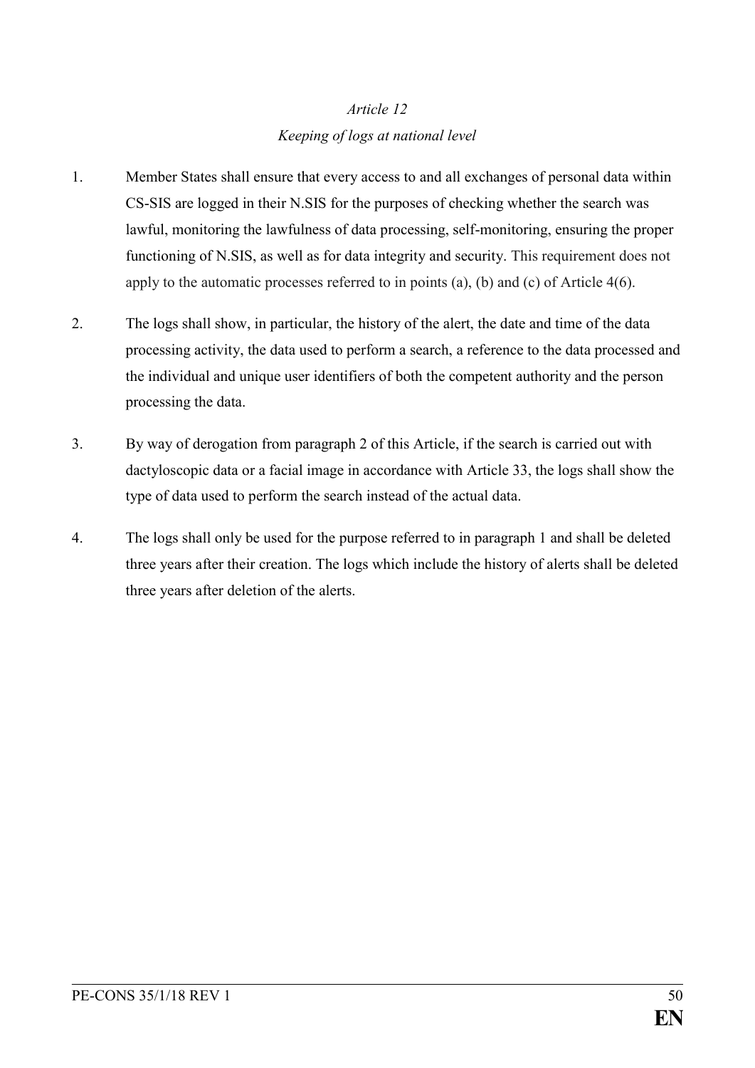*Article 12*

*Keeping of logs at national level*

1. Member States shall ensure that every access to and all exchanges of personal data within CS-SIS are logged in their N.SIS for the purposes of checking whether the search was lawful, monitoring the lawfulness of data processing, self-monitoring, ensuring the proper functioning of N.SIS, as well as for data integrity and security. This requirement does not apply to the automatic processes referred to in points (a), (b) and (c) of Article 4(6).

2. The logs shall show, in particular, the history of the alert, the date and time of the data processing activity, the data used to perform a search, a reference to the data processed and the individual and unique user identifiers of both the competent authority and the person processing the data.

3. By way of derogation from paragraph 2 of this Article, if the search is carried out with dactyloscopic data or a facial image in accordance with Article 33, the logs shall show the type of data used to perform the search instead of the actual data.

4. The logs shall only be used for the purpose referred to in paragraph 1 and shall be deleted three years after their creation. The logs which include the history of alerts shall be deleted three years after deletion of the alerts.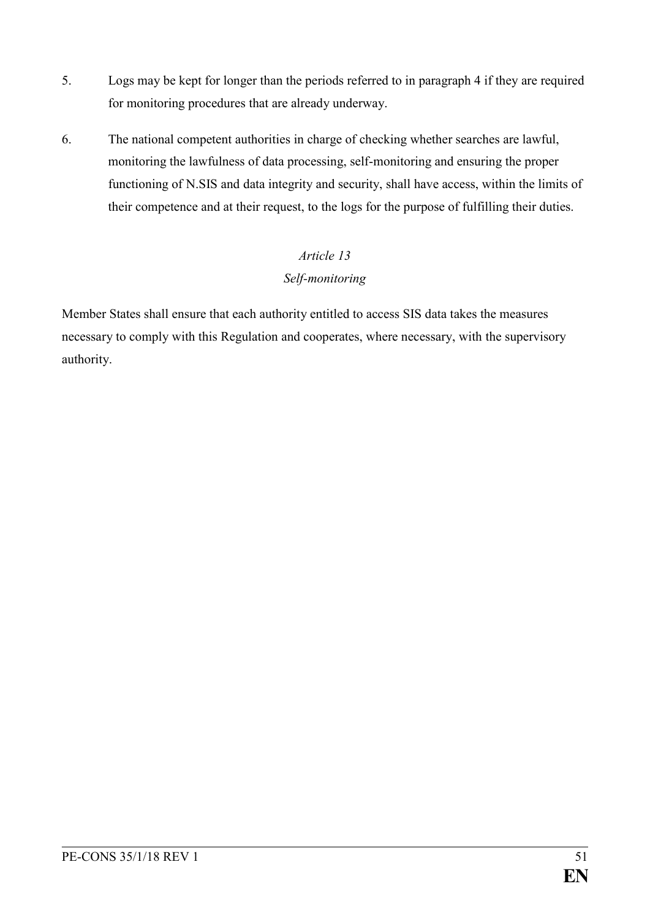5. Logs may be kept for longer than the periods referred to in paragraph 4 if they are required for monitoring procedures that are already underway.

6. The national competent authorities in charge of checking whether searches are lawful, monitoring the lawfulness of data processing, self-monitoring and ensuring the proper functioning of N.SIS and data integrity and security, shall have access, within the limits of their competence and at their request, to the logs for the purpose of fulfilling their duties.

*Article 13*

*Self-monitoring*

Member States shall ensure that each authority entitled to access SIS data takes the measures necessary to comply with this Regulation and cooperates, where necessary, with the supervisory authority.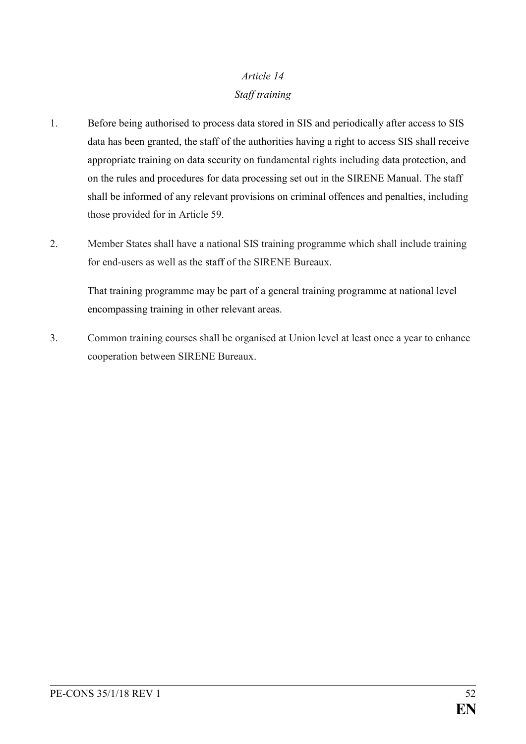*Article 14*

*Staff training*

1. Before being authorised to process data stored in SIS and periodically after access to SIS data has been granted, the staff of the authorities having a right to access SIS shall receive appropriate training on data security on fundamental rights including data protection, and on the rules and procedures for data processing set out in the SIRENE Manual. The staff shall be informed of any relevant provisions on criminal offences and penalties, including those provided for in Article 59.

2. Member States shall have a national SIS training programme which shall include training for end-users as well as the staff of the SIRENE Bureaux.

   That training programme may be part of a general training programme at national level encompassing training in other relevant areas.

3. Common training courses shall be organised at Union level at least once a year to enhance cooperation between SIRENE Bureaux.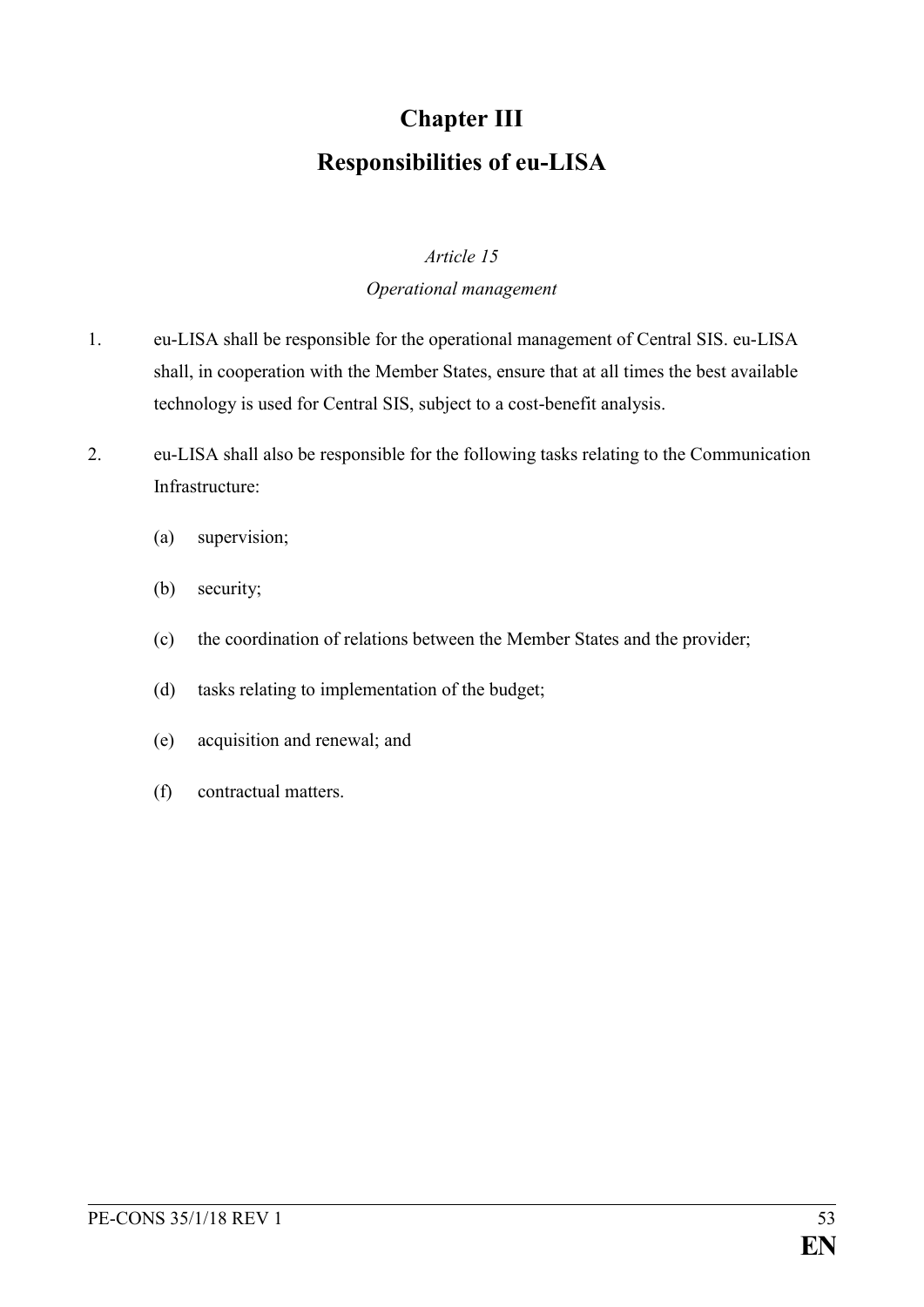# Chapter III

# Responsibilities of eu-LISA

*Article 15*

*Operational management*

1. eu-LISA shall be responsible for the operational management of Central SIS. eu-LISA shall, in cooperation with the Member States, ensure that at all times the best available technology is used for Central SIS, subject to a cost-benefit analysis.

2. eu-LISA shall also be responsible for the following tasks relating to the Communication Infrastructure:

   (a) supervision;

   (b) security;

   (c) the coordination of relations between the Member States and the provider;

   (d) tasks relating to implementation of the budget;

   (e) acquisition and renewal; and

   (f) contractual matters.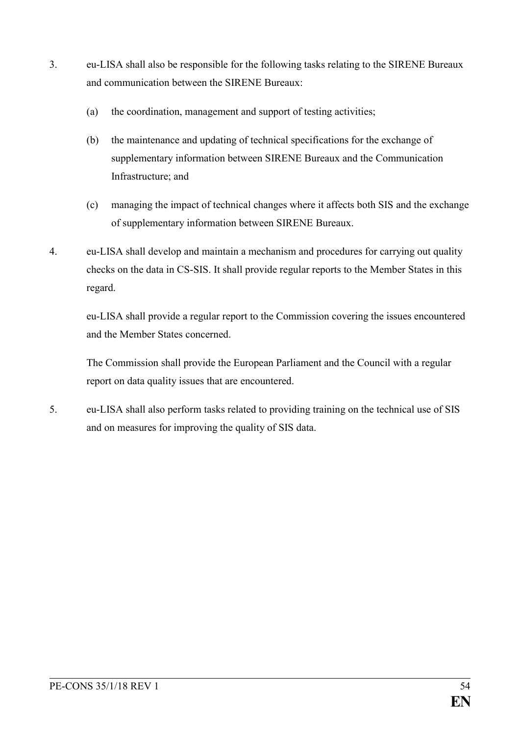3. eu-LISA shall also be responsible for the following tasks relating to the SIRENE Bureaux and communication between the SIRENE Bureaux:

   (a) the coordination, management and support of testing activities;

   (b) the maintenance and updating of technical specifications for the exchange of supplementary information between SIRENE Bureaux and the Communication Infrastructure; and

   (c) managing the impact of technical changes where it affects both SIS and the exchange of supplementary information between SIRENE Bureaux.

4. eu-LISA shall develop and maintain a mechanism and procedures for carrying out quality checks on the data in CS-SIS. It shall provide regular reports to the Member States in this regard.

   eu-LISA shall provide a regular report to the Commission covering the issues encountered and the Member States concerned.

   The Commission shall provide the European Parliament and the Council with a regular report on data quality issues that are encountered.

5. eu-LISA shall also perform tasks related to providing training on the technical use of SIS and on measures for improving the quality of SIS data.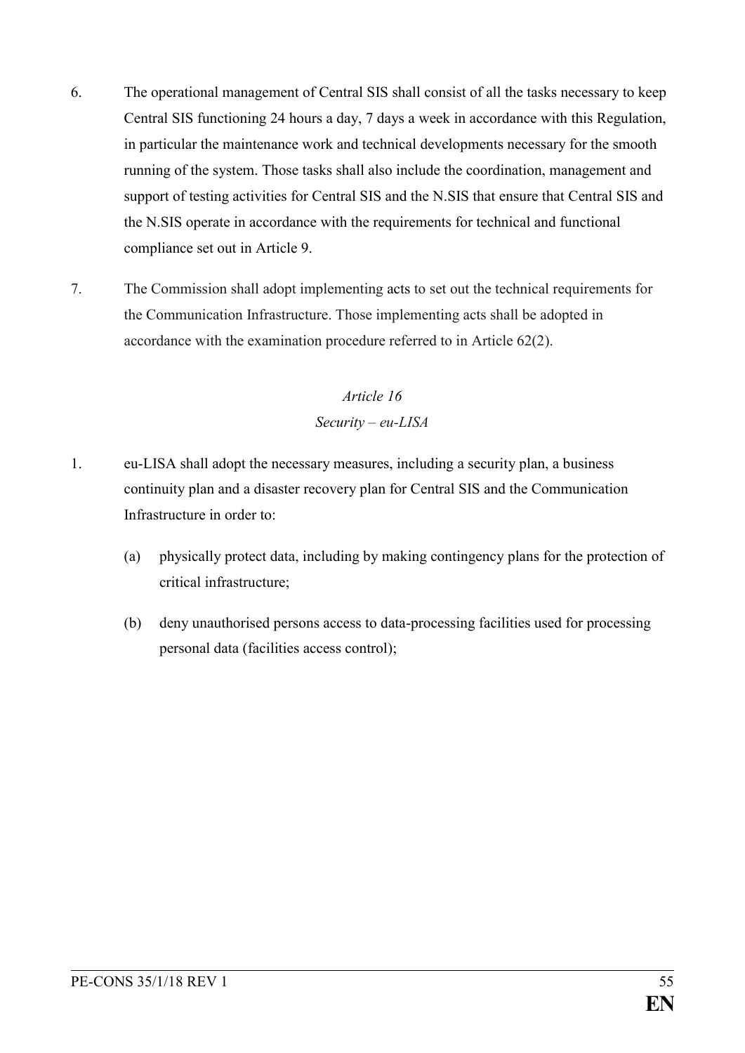6. The operational management of Central SIS shall consist of all the tasks necessary to keep Central SIS functioning 24 hours a day, 7 days a week in accordance with this Regulation, in particular the maintenance work and technical developments necessary for the smooth running of the system. Those tasks shall also include the coordination, management and support of testing activities for Central SIS and the N.SIS that ensure that Central SIS and the N.SIS operate in accordance with the requirements for technical and functional compliance set out in Article 9.

7. The Commission shall adopt implementing acts to set out the technical requirements for the Communication Infrastructure. Those implementing acts shall be adopted in accordance with the examination procedure referred to in Article 62(2).

*Article 16*

*Security – eu-LISA*

1. eu-LISA shall adopt the necessary measures, including a security plan, a business continuity plan and a disaster recovery plan for Central SIS and the Communication Infrastructure in order to:

   (a) physically protect data, including by making contingency plans for the protection of critical infrastructure;

   (b) deny unauthorised persons access to data-processing facilities used for processing personal data (facilities access control);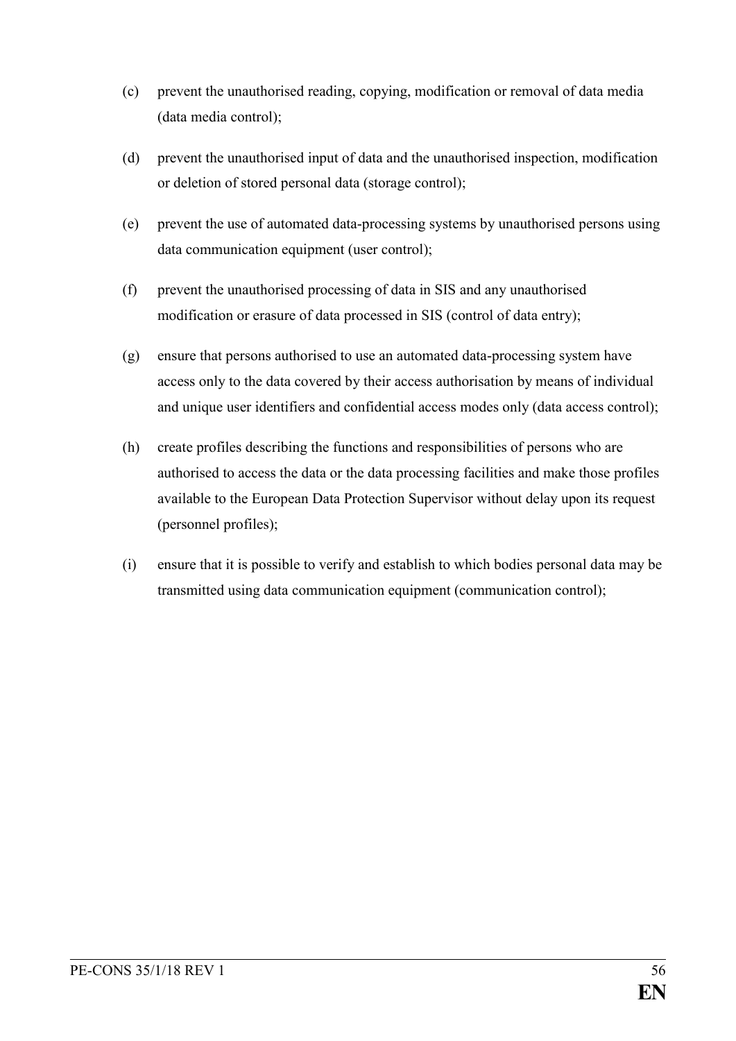(c) prevent the unauthorised reading, copying, modification or removal of data media (data media control);

(d) prevent the unauthorised input of data and the unauthorised inspection, modification or deletion of stored personal data (storage control);

(e) prevent the use of automated data-processing systems by unauthorised persons using data communication equipment (user control);

(f) prevent the unauthorised processing of data in SIS and any unauthorised modification or erasure of data processed in SIS (control of data entry);

(g) ensure that persons authorised to use an automated data-processing system have access only to the data covered by their access authorisation by means of individual and unique user identifiers and confidential access modes only (data access control);

(h) create profiles describing the functions and responsibilities of persons who are authorised to access the data or the data processing facilities and make those profiles available to the European Data Protection Supervisor without delay upon its request (personnel profiles);

(i) ensure that it is possible to verify and establish to which bodies personal data may be transmitted using data communication equipment (communication control);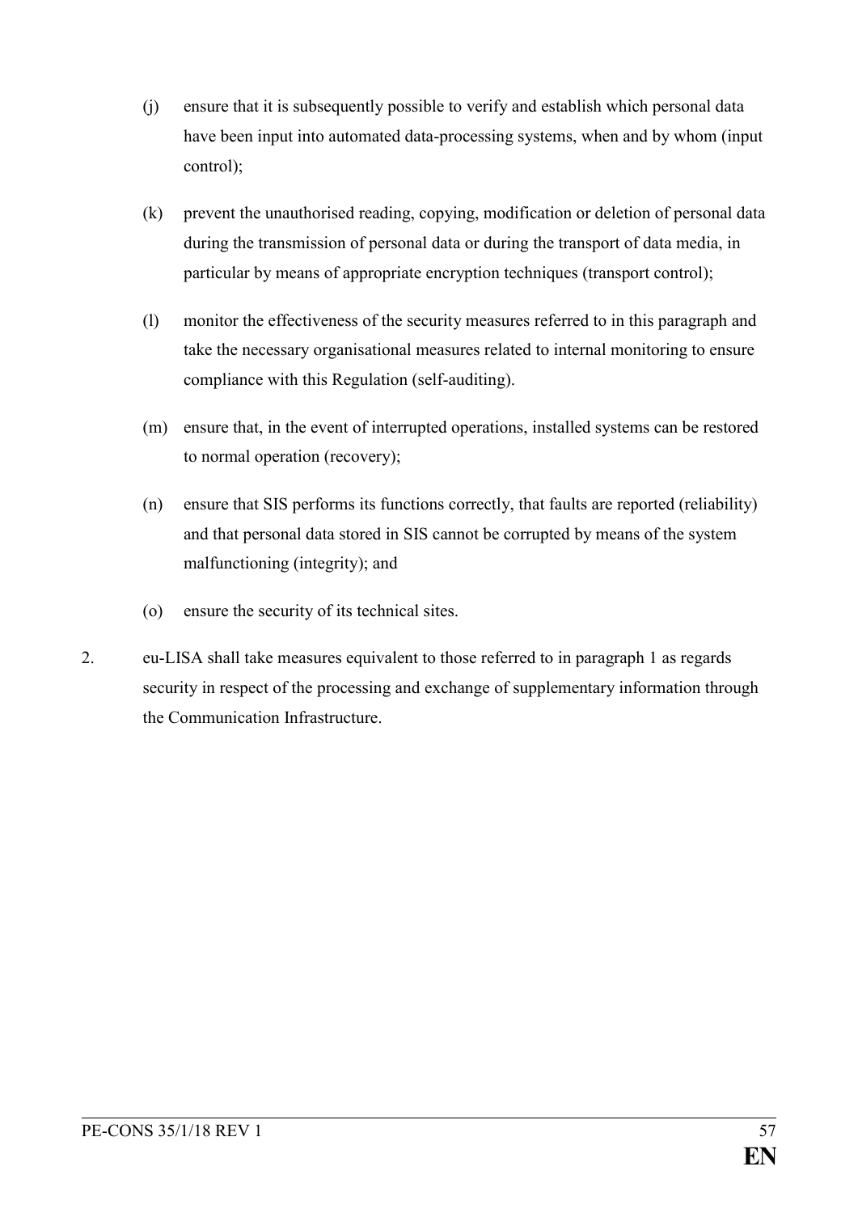(j) ensure that it is subsequently possible to verify and establish which personal data have been input into automated data-processing systems, when and by whom (input control);

(k) prevent the unauthorised reading, copying, modification or deletion of personal data during the transmission of personal data or during the transport of data media, in particular by means of appropriate encryption techniques (transport control);

(l) monitor the effectiveness of the security measures referred to in this paragraph and take the necessary organisational measures related to internal monitoring to ensure compliance with this Regulation (self-auditing).

(m) ensure that, in the event of interrupted operations, installed systems can be restored to normal operation (recovery);

(n) ensure that SIS performs its functions correctly, that faults are reported (reliability) and that personal data stored in SIS cannot be corrupted by means of the system malfunctioning (integrity); and

(o) ensure the security of its technical sites.

2. eu-LISA shall take measures equivalent to those referred to in paragraph 1 as regards security in respect of the processing and exchange of supplementary information through the Communication Infrastructure.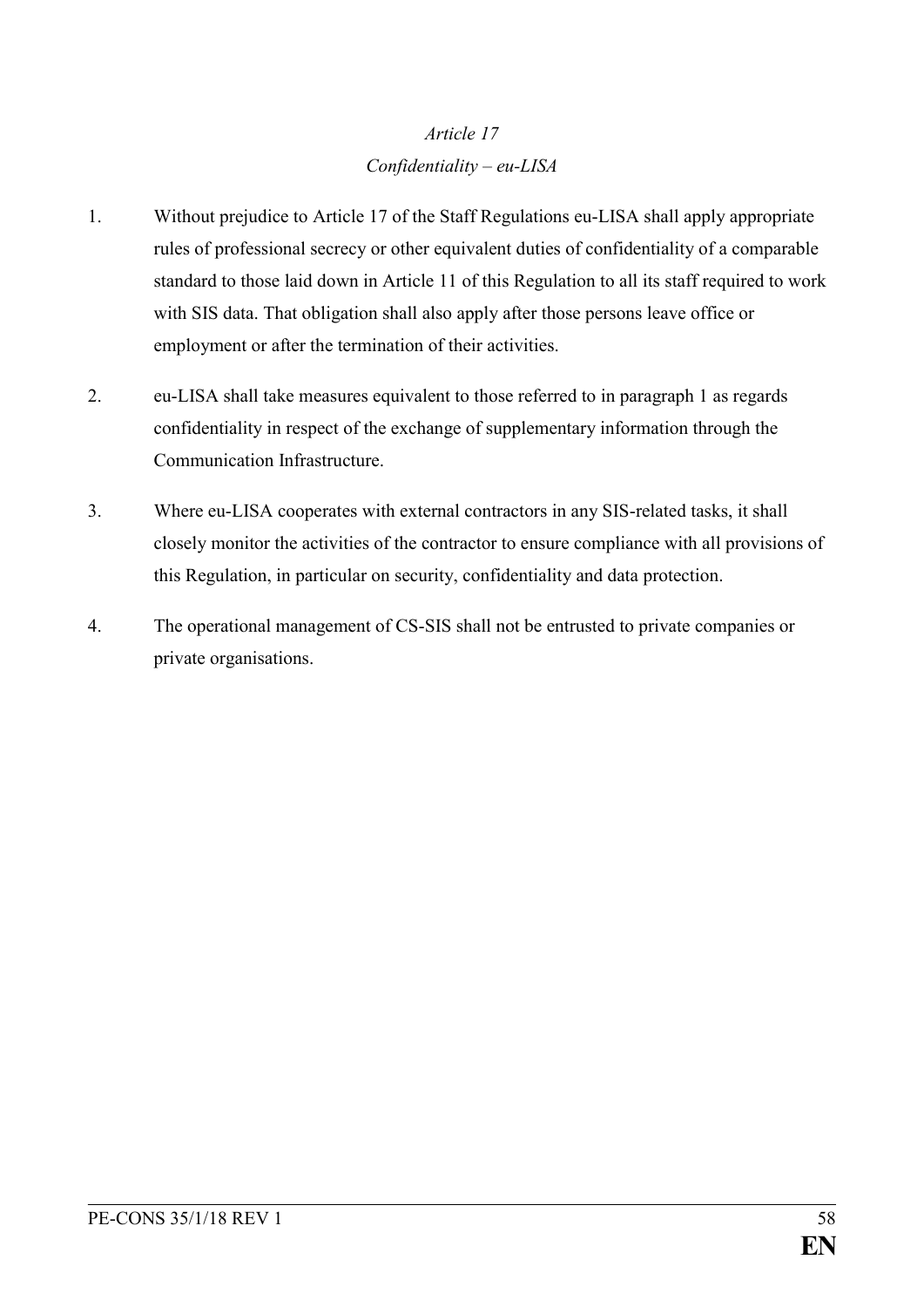*Article 17*

*Confidentiality – eu-LISA*

1. Without prejudice to Article 17 of the Staff Regulations eu-LISA shall apply appropriate rules of professional secrecy or other equivalent duties of confidentiality of a comparable standard to those laid down in Article 11 of this Regulation to all its staff required to work with SIS data. That obligation shall also apply after those persons leave office or employment or after the termination of their activities.

2. eu-LISA shall take measures equivalent to those referred to in paragraph 1 as regards confidentiality in respect of the exchange of supplementary information through the Communication Infrastructure.

3. Where eu-LISA cooperates with external contractors in any SIS-related tasks, it shall closely monitor the activities of the contractor to ensure compliance with all provisions of this Regulation, in particular on security, confidentiality and data protection.

4. The operational management of CS-SIS shall not be entrusted to private companies or private organisations.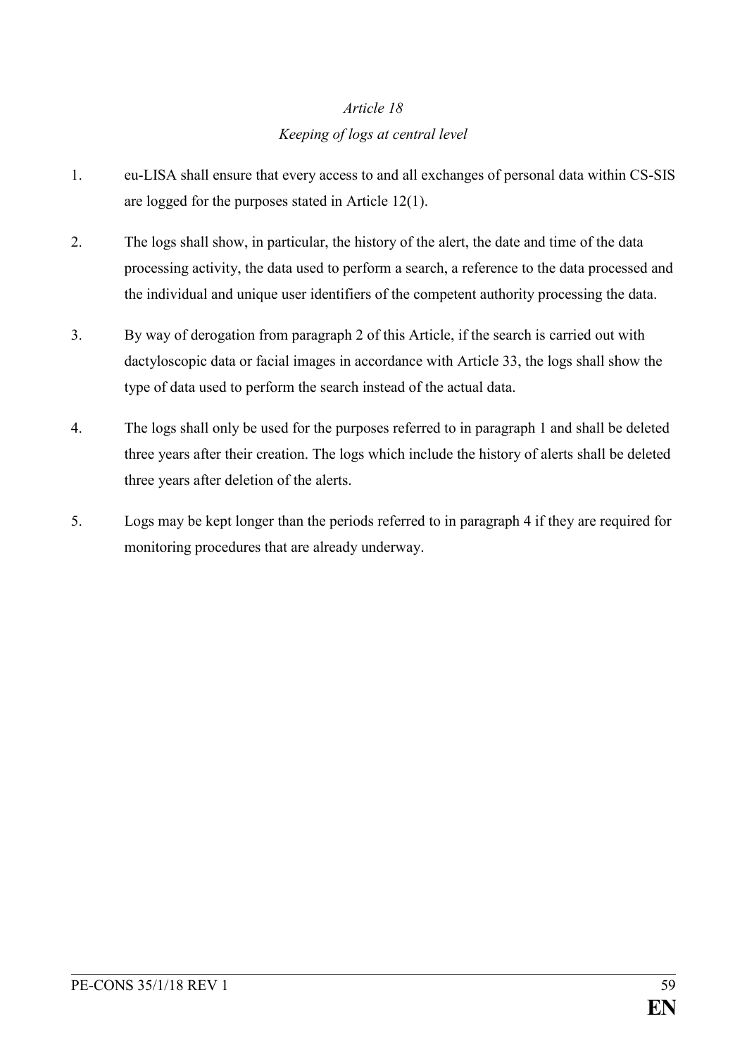*Article 18*

*Keeping of logs at central level*

1. eu-LISA shall ensure that every access to and all exchanges of personal data within CS-SIS are logged for the purposes stated in Article 12(1).

2. The logs shall show, in particular, the history of the alert, the date and time of the data processing activity, the data used to perform a search, a reference to the data processed and the individual and unique user identifiers of the competent authority processing the data.

3. By way of derogation from paragraph 2 of this Article, if the search is carried out with dactyloscopic data or facial images in accordance with Article 33, the logs shall show the type of data used to perform the search instead of the actual data.

4. The logs shall only be used for the purposes referred to in paragraph 1 and shall be deleted three years after their creation. The logs which include the history of alerts shall be deleted three years after deletion of the alerts.

5. Logs may be kept longer than the periods referred to in paragraph 4 if they are required for monitoring procedures that are already underway.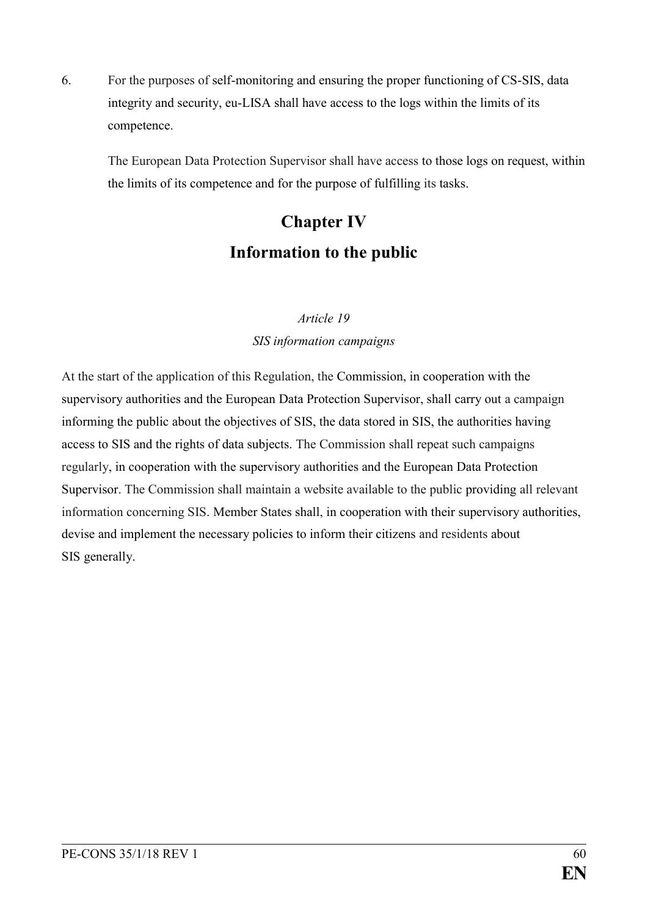6. For the purposes of self-monitoring and ensuring the proper functioning of CS-SIS, data integrity and security, eu-LISA shall have access to the logs within the limits of its competence.

   The European Data Protection Supervisor shall have access to those logs on request, within the limits of its competence and for the purpose of fulfilling its tasks.

## Chapter IV
## Information to the public

*Article 19*

*SIS information campaigns*

At the start of the application of this Regulation, the Commission, in cooperation with the supervisory authorities and the European Data Protection Supervisor, shall carry out a campaign informing the public about the objectives of SIS, the data stored in SIS, the authorities having access to SIS and the rights of data subjects. The Commission shall repeat such campaigns regularly, in cooperation with the supervisory authorities and the European Data Protection Supervisor. The Commission shall maintain a website available to the public providing all relevant information concerning SIS. Member States shall, in cooperation with their supervisory authorities, devise and implement the necessary policies to inform their citizens and residents about SIS generally.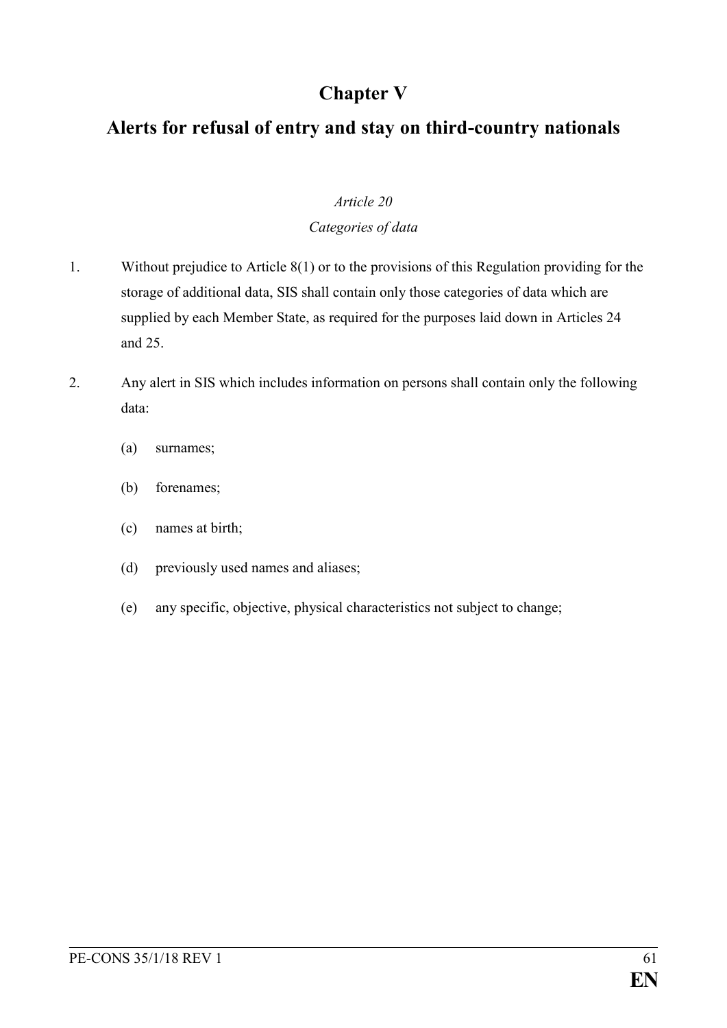# Chapter V

# Alerts for refusal of entry and stay on third-country nationals

*Article 20*

*Categories of data*

1. Without prejudice to Article 8(1) or to the provisions of this Regulation providing for the storage of additional data, SIS shall contain only those categories of data which are supplied by each Member State, as required for the purposes laid down in Articles 24 and 25.

2. Any alert in SIS which includes information on persons shall contain only the following data:

   (a) surnames;

   (b) forenames;

   (c) names at birth;

   (d) previously used names and aliases;

   (e) any specific, objective, physical characteristics not subject to change;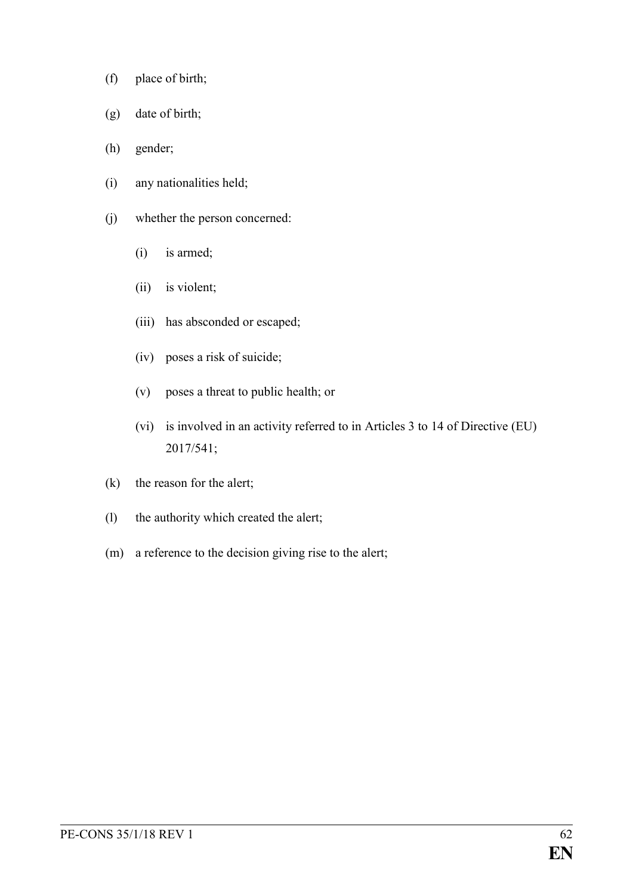(f) place of birth;

(g) date of birth;

(h) gender;

(i) any nationalities held;

(j) whether the person concerned:

   (i) is armed;

   (ii) is violent;

   (iii) has absconded or escaped;

   (iv) poses a risk of suicide;

   (v) poses a threat to public health; or

   (vi) is involved in an activity referred to in Articles 3 to 14 of Directive (EU) 2017/541;

(k) the reason for the alert;

(l) the authority which created the alert;

(m) a reference to the decision giving rise to the alert;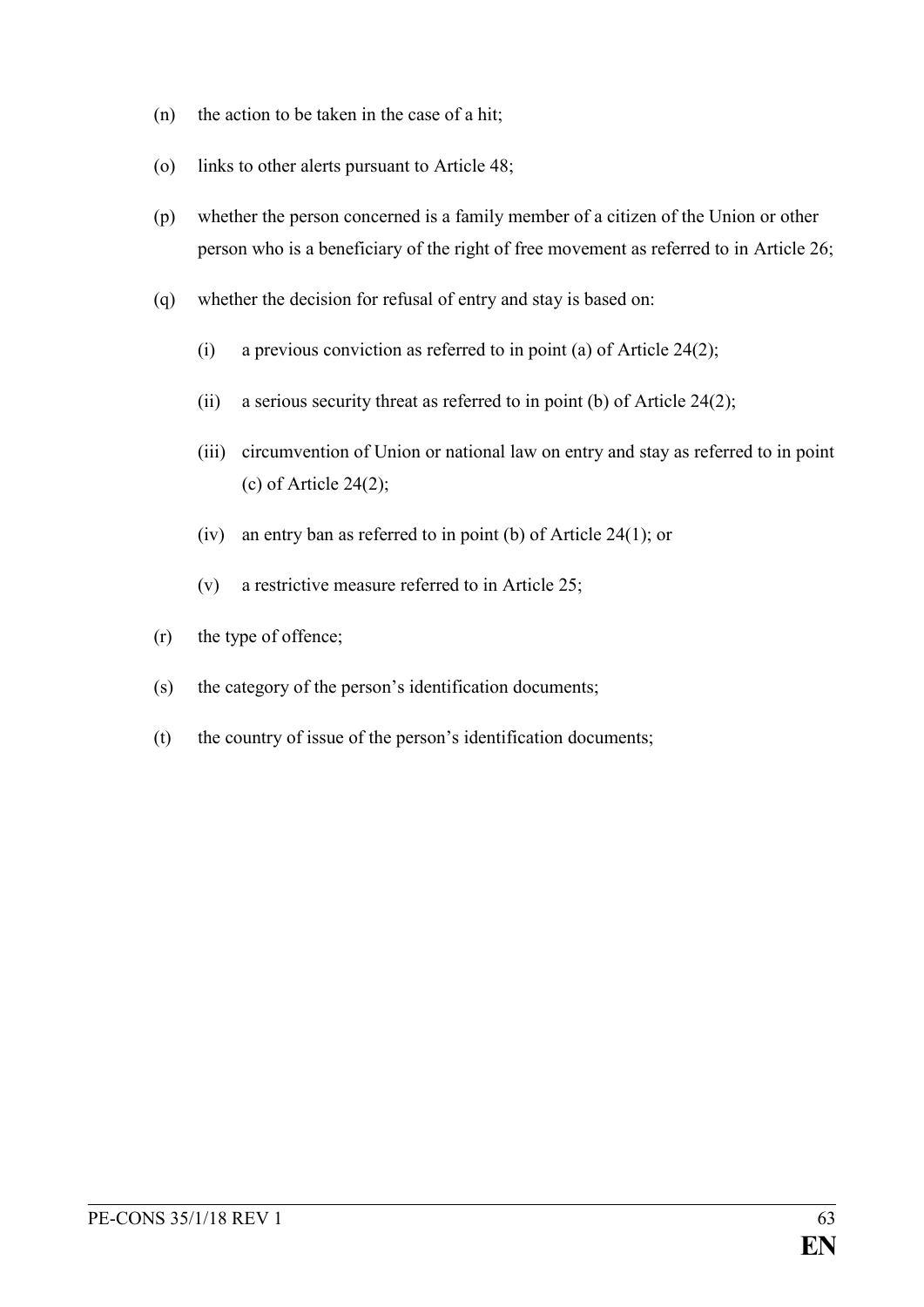(n) the action to be taken in the case of a hit;

(o) links to other alerts pursuant to Article 48;

(p) whether the person concerned is a family member of a citizen of the Union or other person who is a beneficiary of the right of free movement as referred to in Article 26;

(q) whether the decision for refusal of entry and stay is based on:

   (i) a previous conviction as referred to in point (a) of Article 24(2);

   (ii) a serious security threat as referred to in point (b) of Article 24(2);

   (iii) circumvention of Union or national law on entry and stay as referred to in point (c) of Article 24(2);

   (iv) an entry ban as referred to in point (b) of Article 24(1); or

   (v) a restrictive measure referred to in Article 25;

(r) the type of offence;

(s) the category of the person's identification documents;

(t) the country of issue of the person's identification documents;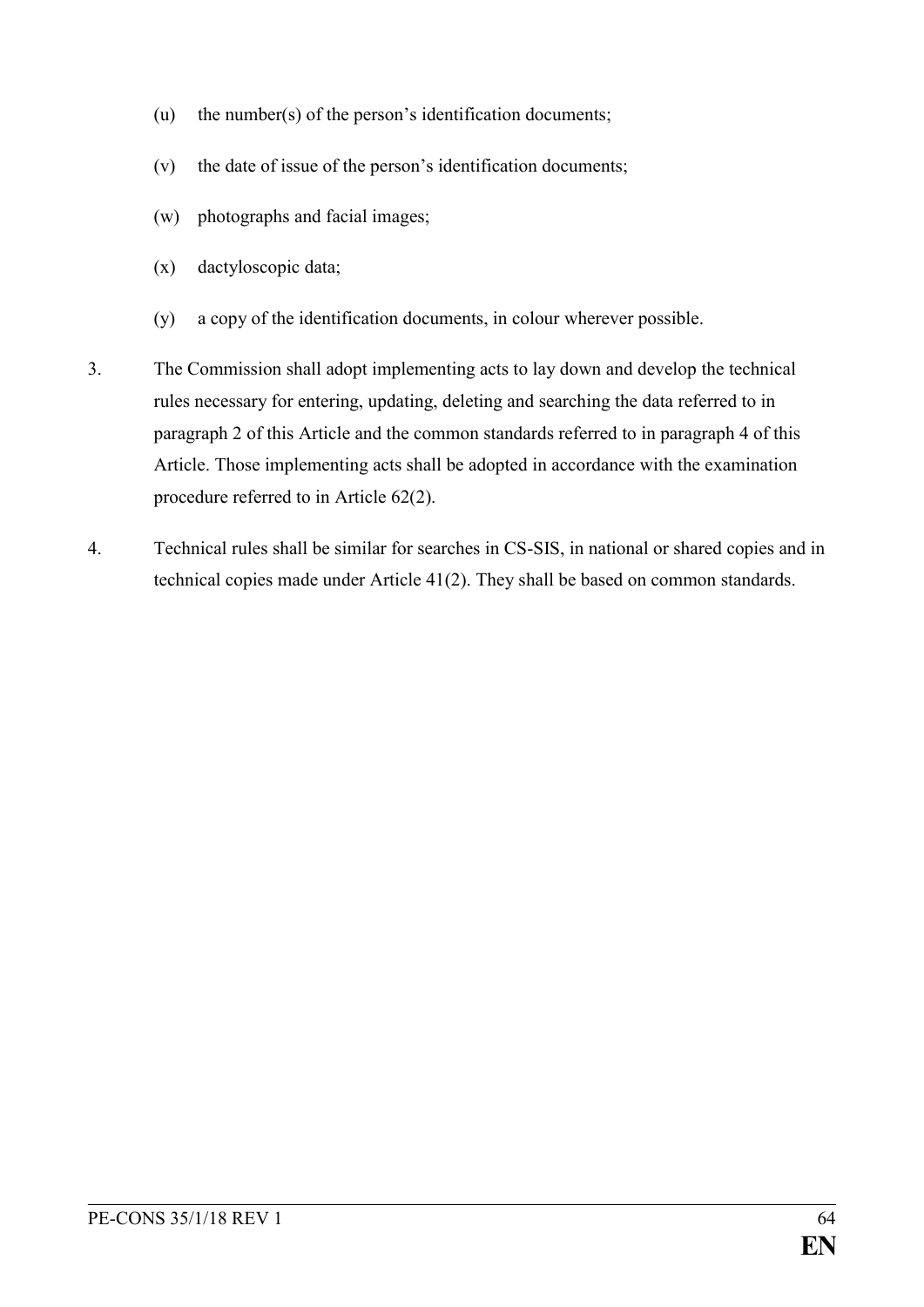(u) the number(s) of the person's identification documents;

(v) the date of issue of the person's identification documents;

(w) photographs and facial images;

(x) dactyloscopic data;

(y) a copy of the identification documents, in colour wherever possible.

3. The Commission shall adopt implementing acts to lay down and develop the technical rules necessary for entering, updating, deleting and searching the data referred to in paragraph 2 of this Article and the common standards referred to in paragraph 4 of this Article. Those implementing acts shall be adopted in accordance with the examination procedure referred to in Article 62(2).

4. Technical rules shall be similar for searches in CS-SIS, in national or shared copies and in technical copies made under Article 41(2). They shall be based on common standards.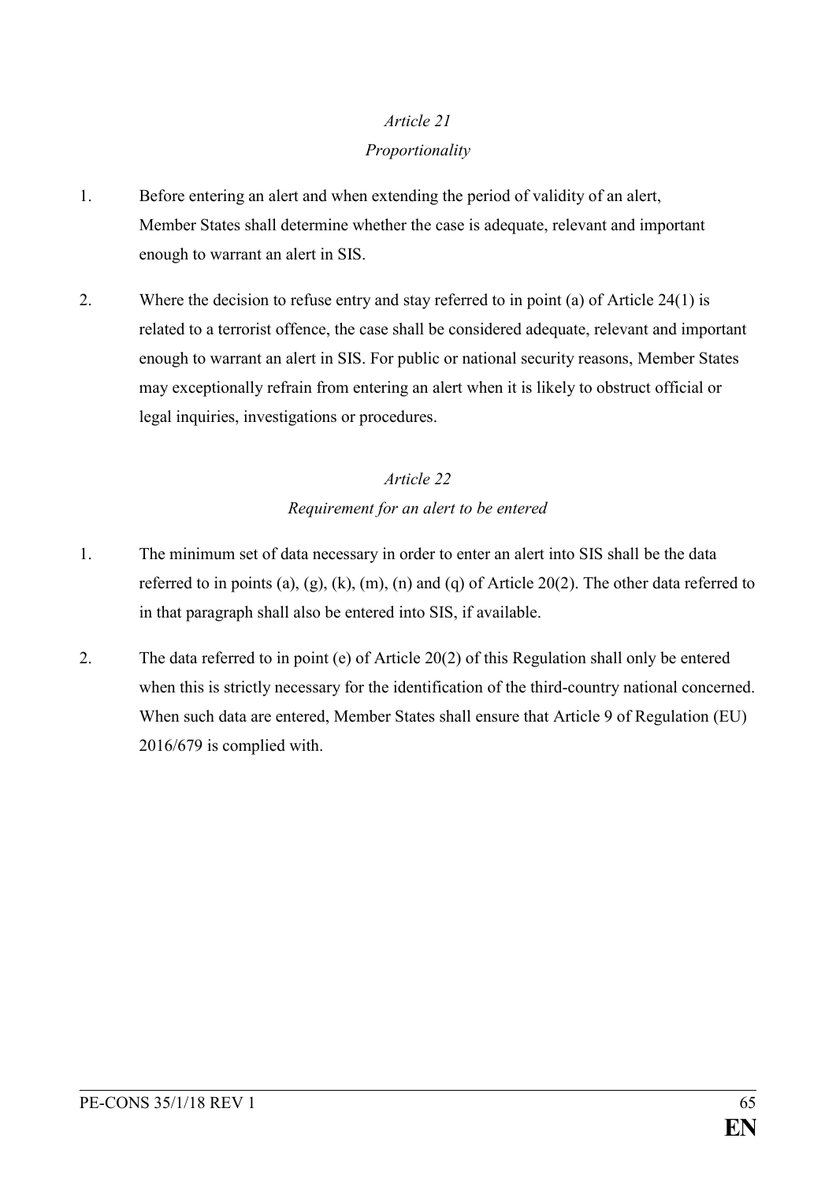*Article 21*

*Proportionality*

1. Before entering an alert and when extending the period of validity of an alert, Member States shall determine whether the case is adequate, relevant and important enough to warrant an alert in SIS.

2. Where the decision to refuse entry and stay referred to in point (a) of Article 24(1) is related to a terrorist offence, the case shall be considered adequate, relevant and important enough to warrant an alert in SIS. For public or national security reasons, Member States may exceptionally refrain from entering an alert when it is likely to obstruct official or legal inquiries, investigations or procedures.

*Article 22*

*Requirement for an alert to be entered*

1. The minimum set of data necessary in order to enter an alert into SIS shall be the data referred to in points (a), (g), (k), (m), (n) and (q) of Article 20(2). The other data referred to in that paragraph shall also be entered into SIS, if available.

2. The data referred to in point (e) of Article 20(2) of this Regulation shall only be entered when this is strictly necessary for the identification of the third-country national concerned. When such data are entered, Member States shall ensure that Article 9 of Regulation (EU) 2016/679 is complied with.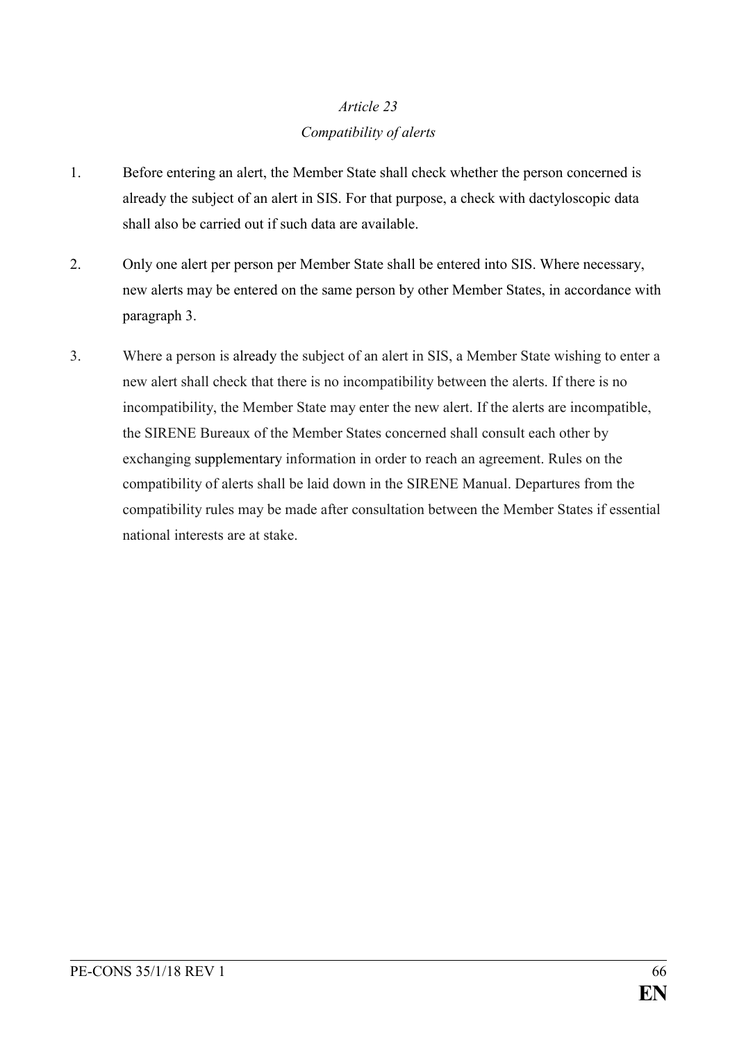*Article 23*

*Compatibility of alerts*

1. Before entering an alert, the Member State shall check whether the person concerned is already the subject of an alert in SIS. For that purpose, a check with dactyloscopic data shall also be carried out if such data are available.

2. Only one alert per person per Member State shall be entered into SIS. Where necessary, new alerts may be entered on the same person by other Member States, in accordance with paragraph 3.

3. Where a person is already the subject of an alert in SIS, a Member State wishing to enter a new alert shall check that there is no incompatibility between the alerts. If there is no incompatibility, the Member State may enter the new alert. If the alerts are incompatible, the SIRENE Bureaux of the Member States concerned shall consult each other by exchanging supplementary information in order to reach an agreement. Rules on the compatibility of alerts shall be laid down in the SIRENE Manual. Departures from the compatibility rules may be made after consultation between the Member States if essential national interests are at stake.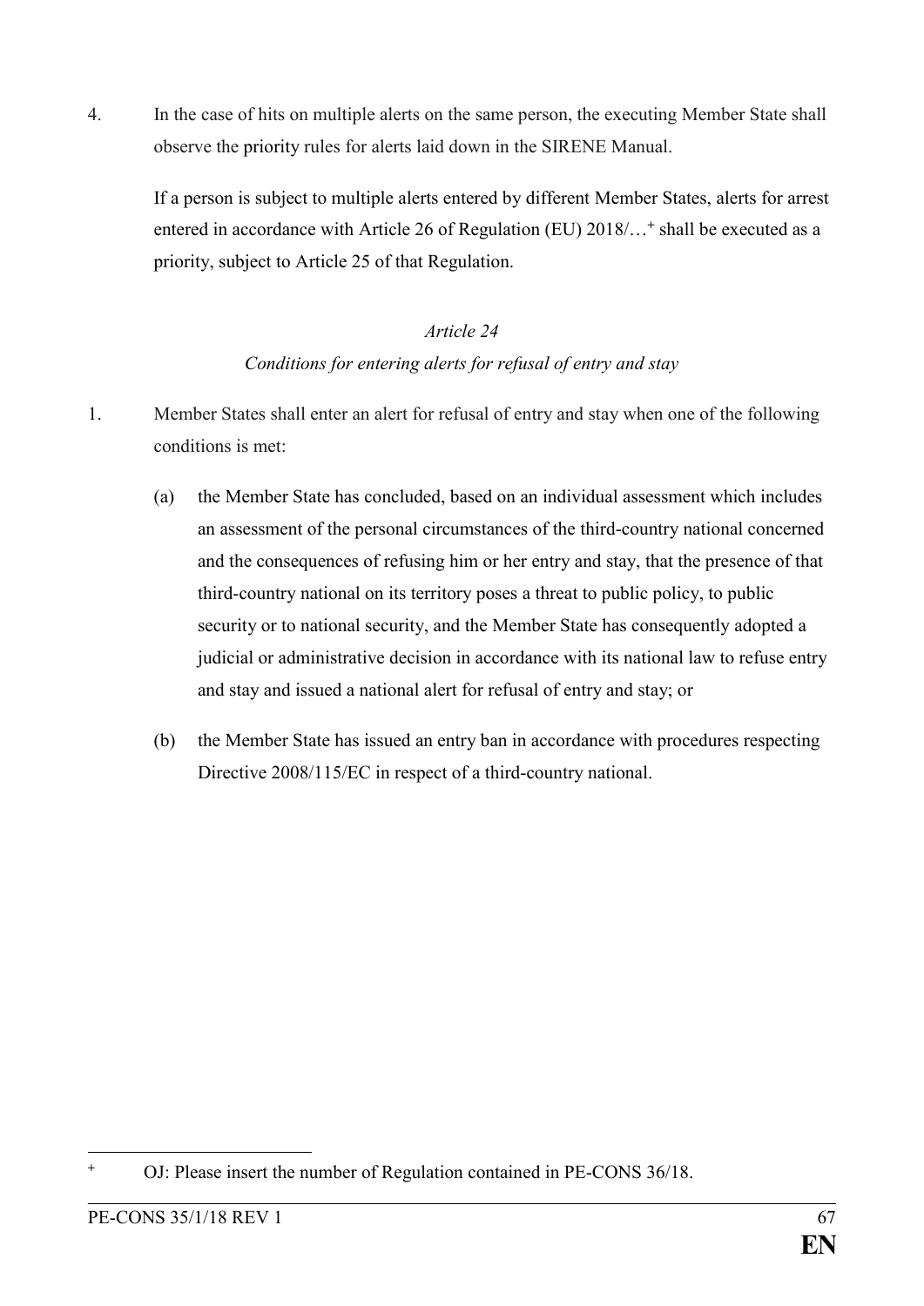4. In the case of hits on multiple alerts on the same person, the executing Member State shall observe the priority rules for alerts laid down in the SIRENE Manual.

   If a person is subject to multiple alerts entered by different Member States, alerts for arrest entered in accordance with Article 26 of Regulation (EU) 2018/…[+] shall be executed as a priority, subject to Article 25 of that Regulation.

*Article 24*

*Conditions for entering alerts for refusal of entry and stay*

1. Member States shall enter an alert for refusal of entry and stay when one of the following conditions is met:

   (a) the Member State has concluded, based on an individual assessment which includes an assessment of the personal circumstances of the third-country national concerned and the consequences of refusing him or her entry and stay, that the presence of that third-country national on its territory poses a threat to public policy, to public security or to national security, and the Member State has consequently adopted a judicial or administrative decision in accordance with its national law to refuse entry and stay and issued a national alert for refusal of entry and stay; or

   (b) the Member State has issued an entry ban in accordance with procedures respecting Directive 2008/115/EC in respect of a third-country national.

---

[+] OJ: Please insert the number of Regulation contained in PE-CONS 36/18.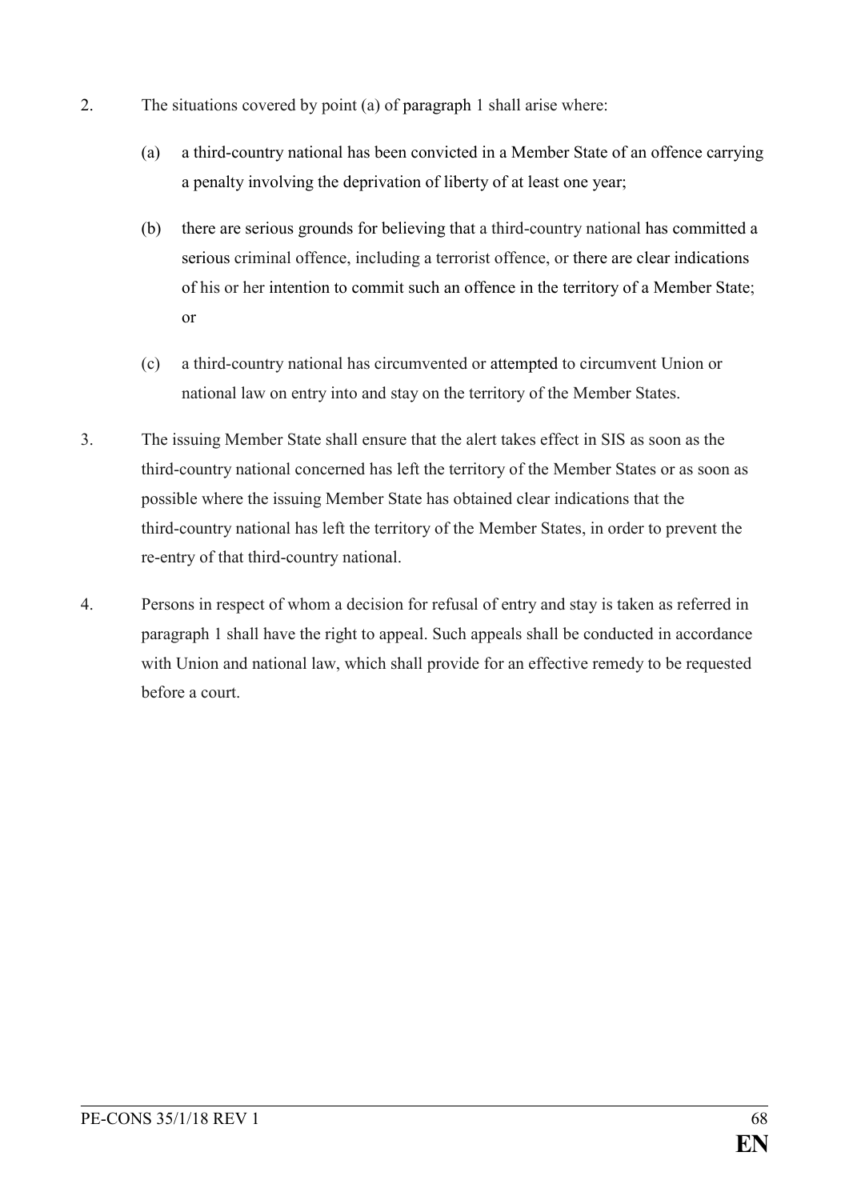2. The situations covered by point (a) of paragraph 1 shall arise where:

   (a) a third-country national has been convicted in a Member State of an offence carrying a penalty involving the deprivation of liberty of at least one year;

   (b) there are serious grounds for believing that a third-country national has committed a serious criminal offence, including a terrorist offence, or there are clear indications of his or her intention to commit such an offence in the territory of a Member State; or

   (c) a third-country national has circumvented or attempted to circumvent Union or national law on entry into and stay on the territory of the Member States.

3. The issuing Member State shall ensure that the alert takes effect in SIS as soon as the third-country national concerned has left the territory of the Member States or as soon as possible where the issuing Member State has obtained clear indications that the third-country national has left the territory of the Member States, in order to prevent the re-entry of that third-country national.

4. Persons in respect of whom a decision for refusal of entry and stay is taken as referred in paragraph 1 shall have the right to appeal. Such appeals shall be conducted in accordance with Union and national law, which shall provide for an effective remedy to be requested before a court.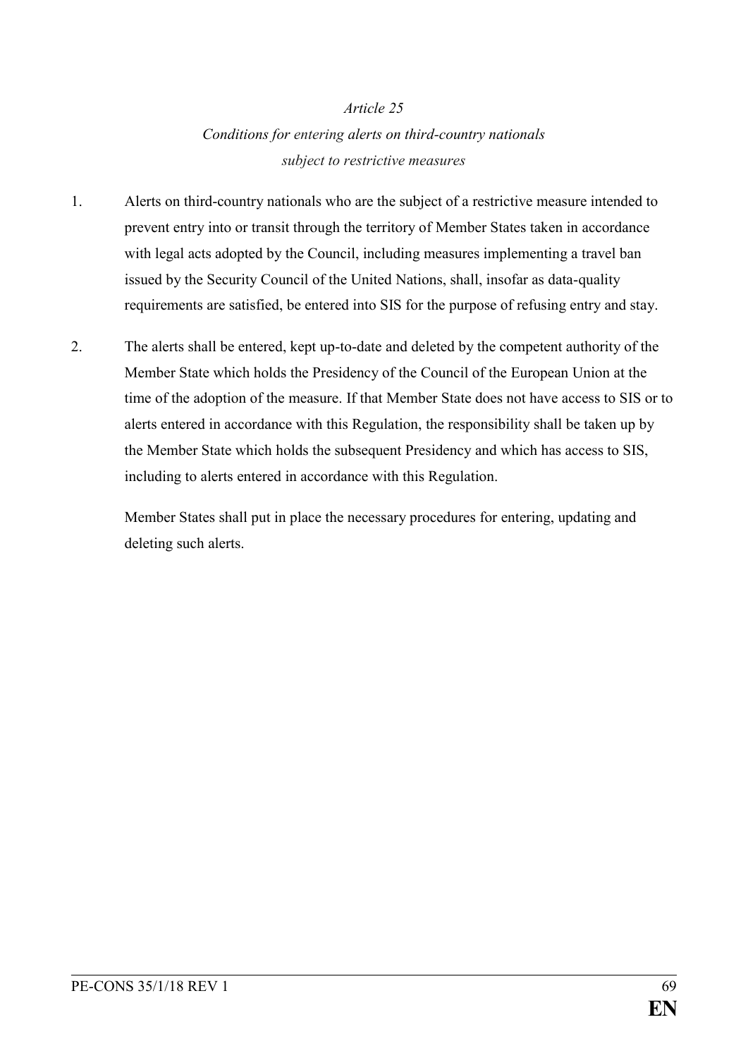*Article 25*

*Conditions for entering alerts on third-country nationals subject to restrictive measures*

1. Alerts on third-country nationals who are the subject of a restrictive measure intended to prevent entry into or transit through the territory of Member States taken in accordance with legal acts adopted by the Council, including measures implementing a travel ban issued by the Security Council of the United Nations, shall, insofar as data-quality requirements are satisfied, be entered into SIS for the purpose of refusing entry and stay.

2. The alerts shall be entered, kept up-to-date and deleted by the competent authority of the Member State which holds the Presidency of the Council of the European Union at the time of the adoption of the measure. If that Member State does not have access to SIS or to alerts entered in accordance with this Regulation, the responsibility shall be taken up by the Member State which holds the subsequent Presidency and which has access to SIS, including to alerts entered in accordance with this Regulation.

   Member States shall put in place the necessary procedures for entering, updating and deleting such alerts.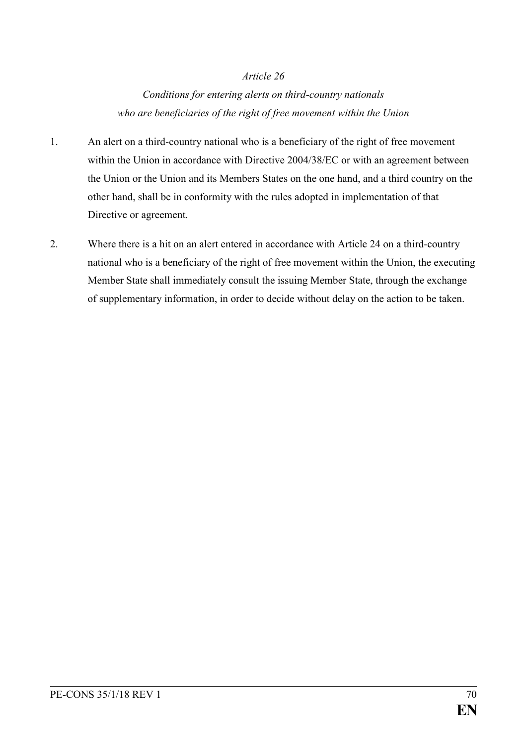*Article 26*

*Conditions for entering alerts on third-country nationals who are beneficiaries of the right of free movement within the Union*

1. An alert on a third-country national who is a beneficiary of the right of free movement within the Union in accordance with Directive 2004/38/EC or with an agreement between the Union or the Union and its Members States on the one hand, and a third country on the other hand, shall be in conformity with the rules adopted in implementation of that Directive or agreement.

2. Where there is a hit on an alert entered in accordance with Article 24 on a third-country national who is a beneficiary of the right of free movement within the Union, the executing Member State shall immediately consult the issuing Member State, through the exchange of supplementary information, in order to decide without delay on the action to be taken.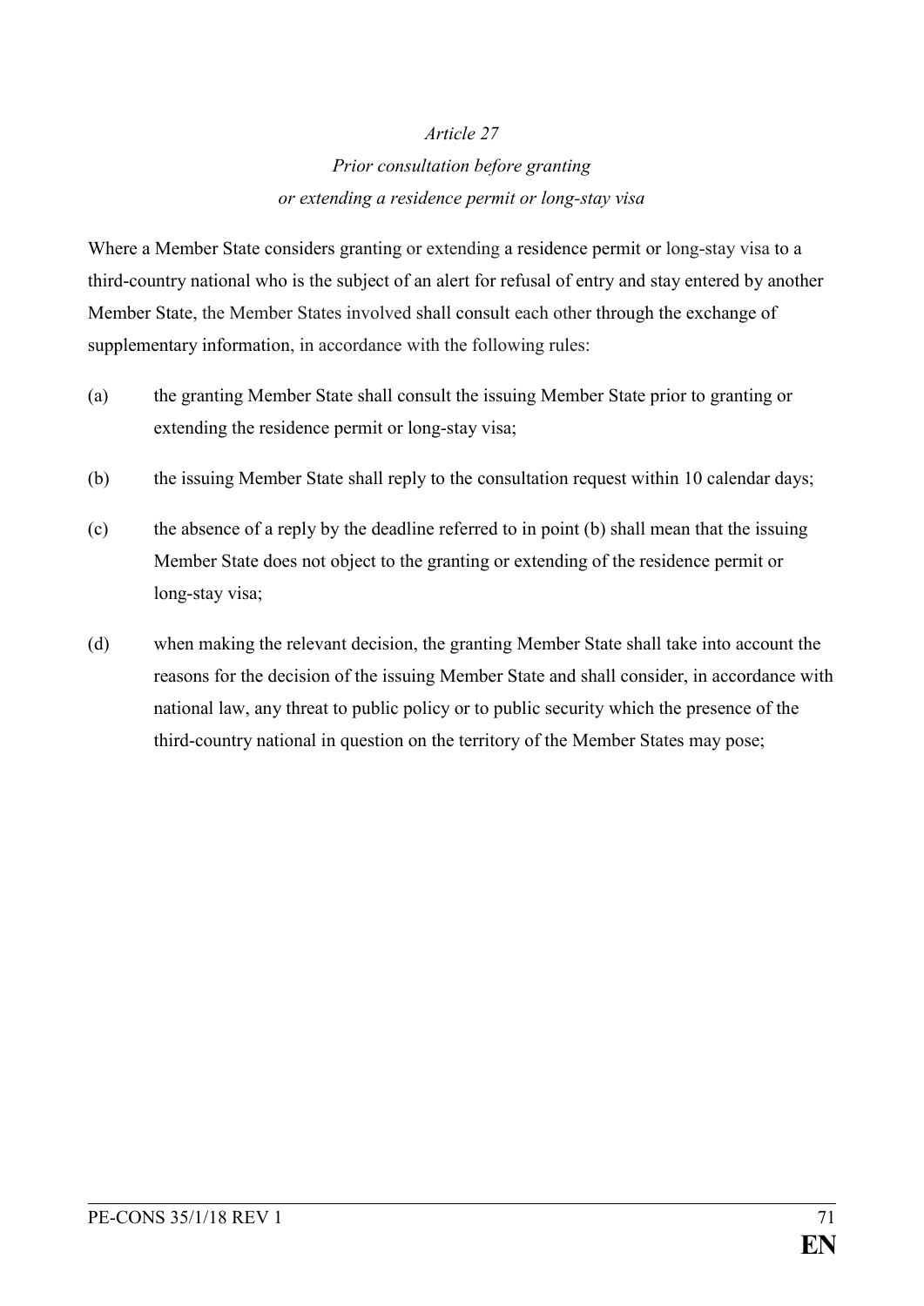*Article 27*

*Prior consultation before granting or extending a residence permit or long-stay visa*

Where a Member State considers granting or extending a residence permit or long-stay visa to a third-country national who is the subject of an alert for refusal of entry and stay entered by another Member State, the Member States involved shall consult each other through the exchange of supplementary information, in accordance with the following rules:

(a) the granting Member State shall consult the issuing Member State prior to granting or extending the residence permit or long-stay visa;

(b) the issuing Member State shall reply to the consultation request within 10 calendar days;

(c) the absence of a reply by the deadline referred to in point (b) shall mean that the issuing Member State does not object to the granting or extending of the residence permit or long-stay visa;

(d) when making the relevant decision, the granting Member State shall take into account the reasons for the decision of the issuing Member State and shall consider, in accordance with national law, any threat to public policy or to public security which the presence of the third-country national in question on the territory of the Member States may pose;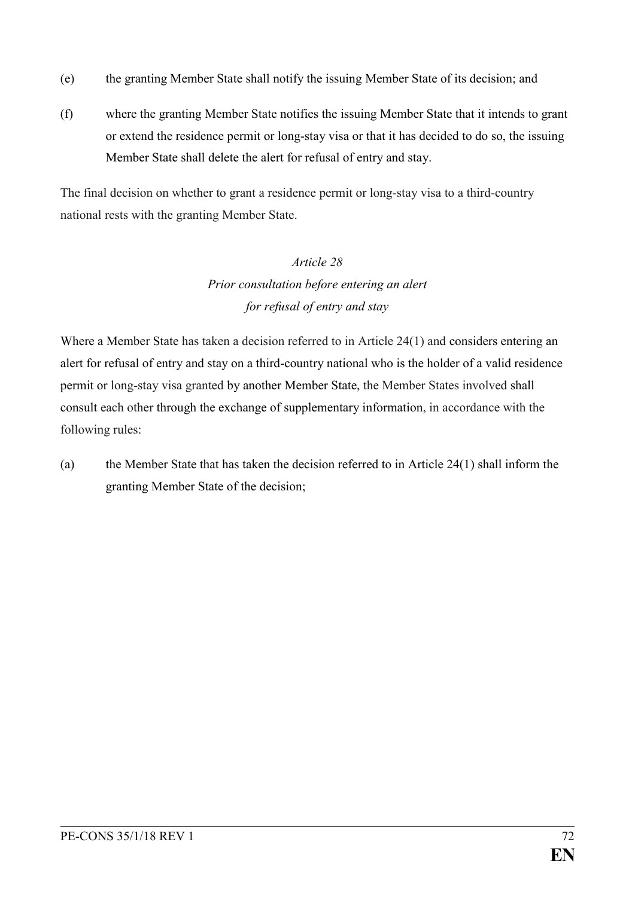(e) the granting Member State shall notify the issuing Member State of its decision; and

(f) where the granting Member State notifies the issuing Member State that it intends to grant or extend the residence permit or long-stay visa or that it has decided to do so, the issuing Member State shall delete the alert for refusal of entry and stay.

The final decision on whether to grant a residence permit or long-stay visa to a third-country national rests with the granting Member State.

*Article 28*

*Prior consultation before entering an alert for refusal of entry and stay*

Where a Member State has taken a decision referred to in Article 24(1) and considers entering an alert for refusal of entry and stay on a third-country national who is the holder of a valid residence permit or long-stay visa granted by another Member State, the Member States involved shall consult each other through the exchange of supplementary information, in accordance with the following rules:

(a) the Member State that has taken the decision referred to in Article 24(1) shall inform the granting Member State of the decision;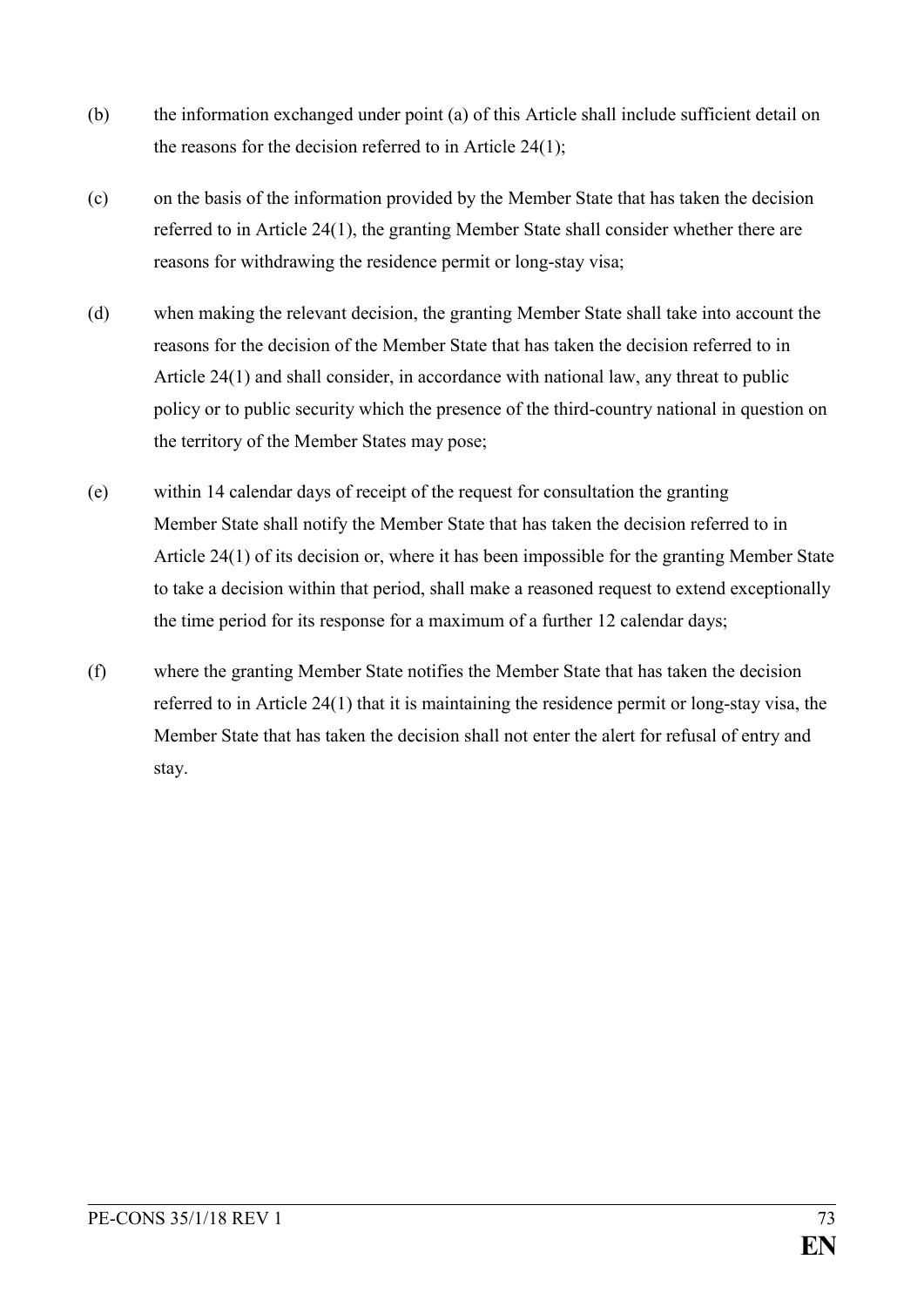(b) the information exchanged under point (a) of this Article shall include sufficient detail on the reasons for the decision referred to in Article 24(1);

(c) on the basis of the information provided by the Member State that has taken the decision referred to in Article 24(1), the granting Member State shall consider whether there are reasons for withdrawing the residence permit or long-stay visa;

(d) when making the relevant decision, the granting Member State shall take into account the reasons for the decision of the Member State that has taken the decision referred to in Article 24(1) and shall consider, in accordance with national law, any threat to public policy or to public security which the presence of the third-country national in question on the territory of the Member States may pose;

(e) within 14 calendar days of receipt of the request for consultation the granting Member State shall notify the Member State that has taken the decision referred to in Article 24(1) of its decision or, where it has been impossible for the granting Member State to take a decision within that period, shall make a reasoned request to extend exceptionally the time period for its response for a maximum of a further 12 calendar days;

(f) where the granting Member State notifies the Member State that has taken the decision referred to in Article 24(1) that it is maintaining the residence permit or long-stay visa, the Member State that has taken the decision shall not enter the alert for refusal of entry and stay.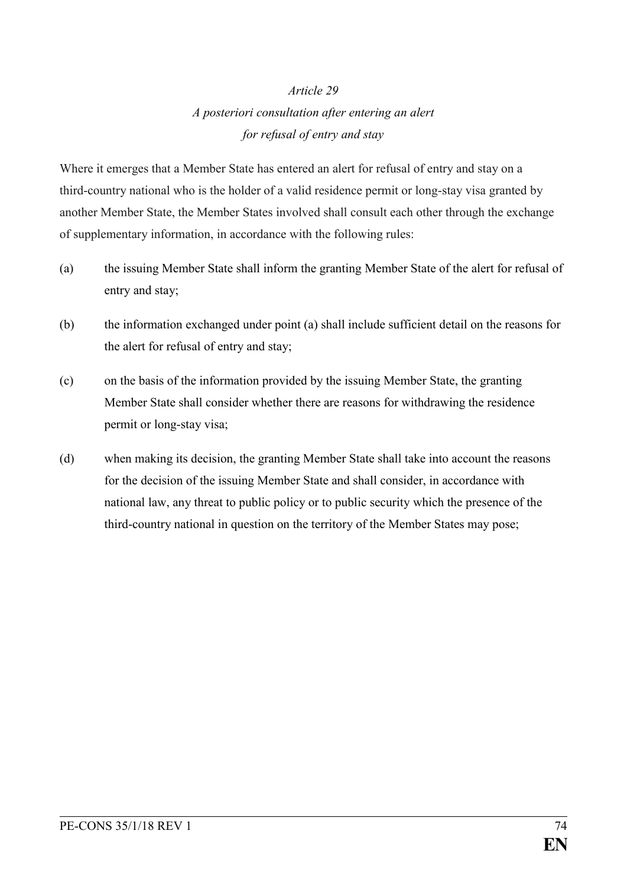*Article 29*

*A posteriori consultation after entering an alert for refusal of entry and stay*

Where it emerges that a Member State has entered an alert for refusal of entry and stay on a third-country national who is the holder of a valid residence permit or long-stay visa granted by another Member State, the Member States involved shall consult each other through the exchange of supplementary information, in accordance with the following rules:

(a) the issuing Member State shall inform the granting Member State of the alert for refusal of entry and stay;

(b) the information exchanged under point (a) shall include sufficient detail on the reasons for the alert for refusal of entry and stay;

(c) on the basis of the information provided by the issuing Member State, the granting Member State shall consider whether there are reasons for withdrawing the residence permit or long-stay visa;

(d) when making its decision, the granting Member State shall take into account the reasons for the decision of the issuing Member State and shall consider, in accordance with national law, any threat to public policy or to public security which the presence of the third-country national in question on the territory of the Member States may pose;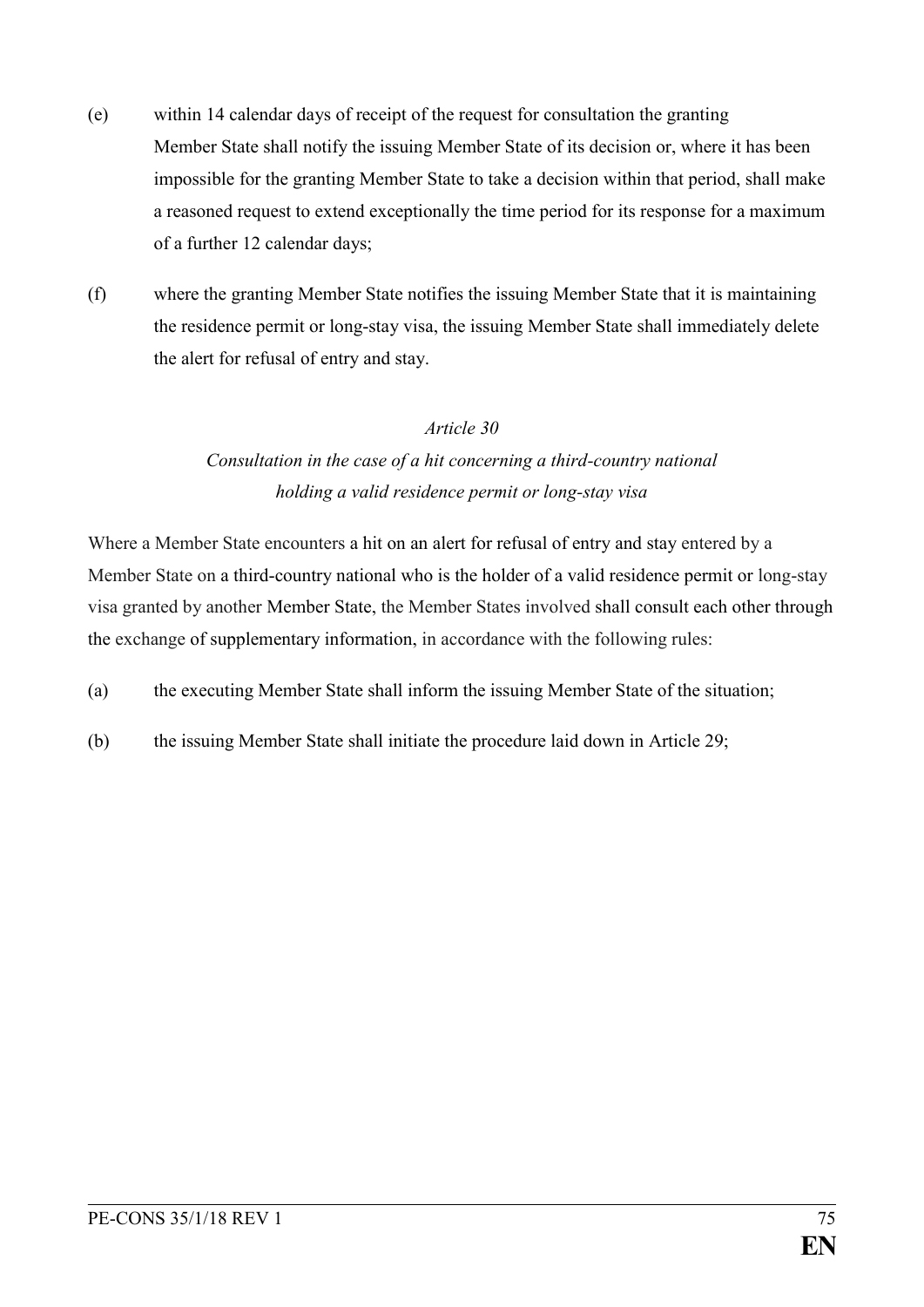(e) within 14 calendar days of receipt of the request for consultation the granting Member State shall notify the issuing Member State of its decision or, where it has been impossible for the granting Member State to take a decision within that period, shall make a reasoned request to extend exceptionally the time period for its response for a maximum of a further 12 calendar days;

(f) where the granting Member State notifies the issuing Member State that it is maintaining the residence permit or long-stay visa, the issuing Member State shall immediately delete the alert for refusal of entry and stay.

*Article 30*

*Consultation in the case of a hit concerning a third-country national holding a valid residence permit or long-stay visa*

Where a Member State encounters a hit on an alert for refusal of entry and stay entered by a Member State on a third-country national who is the holder of a valid residence permit or long-stay visa granted by another Member State, the Member States involved shall consult each other through the exchange of supplementary information, in accordance with the following rules:

(a) the executing Member State shall inform the issuing Member State of the situation;

(b) the issuing Member State shall initiate the procedure laid down in Article 29;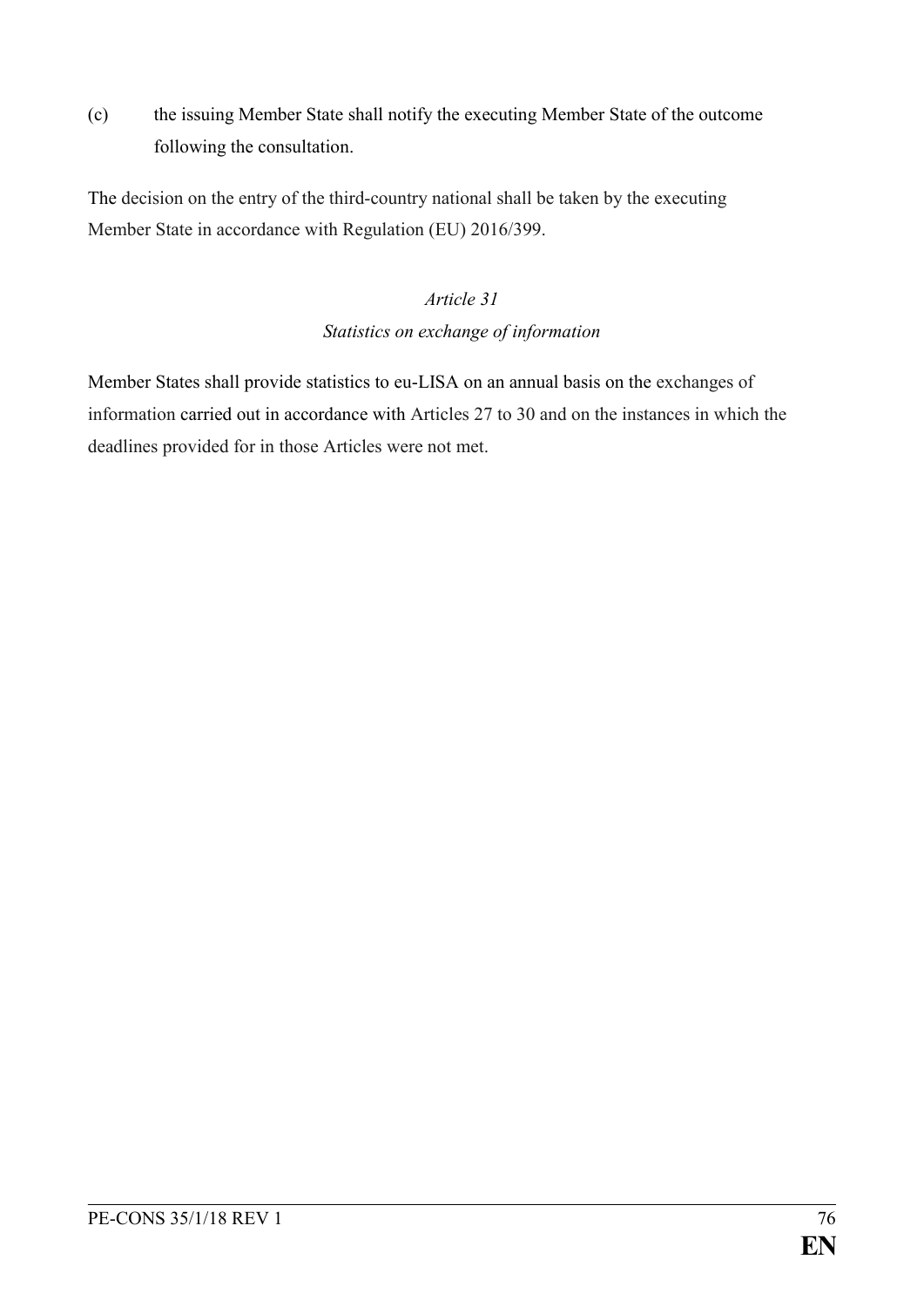(c) the issuing Member State shall notify the executing Member State of the outcome following the consultation.

The decision on the entry of the third-country national shall be taken by the executing Member State in accordance with Regulation (EU) 2016/399.

*Article 31*

*Statistics on exchange of information*

Member States shall provide statistics to eu-LISA on an annual basis on the exchanges of information carried out in accordance with Articles 27 to 30 and on the instances in which the deadlines provided for in those Articles were not met.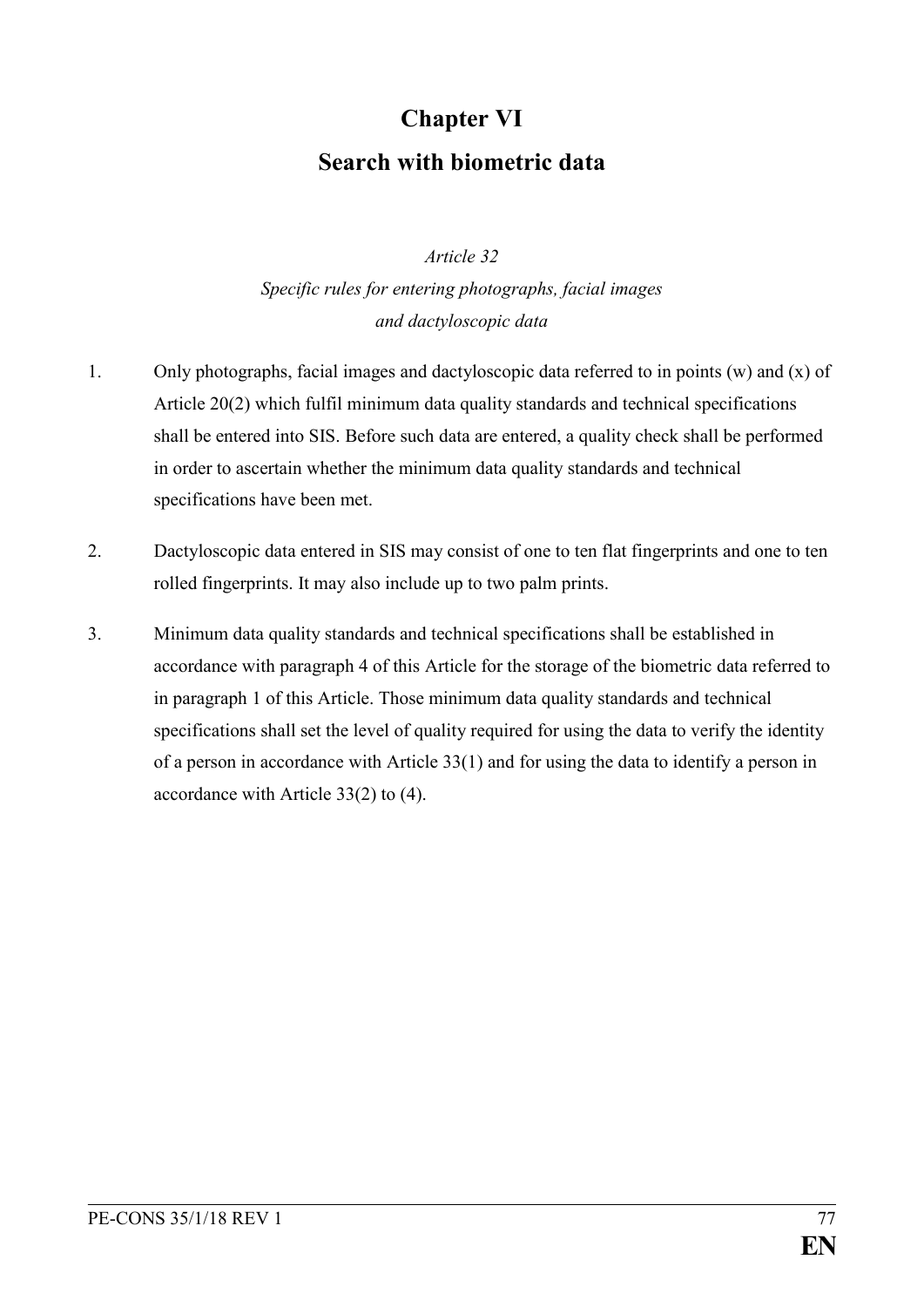# Chapter VI
# Search with biometric data

*Article 32*
*Specific rules for entering photographs, facial images and dactyloscopic data*

1. Only photographs, facial images and dactyloscopic data referred to in points (w) and (x) of Article 20(2) which fulfil minimum data quality standards and technical specifications shall be entered into SIS. Before such data are entered, a quality check shall be performed in order to ascertain whether the minimum data quality standards and technical specifications have been met.

2. Dactyloscopic data entered in SIS may consist of one to ten flat fingerprints and one to ten rolled fingerprints. It may also include up to two palm prints.

3. Minimum data quality standards and technical specifications shall be established in accordance with paragraph 4 of this Article for the storage of the biometric data referred to in paragraph 1 of this Article. Those minimum data quality standards and technical specifications shall set the level of quality required for using the data to verify the identity of a person in accordance with Article 33(1) and for using the data to identify a person in accordance with Article 33(2) to (4).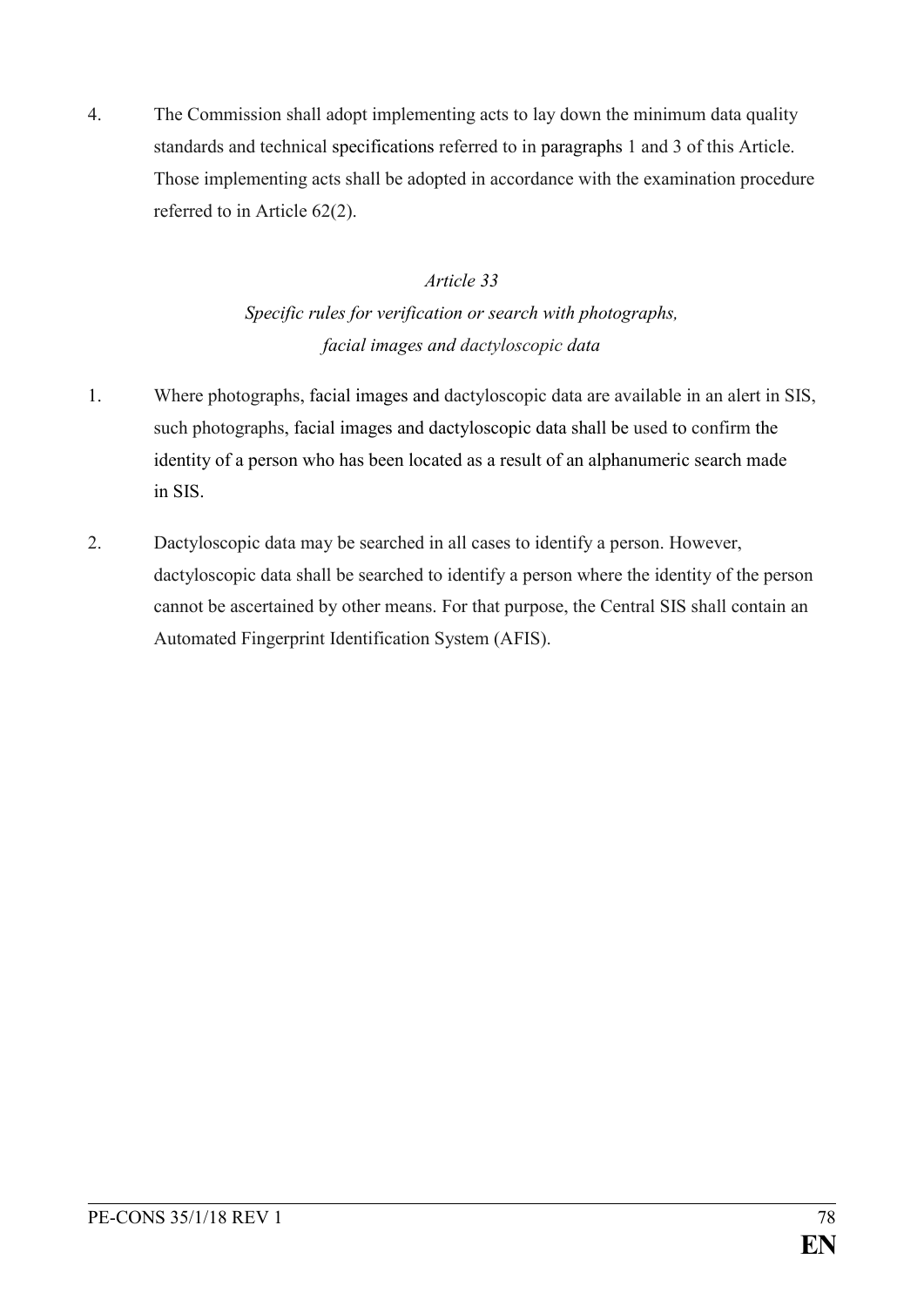4. The Commission shall adopt implementing acts to lay down the minimum data quality standards and technical specifications referred to in paragraphs 1 and 3 of this Article. Those implementing acts shall be adopted in accordance with the examination procedure referred to in Article 62(2).

*Article 33*

*Specific rules for verification or search with photographs, facial images and dactyloscopic data*

1. Where photographs, facial images and dactyloscopic data are available in an alert in SIS, such photographs, facial images and dactyloscopic data shall be used to confirm the identity of a person who has been located as a result of an alphanumeric search made in SIS.

2. Dactyloscopic data may be searched in all cases to identify a person. However, dactyloscopic data shall be searched to identify a person where the identity of the person cannot be ascertained by other means. For that purpose, the Central SIS shall contain an Automated Fingerprint Identification System (AFIS).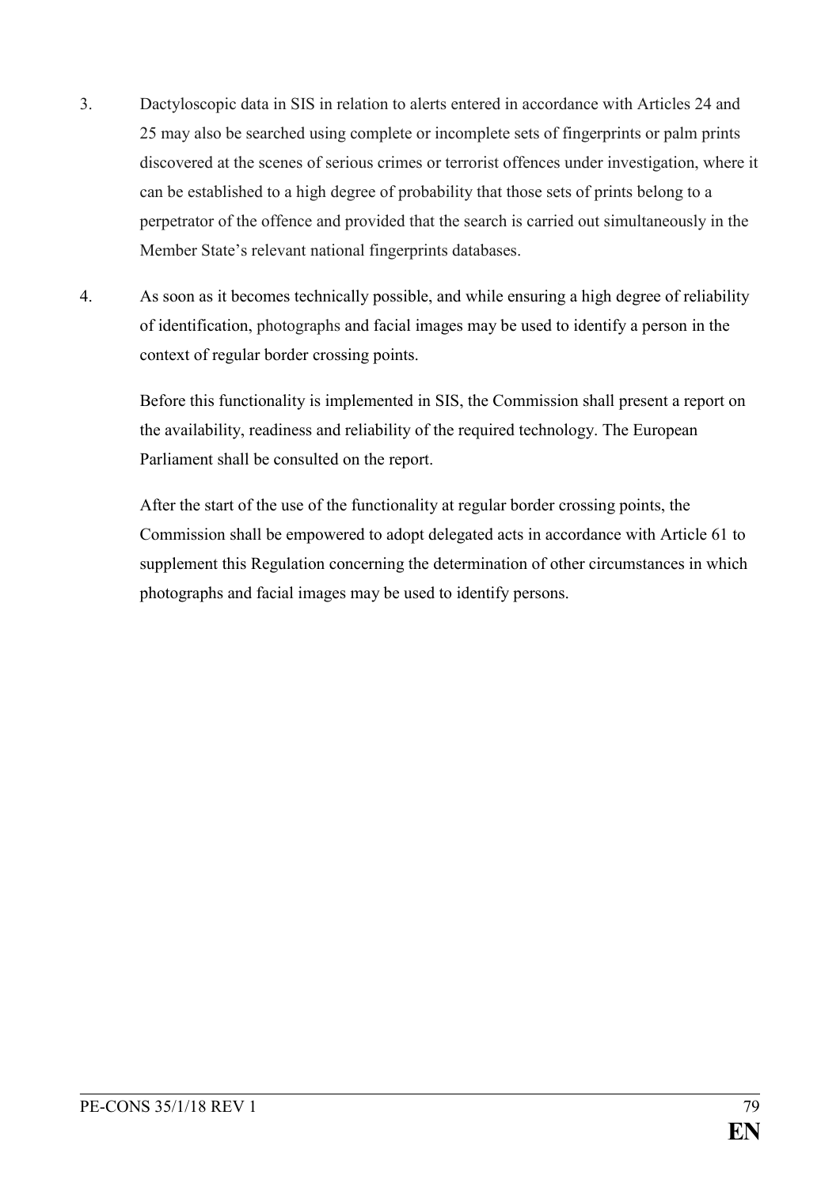3. Dactyloscopic data in SIS in relation to alerts entered in accordance with Articles 24 and 25 may also be searched using complete or incomplete sets of fingerprints or palm prints discovered at the scenes of serious crimes or terrorist offences under investigation, where it can be established to a high degree of probability that those sets of prints belong to a perpetrator of the offence and provided that the search is carried out simultaneously in the Member State's relevant national fingerprints databases.

4. As soon as it becomes technically possible, and while ensuring a high degree of reliability of identification, photographs and facial images may be used to identify a person in the context of regular border crossing points.

   Before this functionality is implemented in SIS, the Commission shall present a report on the availability, readiness and reliability of the required technology. The European Parliament shall be consulted on the report.

   After the start of the use of the functionality at regular border crossing points, the Commission shall be empowered to adopt delegated acts in accordance with Article 61 to supplement this Regulation concerning the determination of other circumstances in which photographs and facial images may be used to identify persons.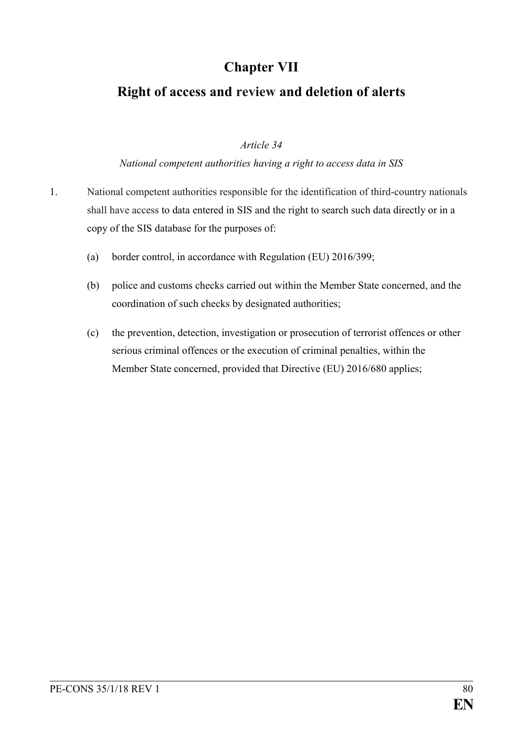# Chapter VII

# Right of access and review and deletion of alerts

*Article 34*

*National competent authorities having a right to access data in SIS*

1. National competent authorities responsible for the identification of third-country nationals shall have access to data entered in SIS and the right to search such data directly or in a copy of the SIS database for the purposes of:

   (a) border control, in accordance with Regulation (EU) 2016/399;

   (b) police and customs checks carried out within the Member State concerned, and the coordination of such checks by designated authorities;

   (c) the prevention, detection, investigation or prosecution of terrorist offences or other serious criminal offences or the execution of criminal penalties, within the Member State concerned, provided that Directive (EU) 2016/680 applies;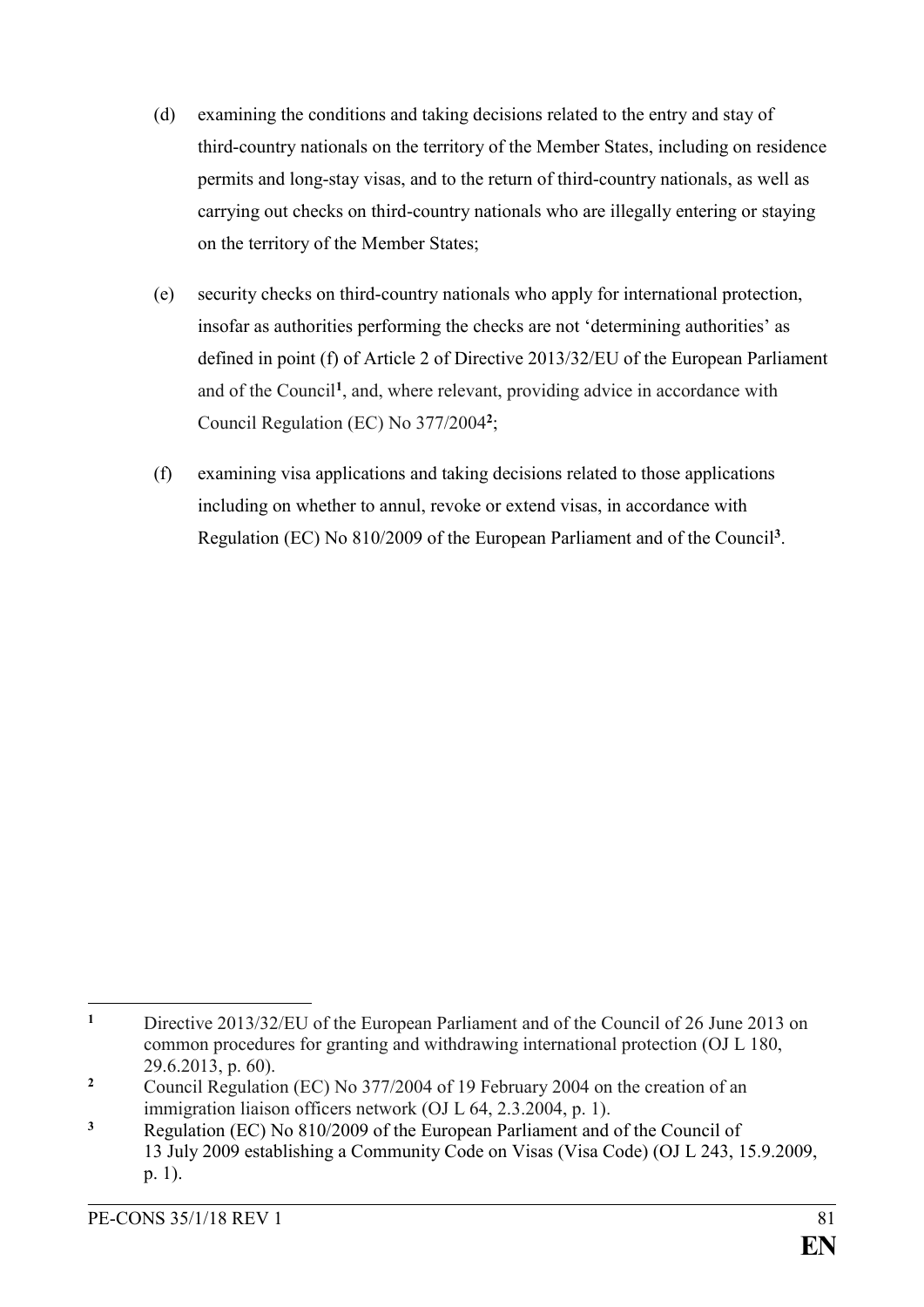(d) examining the conditions and taking decisions related to the entry and stay of third-country nationals on the territory of the Member States, including on residence permits and long-stay visas, and to the return of third-country nationals, as well as carrying out checks on third-country nationals who are illegally entering or staying on the territory of the Member States;

(e) security checks on third-country nationals who apply for international protection, insofar as authorities performing the checks are not 'determining authorities' as defined in point (f) of Article 2 of Directive 2013/32/EU of the European Parliament and of the Council[1], and, where relevant, providing advice in accordance with Council Regulation (EC) No 377/2004[2];

(f) examining visa applications and taking decisions related to those applications including on whether to annul, revoke or extend visas, in accordance with Regulation (EC) No 810/2009 of the European Parliament and of the Council[3].

---

[1] Directive 2013/32/EU of the European Parliament and of the Council of 26 June 2013 on common procedures for granting and withdrawing international protection (OJ L 180, 29.6.2013, p. 60).

[2] Council Regulation (EC) No 377/2004 of 19 February 2004 on the creation of an immigration liaison officers network (OJ L 64, 2.3.2004, p. 1).

[3] Regulation (EC) No 810/2009 of the European Parliament and of the Council of 13 July 2009 establishing a Community Code on Visas (Visa Code) (OJ L 243, 15.9.2009, p. 1).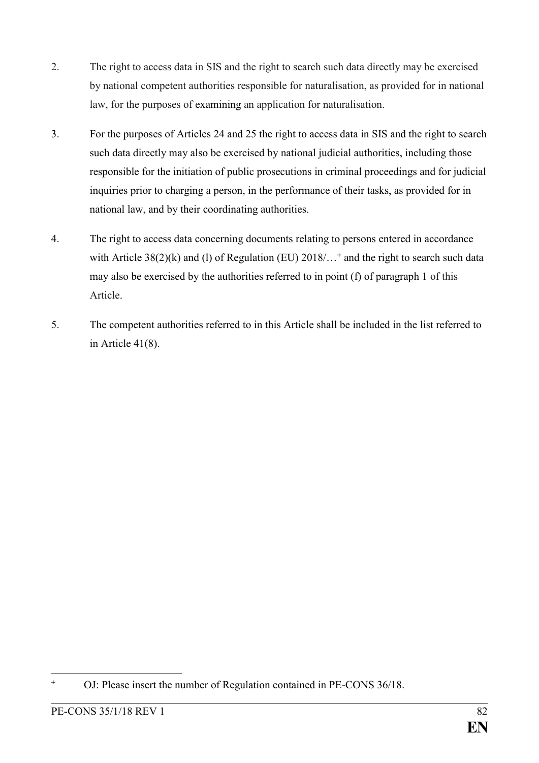2. The right to access data in SIS and the right to search such data directly may be exercised by national competent authorities responsible for naturalisation, as provided for in national law, for the purposes of examining an application for naturalisation.

3. For the purposes of Articles 24 and 25 the right to access data in SIS and the right to search such data directly may also be exercised by national judicial authorities, including those responsible for the initiation of public prosecutions in criminal proceedings and for judicial inquiries prior to charging a person, in the performance of their tasks, as provided for in national law, and by their coordinating authorities.

4. The right to access data concerning documents relating to persons entered in accordance with Article 38(2)(k) and (l) of Regulation (EU) 2018/…[+] and the right to search such data may also be exercised by the authorities referred to in point (f) of paragraph 1 of this Article.

5. The competent authorities referred to in this Article shall be included in the list referred to in Article 41(8).

---

[+] OJ: Please insert the number of Regulation contained in PE-CONS 36/18.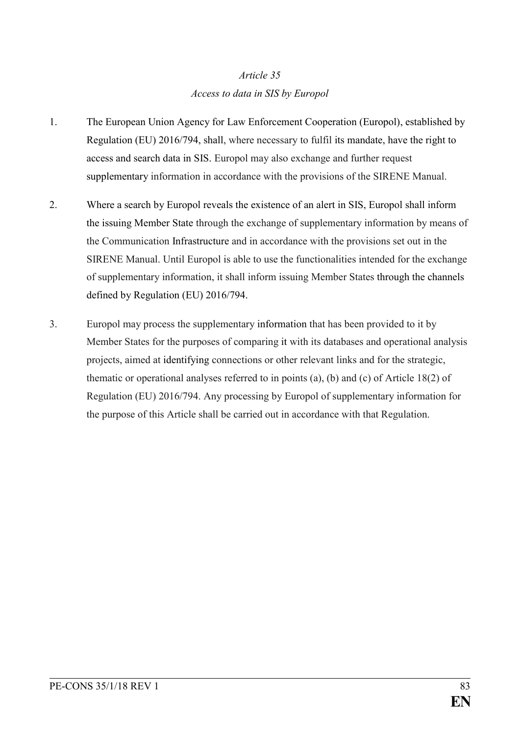*Article 35*

*Access to data in SIS by Europol*

1. The European Union Agency for Law Enforcement Cooperation (Europol), established by Regulation (EU) 2016/794, shall, where necessary to fulfil its mandate, have the right to access and search data in SIS. Europol may also exchange and further request supplementary information in accordance with the provisions of the SIRENE Manual.

2. Where a search by Europol reveals the existence of an alert in SIS, Europol shall inform the issuing Member State through the exchange of supplementary information by means of the Communication Infrastructure and in accordance with the provisions set out in the SIRENE Manual. Until Europol is able to use the functionalities intended for the exchange of supplementary information, it shall inform issuing Member States through the channels defined by Regulation (EU) 2016/794.

3. Europol may process the supplementary information that has been provided to it by Member States for the purposes of comparing it with its databases and operational analysis projects, aimed at identifying connections or other relevant links and for the strategic, thematic or operational analyses referred to in points (a), (b) and (c) of Article 18(2) of Regulation (EU) 2016/794. Any processing by Europol of supplementary information for the purpose of this Article shall be carried out in accordance with that Regulation.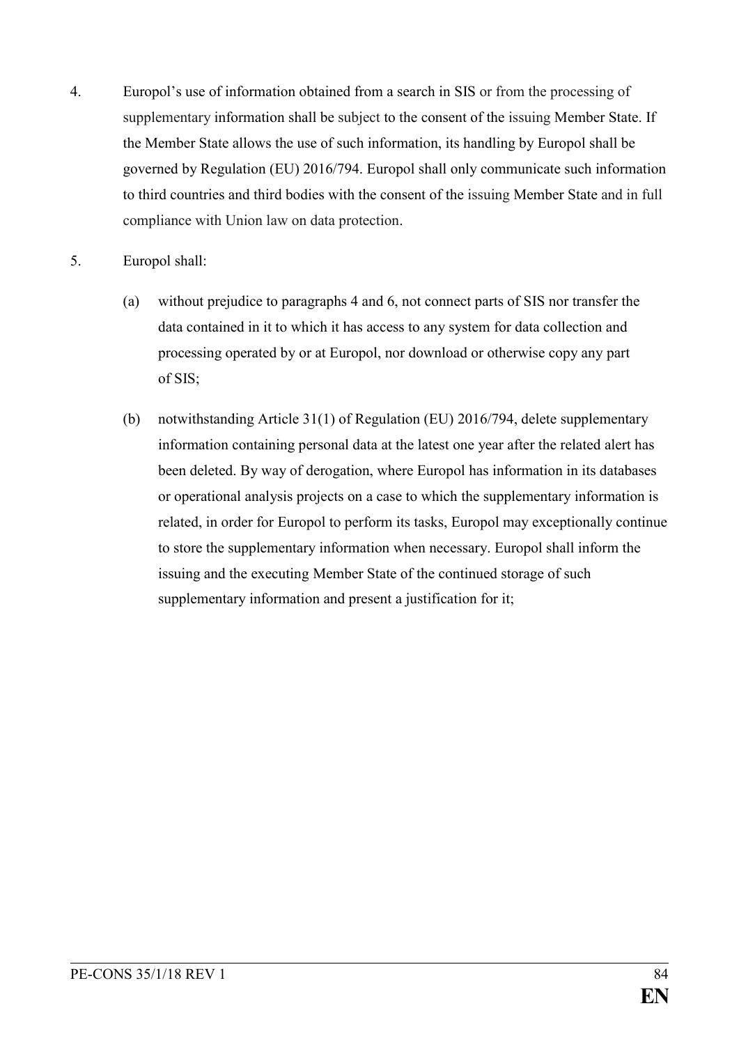4. Europol's use of information obtained from a search in SIS or from the processing of supplementary information shall be subject to the consent of the issuing Member State. If the Member State allows the use of such information, its handling by Europol shall be governed by Regulation (EU) 2016/794. Europol shall only communicate such information to third countries and third bodies with the consent of the issuing Member State and in full compliance with Union law on data protection.

5. Europol shall:

   (a) without prejudice to paragraphs 4 and 6, not connect parts of SIS nor transfer the data contained in it to which it has access to any system for data collection and processing operated by or at Europol, nor download or otherwise copy any part of SIS;

   (b) notwithstanding Article 31(1) of Regulation (EU) 2016/794, delete supplementary information containing personal data at the latest one year after the related alert has been deleted. By way of derogation, where Europol has information in its databases or operational analysis projects on a case to which the supplementary information is related, in order for Europol to perform its tasks, Europol may exceptionally continue to store the supplementary information when necessary. Europol shall inform the issuing and the executing Member State of the continued storage of such supplementary information and present a justification for it;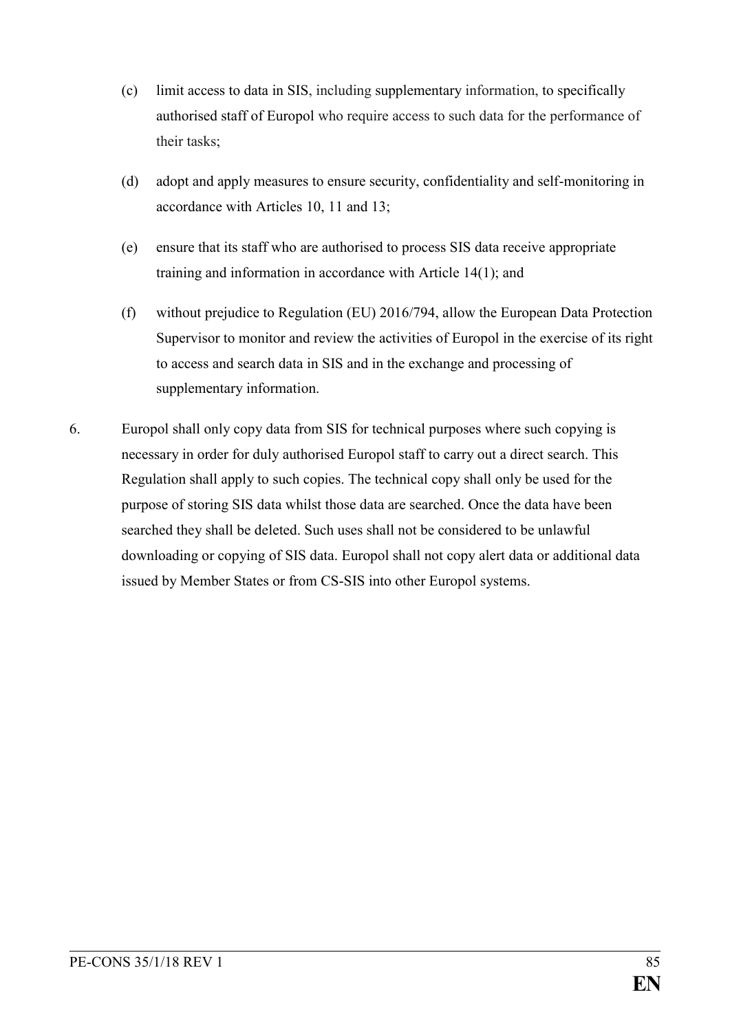(c) limit access to data in SIS, including supplementary information, to specifically authorised staff of Europol who require access to such data for the performance of their tasks;

(d) adopt and apply measures to ensure security, confidentiality and self-monitoring in accordance with Articles 10, 11 and 13;

(e) ensure that its staff who are authorised to process SIS data receive appropriate training and information in accordance with Article 14(1); and

(f) without prejudice to Regulation (EU) 2016/794, allow the European Data Protection Supervisor to monitor and review the activities of Europol in the exercise of its right to access and search data in SIS and in the exchange and processing of supplementary information.

6. Europol shall only copy data from SIS for technical purposes where such copying is necessary in order for duly authorised Europol staff to carry out a direct search. This Regulation shall apply to such copies. The technical copy shall only be used for the purpose of storing SIS data whilst those data are searched. Once the data have been searched they shall be deleted. Such uses shall not be considered to be unlawful downloading or copying of SIS data. Europol shall not copy alert data or additional data issued by Member States or from CS-SIS into other Europol systems.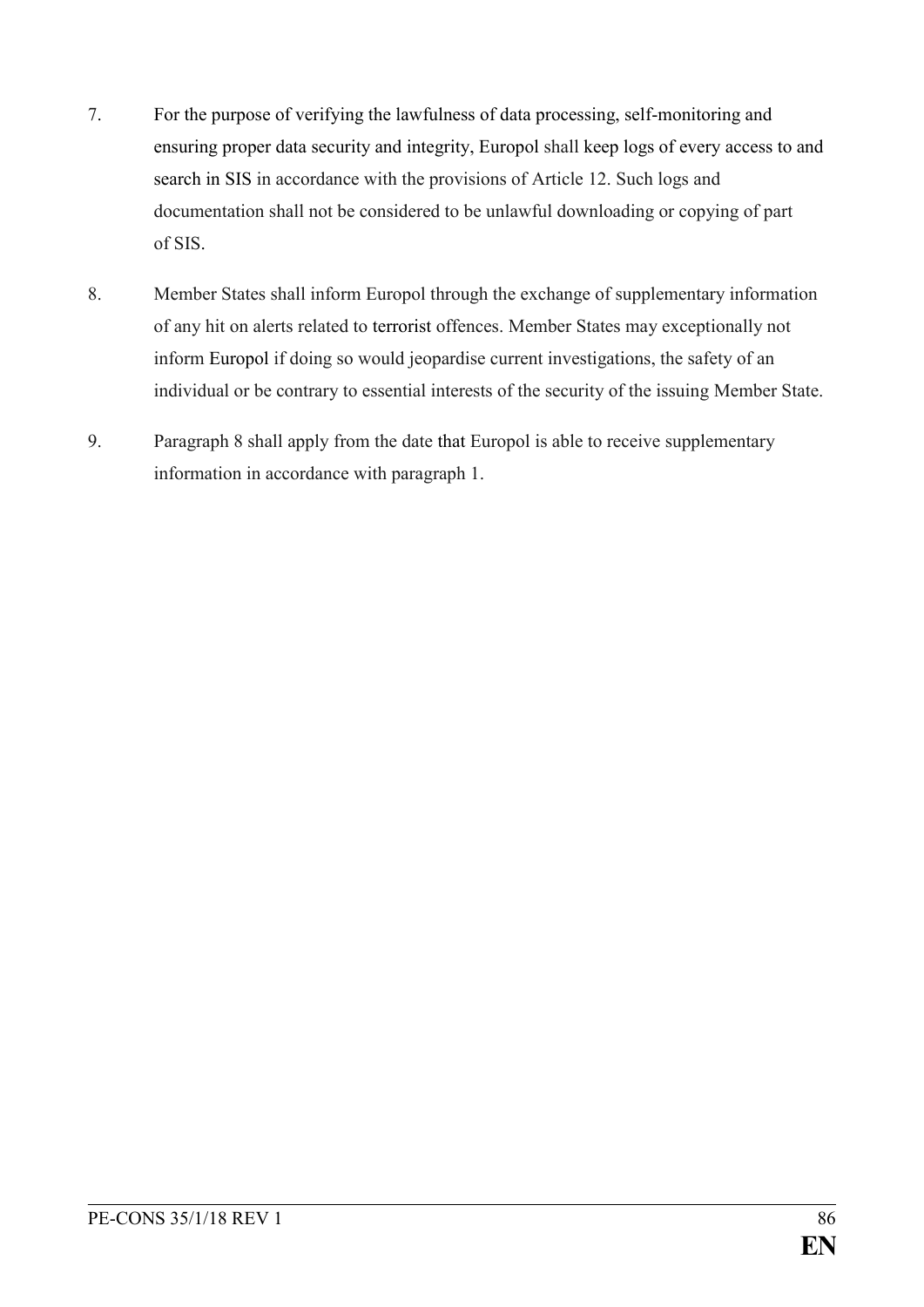7. For the purpose of verifying the lawfulness of data processing, self-monitoring and ensuring proper data security and integrity, Europol shall keep logs of every access to and search in SIS in accordance with the provisions of Article 12. Such logs and documentation shall not be considered to be unlawful downloading or copying of part of SIS.

8. Member States shall inform Europol through the exchange of supplementary information of any hit on alerts related to terrorist offences. Member States may exceptionally not inform Europol if doing so would jeopardise current investigations, the safety of an individual or be contrary to essential interests of the security of the issuing Member State.

9. Paragraph 8 shall apply from the date that Europol is able to receive supplementary information in accordance with paragraph 1.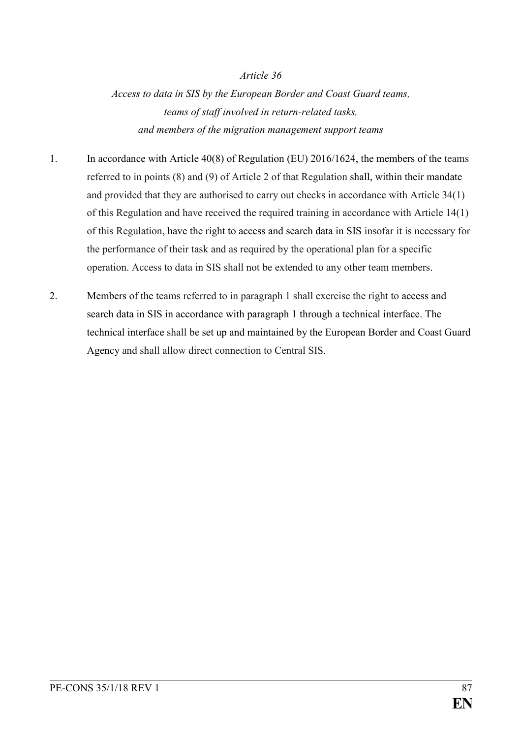*Article 36*

*Access to data in SIS by the European Border and Coast Guard teams, teams of staff involved in return-related tasks, and members of the migration management support teams*

1. In accordance with Article 40(8) of Regulation (EU) 2016/1624, the members of the teams referred to in points (8) and (9) of Article 2 of that Regulation shall, within their mandate and provided that they are authorised to carry out checks in accordance with Article 34(1) of this Regulation and have received the required training in accordance with Article 14(1) of this Regulation, have the right to access and search data in SIS insofar it is necessary for the performance of their task and as required by the operational plan for a specific operation. Access to data in SIS shall not be extended to any other team members.

2. Members of the teams referred to in paragraph 1 shall exercise the right to access and search data in SIS in accordance with paragraph 1 through a technical interface. The technical interface shall be set up and maintained by the European Border and Coast Guard Agency and shall allow direct connection to Central SIS.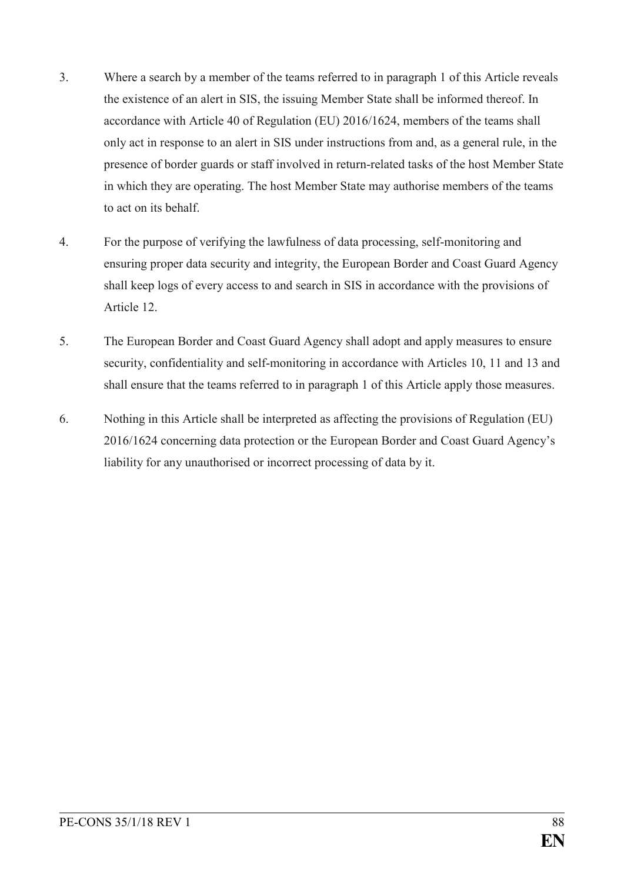3. Where a search by a member of the teams referred to in paragraph 1 of this Article reveals the existence of an alert in SIS, the issuing Member State shall be informed thereof. In accordance with Article 40 of Regulation (EU) 2016/1624, members of the teams shall only act in response to an alert in SIS under instructions from and, as a general rule, in the presence of border guards or staff involved in return-related tasks of the host Member State in which they are operating. The host Member State may authorise members of the teams to act on its behalf.

4. For the purpose of verifying the lawfulness of data processing, self-monitoring and ensuring proper data security and integrity, the European Border and Coast Guard Agency shall keep logs of every access to and search in SIS in accordance with the provisions of Article 12.

5. The European Border and Coast Guard Agency shall adopt and apply measures to ensure security, confidentiality and self-monitoring in accordance with Articles 10, 11 and 13 and shall ensure that the teams referred to in paragraph 1 of this Article apply those measures.

6. Nothing in this Article shall be interpreted as affecting the provisions of Regulation (EU) 2016/1624 concerning data protection or the European Border and Coast Guard Agency's liability for any unauthorised or incorrect processing of data by it.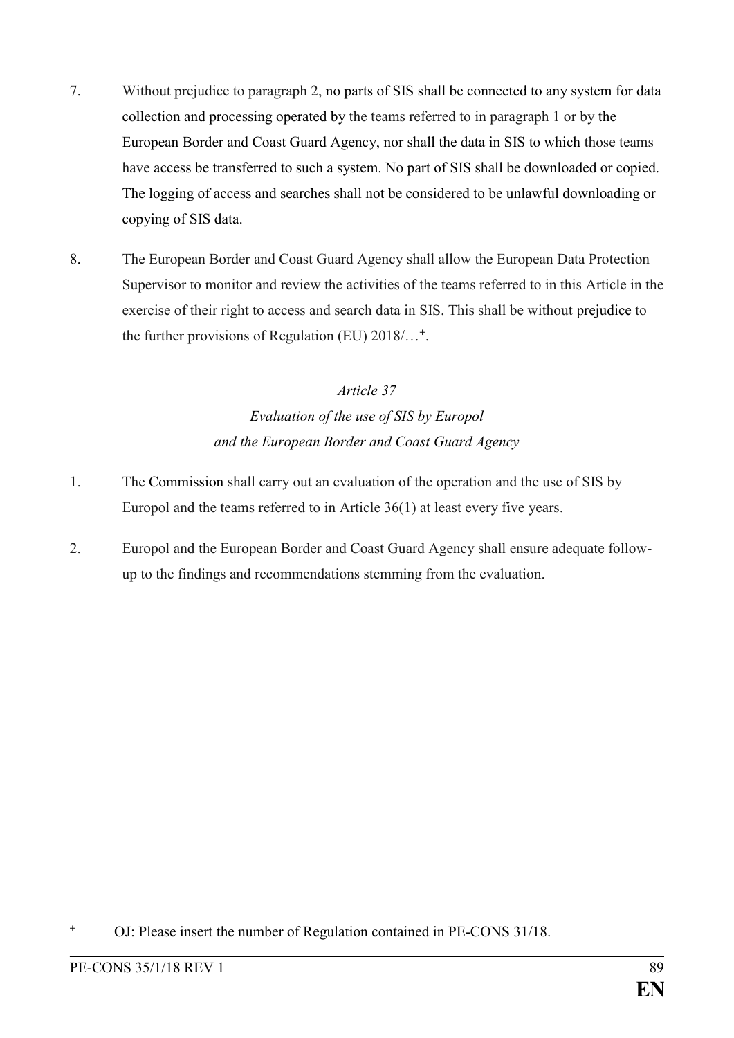7. Without prejudice to paragraph 2, no parts of SIS shall be connected to any system for data collection and processing operated by the teams referred to in paragraph 1 or by the European Border and Coast Guard Agency, nor shall the data in SIS to which those teams have access be transferred to such a system. No part of SIS shall be downloaded or copied. The logging of access and searches shall not be considered to be unlawful downloading or copying of SIS data.

8. The European Border and Coast Guard Agency shall allow the European Data Protection Supervisor to monitor and review the activities of the teams referred to in this Article in the exercise of their right to access and search data in SIS. This shall be without prejudice to the further provisions of Regulation (EU) 2018/…[+].

*Article 37*

*Evaluation of the use of SIS by Europol and the European Border and Coast Guard Agency*

1. The Commission shall carry out an evaluation of the operation and the use of SIS by Europol and the teams referred to in Article 36(1) at least every five years.

2. Europol and the European Border and Coast Guard Agency shall ensure adequate follow-up to the findings and recommendations stemming from the evaluation.

---

[+] OJ: Please insert the number of Regulation contained in PE-CONS 31/18.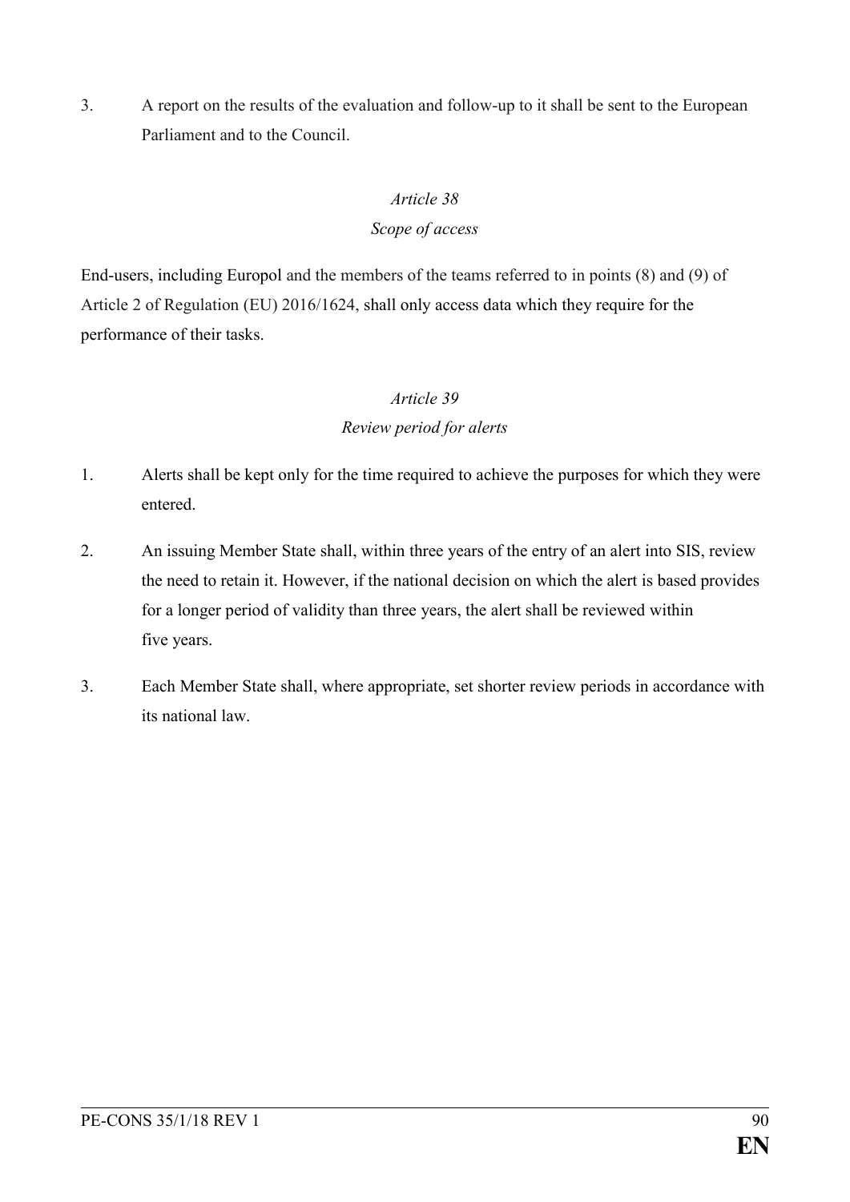3. A report on the results of the evaluation and follow-up to it shall be sent to the European Parliament and to the Council.

### *Article 38*
### *Scope of access*

End-users, including Europol and the members of the teams referred to in points (8) and (9) of Article 2 of Regulation (EU) 2016/1624, shall only access data which they require for the performance of their tasks.

### *Article 39*
### *Review period for alerts*

1. Alerts shall be kept only for the time required to achieve the purposes for which they were entered.

2. An issuing Member State shall, within three years of the entry of an alert into SIS, review the need to retain it. However, if the national decision on which the alert is based provides for a longer period of validity than three years, the alert shall be reviewed within five years.

3. Each Member State shall, where appropriate, set shorter review periods in accordance with its national law.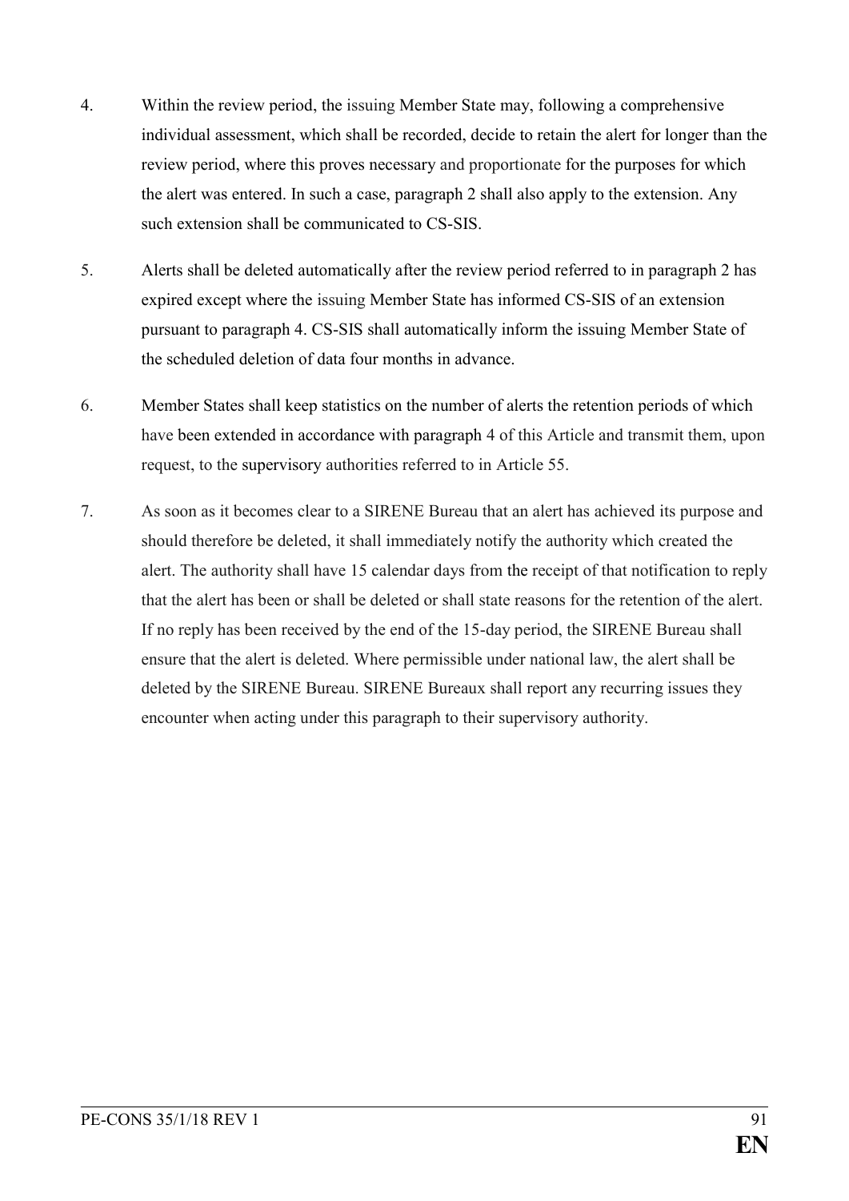4. Within the review period, the issuing Member State may, following a comprehensive individual assessment, which shall be recorded, decide to retain the alert for longer than the review period, where this proves necessary and proportionate for the purposes for which the alert was entered. In such a case, paragraph 2 shall also apply to the extension. Any such extension shall be communicated to CS-SIS.

5. Alerts shall be deleted automatically after the review period referred to in paragraph 2 has expired except where the issuing Member State has informed CS-SIS of an extension pursuant to paragraph 4. CS-SIS shall automatically inform the issuing Member State of the scheduled deletion of data four months in advance.

6. Member States shall keep statistics on the number of alerts the retention periods of which have been extended in accordance with paragraph 4 of this Article and transmit them, upon request, to the supervisory authorities referred to in Article 55.

7. As soon as it becomes clear to a SIRENE Bureau that an alert has achieved its purpose and should therefore be deleted, it shall immediately notify the authority which created the alert. The authority shall have 15 calendar days from the receipt of that notification to reply that the alert has been or shall be deleted or shall state reasons for the retention of the alert. If no reply has been received by the end of the 15-day period, the SIRENE Bureau shall ensure that the alert is deleted. Where permissible under national law, the alert shall be deleted by the SIRENE Bureau. SIRENE Bureaux shall report any recurring issues they encounter when acting under this paragraph to their supervisory authority.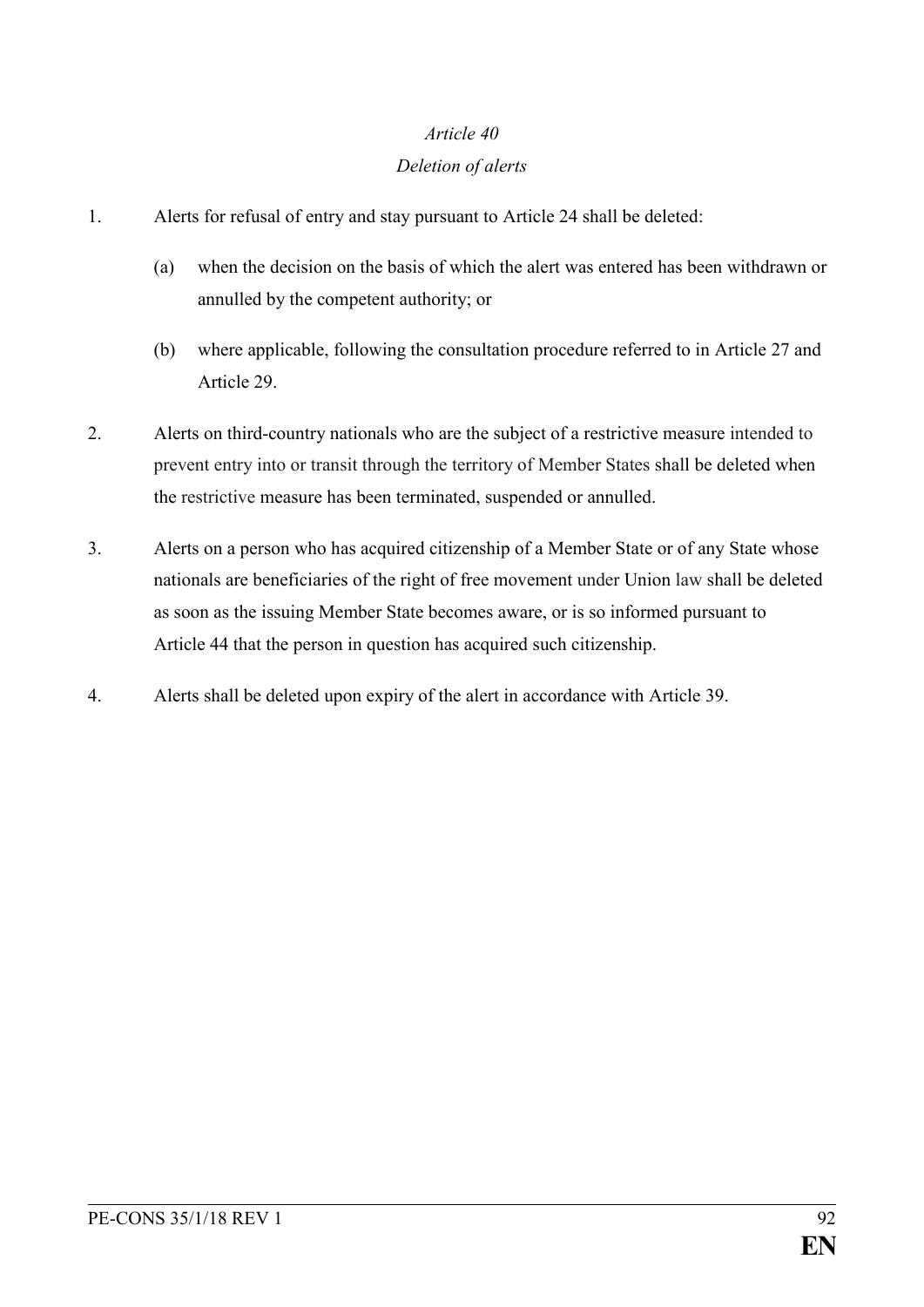*Article 40*

*Deletion of alerts*

1. Alerts for refusal of entry and stay pursuant to Article 24 shall be deleted:

   (a) when the decision on the basis of which the alert was entered has been withdrawn or annulled by the competent authority; or

   (b) where applicable, following the consultation procedure referred to in Article 27 and Article 29.

2. Alerts on third-country nationals who are the subject of a restrictive measure intended to prevent entry into or transit through the territory of Member States shall be deleted when the restrictive measure has been terminated, suspended or annulled.

3. Alerts on a person who has acquired citizenship of a Member State or of any State whose nationals are beneficiaries of the right of free movement under Union law shall be deleted as soon as the issuing Member State becomes aware, or is so informed pursuant to Article 44 that the person in question has acquired such citizenship.

4. Alerts shall be deleted upon expiry of the alert in accordance with Article 39.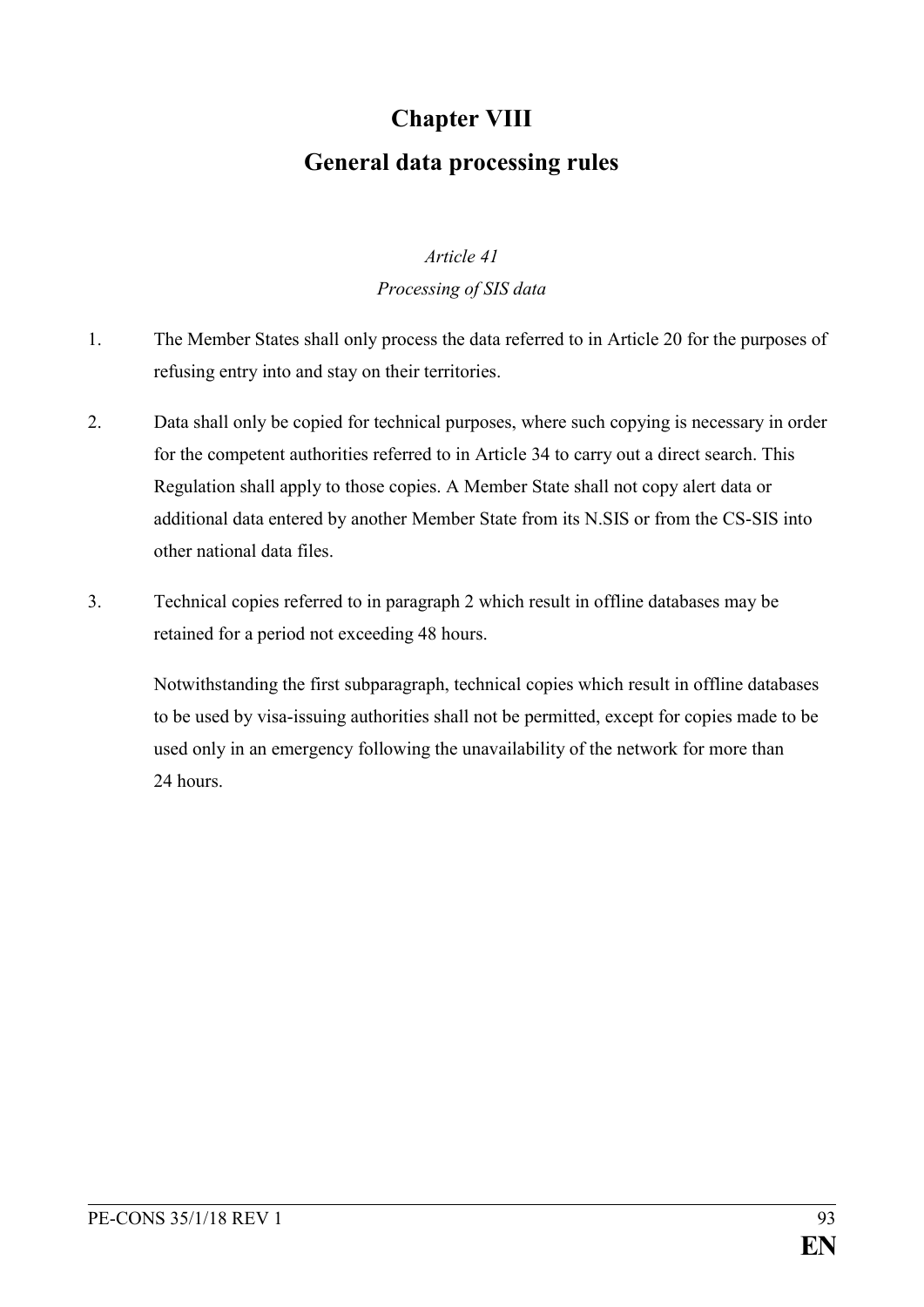# Chapter VIII

# General data processing rules

*Article 41*

*Processing of SIS data*

1. The Member States shall only process the data referred to in Article 20 for the purposes of refusing entry into and stay on their territories.

2. Data shall only be copied for technical purposes, where such copying is necessary in order for the competent authorities referred to in Article 34 to carry out a direct search. This Regulation shall apply to those copies. A Member State shall not copy alert data or additional data entered by another Member State from its N.SIS or from the CS-SIS into other national data files.

3. Technical copies referred to in paragraph 2 which result in offline databases may be retained for a period not exceeding 48 hours.

   Notwithstanding the first subparagraph, technical copies which result in offline databases to be used by visa-issuing authorities shall not be permitted, except for copies made to be used only in an emergency following the unavailability of the network for more than 24 hours.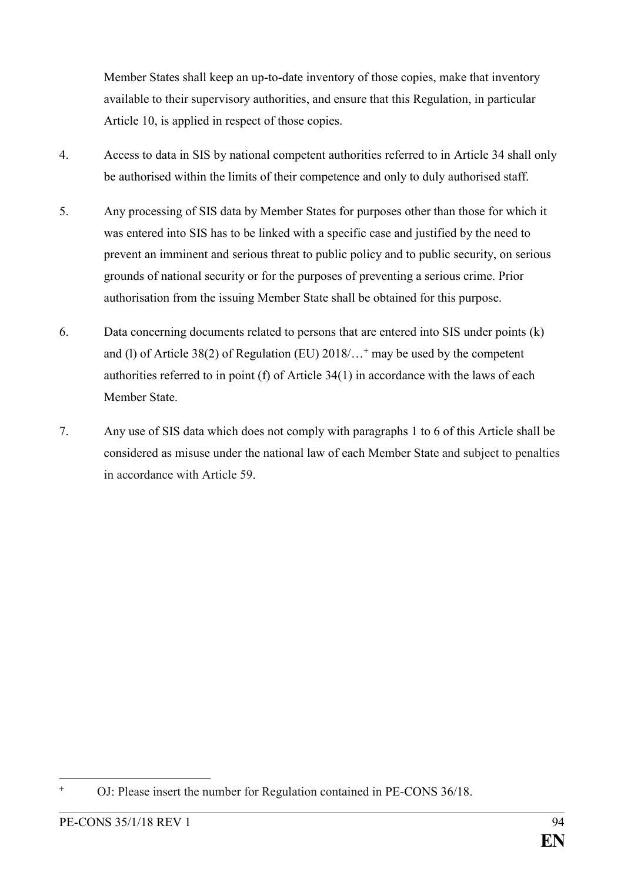Member States shall keep an up-to-date inventory of those copies, make that inventory available to their supervisory authorities, and ensure that this Regulation, in particular Article 10, is applied in respect of those copies.

4. Access to data in SIS by national competent authorities referred to in Article 34 shall only be authorised within the limits of their competence and only to duly authorised staff.

5. Any processing of SIS data by Member States for purposes other than those for which it was entered into SIS has to be linked with a specific case and justified by the need to prevent an imminent and serious threat to public policy and to public security, on serious grounds of national security or for the purposes of preventing a serious crime. Prior authorisation from the issuing Member State shall be obtained for this purpose.

6. Data concerning documents related to persons that are entered into SIS under points (k) and (l) of Article 38(2) of Regulation (EU) 2018/…[+] may be used by the competent authorities referred to in point (f) of Article 34(1) in accordance with the laws of each Member State.

7. Any use of SIS data which does not comply with paragraphs 1 to 6 of this Article shall be considered as misuse under the national law of each Member State and subject to penalties in accordance with Article 59.

---

[+] OJ: Please insert the number for Regulation contained in PE-CONS 36/18.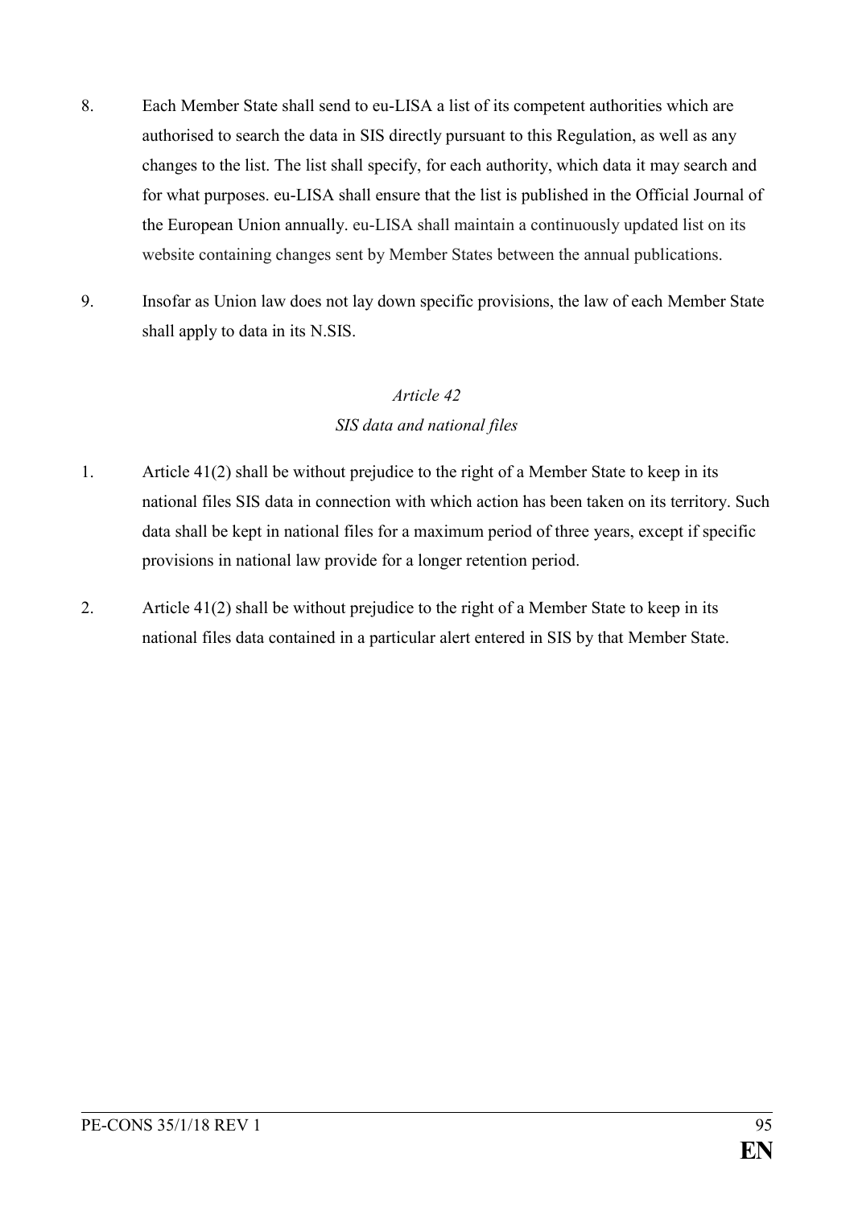8. Each Member State shall send to eu-LISA a list of its competent authorities which are authorised to search the data in SIS directly pursuant to this Regulation, as well as any changes to the list. The list shall specify, for each authority, which data it may search and for what purposes. eu-LISA shall ensure that the list is published in the Official Journal of the European Union annually. eu-LISA shall maintain a continuously updated list on its website containing changes sent by Member States between the annual publications.

9. Insofar as Union law does not lay down specific provisions, the law of each Member State shall apply to data in its N.SIS.

*Article 42*

*SIS data and national files*

1. Article 41(2) shall be without prejudice to the right of a Member State to keep in its national files SIS data in connection with which action has been taken on its territory. Such data shall be kept in national files for a maximum period of three years, except if specific provisions in national law provide for a longer retention period.

2. Article 41(2) shall be without prejudice to the right of a Member State to keep in its national files data contained in a particular alert entered in SIS by that Member State.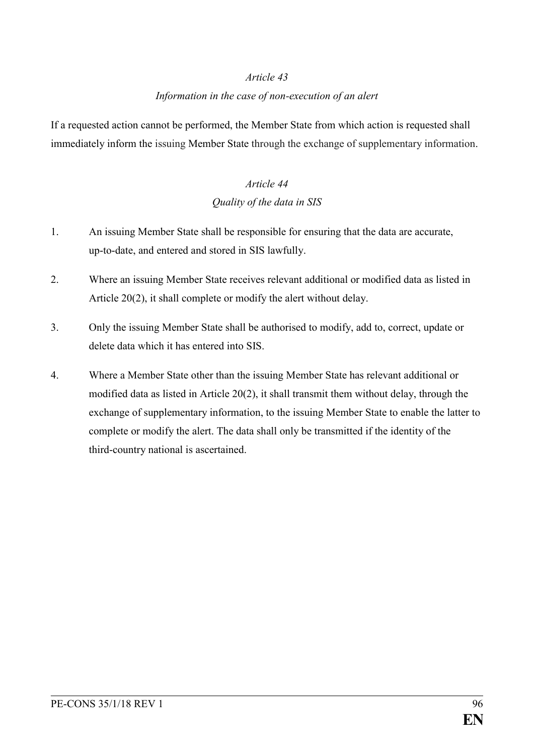*Article 43*

*Information in the case of non-execution of an alert*

If a requested action cannot be performed, the Member State from which action is requested shall immediately inform the issuing Member State through the exchange of supplementary information.

*Article 44*

*Quality of the data in SIS*

1. An issuing Member State shall be responsible for ensuring that the data are accurate, up-to-date, and entered and stored in SIS lawfully.

2. Where an issuing Member State receives relevant additional or modified data as listed in Article 20(2), it shall complete or modify the alert without delay.

3. Only the issuing Member State shall be authorised to modify, add to, correct, update or delete data which it has entered into SIS.

4. Where a Member State other than the issuing Member State has relevant additional or modified data as listed in Article 20(2), it shall transmit them without delay, through the exchange of supplementary information, to the issuing Member State to enable the latter to complete or modify the alert. The data shall only be transmitted if the identity of the third-country national is ascertained.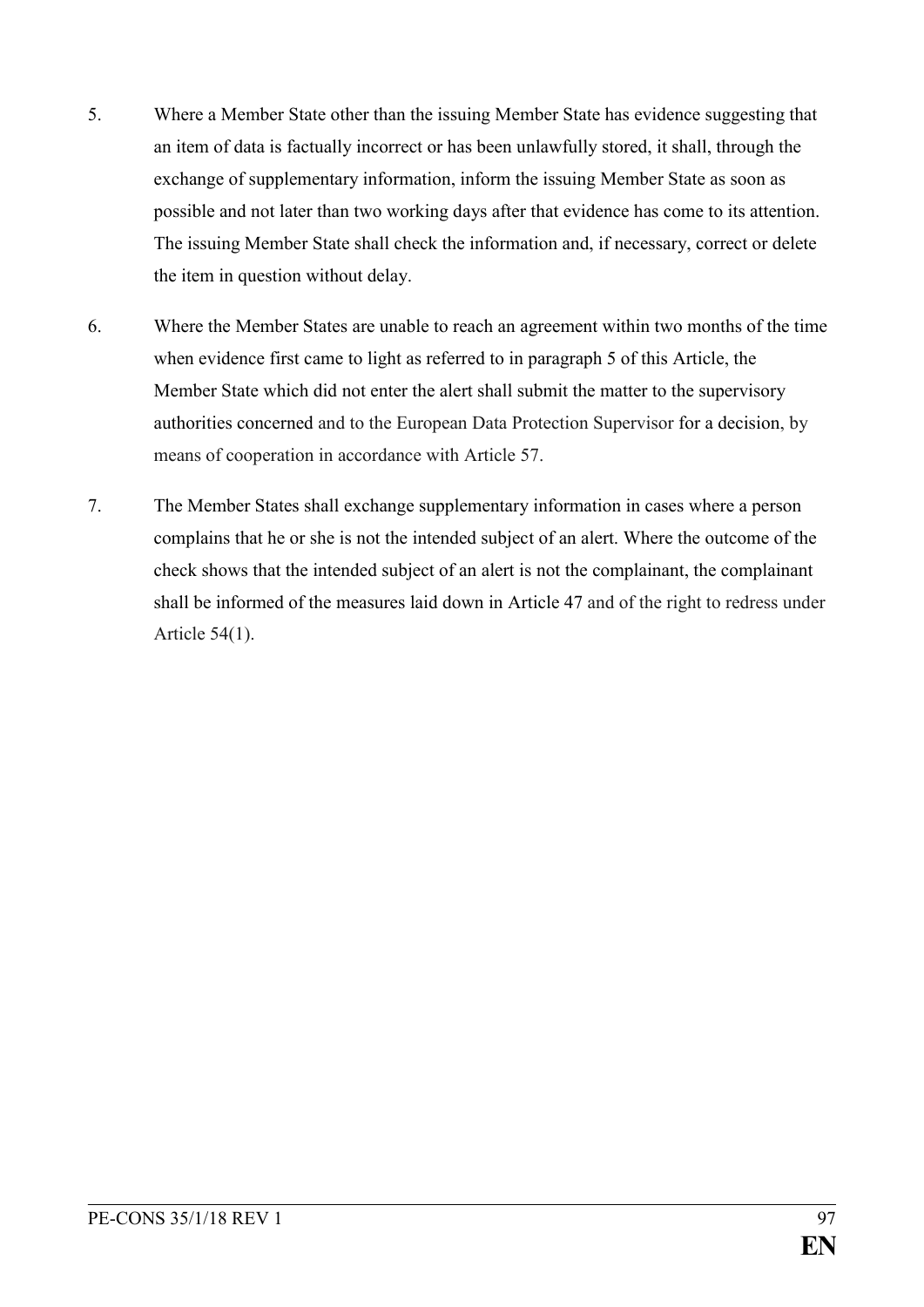5. Where a Member State other than the issuing Member State has evidence suggesting that an item of data is factually incorrect or has been unlawfully stored, it shall, through the exchange of supplementary information, inform the issuing Member State as soon as possible and not later than two working days after that evidence has come to its attention. The issuing Member State shall check the information and, if necessary, correct or delete the item in question without delay.

6. Where the Member States are unable to reach an agreement within two months of the time when evidence first came to light as referred to in paragraph 5 of this Article, the Member State which did not enter the alert shall submit the matter to the supervisory authorities concerned and to the European Data Protection Supervisor for a decision, by means of cooperation in accordance with Article 57.

7. The Member States shall exchange supplementary information in cases where a person complains that he or she is not the intended subject of an alert. Where the outcome of the check shows that the intended subject of an alert is not the complainant, the complainant shall be informed of the measures laid down in Article 47 and of the right to redress under Article 54(1).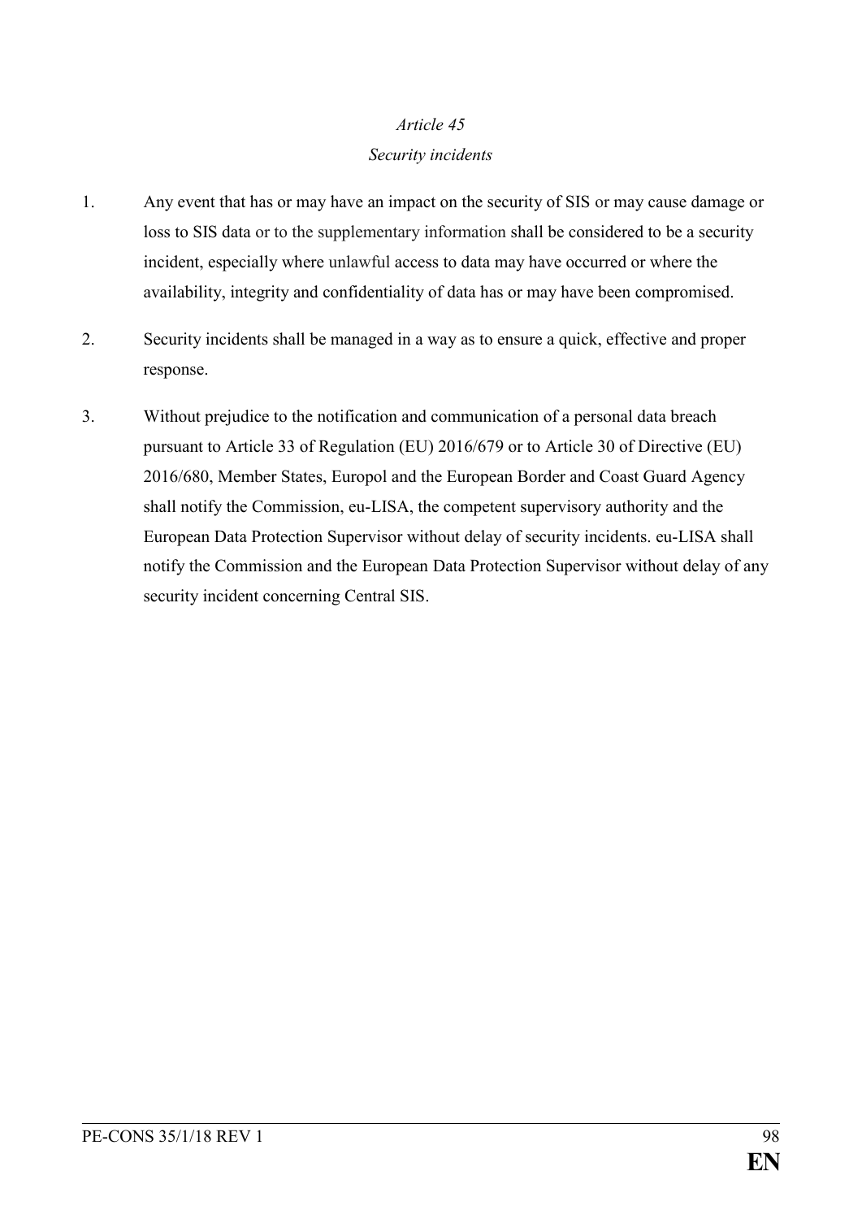*Article 45*

*Security incidents*

1. Any event that has or may have an impact on the security of SIS or may cause damage or loss to SIS data or to the supplementary information shall be considered to be a security incident, especially where unlawful access to data may have occurred or where the availability, integrity and confidentiality of data has or may have been compromised.

2. Security incidents shall be managed in a way as to ensure a quick, effective and proper response.

3. Without prejudice to the notification and communication of a personal data breach pursuant to Article 33 of Regulation (EU) 2016/679 or to Article 30 of Directive (EU) 2016/680, Member States, Europol and the European Border and Coast Guard Agency shall notify the Commission, eu-LISA, the competent supervisory authority and the European Data Protection Supervisor without delay of security incidents. eu-LISA shall notify the Commission and the European Data Protection Supervisor without delay of any security incident concerning Central SIS.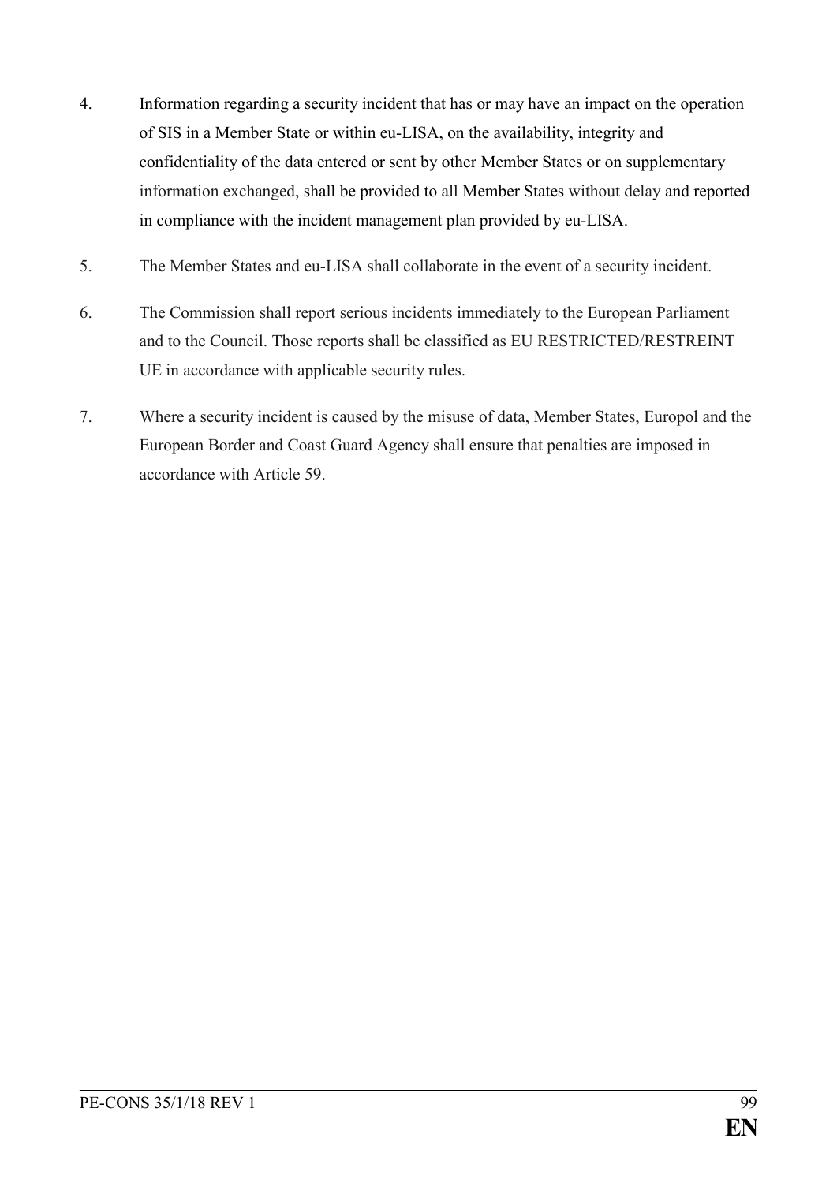4. Information regarding a security incident that has or may have an impact on the operation of SIS in a Member State or within eu-LISA, on the availability, integrity and confidentiality of the data entered or sent by other Member States or on supplementary information exchanged, shall be provided to all Member States without delay and reported in compliance with the incident management plan provided by eu-LISA.

5. The Member States and eu-LISA shall collaborate in the event of a security incident.

6. The Commission shall report serious incidents immediately to the European Parliament and to the Council. Those reports shall be classified as EU RESTRICTED/RESTREINT UE in accordance with applicable security rules.

7. Where a security incident is caused by the misuse of data, Member States, Europol and the European Border and Coast Guard Agency shall ensure that penalties are imposed in accordance with Article 59.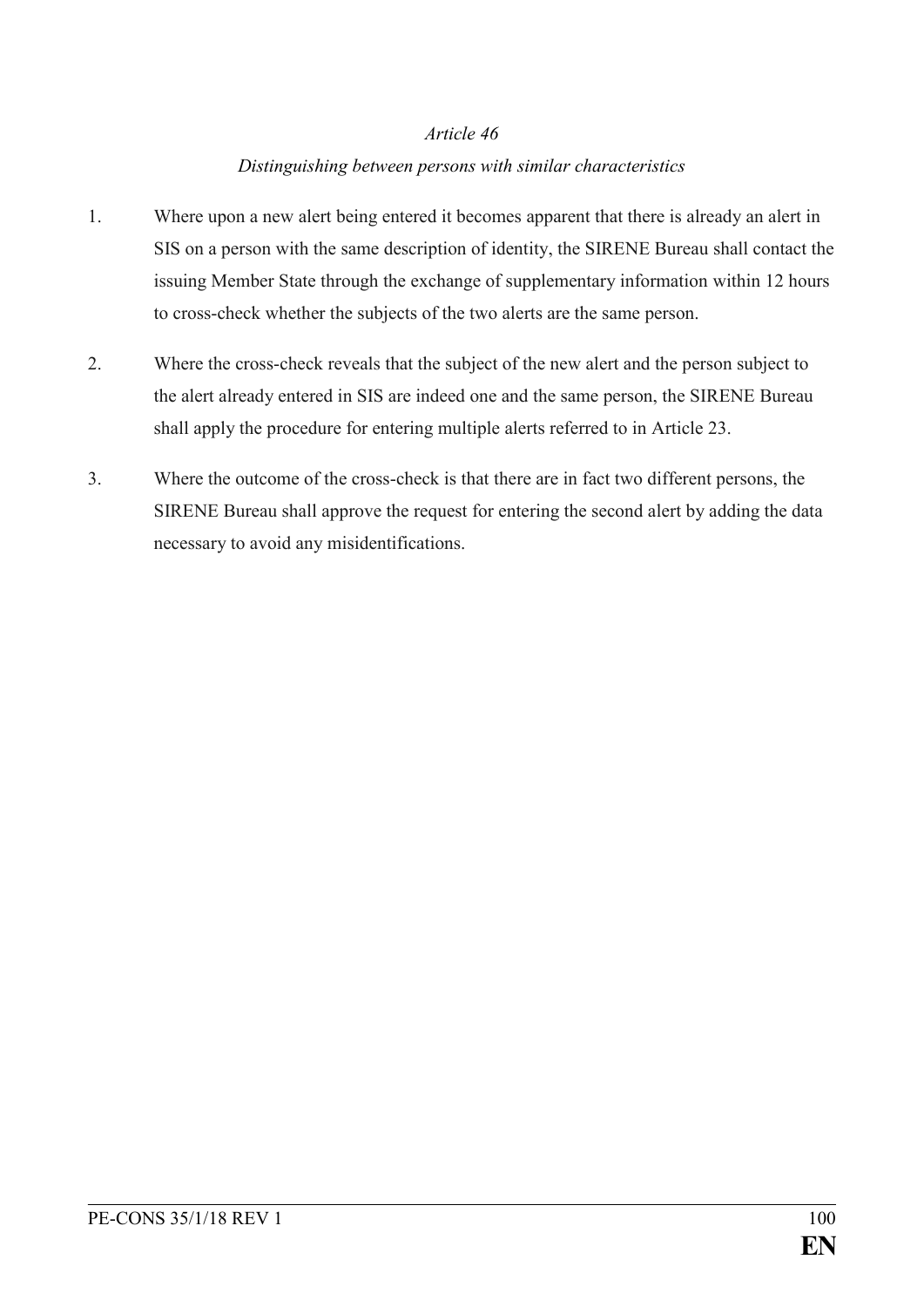*Article 46*

*Distinguishing between persons with similar characteristics*

1. Where upon a new alert being entered it becomes apparent that there is already an alert in SIS on a person with the same description of identity, the SIRENE Bureau shall contact the issuing Member State through the exchange of supplementary information within 12 hours to cross-check whether the subjects of the two alerts are the same person.

2. Where the cross-check reveals that the subject of the new alert and the person subject to the alert already entered in SIS are indeed one and the same person, the SIRENE Bureau shall apply the procedure for entering multiple alerts referred to in Article 23.

3. Where the outcome of the cross-check is that there are in fact two different persons, the SIRENE Bureau shall approve the request for entering the second alert by adding the data necessary to avoid any misidentifications.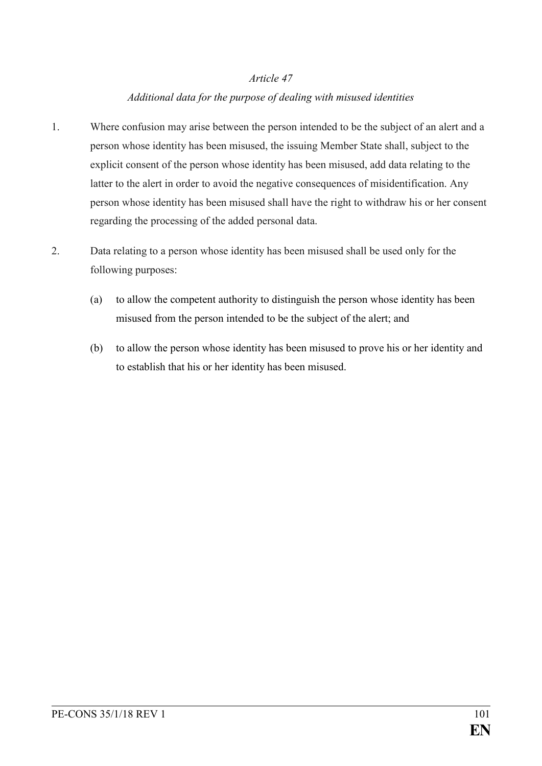*Article 47*

*Additional data for the purpose of dealing with misused identities*

1. Where confusion may arise between the person intended to be the subject of an alert and a person whose identity has been misused, the issuing Member State shall, subject to the explicit consent of the person whose identity has been misused, add data relating to the latter to the alert in order to avoid the negative consequences of misidentification. Any person whose identity has been misused shall have the right to withdraw his or her consent regarding the processing of the added personal data.

2. Data relating to a person whose identity has been misused shall be used only for the following purposes:

   (a) to allow the competent authority to distinguish the person whose identity has been misused from the person intended to be the subject of the alert; and

   (b) to allow the person whose identity has been misused to prove his or her identity and to establish that his or her identity has been misused.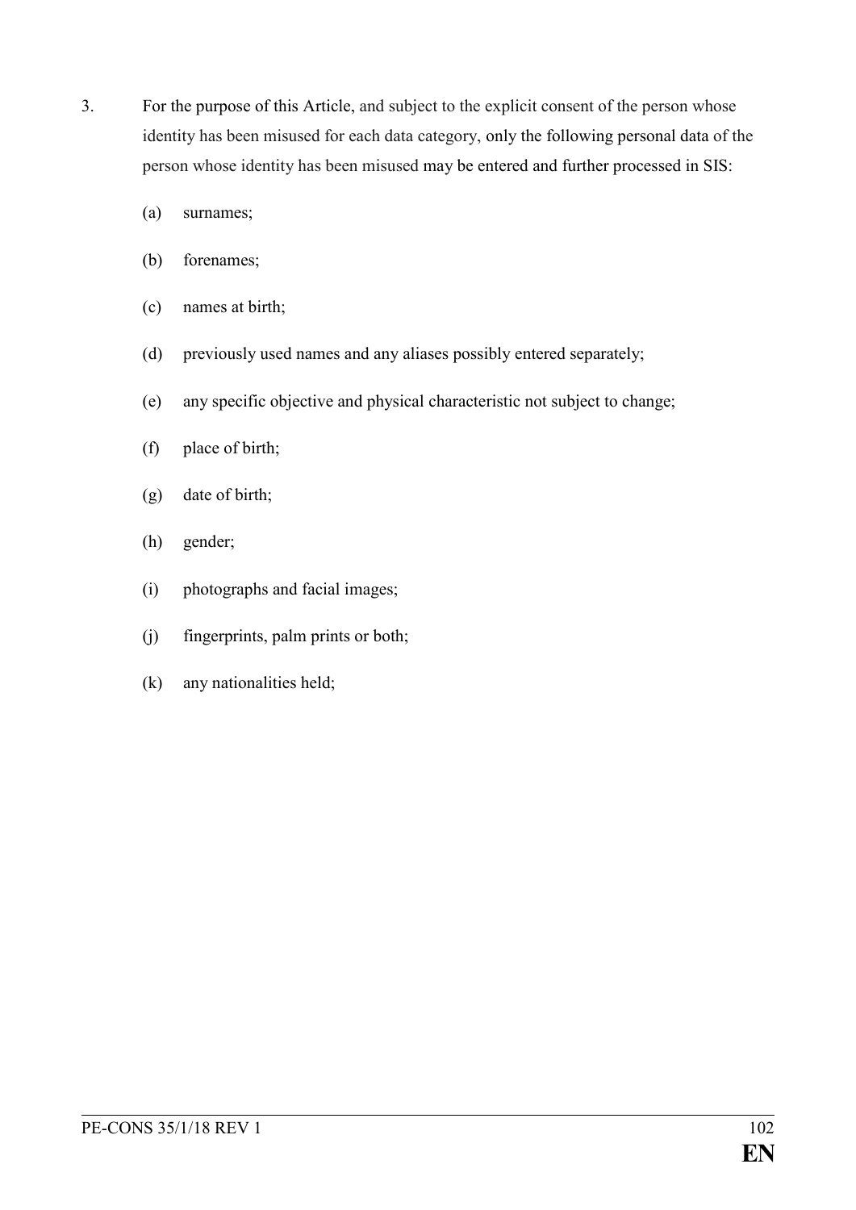3. For the purpose of this Article, and subject to the explicit consent of the person whose identity has been misused for each data category, only the following personal data of the person whose identity has been misused may be entered and further processed in SIS:

   (a) surnames;

   (b) forenames;

   (c) names at birth;

   (d) previously used names and any aliases possibly entered separately;

   (e) any specific objective and physical characteristic not subject to change;

   (f) place of birth;

   (g) date of birth;

   (h) gender;

   (i) photographs and facial images;

   (j) fingerprints, palm prints or both;

   (k) any nationalities held;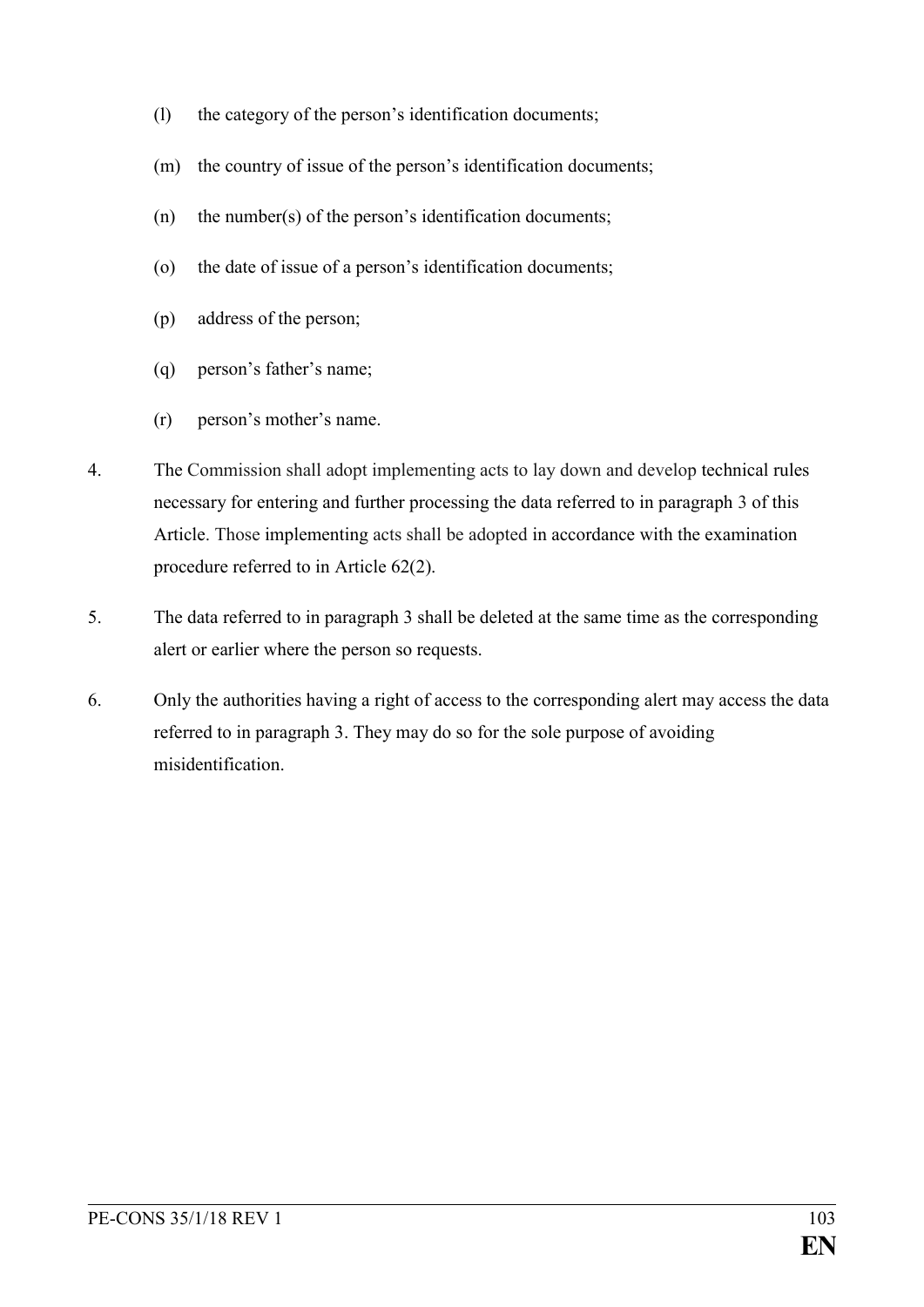(l) the category of the person's identification documents;

(m) the country of issue of the person's identification documents;

(n) the number(s) of the person's identification documents;

(o) the date of issue of a person's identification documents;

(p) address of the person;

(q) person's father's name;

(r) person's mother's name.

4. The Commission shall adopt implementing acts to lay down and develop technical rules necessary for entering and further processing the data referred to in paragraph 3 of this Article. Those implementing acts shall be adopted in accordance with the examination procedure referred to in Article 62(2).

5. The data referred to in paragraph 3 shall be deleted at the same time as the corresponding alert or earlier where the person so requests.

6. Only the authorities having a right of access to the corresponding alert may access the data referred to in paragraph 3. They may do so for the sole purpose of avoiding misidentification.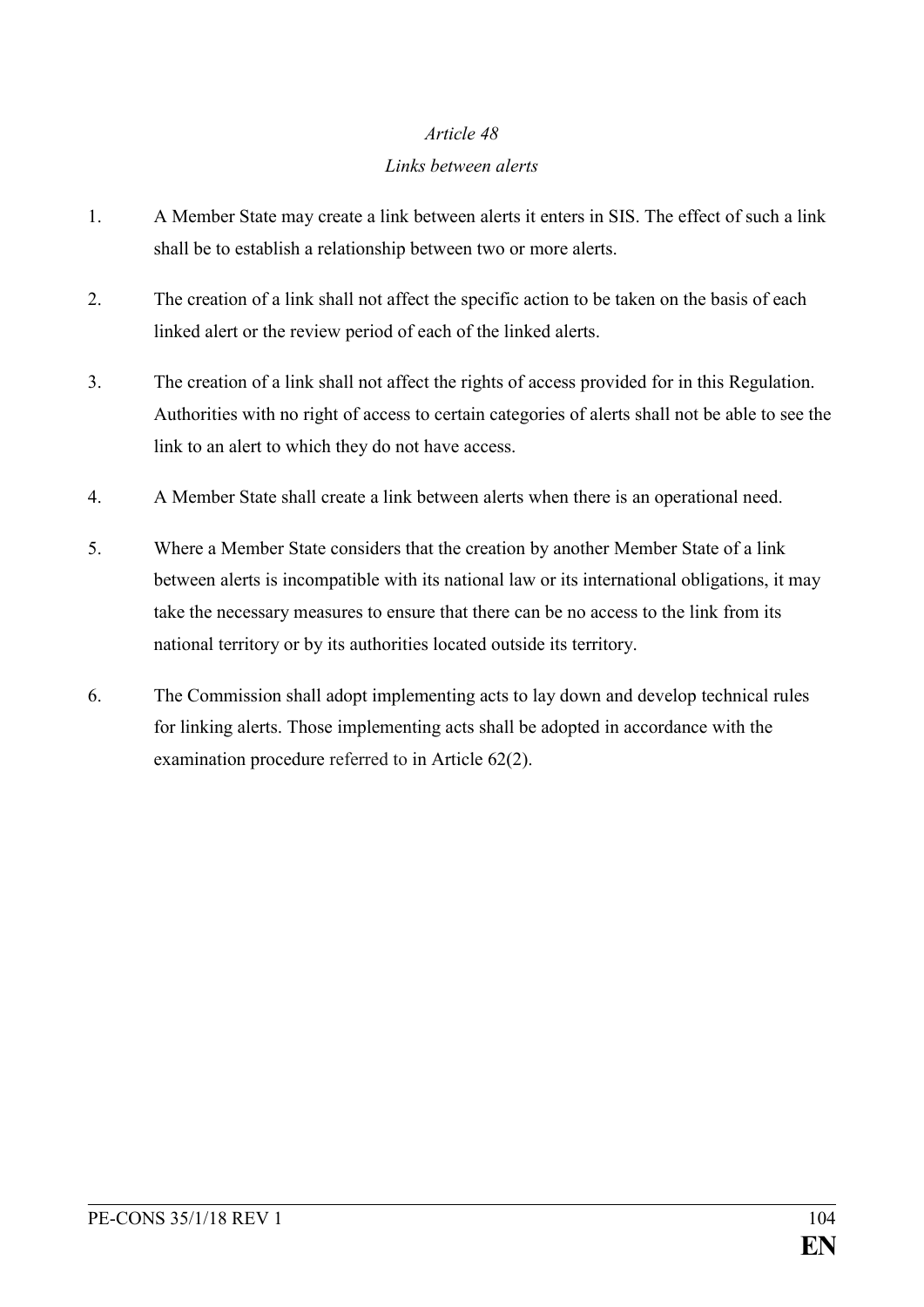*Article 48*

*Links between alerts*

1. A Member State may create a link between alerts it enters in SIS. The effect of such a link shall be to establish a relationship between two or more alerts.

2. The creation of a link shall not affect the specific action to be taken on the basis of each linked alert or the review period of each of the linked alerts.

3. The creation of a link shall not affect the rights of access provided for in this Regulation. Authorities with no right of access to certain categories of alerts shall not be able to see the link to an alert to which they do not have access.

4. A Member State shall create a link between alerts when there is an operational need.

5. Where a Member State considers that the creation by another Member State of a link between alerts is incompatible with its national law or its international obligations, it may take the necessary measures to ensure that there can be no access to the link from its national territory or by its authorities located outside its territory.

6. The Commission shall adopt implementing acts to lay down and develop technical rules for linking alerts. Those implementing acts shall be adopted in accordance with the examination procedure referred to in Article 62(2).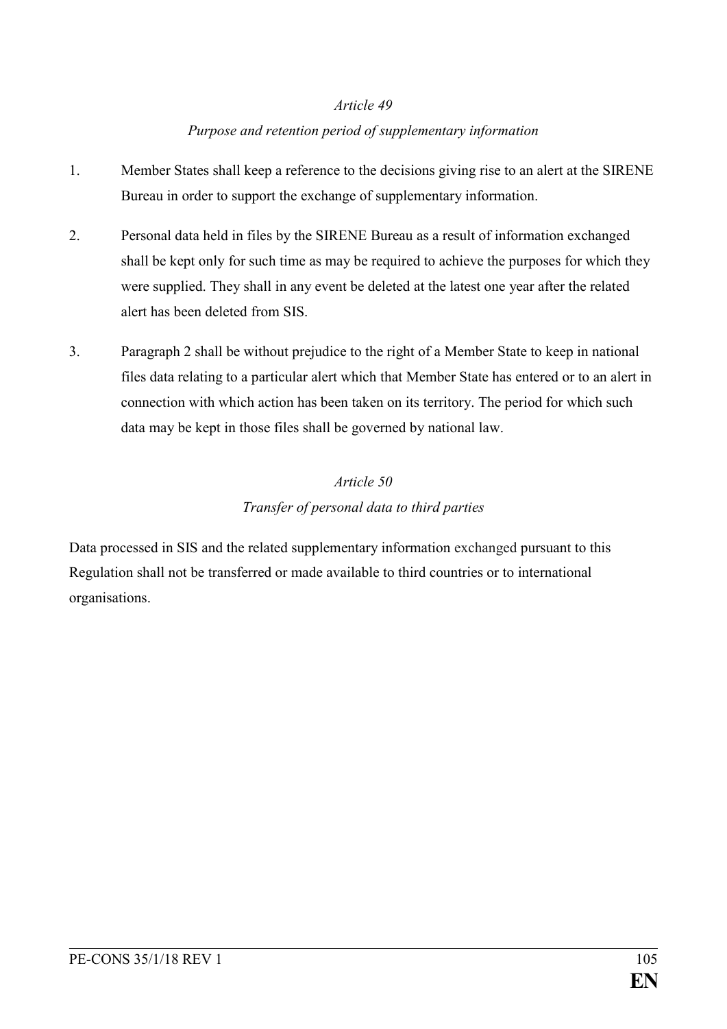*Article 49*

*Purpose and retention period of supplementary information*

1. Member States shall keep a reference to the decisions giving rise to an alert at the SIRENE Bureau in order to support the exchange of supplementary information.

2. Personal data held in files by the SIRENE Bureau as a result of information exchanged shall be kept only for such time as may be required to achieve the purposes for which they were supplied. They shall in any event be deleted at the latest one year after the related alert has been deleted from SIS.

3. Paragraph 2 shall be without prejudice to the right of a Member State to keep in national files data relating to a particular alert which that Member State has entered or to an alert in connection with which action has been taken on its territory. The period for which such data may be kept in those files shall be governed by national law.

*Article 50*

*Transfer of personal data to third parties*

Data processed in SIS and the related supplementary information exchanged pursuant to this Regulation shall not be transferred or made available to third countries or to international organisations.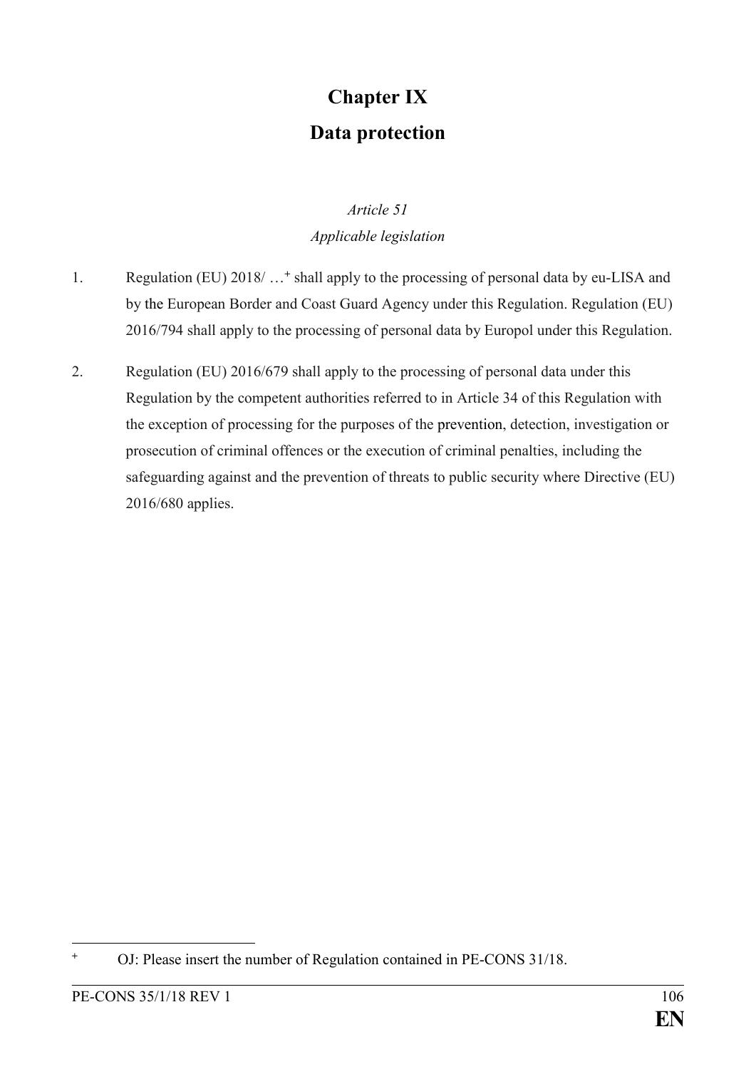## Chapter IX

## Data protection

*Article 51*

*Applicable legislation*

1. Regulation (EU) 2018/ …[+] shall apply to the processing of personal data by eu-LISA and by the European Border and Coast Guard Agency under this Regulation. Regulation (EU) 2016/794 shall apply to the processing of personal data by Europol under this Regulation.

2. Regulation (EU) 2016/679 shall apply to the processing of personal data under this Regulation by the competent authorities referred to in Article 34 of this Regulation with the exception of processing for the purposes of the prevention, detection, investigation or prosecution of criminal offences or the execution of criminal penalties, including the safeguarding against and the prevention of threats to public security where Directive (EU) 2016/680 applies.

---

[+] OJ: Please insert the number of Regulation contained in PE-CONS 31/18.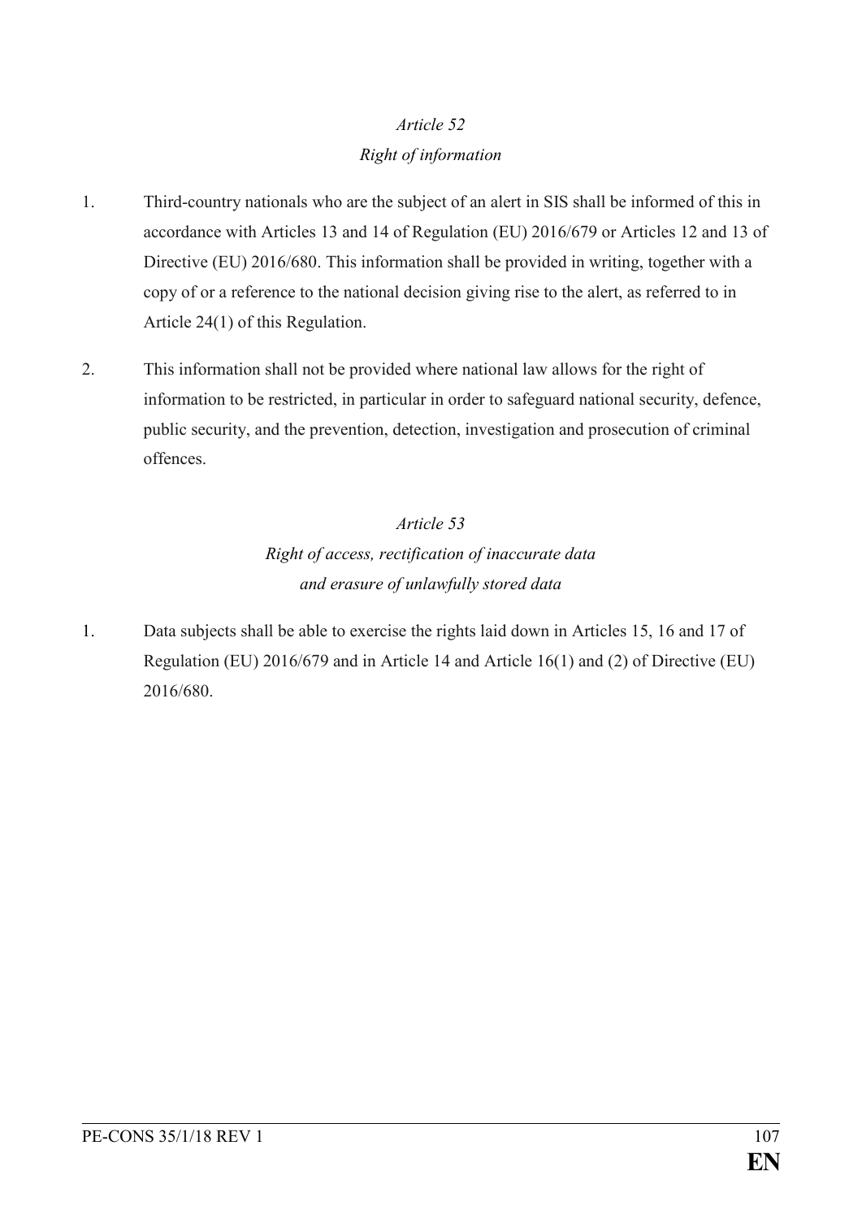*Article 52*

*Right of information*

1. Third-country nationals who are the subject of an alert in SIS shall be informed of this in accordance with Articles 13 and 14 of Regulation (EU) 2016/679 or Articles 12 and 13 of Directive (EU) 2016/680. This information shall be provided in writing, together with a copy of or a reference to the national decision giving rise to the alert, as referred to in Article 24(1) of this Regulation.

2. This information shall not be provided where national law allows for the right of information to be restricted, in particular in order to safeguard national security, defence, public security, and the prevention, detection, investigation and prosecution of criminal offences.

*Article 53*

*Right of access, rectification of inaccurate data and erasure of unlawfully stored data*

1. Data subjects shall be able to exercise the rights laid down in Articles 15, 16 and 17 of Regulation (EU) 2016/679 and in Article 14 and Article 16(1) and (2) of Directive (EU) 2016/680.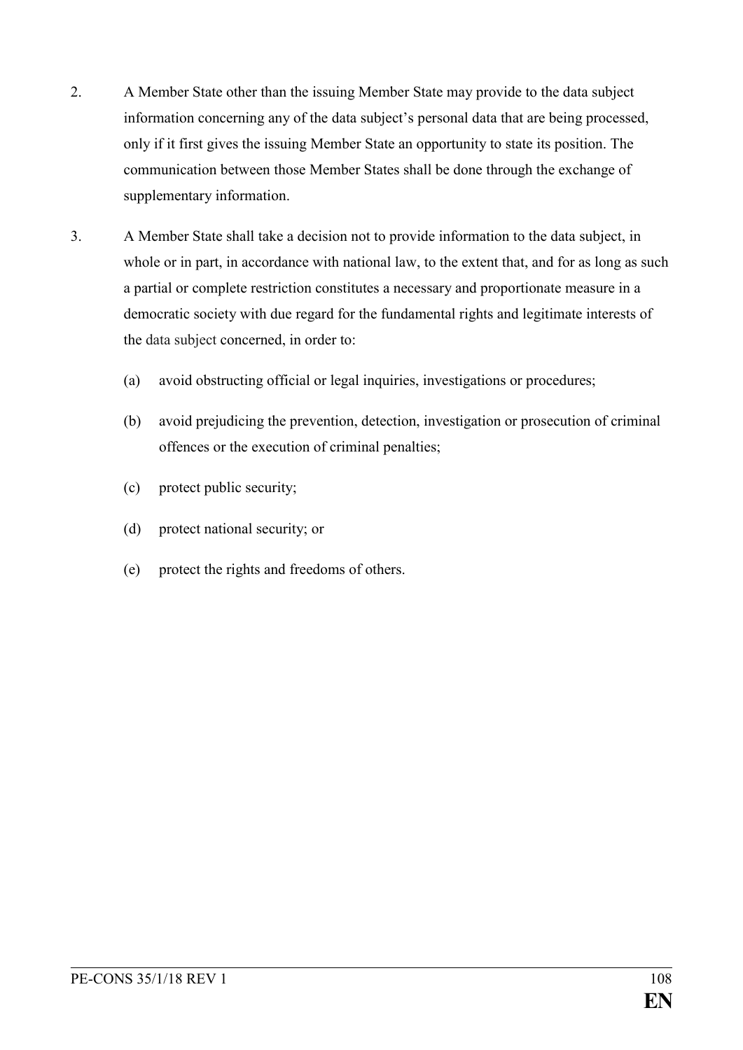2. A Member State other than the issuing Member State may provide to the data subject information concerning any of the data subject's personal data that are being processed, only if it first gives the issuing Member State an opportunity to state its position. The communication between those Member States shall be done through the exchange of supplementary information.

3. A Member State shall take a decision not to provide information to the data subject, in whole or in part, in accordance with national law, to the extent that, and for as long as such a partial or complete restriction constitutes a necessary and proportionate measure in a democratic society with due regard for the fundamental rights and legitimate interests of the data subject concerned, in order to:

   (a) avoid obstructing official or legal inquiries, investigations or procedures;

   (b) avoid prejudicing the prevention, detection, investigation or prosecution of criminal offences or the execution of criminal penalties;

   (c) protect public security;

   (d) protect national security; or

   (e) protect the rights and freedoms of others.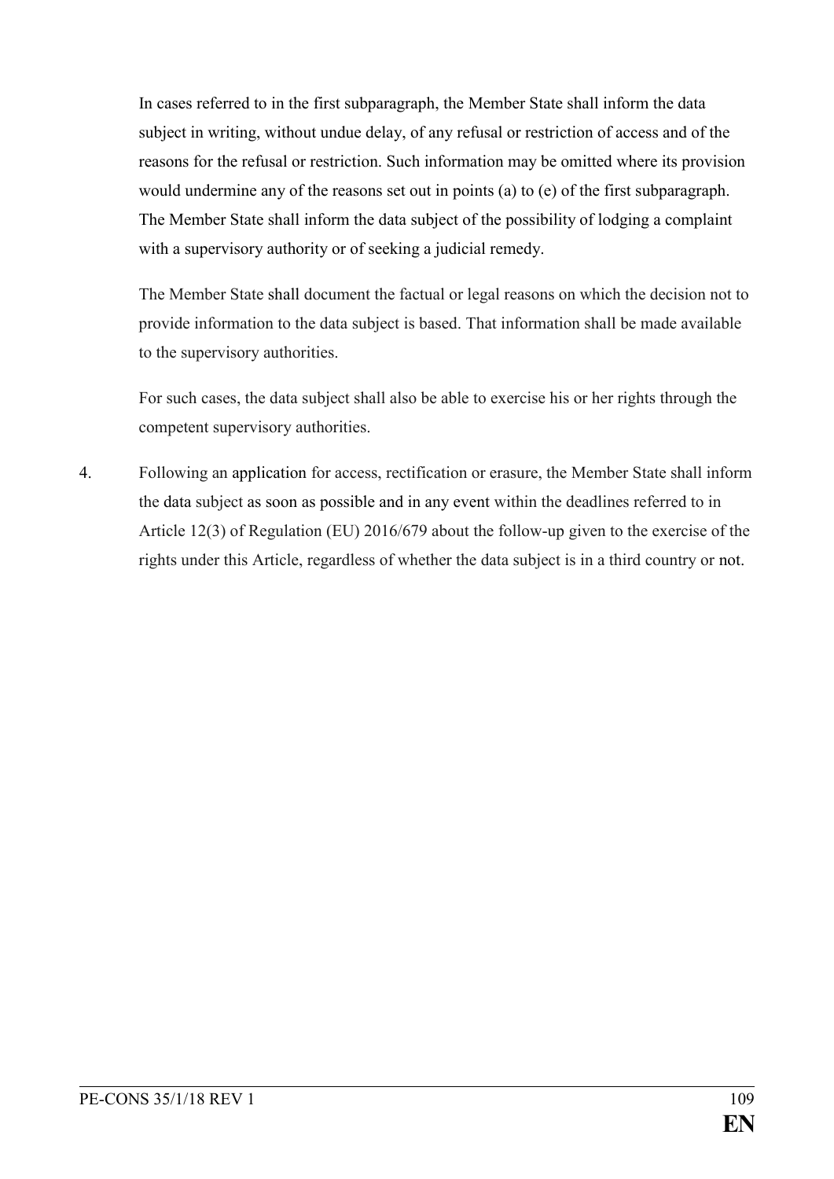In cases referred to in the first subparagraph, the Member State shall inform the data subject in writing, without undue delay, of any refusal or restriction of access and of the reasons for the refusal or restriction. Such information may be omitted where its provision would undermine any of the reasons set out in points (a) to (e) of the first subparagraph. The Member State shall inform the data subject of the possibility of lodging a complaint with a supervisory authority or of seeking a judicial remedy.

The Member State shall document the factual or legal reasons on which the decision not to provide information to the data subject is based. That information shall be made available to the supervisory authorities.

For such cases, the data subject shall also be able to exercise his or her rights through the competent supervisory authorities.

4. Following an application for access, rectification or erasure, the Member State shall inform the data subject as soon as possible and in any event within the deadlines referred to in Article 12(3) of Regulation (EU) 2016/679 about the follow-up given to the exercise of the rights under this Article, regardless of whether the data subject is in a third country or not.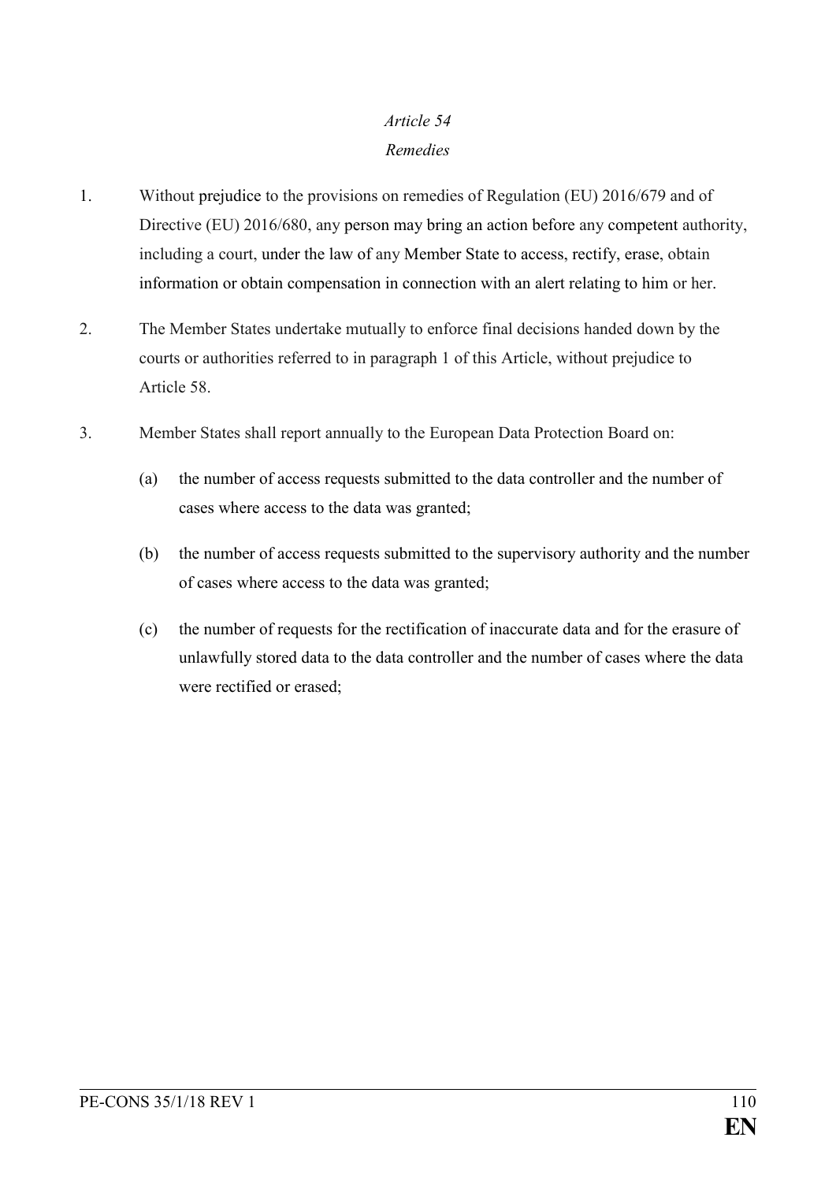*Article 54*

*Remedies*

1. Without prejudice to the provisions on remedies of Regulation (EU) 2016/679 and of Directive (EU) 2016/680, any person may bring an action before any competent authority, including a court, under the law of any Member State to access, rectify, erase, obtain information or obtain compensation in connection with an alert relating to him or her.

2. The Member States undertake mutually to enforce final decisions handed down by the courts or authorities referred to in paragraph 1 of this Article, without prejudice to Article 58.

3. Member States shall report annually to the European Data Protection Board on:

   (a) the number of access requests submitted to the data controller and the number of cases where access to the data was granted;

   (b) the number of access requests submitted to the supervisory authority and the number of cases where access to the data was granted;

   (c) the number of requests for the rectification of inaccurate data and for the erasure of unlawfully stored data to the data controller and the number of cases where the data were rectified or erased;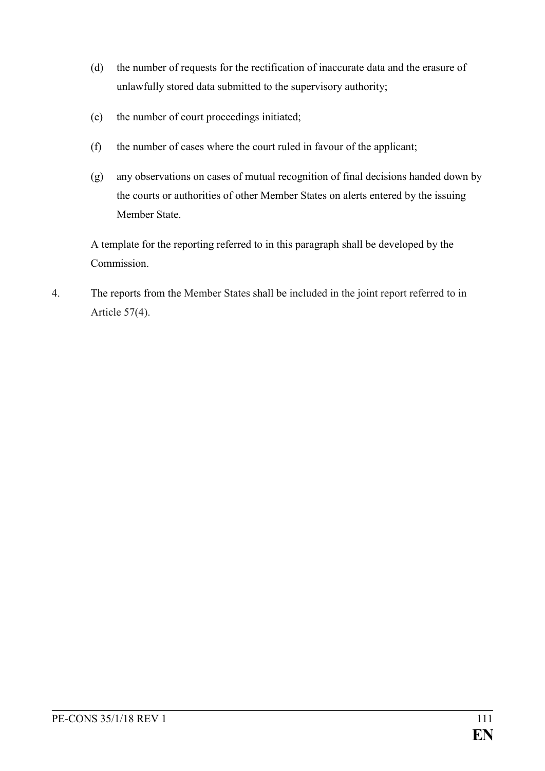(d) the number of requests for the rectification of inaccurate data and the erasure of unlawfully stored data submitted to the supervisory authority;

(e) the number of court proceedings initiated;

(f) the number of cases where the court ruled in favour of the applicant;

(g) any observations on cases of mutual recognition of final decisions handed down by the courts or authorities of other Member States on alerts entered by the issuing Member State.

A template for the reporting referred to in this paragraph shall be developed by the Commission.

4. The reports from the Member States shall be included in the joint report referred to in Article 57(4).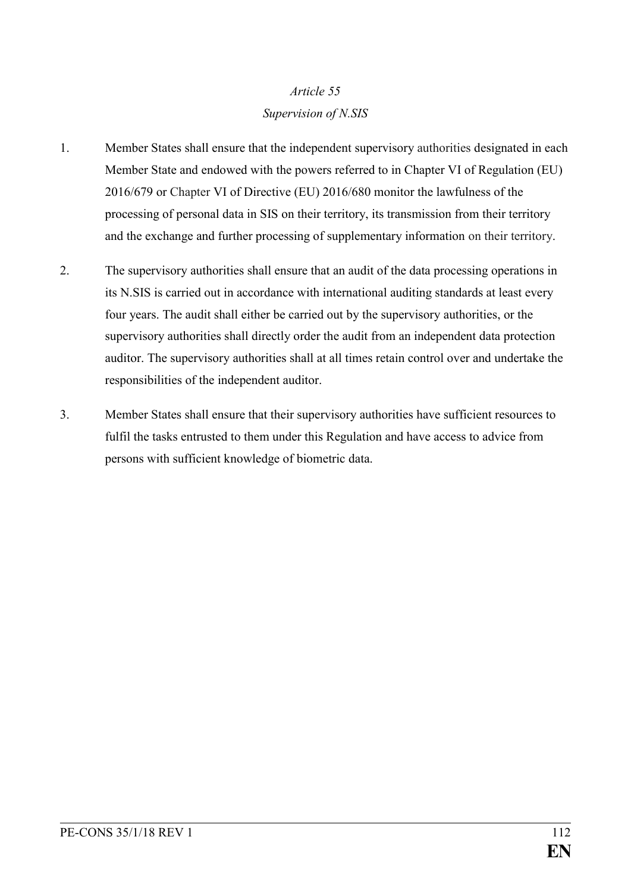*Article 55*

*Supervision of N.SIS*

1. Member States shall ensure that the independent supervisory authorities designated in each Member State and endowed with the powers referred to in Chapter VI of Regulation (EU) 2016/679 or Chapter VI of Directive (EU) 2016/680 monitor the lawfulness of the processing of personal data in SIS on their territory, its transmission from their territory and the exchange and further processing of supplementary information on their territory.

2. The supervisory authorities shall ensure that an audit of the data processing operations in its N.SIS is carried out in accordance with international auditing standards at least every four years. The audit shall either be carried out by the supervisory authorities, or the supervisory authorities shall directly order the audit from an independent data protection auditor. The supervisory authorities shall at all times retain control over and undertake the responsibilities of the independent auditor.

3. Member States shall ensure that their supervisory authorities have sufficient resources to fulfil the tasks entrusted to them under this Regulation and have access to advice from persons with sufficient knowledge of biometric data.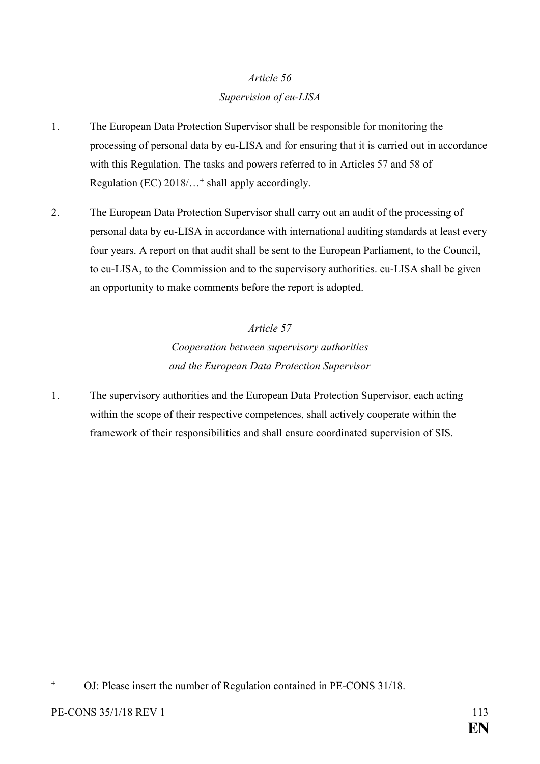*Article 56*

*Supervision of eu-LISA*

1. The European Data Protection Supervisor shall be responsible for monitoring the processing of personal data by eu-LISA and for ensuring that it is carried out in accordance with this Regulation. The tasks and powers referred to in Articles 57 and 58 of Regulation (EC) 2018/…[+] shall apply accordingly.

2. The European Data Protection Supervisor shall carry out an audit of the processing of personal data by eu-LISA in accordance with international auditing standards at least every four years. A report on that audit shall be sent to the European Parliament, to the Council, to eu-LISA, to the Commission and to the supervisory authorities. eu-LISA shall be given an opportunity to make comments before the report is adopted.

*Article 57*

*Cooperation between supervisory authorities and the European Data Protection Supervisor*

1. The supervisory authorities and the European Data Protection Supervisor, each acting within the scope of their respective competences, shall actively cooperate within the framework of their responsibilities and shall ensure coordinated supervision of SIS.

---

[+] OJ: Please insert the number of Regulation contained in PE-CONS 31/18.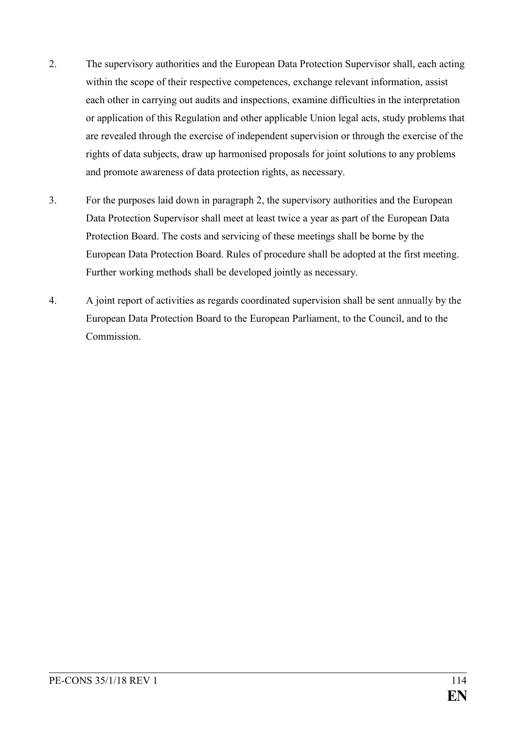2. The supervisory authorities and the European Data Protection Supervisor shall, each acting within the scope of their respective competences, exchange relevant information, assist each other in carrying out audits and inspections, examine difficulties in the interpretation or application of this Regulation and other applicable Union legal acts, study problems that are revealed through the exercise of independent supervision or through the exercise of the rights of data subjects, draw up harmonised proposals for joint solutions to any problems and promote awareness of data protection rights, as necessary.

3. For the purposes laid down in paragraph 2, the supervisory authorities and the European Data Protection Supervisor shall meet at least twice a year as part of the European Data Protection Board. The costs and servicing of these meetings shall be borne by the European Data Protection Board. Rules of procedure shall be adopted at the first meeting. Further working methods shall be developed jointly as necessary.

4. A joint report of activities as regards coordinated supervision shall be sent annually by the European Data Protection Board to the European Parliament, to the Council, and to the Commission.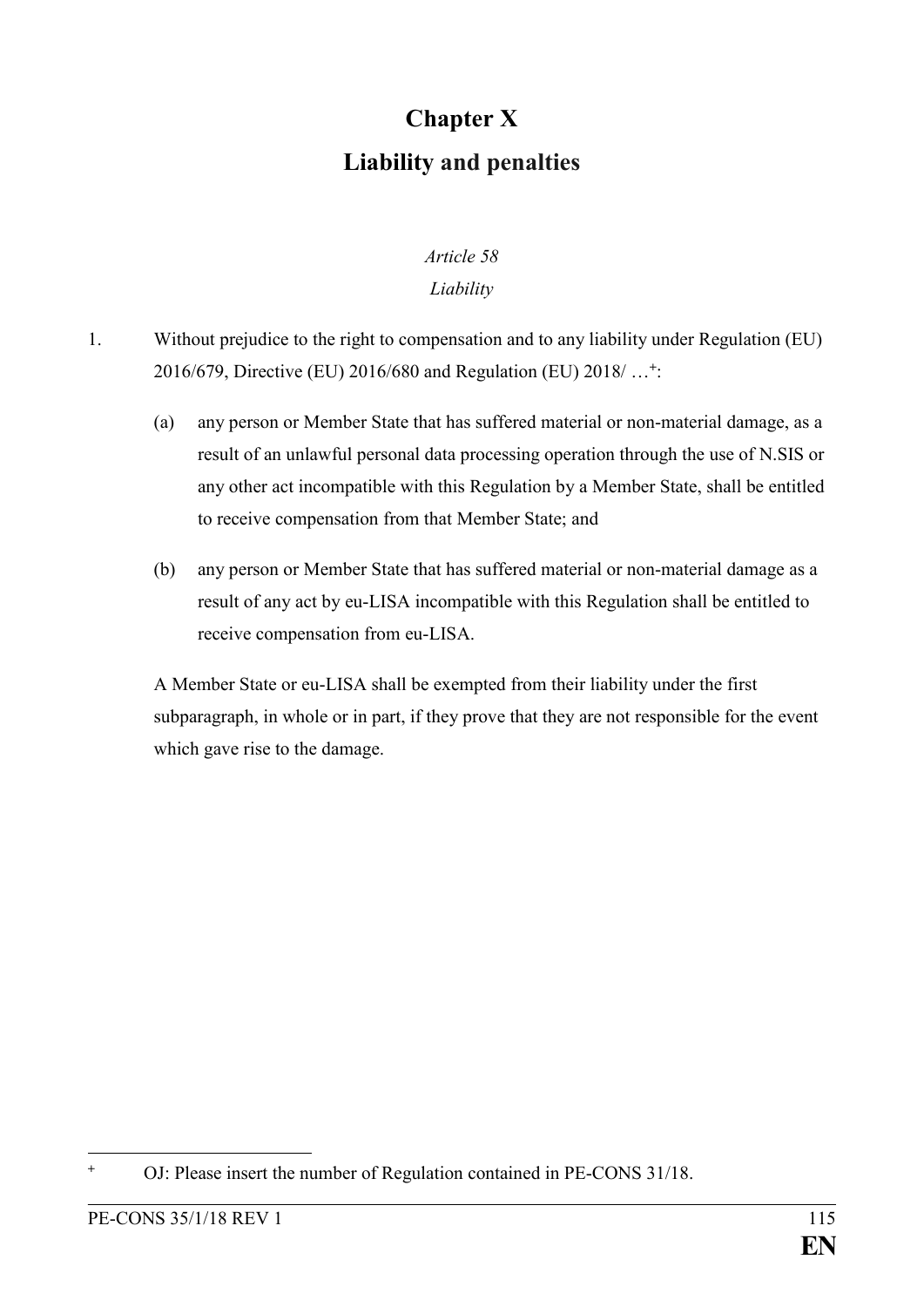# Chapter X

# Liability and penalties

*Article 58*

*Liability*

1. Without prejudice to the right to compensation and to any liability under Regulation (EU) 2016/679, Directive (EU) 2016/680 and Regulation (EU) 2018/ …[+]:

   (a) any person or Member State that has suffered material or non-material damage, as a result of an unlawful personal data processing operation through the use of N.SIS or any other act incompatible with this Regulation by a Member State, shall be entitled to receive compensation from that Member State; and

   (b) any person or Member State that has suffered material or non-material damage as a result of any act by eu-LISA incompatible with this Regulation shall be entitled to receive compensation from eu-LISA.

   A Member State or eu-LISA shall be exempted from their liability under the first subparagraph, in whole or in part, if they prove that they are not responsible for the event which gave rise to the damage.

[+] OJ: Please insert the number of Regulation contained in PE-CONS 31/18.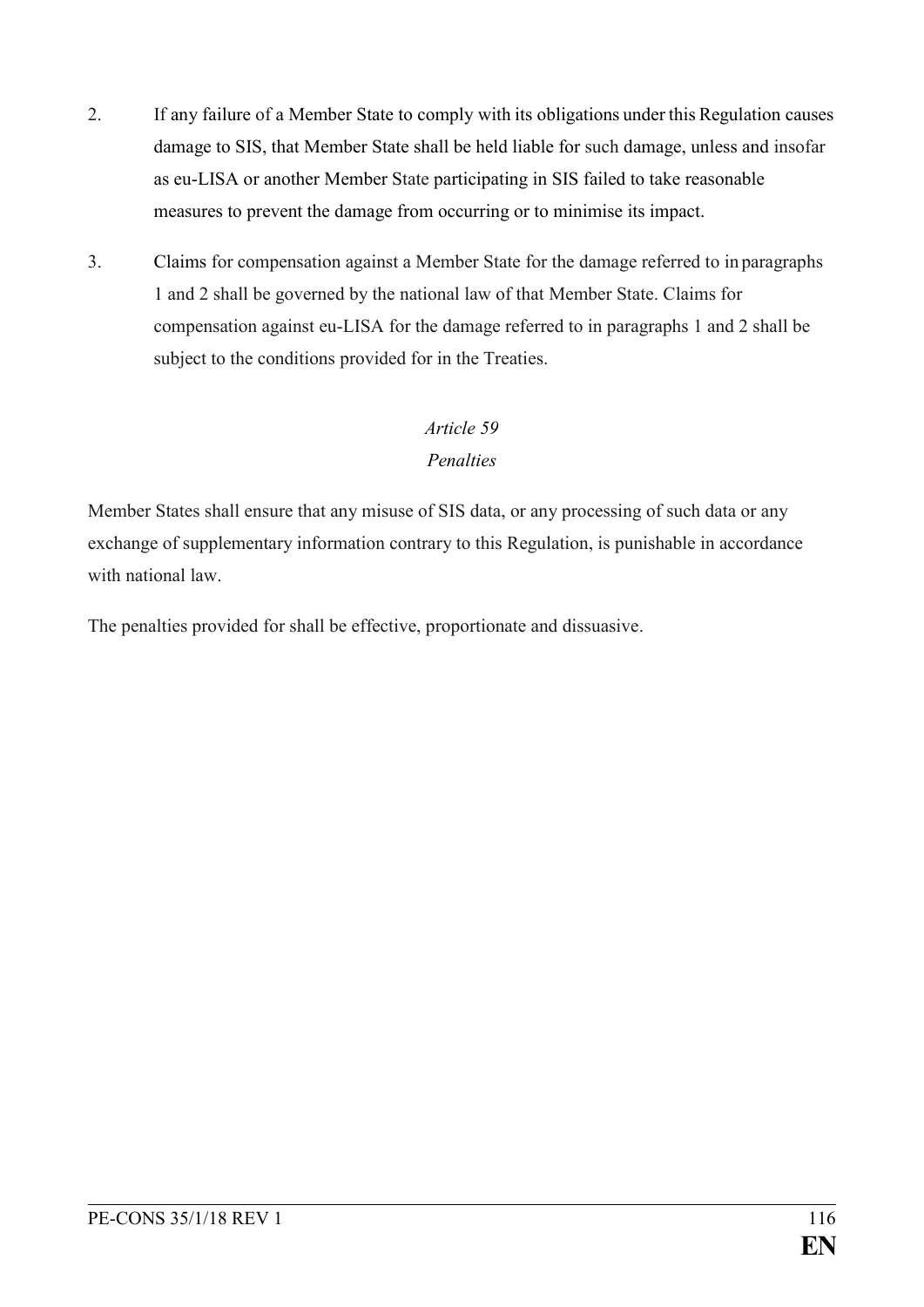2. If any failure of a Member State to comply with its obligations under this Regulation causes damage to SIS, that Member State shall be held liable for such damage, unless and insofar as eu-LISA or another Member State participating in SIS failed to take reasonable measures to prevent the damage from occurring or to minimise its impact.

3. Claims for compensation against a Member State for the damage referred to in paragraphs 1 and 2 shall be governed by the national law of that Member State. Claims for compensation against eu-LISA for the damage referred to in paragraphs 1 and 2 shall be subject to the conditions provided for in the Treaties.

*Article 59*

*Penalties*

Member States shall ensure that any misuse of SIS data, or any processing of such data or any exchange of supplementary information contrary to this Regulation, is punishable in accordance with national law.

The penalties provided for shall be effective, proportionate and dissuasive.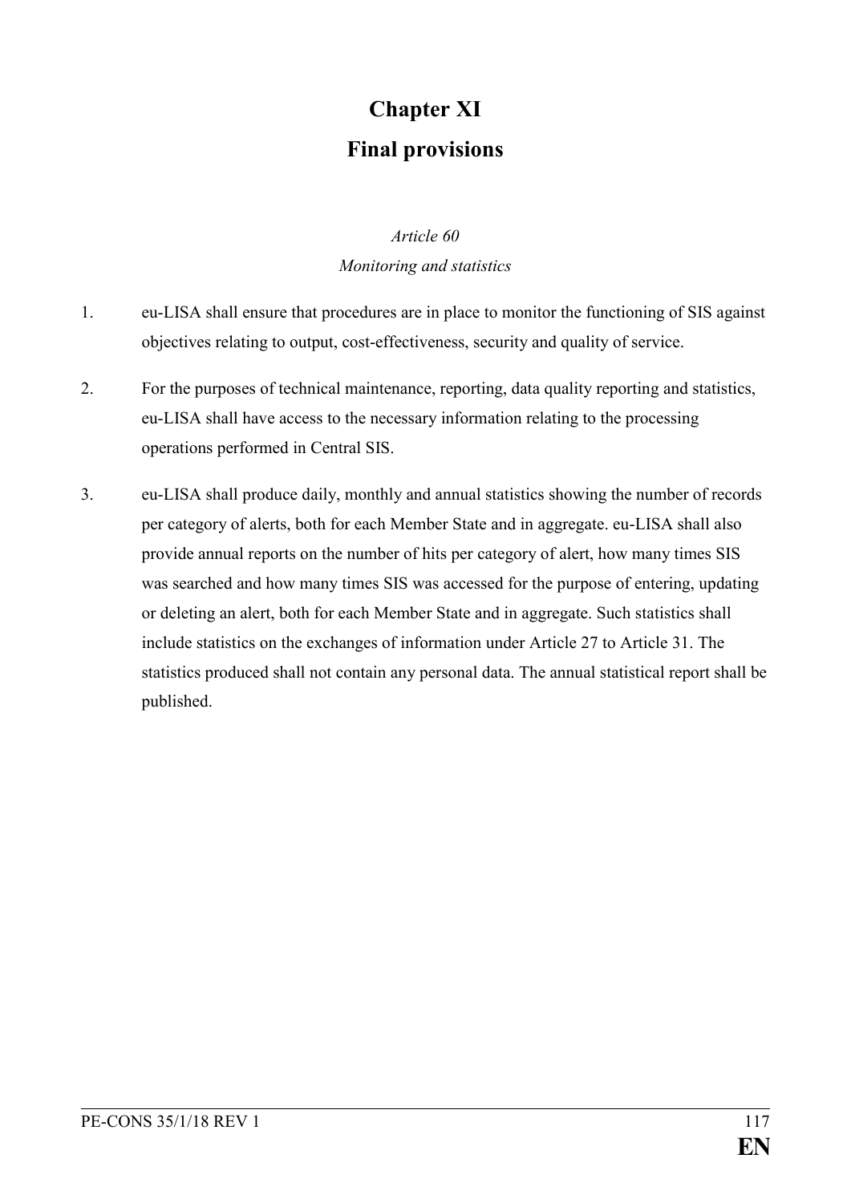# Chapter XI

# Final provisions

*Article 60*

*Monitoring and statistics*

1. eu-LISA shall ensure that procedures are in place to monitor the functioning of SIS against objectives relating to output, cost-effectiveness, security and quality of service.

2. For the purposes of technical maintenance, reporting, data quality reporting and statistics, eu-LISA shall have access to the necessary information relating to the processing operations performed in Central SIS.

3. eu-LISA shall produce daily, monthly and annual statistics showing the number of records per category of alerts, both for each Member State and in aggregate. eu-LISA shall also provide annual reports on the number of hits per category of alert, how many times SIS was searched and how many times SIS was accessed for the purpose of entering, updating or deleting an alert, both for each Member State and in aggregate. Such statistics shall include statistics on the exchanges of information under Article 27 to Article 31. The statistics produced shall not contain any personal data. The annual statistical report shall be published.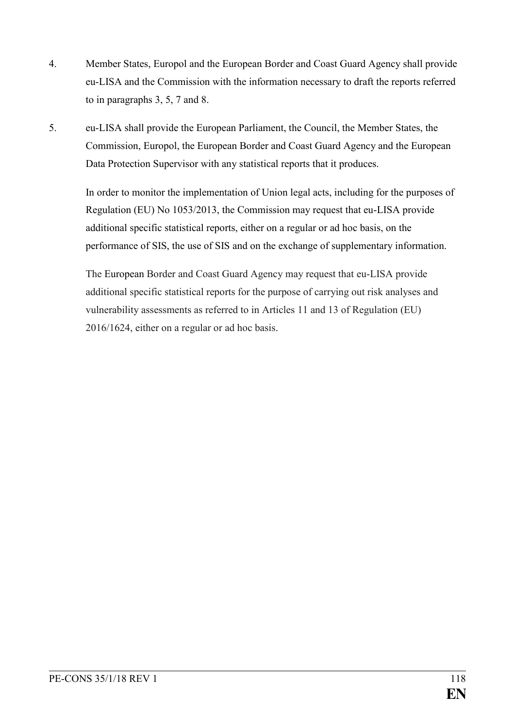4. Member States, Europol and the European Border and Coast Guard Agency shall provide eu-LISA and the Commission with the information necessary to draft the reports referred to in paragraphs 3, 5, 7 and 8.

5. eu-LISA shall provide the European Parliament, the Council, the Member States, the Commission, Europol, the European Border and Coast Guard Agency and the European Data Protection Supervisor with any statistical reports that it produces.

   In order to monitor the implementation of Union legal acts, including for the purposes of Regulation (EU) No 1053/2013, the Commission may request that eu-LISA provide additional specific statistical reports, either on a regular or ad hoc basis, on the performance of SIS, the use of SIS and on the exchange of supplementary information.

   The European Border and Coast Guard Agency may request that eu-LISA provide additional specific statistical reports for the purpose of carrying out risk analyses and vulnerability assessments as referred to in Articles 11 and 13 of Regulation (EU) 2016/1624, either on a regular or ad hoc basis.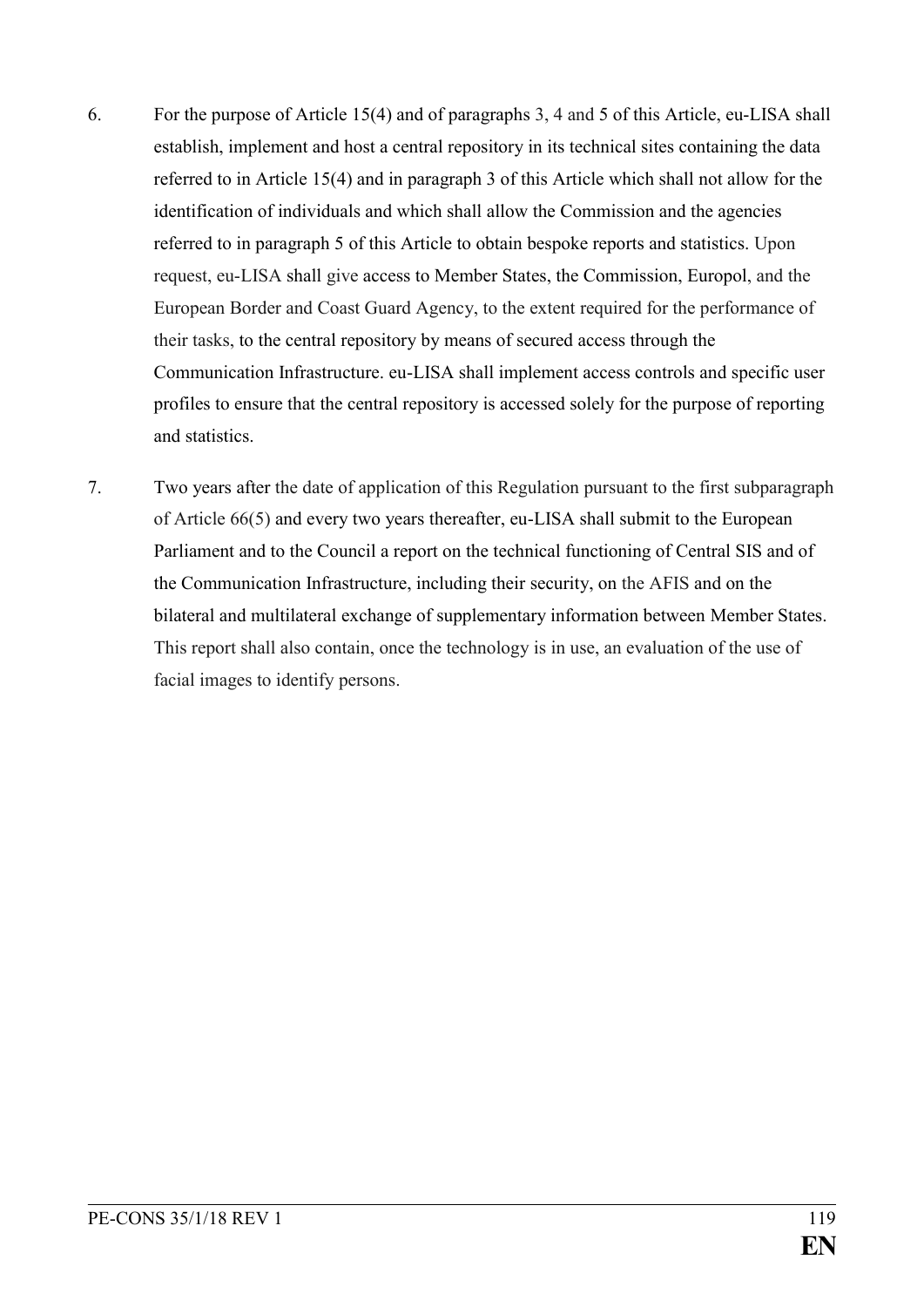6. For the purpose of Article 15(4) and of paragraphs 3, 4 and 5 of this Article, eu-LISA shall establish, implement and host a central repository in its technical sites containing the data referred to in Article 15(4) and in paragraph 3 of this Article which shall not allow for the identification of individuals and which shall allow the Commission and the agencies referred to in paragraph 5 of this Article to obtain bespoke reports and statistics. Upon request, eu-LISA shall give access to Member States, the Commission, Europol, and the European Border and Coast Guard Agency, to the extent required for the performance of their tasks, to the central repository by means of secured access through the Communication Infrastructure. eu-LISA shall implement access controls and specific user profiles to ensure that the central repository is accessed solely for the purpose of reporting and statistics.

7. Two years after the date of application of this Regulation pursuant to the first subparagraph of Article 66(5) and every two years thereafter, eu-LISA shall submit to the European Parliament and to the Council a report on the technical functioning of Central SIS and of the Communication Infrastructure, including their security, on the AFIS and on the bilateral and multilateral exchange of supplementary information between Member States. This report shall also contain, once the technology is in use, an evaluation of the use of facial images to identify persons.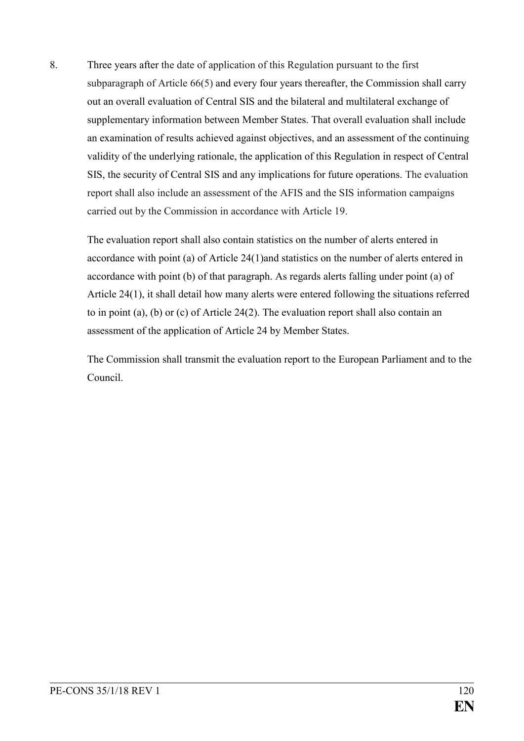8. Three years after the date of application of this Regulation pursuant to the first subparagraph of Article 66(5) and every four years thereafter, the Commission shall carry out an overall evaluation of Central SIS and the bilateral and multilateral exchange of supplementary information between Member States. That overall evaluation shall include an examination of results achieved against objectives, and an assessment of the continuing validity of the underlying rationale, the application of this Regulation in respect of Central SIS, the security of Central SIS and any implications for future operations. The evaluation report shall also include an assessment of the AFIS and the SIS information campaigns carried out by the Commission in accordance with Article 19.

   The evaluation report shall also contain statistics on the number of alerts entered in accordance with point (a) of Article 24(1)and statistics on the number of alerts entered in accordance with point (b) of that paragraph. As regards alerts falling under point (a) of Article 24(1), it shall detail how many alerts were entered following the situations referred to in point (a), (b) or (c) of Article 24(2). The evaluation report shall also contain an assessment of the application of Article 24 by Member States.

   The Commission shall transmit the evaluation report to the European Parliament and to the Council.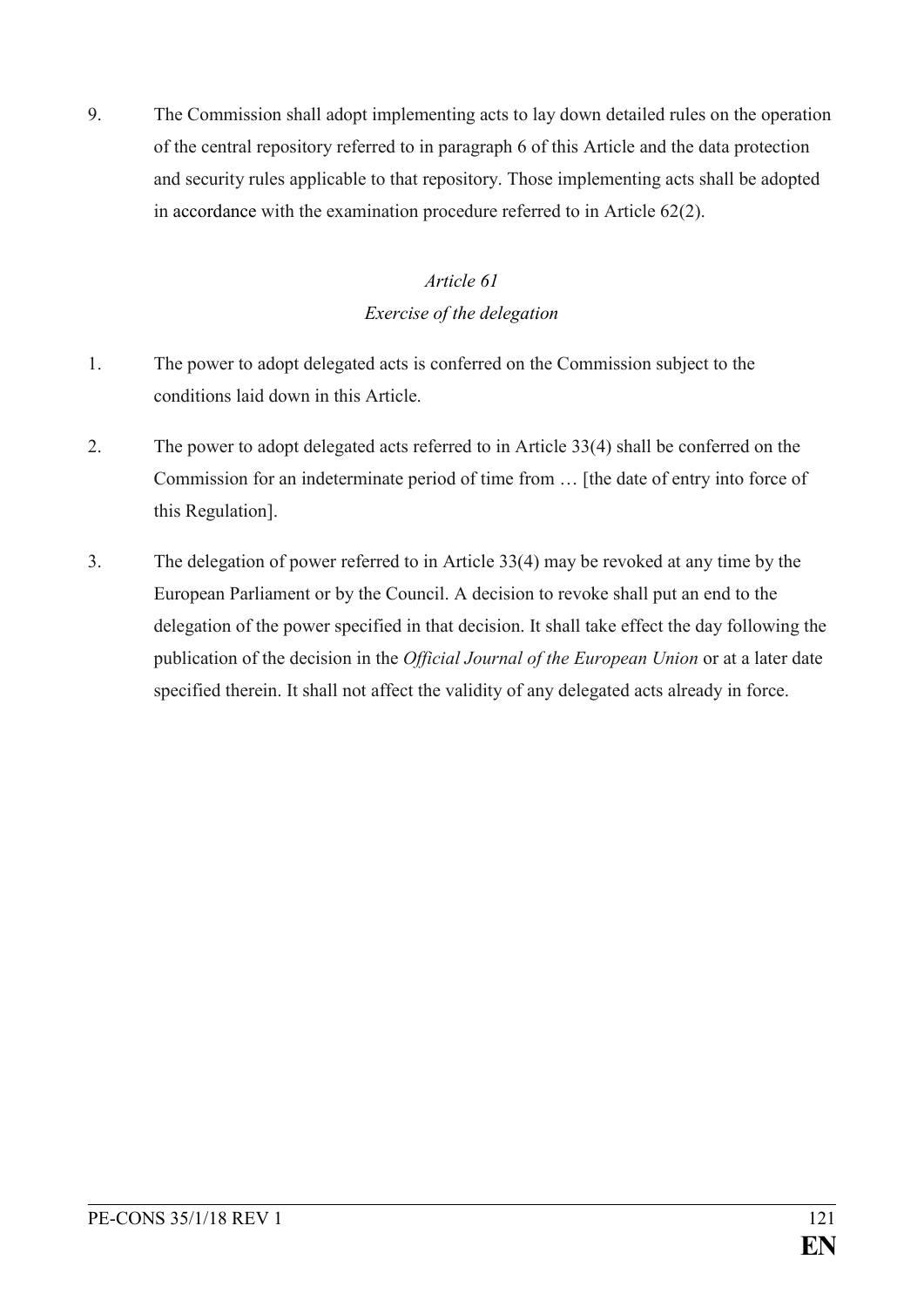9. The Commission shall adopt implementing acts to lay down detailed rules on the operation of the central repository referred to in paragraph 6 of this Article and the data protection and security rules applicable to that repository. Those implementing acts shall be adopted in accordance with the examination procedure referred to in Article 62(2).

*Article 61*

*Exercise of the delegation*

1. The power to adopt delegated acts is conferred on the Commission subject to the conditions laid down in this Article.

2. The power to adopt delegated acts referred to in Article 33(4) shall be conferred on the Commission for an indeterminate period of time from … [the date of entry into force of this Regulation].

3. The delegation of power referred to in Article 33(4) may be revoked at any time by the European Parliament or by the Council. A decision to revoke shall put an end to the delegation of the power specified in that decision. It shall take effect the day following the publication of the decision in the *Official Journal of the European Union* or at a later date specified therein. It shall not affect the validity of any delegated acts already in force.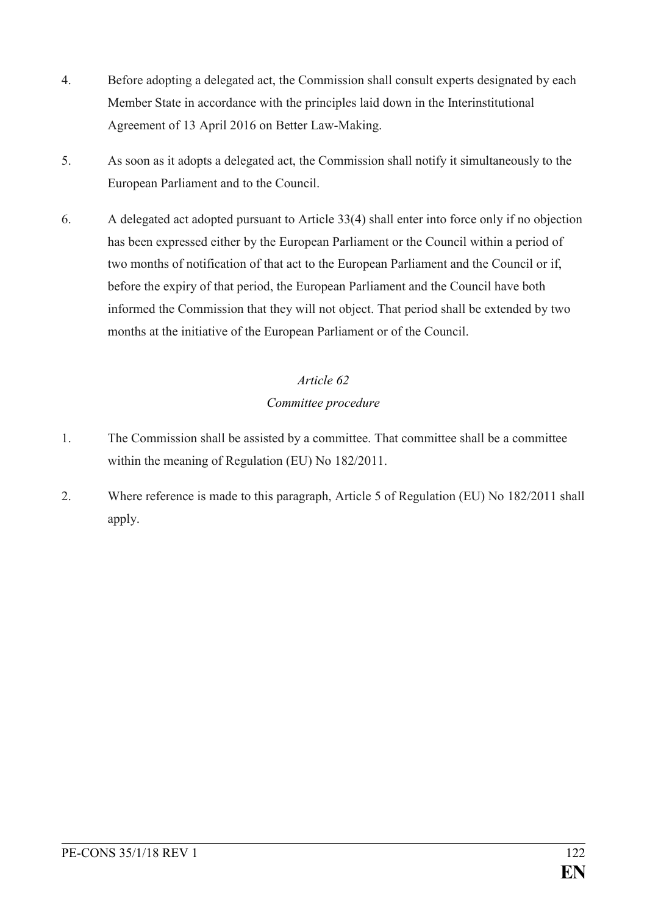4. Before adopting a delegated act, the Commission shall consult experts designated by each Member State in accordance with the principles laid down in the Interinstitutional Agreement of 13 April 2016 on Better Law-Making.

5. As soon as it adopts a delegated act, the Commission shall notify it simultaneously to the European Parliament and to the Council.

6. A delegated act adopted pursuant to Article 33(4) shall enter into force only if no objection has been expressed either by the European Parliament or the Council within a period of two months of notification of that act to the European Parliament and the Council or if, before the expiry of that period, the European Parliament and the Council have both informed the Commission that they will not object. That period shall be extended by two months at the initiative of the European Parliament or of the Council.

*Article 62*

*Committee procedure*

1. The Commission shall be assisted by a committee. That committee shall be a committee within the meaning of Regulation (EU) No 182/2011.

2. Where reference is made to this paragraph, Article 5 of Regulation (EU) No 182/2011 shall apply.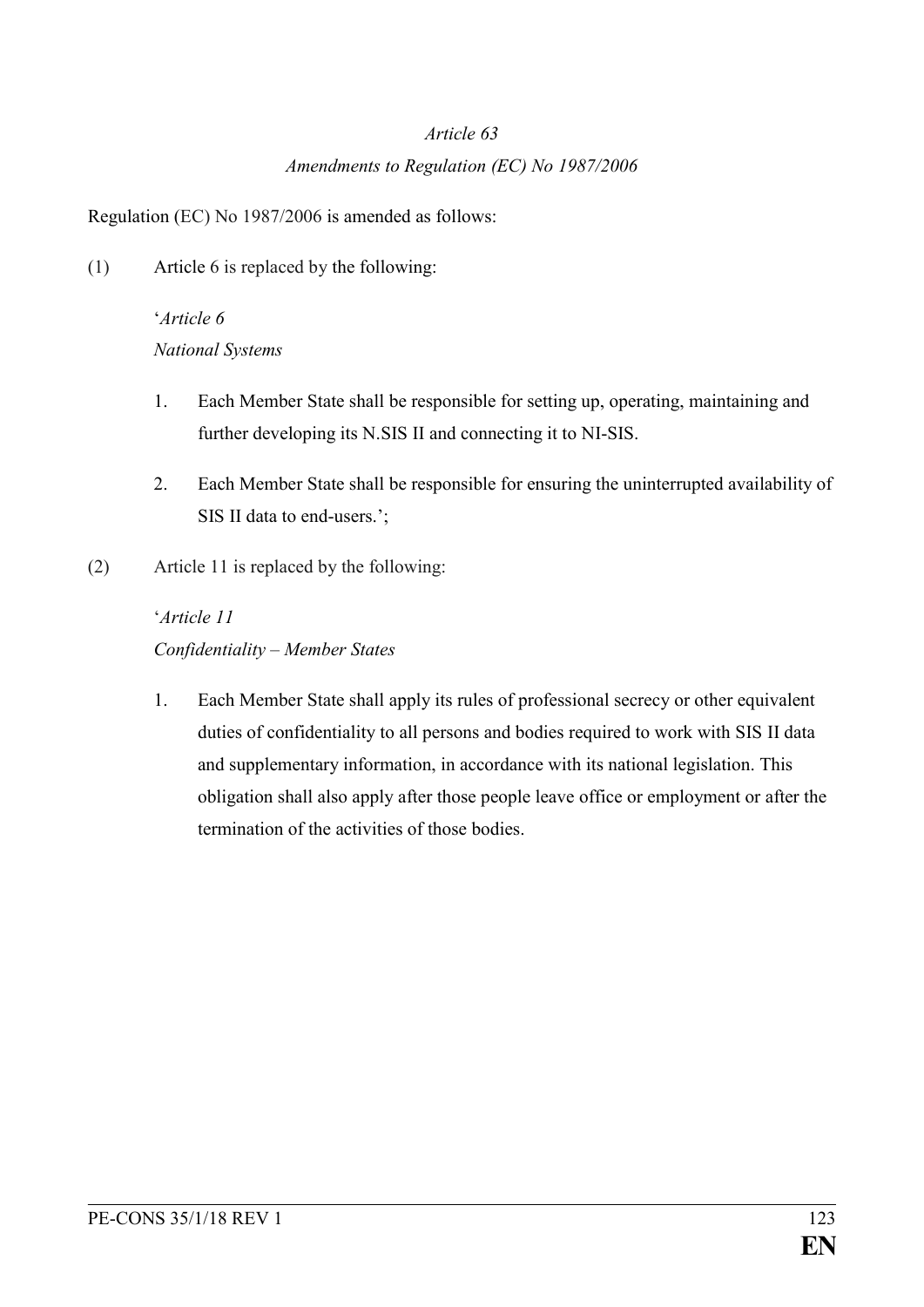*Article 63*

*Amendments to Regulation (EC) No 1987/2006*

Regulation (EC) No 1987/2006 is amended as follows:

(1) Article 6 is replaced by the following:

'*Article 6*
*National Systems*

1. Each Member State shall be responsible for setting up, operating, maintaining and further developing its N.SIS II and connecting it to NI-SIS.

2. Each Member State shall be responsible for ensuring the uninterrupted availability of SIS II data to end-users.';

(2) Article 11 is replaced by the following:

'*Article 11*
*Confidentiality – Member States*

1. Each Member State shall apply its rules of professional secrecy or other equivalent duties of confidentiality to all persons and bodies required to work with SIS II data and supplementary information, in accordance with its national legislation. This obligation shall also apply after those people leave office or employment or after the termination of the activities of those bodies.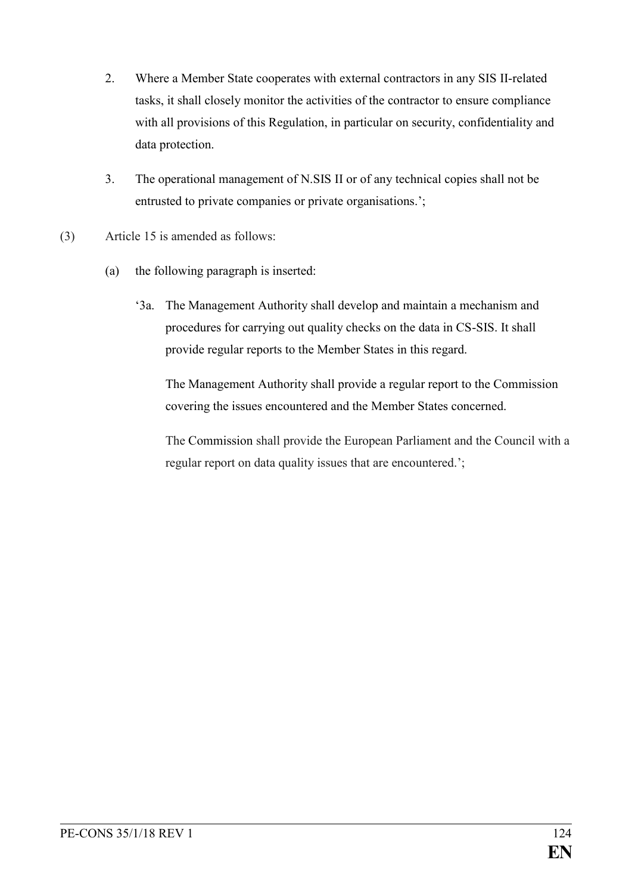2. Where a Member State cooperates with external contractors in any SIS II-related tasks, it shall closely monitor the activities of the contractor to ensure compliance with all provisions of this Regulation, in particular on security, confidentiality and data protection.

3. The operational management of N.SIS II or of any technical copies shall not be entrusted to private companies or private organisations.';

(3) Article 15 is amended as follows:

(a) the following paragraph is inserted:

'3a. The Management Authority shall develop and maintain a mechanism and procedures for carrying out quality checks on the data in CS-SIS. It shall provide regular reports to the Member States in this regard.

The Management Authority shall provide a regular report to the Commission covering the issues encountered and the Member States concerned.

The Commission shall provide the European Parliament and the Council with a regular report on data quality issues that are encountered.';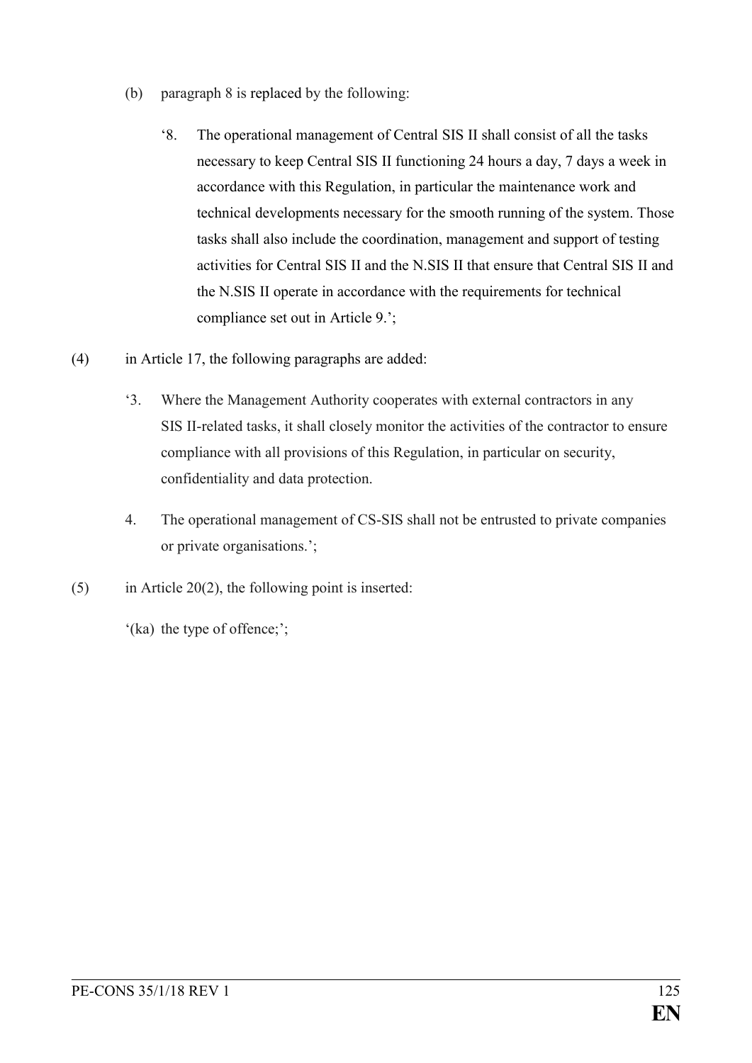(b) paragraph 8 is replaced by the following:

> '8. The operational management of Central SIS II shall consist of all the tasks necessary to keep Central SIS II functioning 24 hours a day, 7 days a week in accordance with this Regulation, in particular the maintenance work and technical developments necessary for the smooth running of the system. Those tasks shall also include the coordination, management and support of testing activities for Central SIS II and the N.SIS II that ensure that Central SIS II and the N.SIS II operate in accordance with the requirements for technical compliance set out in Article 9.';

(4) in Article 17, the following paragraphs are added:

> '3. Where the Management Authority cooperates with external contractors in any SIS II-related tasks, it shall closely monitor the activities of the contractor to ensure compliance with all provisions of this Regulation, in particular on security, confidentiality and data protection.
>
> 4. The operational management of CS-SIS shall not be entrusted to private companies or private organisations.';

(5) in Article 20(2), the following point is inserted:

> '(ka) the type of offence;';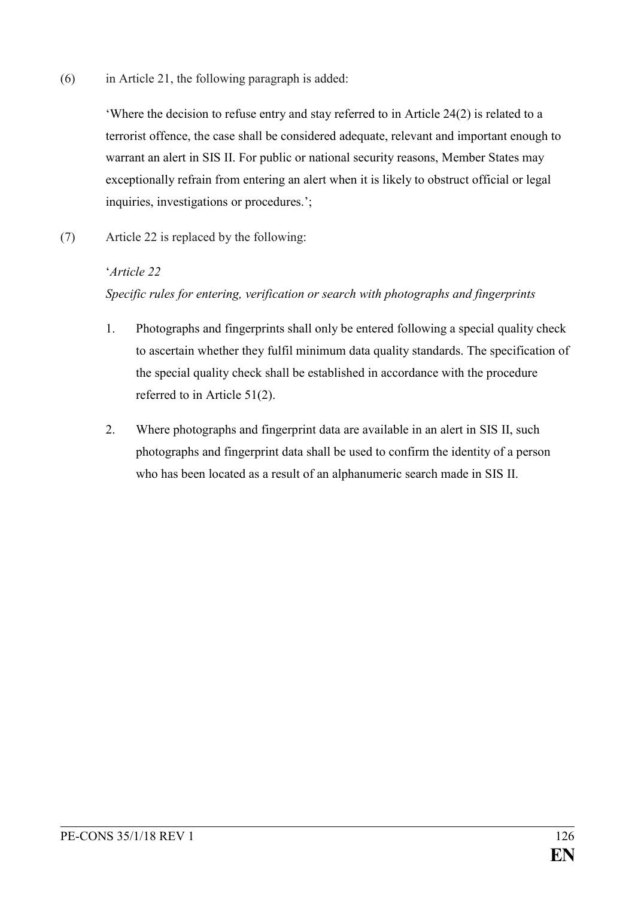(6) in Article 21, the following paragraph is added:

'Where the decision to refuse entry and stay referred to in Article 24(2) is related to a terrorist offence, the case shall be considered adequate, relevant and important enough to warrant an alert in SIS II. For public or national security reasons, Member States may exceptionally refrain from entering an alert when it is likely to obstruct official or legal inquiries, investigations or procedures.';

(7) Article 22 is replaced by the following:

'*Article 22*

*Specific rules for entering, verification or search with photographs and fingerprints*

1. Photographs and fingerprints shall only be entered following a special quality check to ascertain whether they fulfil minimum data quality standards. The specification of the special quality check shall be established in accordance with the procedure referred to in Article 51(2).

2. Where photographs and fingerprint data are available in an alert in SIS II, such photographs and fingerprint data shall be used to confirm the identity of a person who has been located as a result of an alphanumeric search made in SIS II.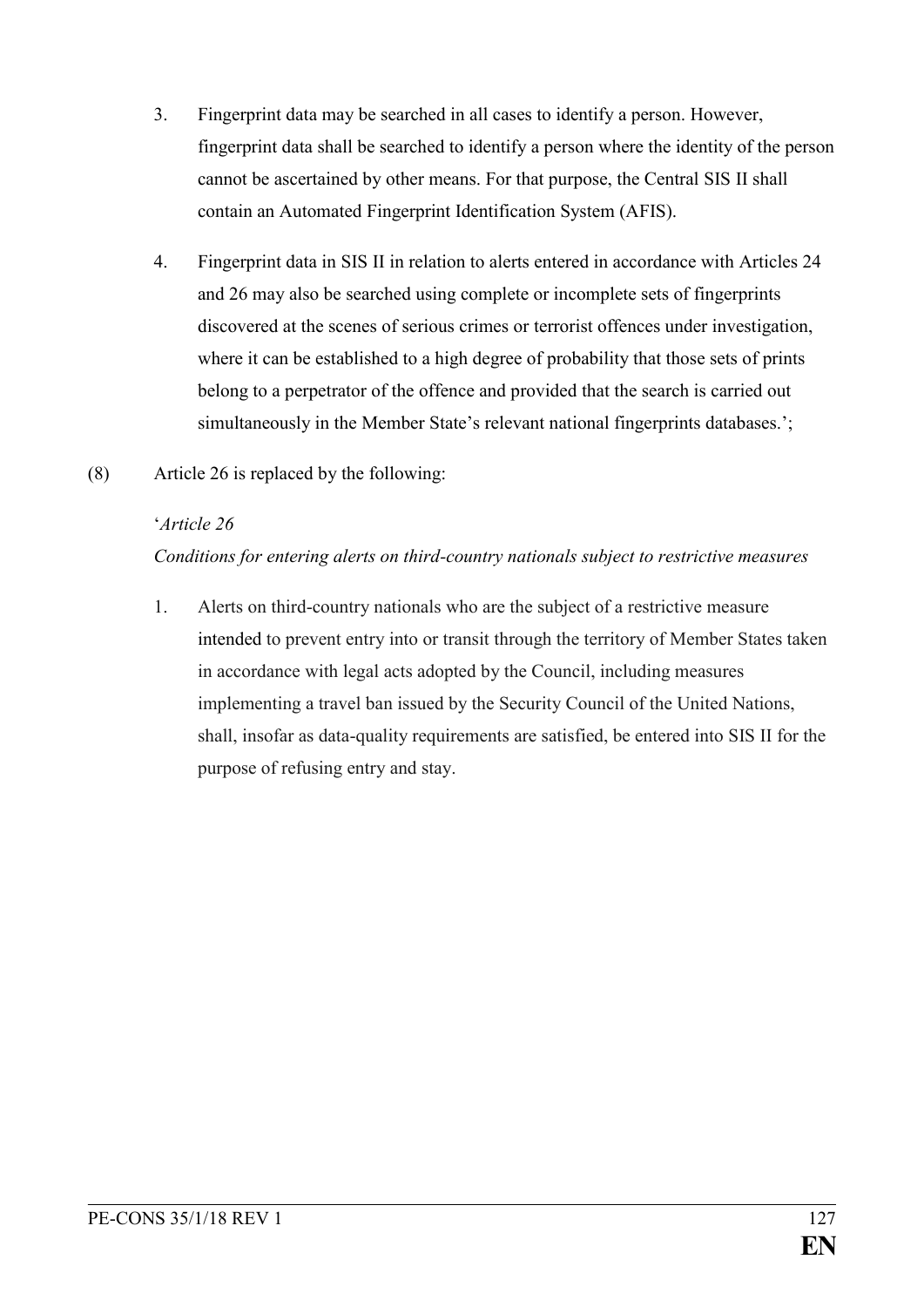3. Fingerprint data may be searched in all cases to identify a person. However, fingerprint data shall be searched to identify a person where the identity of the person cannot be ascertained by other means. For that purpose, the Central SIS II shall contain an Automated Fingerprint Identification System (AFIS).

4. Fingerprint data in SIS II in relation to alerts entered in accordance with Articles 24 and 26 may also be searched using complete or incomplete sets of fingerprints discovered at the scenes of serious crimes or terrorist offences under investigation, where it can be established to a high degree of probability that those sets of prints belong to a perpetrator of the offence and provided that the search is carried out simultaneously in the Member State's relevant national fingerprints databases.';

(8) Article 26 is replaced by the following:

'*Article 26*

*Conditions for entering alerts on third-country nationals subject to restrictive measures*

1. Alerts on third-country nationals who are the subject of a restrictive measure intended to prevent entry into or transit through the territory of Member States taken in accordance with legal acts adopted by the Council, including measures implementing a travel ban issued by the Security Council of the United Nations, shall, insofar as data-quality requirements are satisfied, be entered into SIS II for the purpose of refusing entry and stay.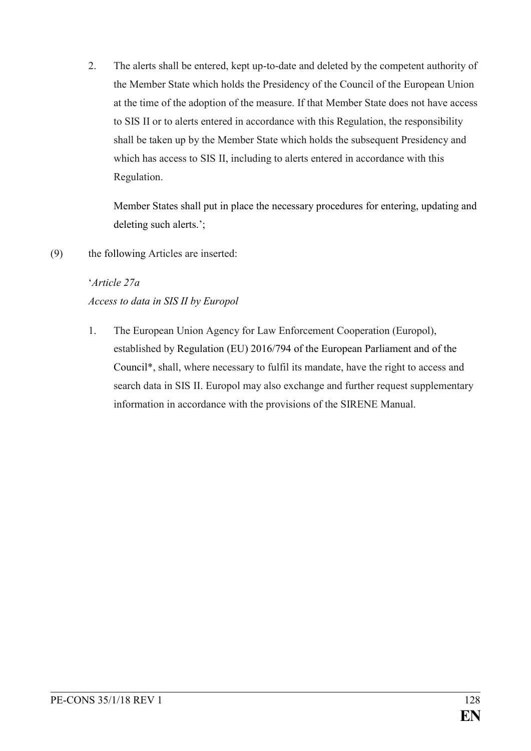2. The alerts shall be entered, kept up-to-date and deleted by the competent authority of the Member State which holds the Presidency of the Council of the European Union at the time of the adoption of the measure. If that Member State does not have access to SIS II or to alerts entered in accordance with this Regulation, the responsibility shall be taken up by the Member State which holds the subsequent Presidency and which has access to SIS II, including to alerts entered in accordance with this Regulation.

   Member States shall put in place the necessary procedures for entering, updating and deleting such alerts.';

(9) the following Articles are inserted:

'*Article 27a*
*Access to data in SIS II by Europol*

1. The European Union Agency for Law Enforcement Cooperation (Europol), established by Regulation (EU) 2016/794 of the European Parliament and of the Council*, shall, where necessary to fulfil its mandate, have the right to access and search data in SIS II. Europol may also exchange and further request supplementary information in accordance with the provisions of the SIRENE Manual.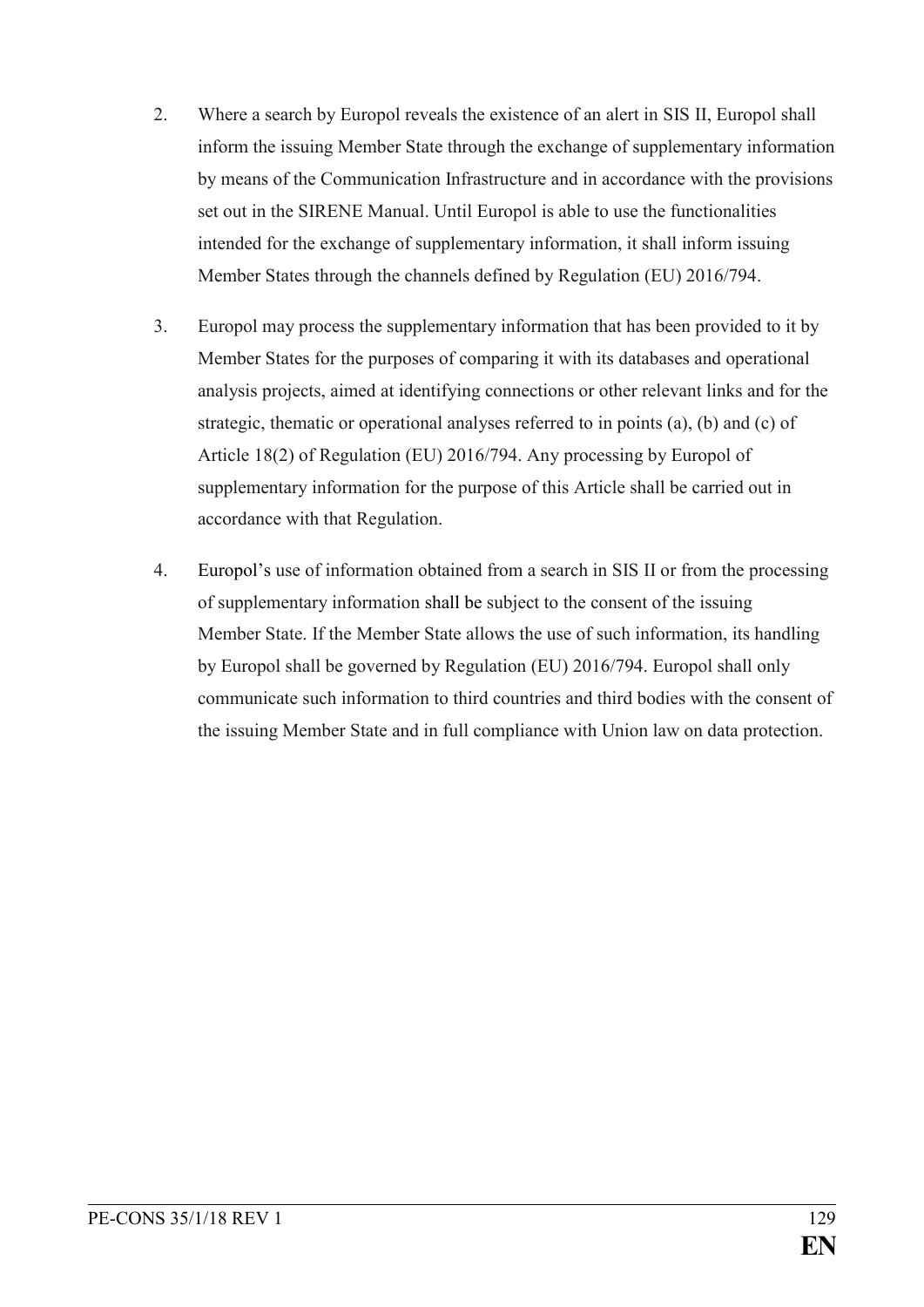2. Where a search by Europol reveals the existence of an alert in SIS II, Europol shall inform the issuing Member State through the exchange of supplementary information by means of the Communication Infrastructure and in accordance with the provisions set out in the SIRENE Manual. Until Europol is able to use the functionalities intended for the exchange of supplementary information, it shall inform issuing Member States through the channels defined by Regulation (EU) 2016/794.

3. Europol may process the supplementary information that has been provided to it by Member States for the purposes of comparing it with its databases and operational analysis projects, aimed at identifying connections or other relevant links and for the strategic, thematic or operational analyses referred to in points (a), (b) and (c) of Article 18(2) of Regulation (EU) 2016/794. Any processing by Europol of supplementary information for the purpose of this Article shall be carried out in accordance with that Regulation.

4. Europol's use of information obtained from a search in SIS II or from the processing of supplementary information shall be subject to the consent of the issuing Member State. If the Member State allows the use of such information, its handling by Europol shall be governed by Regulation (EU) 2016/794. Europol shall only communicate such information to third countries and third bodies with the consent of the issuing Member State and in full compliance with Union law on data protection.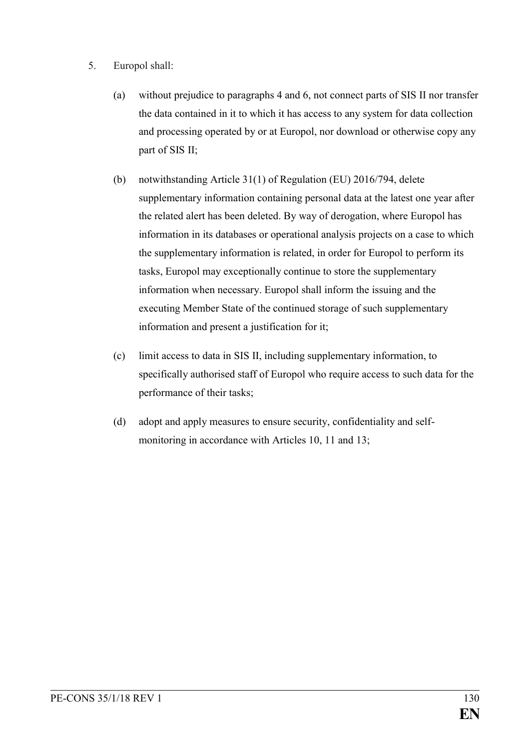5. Europol shall:

   (a) without prejudice to paragraphs 4 and 6, not connect parts of SIS II nor transfer the data contained in it to which it has access to any system for data collection and processing operated by or at Europol, nor download or otherwise copy any part of SIS II;

   (b) notwithstanding Article 31(1) of Regulation (EU) 2016/794, delete supplementary information containing personal data at the latest one year after the related alert has been deleted. By way of derogation, where Europol has information in its databases or operational analysis projects on a case to which the supplementary information is related, in order for Europol to perform its tasks, Europol may exceptionally continue to store the supplementary information when necessary. Europol shall inform the issuing and the executing Member State of the continued storage of such supplementary information and present a justification for it;

   (c) limit access to data in SIS II, including supplementary information, to specifically authorised staff of Europol who require access to such data for the performance of their tasks;

   (d) adopt and apply measures to ensure security, confidentiality and self-monitoring in accordance with Articles 10, 11 and 13;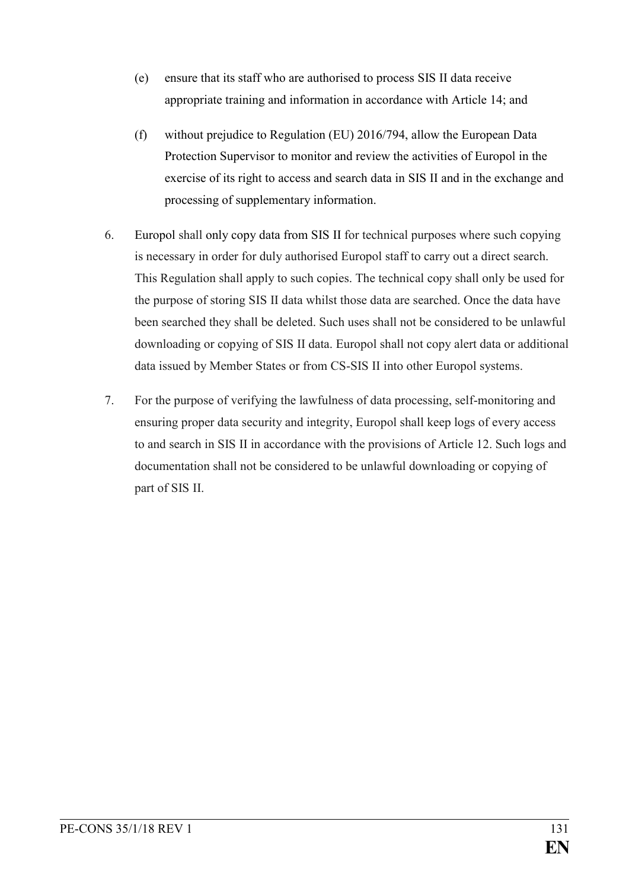(e) ensure that its staff who are authorised to process SIS II data receive appropriate training and information in accordance with Article 14; and

(f) without prejudice to Regulation (EU) 2016/794, allow the European Data Protection Supervisor to monitor and review the activities of Europol in the exercise of its right to access and search data in SIS II and in the exchange and processing of supplementary information.

6. Europol shall only copy data from SIS II for technical purposes where such copying is necessary in order for duly authorised Europol staff to carry out a direct search. This Regulation shall apply to such copies. The technical copy shall only be used for the purpose of storing SIS II data whilst those data are searched. Once the data have been searched they shall be deleted. Such uses shall not be considered to be unlawful downloading or copying of SIS II data. Europol shall not copy alert data or additional data issued by Member States or from CS-SIS II into other Europol systems.

7. For the purpose of verifying the lawfulness of data processing, self-monitoring and ensuring proper data security and integrity, Europol shall keep logs of every access to and search in SIS II in accordance with the provisions of Article 12. Such logs and documentation shall not be considered to be unlawful downloading or copying of part of SIS II.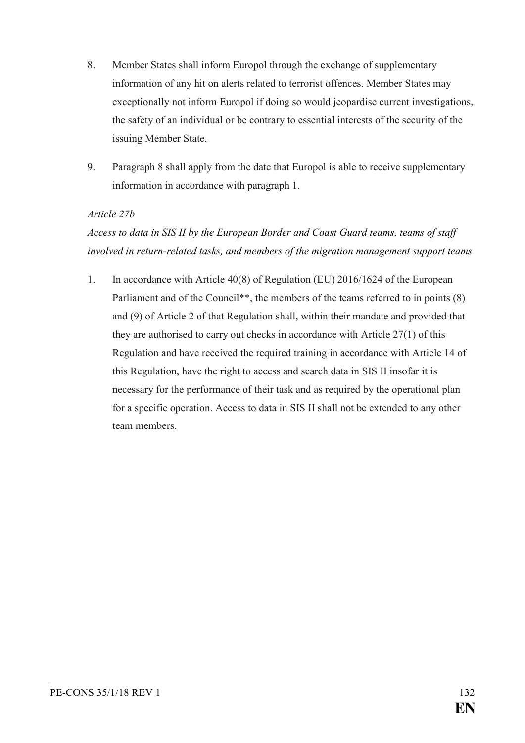8. Member States shall inform Europol through the exchange of supplementary information of any hit on alerts related to terrorist offences. Member States may exceptionally not inform Europol if doing so would jeopardise current investigations, the safety of an individual or be contrary to essential interests of the security of the issuing Member State.

9. Paragraph 8 shall apply from the date that Europol is able to receive supplementary information in accordance with paragraph 1.

*Article 27b*

*Access to data in SIS II by the European Border and Coast Guard teams, teams of staff involved in return-related tasks, and members of the migration management support teams*

1. In accordance with Article 40(8) of Regulation (EU) 2016/1624 of the European Parliament and of the Council**, the members of the teams referred to in points (8) and (9) of Article 2 of that Regulation shall, within their mandate and provided that they are authorised to carry out checks in accordance with Article 27(1) of this Regulation and have received the required training in accordance with Article 14 of this Regulation, have the right to access and search data in SIS II insofar it is necessary for the performance of their task and as required by the operational plan for a specific operation. Access to data in SIS II shall not be extended to any other team members.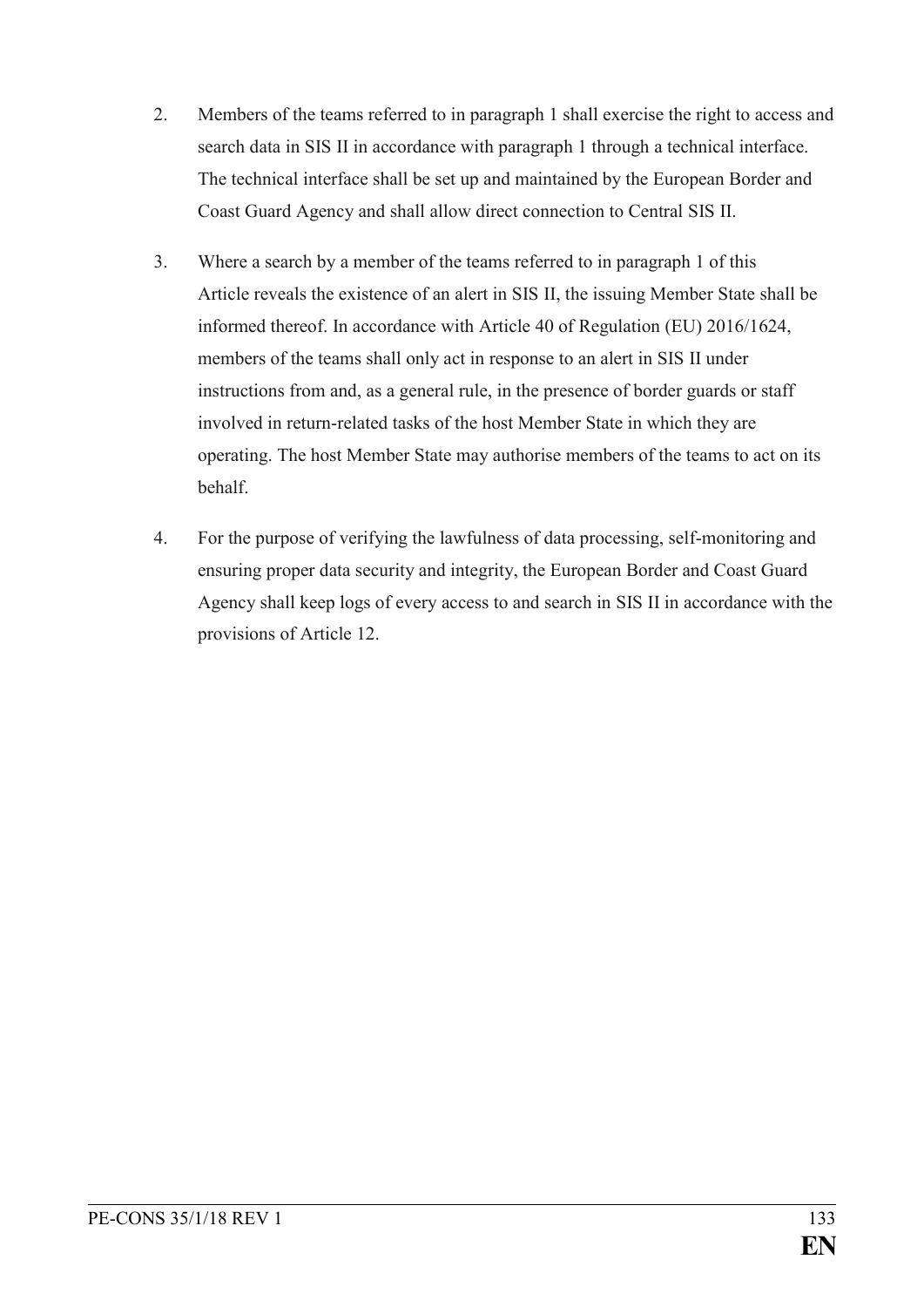2. Members of the teams referred to in paragraph 1 shall exercise the right to access and search data in SIS II in accordance with paragraph 1 through a technical interface. The technical interface shall be set up and maintained by the European Border and Coast Guard Agency and shall allow direct connection to Central SIS II.

3. Where a search by a member of the teams referred to in paragraph 1 of this Article reveals the existence of an alert in SIS II, the issuing Member State shall be informed thereof. In accordance with Article 40 of Regulation (EU) 2016/1624, members of the teams shall only act in response to an alert in SIS II under instructions from and, as a general rule, in the presence of border guards or staff involved in return-related tasks of the host Member State in which they are operating. The host Member State may authorise members of the teams to act on its behalf.

4. For the purpose of verifying the lawfulness of data processing, self-monitoring and ensuring proper data security and integrity, the European Border and Coast Guard Agency shall keep logs of every access to and search in SIS II in accordance with the provisions of Article 12.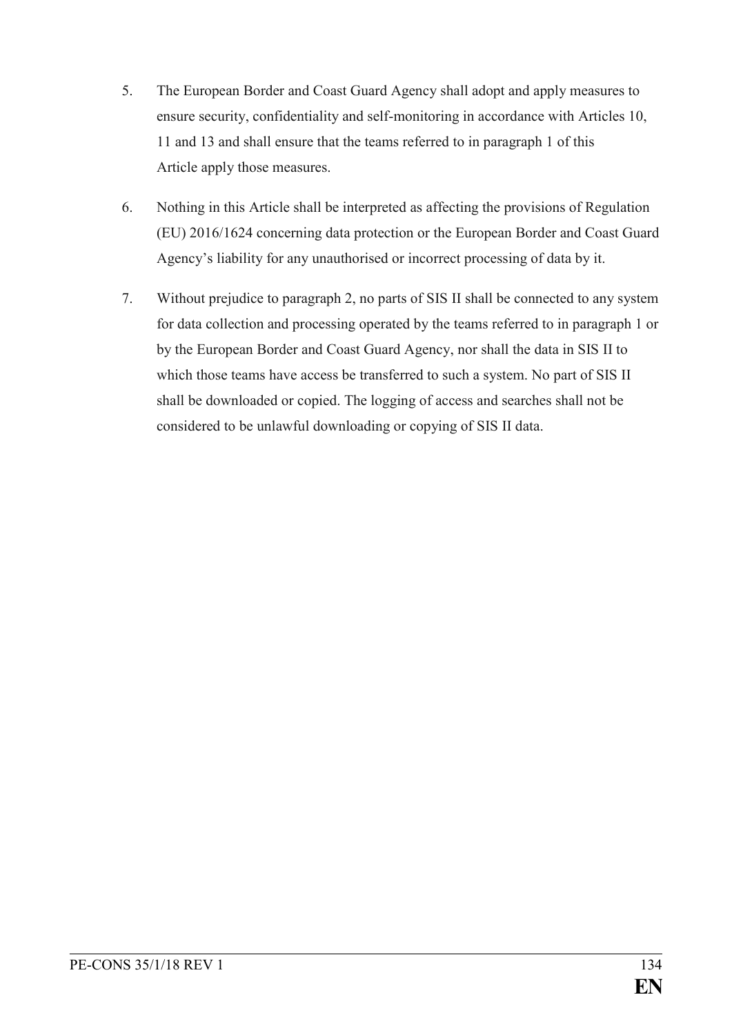5. The European Border and Coast Guard Agency shall adopt and apply measures to ensure security, confidentiality and self-monitoring in accordance with Articles 10, 11 and 13 and shall ensure that the teams referred to in paragraph 1 of this Article apply those measures.

6. Nothing in this Article shall be interpreted as affecting the provisions of Regulation (EU) 2016/1624 concerning data protection or the European Border and Coast Guard Agency's liability for any unauthorised or incorrect processing of data by it.

7. Without prejudice to paragraph 2, no parts of SIS II shall be connected to any system for data collection and processing operated by the teams referred to in paragraph 1 or by the European Border and Coast Guard Agency, nor shall the data in SIS II to which those teams have access be transferred to such a system. No part of SIS II shall be downloaded or copied. The logging of access and searches shall not be considered to be unlawful downloading or copying of SIS II data.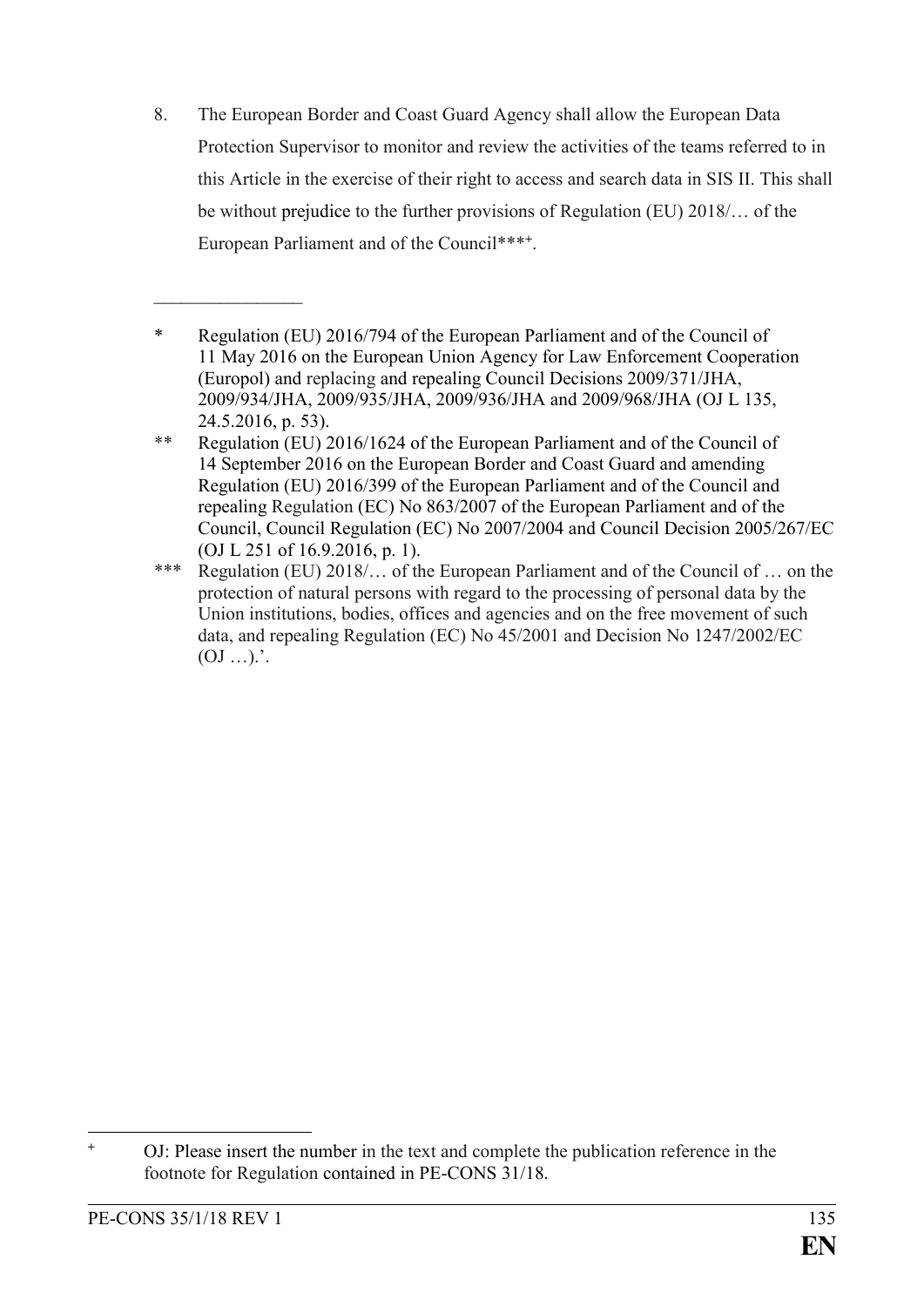8. The European Border and Coast Guard Agency shall allow the European Data Protection Supervisor to monitor and review the activities of the teams referred to in this Article in the exercise of their right to access and search data in SIS II. This shall be without prejudice to the further provisions of Regulation (EU) 2018/… of the European Parliament and of the Council***[+].

________________

\* Regulation (EU) 2016/794 of the European Parliament and of the Council of 11 May 2016 on the European Union Agency for Law Enforcement Cooperation (Europol) and replacing and repealing Council Decisions 2009/371/JHA, 2009/934/JHA, 2009/935/JHA, 2009/936/JHA and 2009/968/JHA (OJ L 135, 24.5.2016, p. 53).

\** Regulation (EU) 2016/1624 of the European Parliament and of the Council of 14 September 2016 on the European Border and Coast Guard and amending Regulation (EU) 2016/399 of the European Parliament and of the Council and repealing Regulation (EC) No 863/2007 of the European Parliament and of the Council, Council Regulation (EC) No 2007/2004 and Council Decision 2005/267/EC (OJ L 251 of 16.9.2016, p. 1).

\*** Regulation (EU) 2018/… of the European Parliament and of the Council of … on the protection of natural persons with regard to the processing of personal data by the Union institutions, bodies, offices and agencies and on the free movement of such data, and repealing Regulation (EC) No 45/2001 and Decision No 1247/2002/EC (OJ …).'.

---

[+] OJ: Please insert the number in the text and complete the publication reference in the footnote for Regulation contained in PE-CONS 31/18.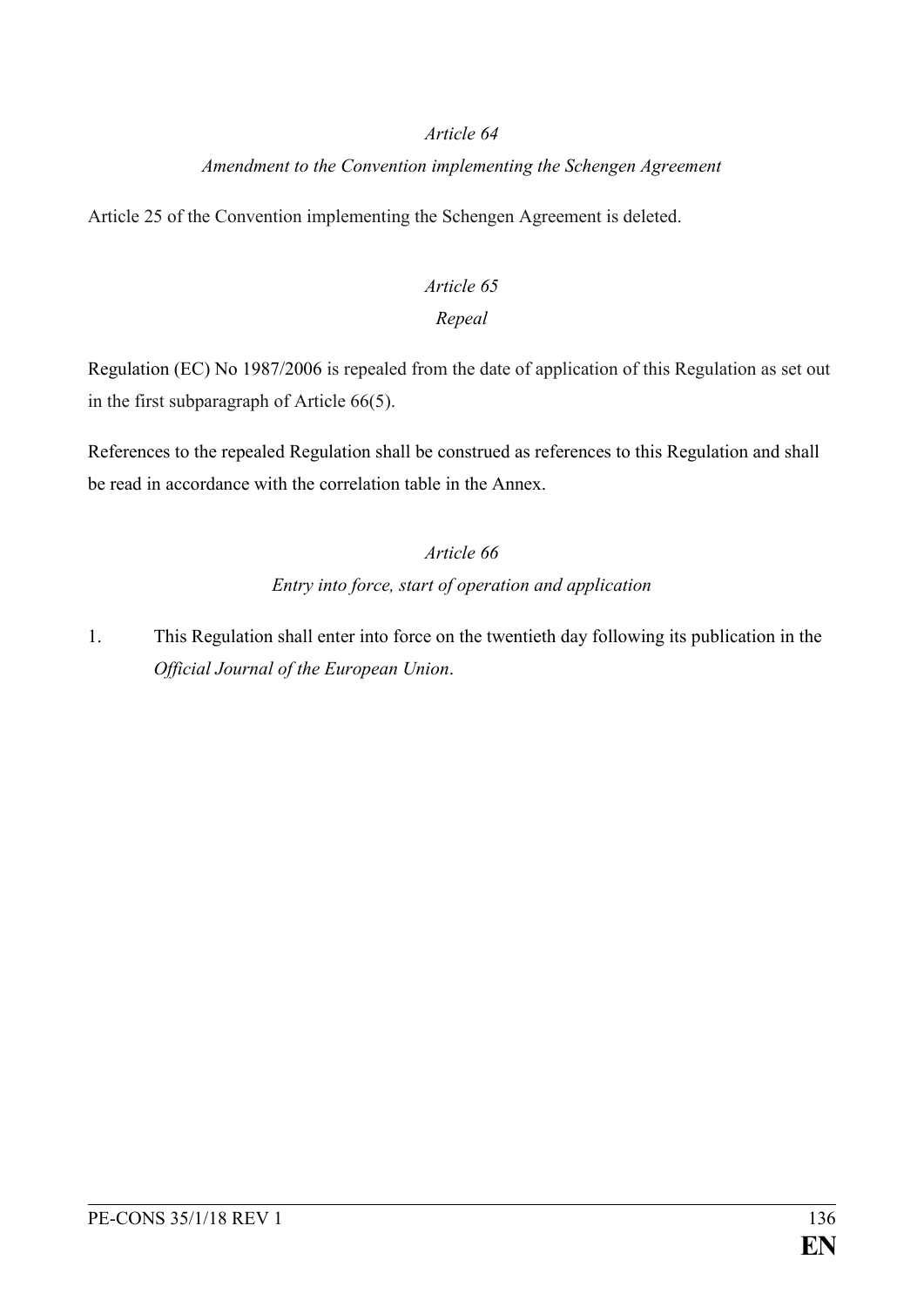*Article 64*

*Amendment to the Convention implementing the Schengen Agreement*

Article 25 of the Convention implementing the Schengen Agreement is deleted.

*Article 65*

*Repeal*

Regulation (EC) No 1987/2006 is repealed from the date of application of this Regulation as set out in the first subparagraph of Article 66(5).

References to the repealed Regulation shall be construed as references to this Regulation and shall be read in accordance with the correlation table in the Annex.

*Article 66*

*Entry into force, start of operation and application*

1. This Regulation shall enter into force on the twentieth day following its publication in the *Official Journal of the European Union*.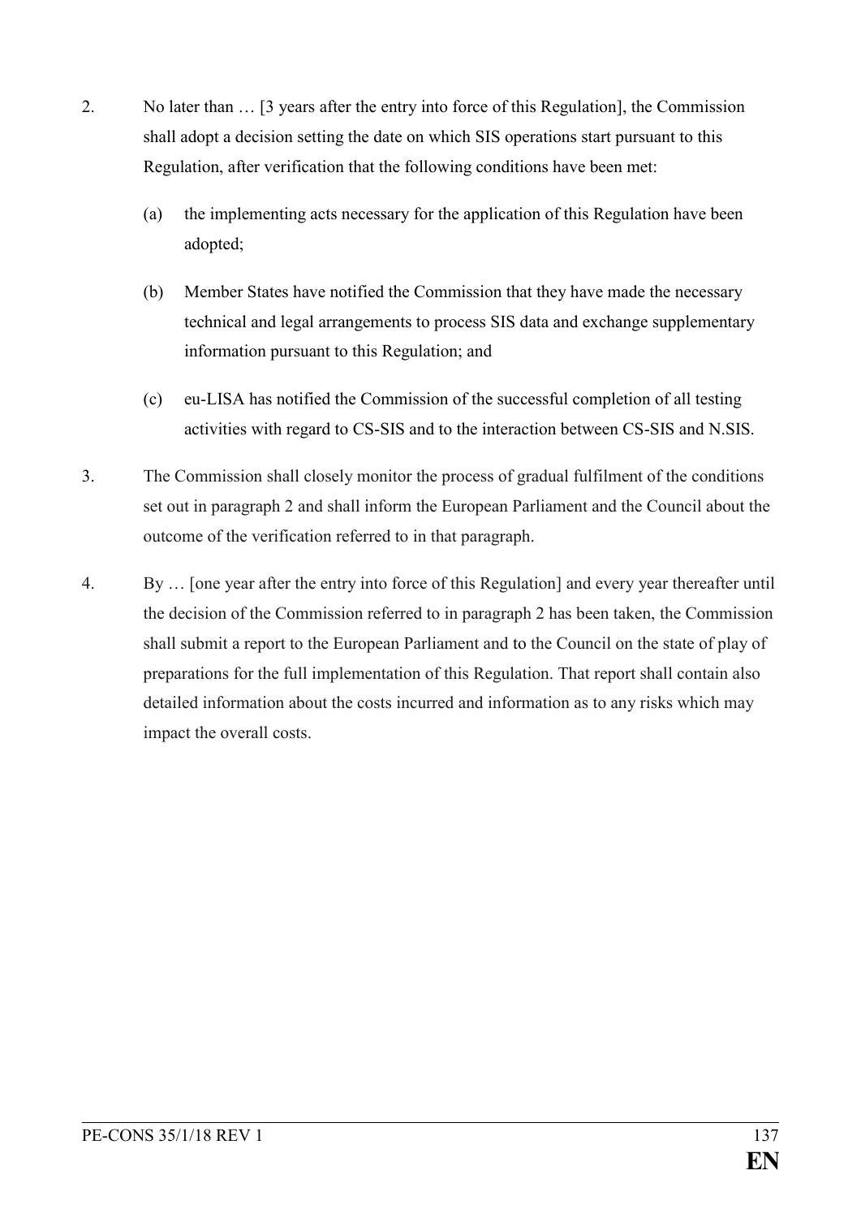2. No later than … [3 years after the entry into force of this Regulation], the Commission shall adopt a decision setting the date on which SIS operations start pursuant to this Regulation, after verification that the following conditions have been met:

   (a) the implementing acts necessary for the application of this Regulation have been adopted;

   (b) Member States have notified the Commission that they have made the necessary technical and legal arrangements to process SIS data and exchange supplementary information pursuant to this Regulation; and

   (c) eu-LISA has notified the Commission of the successful completion of all testing activities with regard to CS-SIS and to the interaction between CS-SIS and N.SIS.

3. The Commission shall closely monitor the process of gradual fulfilment of the conditions set out in paragraph 2 and shall inform the European Parliament and the Council about the outcome of the verification referred to in that paragraph.

4. By … [one year after the entry into force of this Regulation] and every year thereafter until the decision of the Commission referred to in paragraph 2 has been taken, the Commission shall submit a report to the European Parliament and to the Council on the state of play of preparations for the full implementation of this Regulation. That report shall contain also detailed information about the costs incurred and information as to any risks which may impact the overall costs.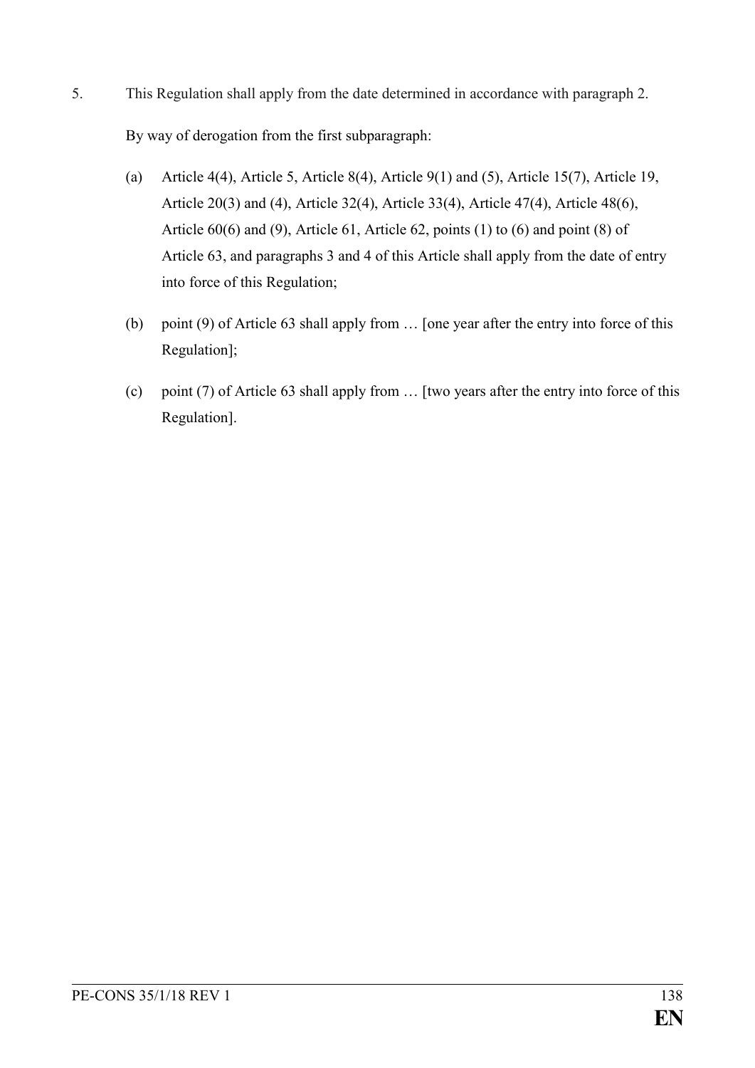5. This Regulation shall apply from the date determined in accordance with paragraph 2.

   By way of derogation from the first subparagraph:

   (a) Article 4(4), Article 5, Article 8(4), Article 9(1) and (5), Article 15(7), Article 19, Article 20(3) and (4), Article 32(4), Article 33(4), Article 47(4), Article 48(6), Article 60(6) and (9), Article 61, Article 62, points (1) to (6) and point (8) of Article 63, and paragraphs 3 and 4 of this Article shall apply from the date of entry into force of this Regulation;

   (b) point (9) of Article 63 shall apply from … [one year after the entry into force of this Regulation];

   (c) point (7) of Article 63 shall apply from … [two years after the entry into force of this Regulation].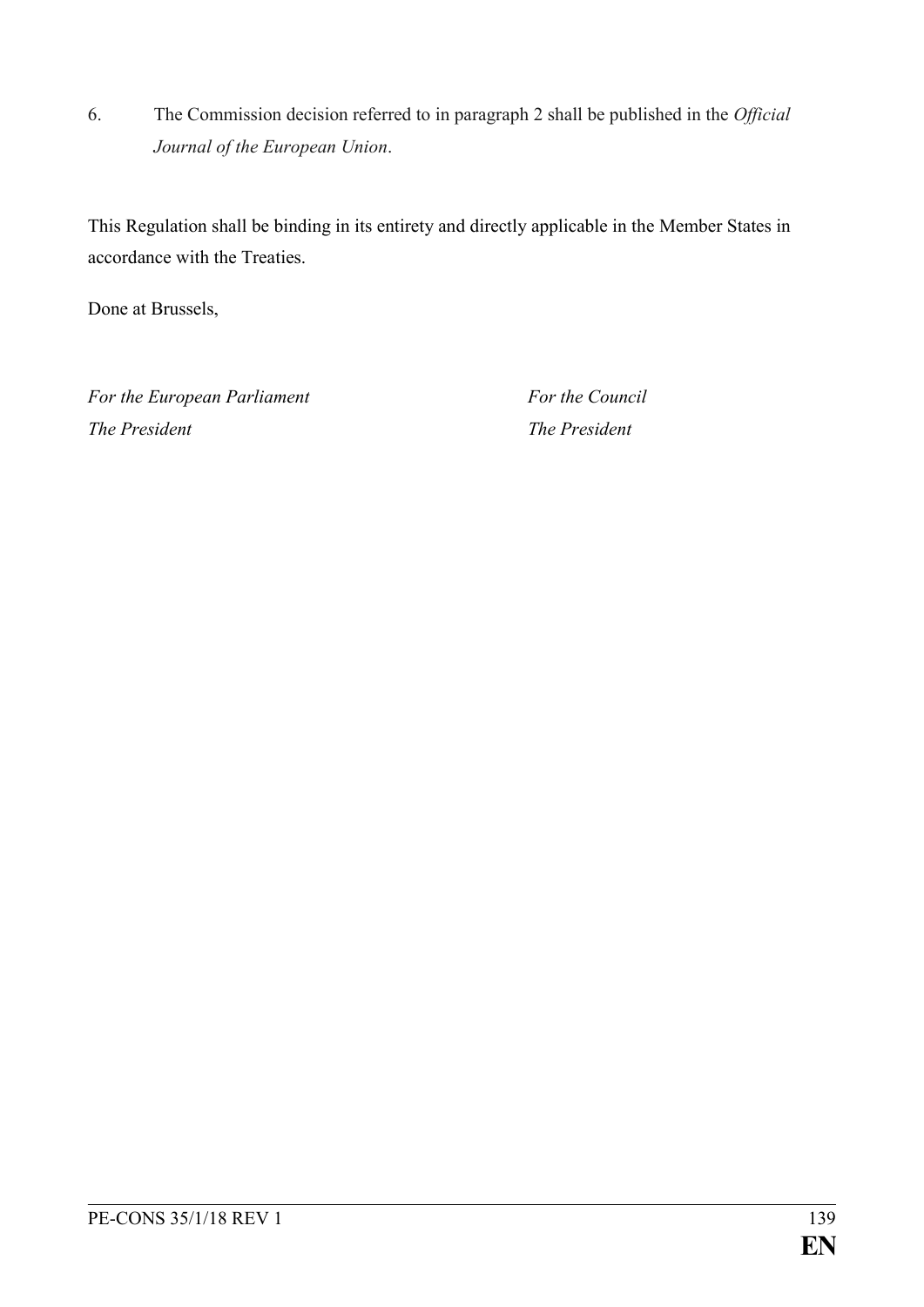6. The Commission decision referred to in paragraph 2 shall be published in the *Official Journal of the European Union*.

This Regulation shall be binding in its entirety and directly applicable in the Member States in accordance with the Treaties.

Done at Brussels,

| *For the European Parliament* | *For the Council* |
|---|---|
| *The President* | *The President* |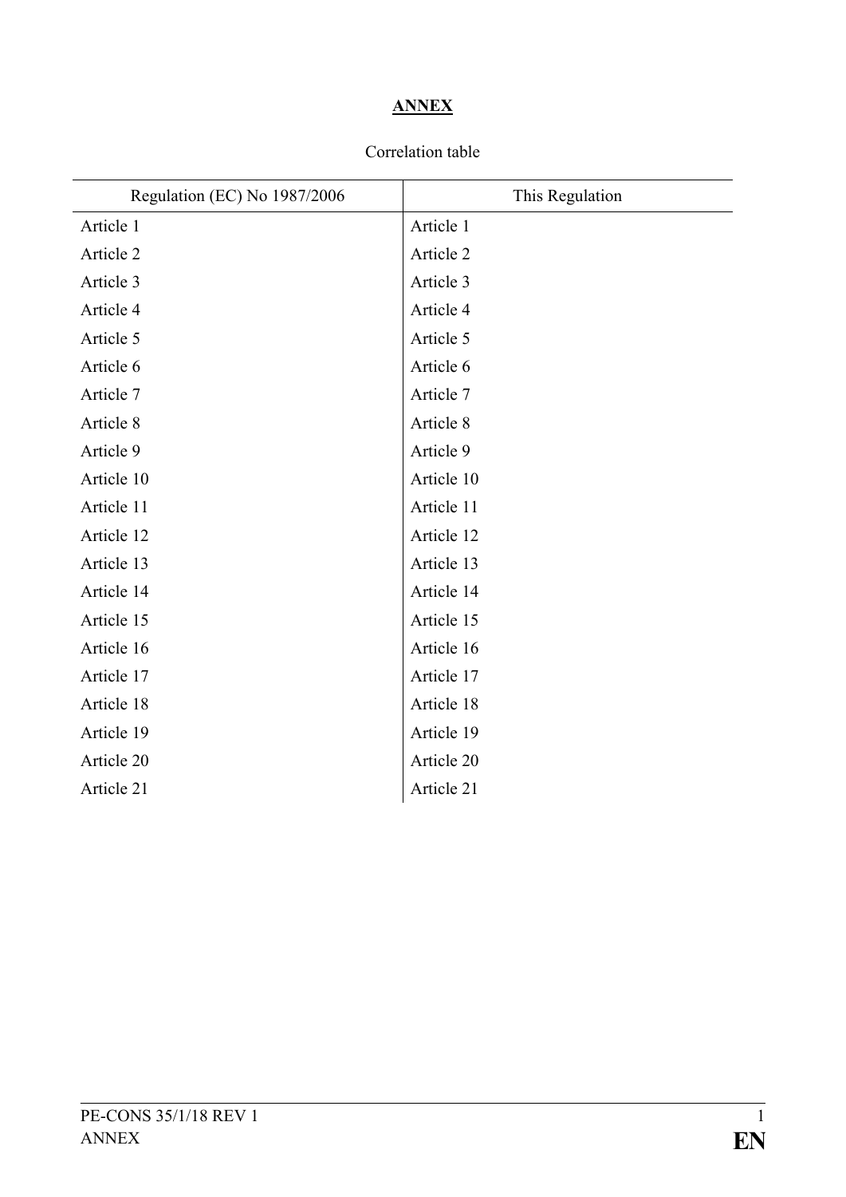**ANNEX**

Correlation table

| Regulation (EC) No 1987/2006 | This Regulation |
|---|---|
| Article 1 | Article 1 |
| Article 2 | Article 2 |
| Article 3 | Article 3 |
| Article 4 | Article 4 |
| Article 5 | Article 5 |
| Article 6 | Article 6 |
| Article 7 | Article 7 |
| Article 8 | Article 8 |
| Article 9 | Article 9 |
| Article 10 | Article 10 |
| Article 11 | Article 11 |
| Article 12 | Article 12 |
| Article 13 | Article 13 |
| Article 14 | Article 14 |
| Article 15 | Article 15 |
| Article 16 | Article 16 |
| Article 17 | Article 17 |
| Article 18 | Article 18 |
| Article 19 | Article 19 |
| Article 20 | Article 20 |
| Article 21 | Article 21 |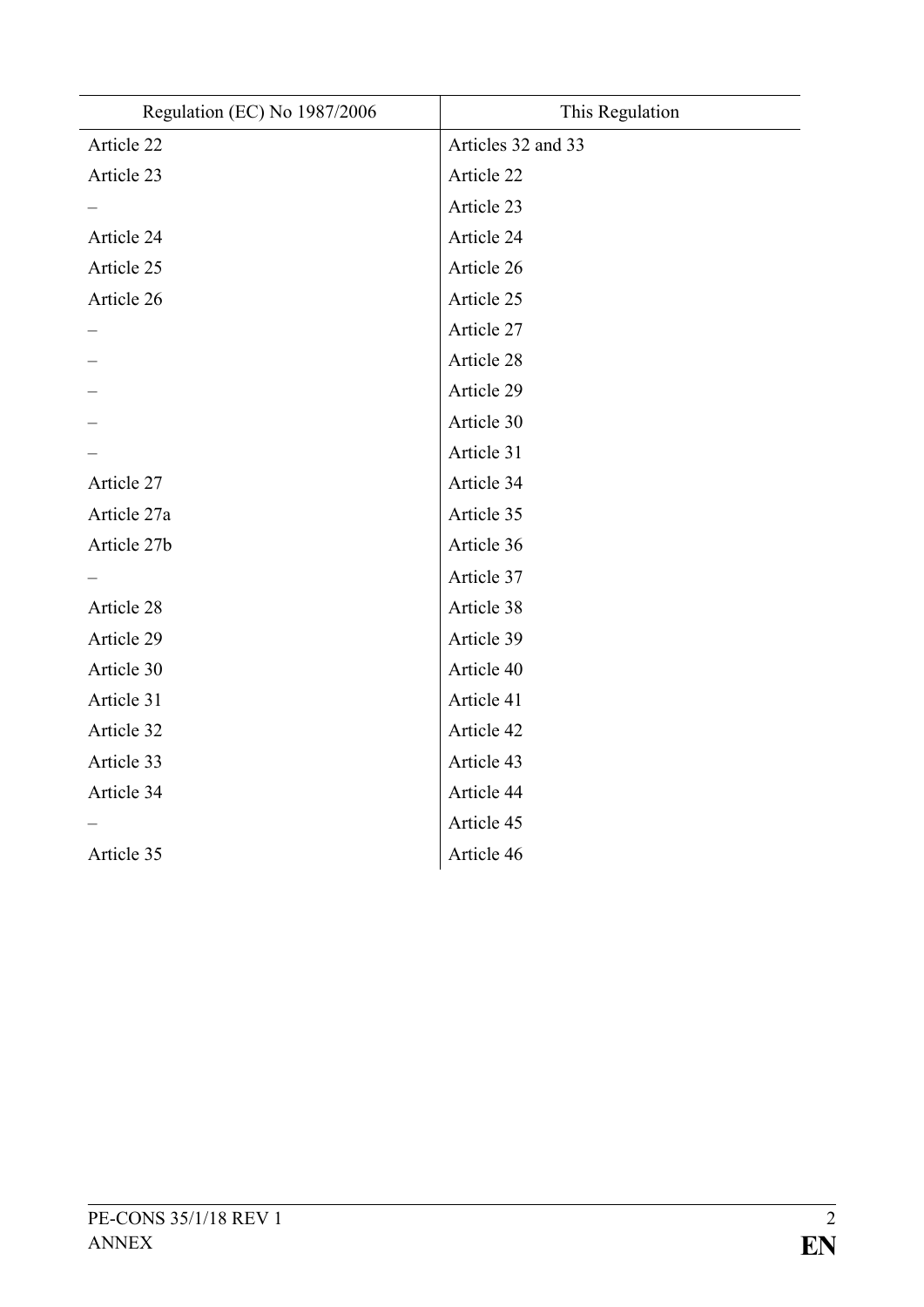| Regulation (EC) No 1987/2006 | This Regulation |
|---|---|
| Article 22 | Articles 32 and 33 |
| Article 23 | Article 22 |
| – | Article 23 |
| Article 24 | Article 24 |
| Article 25 | Article 26 |
| Article 26 | Article 25 |
| – | Article 27 |
| – | Article 28 |
| – | Article 29 |
| – | Article 30 |
| – | Article 31 |
| Article 27 | Article 34 |
| Article 27a | Article 35 |
| Article 27b | Article 36 |
| – | Article 37 |
| Article 28 | Article 38 |
| Article 29 | Article 39 |
| Article 30 | Article 40 |
| Article 31 | Article 41 |
| Article 32 | Article 42 |
| Article 33 | Article 43 |
| Article 34 | Article 44 |
| – | Article 45 |
| Article 35 | Article 46 |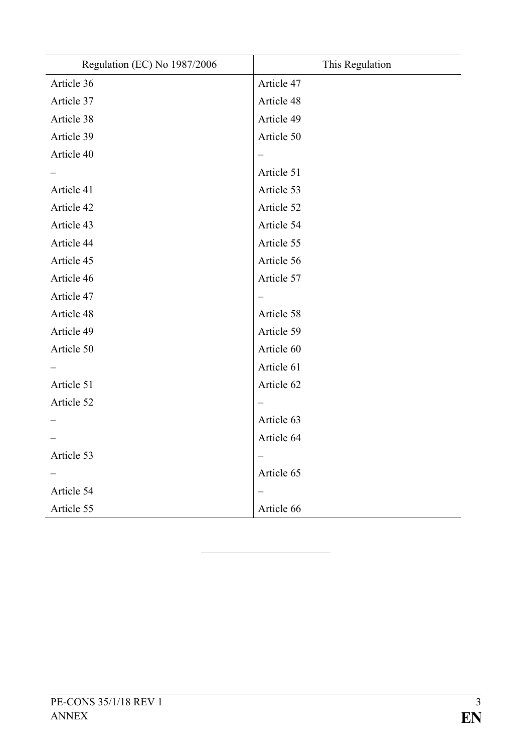| Regulation (EC) No 1987/2006 | This Regulation |
|---|---|
| Article 36 | Article 47 |
| Article 37 | Article 48 |
| Article 38 | Article 49 |
| Article 39 | Article 50 |
| Article 40 | – |
| – | Article 51 |
| Article 41 | Article 53 |
| Article 42 | Article 52 |
| Article 43 | Article 54 |
| Article 44 | Article 55 |
| Article 45 | Article 56 |
| Article 46 | Article 57 |
| Article 47 | – |
| Article 48 | Article 58 |
| Article 49 | Article 59 |
| Article 50 | Article 60 |
| – | Article 61 |
| Article 51 | Article 62 |
| Article 52 | – |
| – | Article 63 |
| – | Article 64 |
| Article 53 | – |
| – | Article 65 |
| Article 54 | – |
| Article 55 | Article 66 |